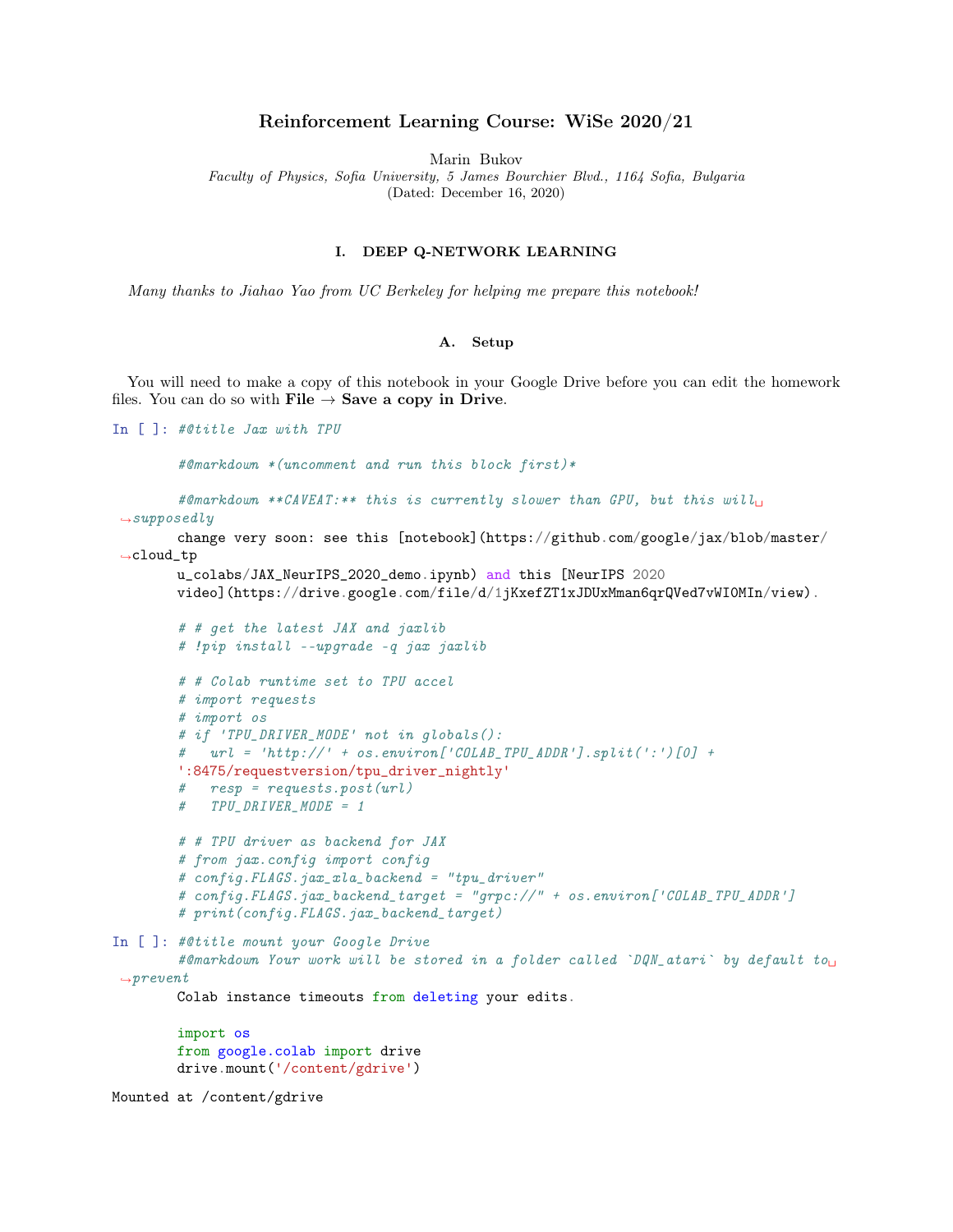# Reinforcement Learning Course: WiSe 2020/21

Marin Bukov

*Faculty of Physics, Sofia University, 5 James Bourchier Blvd., 1164 Sofia, Bulgaria*

(Dated: December 16, 2020)

## I. DEEP Q-NETWORK LEARNING

*Many thanks to Jiahao Yao from UC Berkeley for helping me prepare this notebook!*

### A. Setup

You will need to make a copy of this notebook in your Google Drive before you can edit the homework files. You can do so with **File** → **Save a copy in Drive**.

In [ ]:
```
#@title Jax with TPU

#@markdown *(uncomment and run this block first)*

#@markdown **CAVEAT:** this is currently slower than GPU, but this will supposedly
change very soon: see this [notebook](https://github.com/google/jax/blob/master/cloud_tp
u_colabs/JAX_NeurIPS_2020_demo.ipynb) and this [NeurIPS 2020
video](https://drive.google.com/file/d/1jKxefZT1xJDUxMman6qrQVed7vWI0MIn/view).

# # get the latest JAX and jaxlib
# !pip install --upgrade -q jax jaxlib

# # Colab runtime set to TPU accel
# import requests
# import os
# if 'TPU_DRIVER_MODE' not in globals():
#   url = 'http://' + os.environ['COLAB_TPU_ADDR'].split(':')[0] +
':8475/requestversion/tpu_driver_nightly'
#   resp = requests.post(url)
#   TPU_DRIVER_MODE = 1

# # TPU driver as backend for JAX
# from jax.config import config
# config.FLAGS.jax_xla_backend = "tpu_driver"
# config.FLAGS.jax_backend_target = "grpc://" + os.environ['COLAB_TPU_ADDR']
# print(config.FLAGS.jax_backend_target)
```

In [ ]:
```
#@title mount your Google Drive
#@markdown Your work will be stored in a folder called `DQN_atari` by default to prevent
Colab instance timeouts from deleting your edits.

import os
from google.colab import drive
drive.mount('/content/gdrive')
```

```
Mounted at /content/gdrive
```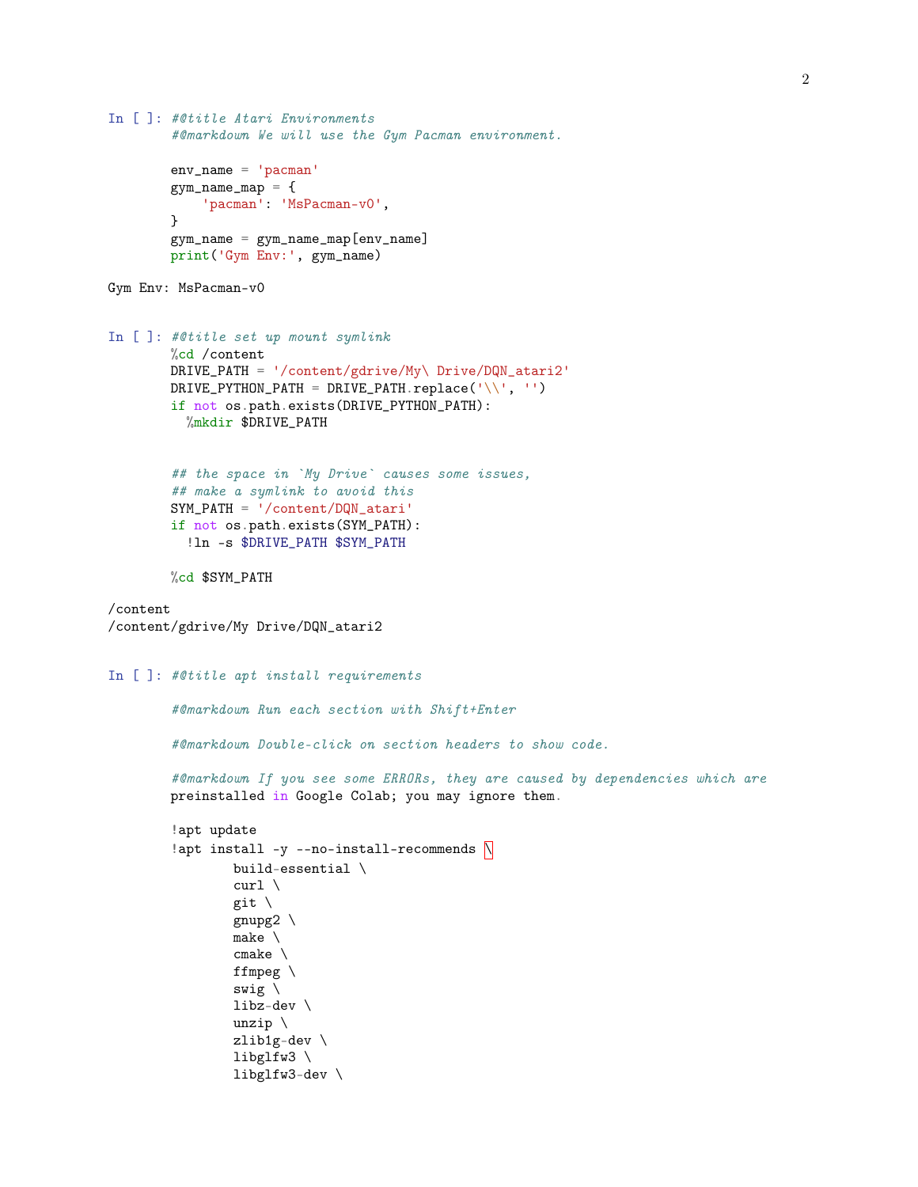```
In [ ]: #@title Atari Environments
        #@markdown We will use the Gym Pacman environment.

        env_name = 'pacman'
        gym_name_map = {
            'pacman': 'MsPacman-v0',
        }
        gym_name = gym_name_map[env_name]
        print('Gym Env:', gym_name)
```

```
Gym Env: MsPacman-v0
```

```
In [ ]: #@title set up mount symlink
        %cd /content
        DRIVE_PATH = '/content/gdrive/My\ Drive/DQN_atari2'
        DRIVE_PYTHON_PATH = DRIVE_PATH.replace('\\', '')
        if not os.path.exists(DRIVE_PYTHON_PATH):
          %mkdir $DRIVE_PATH


        ## the space in `My Drive` causes some issues,
        ## make a symlink to avoid this
        SYM_PATH = '/content/DQN_atari'
        if not os.path.exists(SYM_PATH):
          !ln -s $DRIVE_PATH $SYM_PATH

        %cd $SYM_PATH
```

```
/content
/content/gdrive/My Drive/DQN_atari2
```

```
In [ ]: #@title apt install requirements

        #@markdown Run each section with Shift+Enter

        #@markdown Double-click on section headers to show code.

        #@markdown If you see some ERRORs, they are caused by dependencies which are
        preinstalled in Google Colab; you may ignore them.

        !apt update
        !apt install -y --no-install-recommends \
                build-essential \
                curl \
                git \
                gnupg2 \
                make \
                cmake \
                ffmpeg \
                swig \
                libz-dev \
                unzip \
                zlib1g-dev \
                libglfw3 \
                libglfw3-dev \
```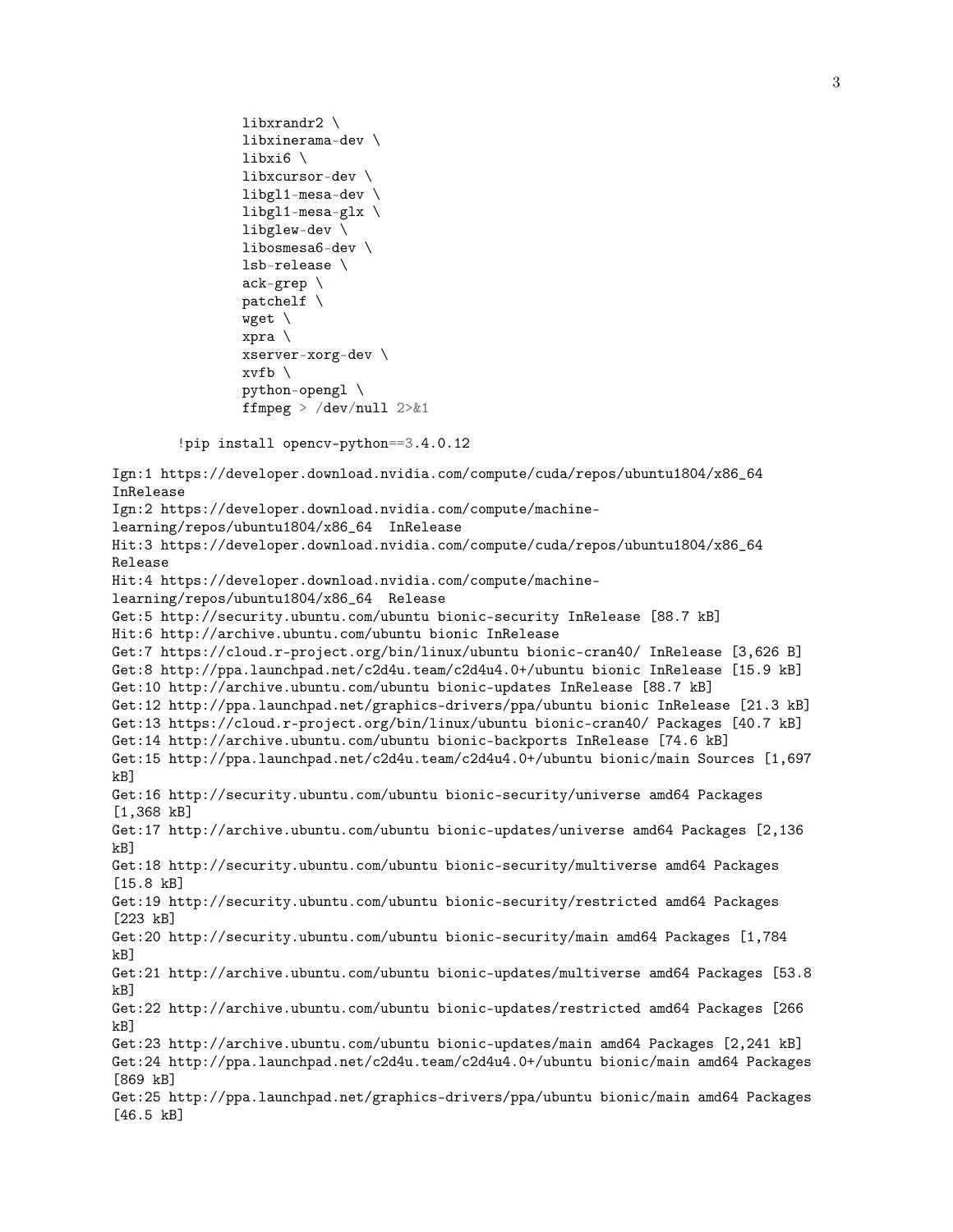```
        libxrandr2 \
        libxinerama-dev \
        libxi6 \
        libxcursor-dev \
        libgl1-mesa-dev \
        libgl1-mesa-glx \
        libglew-dev \
        libosmesa6-dev \
        lsb-release \
        ack-grep \
        patchelf \
        wget \
        xpra \
        xserver-xorg-dev \
        xvfb \
        python-opengl \
        ffmpeg > /dev/null 2>&1

!pip install opencv-python==3.4.0.12
```

```
Ign:1 https://developer.download.nvidia.com/compute/cuda/repos/ubuntu1804/x86_64
InRelease
Ign:2 https://developer.download.nvidia.com/compute/machine-
learning/repos/ubuntu1804/x86_64  InRelease
Hit:3 https://developer.download.nvidia.com/compute/cuda/repos/ubuntu1804/x86_64
Release
Hit:4 https://developer.download.nvidia.com/compute/machine-
learning/repos/ubuntu1804/x86_64  Release
Get:5 http://security.ubuntu.com/ubuntu bionic-security InRelease [88.7 kB]
Hit:6 http://archive.ubuntu.com/ubuntu bionic InRelease
Get:7 https://cloud.r-project.org/bin/linux/ubuntu bionic-cran40/ InRelease [3,626 B]
Get:8 http://ppa.launchpad.net/c2d4u.team/c2d4u4.0+/ubuntu bionic InRelease [15.9 kB]
Get:10 http://archive.ubuntu.com/ubuntu bionic-updates InRelease [88.7 kB]
Get:12 http://ppa.launchpad.net/graphics-drivers/ppa/ubuntu bionic InRelease [21.3 kB]
Get:13 https://cloud.r-project.org/bin/linux/ubuntu bionic-cran40/ Packages [40.7 kB]
Get:14 http://archive.ubuntu.com/ubuntu bionic-backports InRelease [74.6 kB]
Get:15 http://ppa.launchpad.net/c2d4u.team/c2d4u4.0+/ubuntu bionic/main Sources [1,697
kB]
Get:16 http://security.ubuntu.com/ubuntu bionic-security/universe amd64 Packages
[1,368 kB]
Get:17 http://archive.ubuntu.com/ubuntu bionic-updates/universe amd64 Packages [2,136
kB]
Get:18 http://security.ubuntu.com/ubuntu bionic-security/multiverse amd64 Packages
[15.8 kB]
Get:19 http://security.ubuntu.com/ubuntu bionic-security/restricted amd64 Packages
[223 kB]
Get:20 http://security.ubuntu.com/ubuntu bionic-security/main amd64 Packages [1,784
kB]
Get:21 http://archive.ubuntu.com/ubuntu bionic-updates/multiverse amd64 Packages [53.8
kB]
Get:22 http://archive.ubuntu.com/ubuntu bionic-updates/restricted amd64 Packages [266
kB]
Get:23 http://archive.ubuntu.com/ubuntu bionic-updates/main amd64 Packages [2,241 kB]
Get:24 http://ppa.launchpad.net/c2d4u.team/c2d4u4.0+/ubuntu bionic/main amd64 Packages
[869 kB]
Get:25 http://ppa.launchpad.net/graphics-drivers/ppa/ubuntu bionic/main amd64 Packages
[46.5 kB]
```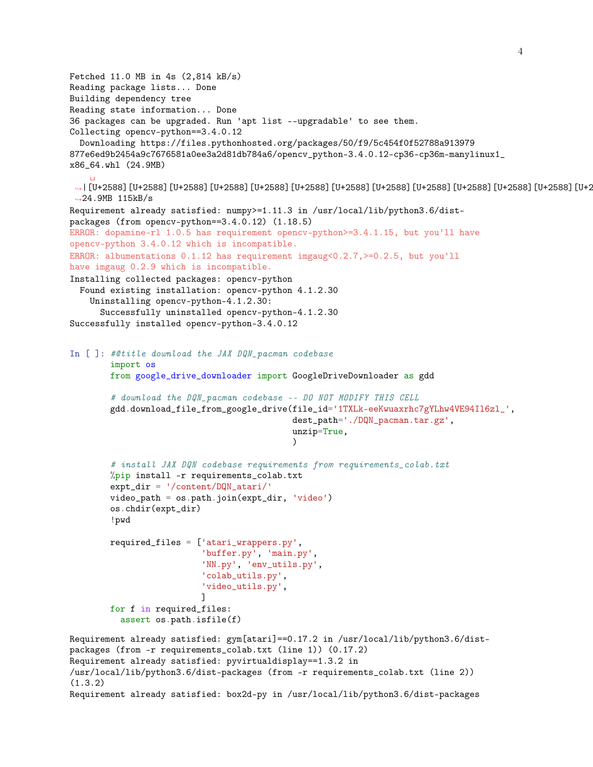```
Fetched 11.0 MB in 4s (2,814 kB/s)
Reading package lists... Done
Building dependency tree
Reading state information... Done
36 packages can be upgraded. Run 'apt list --upgradable' to see them.
Collecting opencv-python==3.4.0.12
  Downloading https://files.pythonhosted.org/packages/50/f9/5c454f0f52788a913979
877e6ed9b2454a9c7676581a0ee3a2d81db784a6/opencv_python-3.4.0.12-cp36-cp36m-manylinux1_
x86_64.whl (24.9MB)
    ␣
 ↪|[U+2588][U+2588][U+2588][U+2588][U+2588][U+2588][U+2588][U+2588][U+2588][U+2588][U+2588][U+2588][U+2
 ↪24.9MB 115kB/s
Requirement already satisfied: numpy>=1.11.3 in /usr/local/lib/python3.6/dist-
packages (from opencv-python==3.4.0.12) (1.18.5)
ERROR: dopamine-rl 1.0.5 has requirement opencv-python>=3.4.1.15, but you'll have
opencv-python 3.4.0.12 which is incompatible.
ERROR: albumentations 0.1.12 has requirement imgaug<0.2.7,>=0.2.5, but you'll
have imgaug 0.2.9 which is incompatible.
Installing collected packages: opencv-python
  Found existing installation: opencv-python 4.1.2.30
    Uninstalling opencv-python-4.1.2.30:
      Successfully uninstalled opencv-python-4.1.2.30
Successfully installed opencv-python-3.4.0.12
```

In [ ]:
```python
#@title download the JAX DQN_pacman codebase
import os
from google_drive_downloader import GoogleDriveDownloader as gdd

# download the DQN_pacman codebase -- DO NOT MODIFY THIS CELL
gdd.download_file_from_google_drive(file_id='1TXLk-eeKwuaxrhc7gYLhw4VE94Il6zl_',
                                    dest_path='./DQN_pacman.tar.gz',
                                    unzip=True,
                                    )

# install JAX DQN codebase requirements from requirements_colab.txt
%pip install -r requirements_colab.txt
expt_dir = '/content/DQN_atari/'
video_path = os.path.join(expt_dir, 'video')
os.chdir(expt_dir)
!pwd

required_files = ['atari_wrappers.py',
                  'buffer.py', 'main.py',
                  'NN.py', 'env_utils.py',
                  'colab_utils.py',
                  'video_utils.py',
                  ]
for f in required_files:
  assert os.path.isfile(f)
```

```
Requirement already satisfied: gym[atari]==0.17.2 in /usr/local/lib/python3.6/dist-
packages (from -r requirements_colab.txt (line 1)) (0.17.2)
Requirement already satisfied: pyvirtualdisplay==1.3.2 in
/usr/local/lib/python3.6/dist-packages (from -r requirements_colab.txt (line 2))
(1.3.2)
Requirement already satisfied: box2d-py in /usr/local/lib/python3.6/dist-packages
```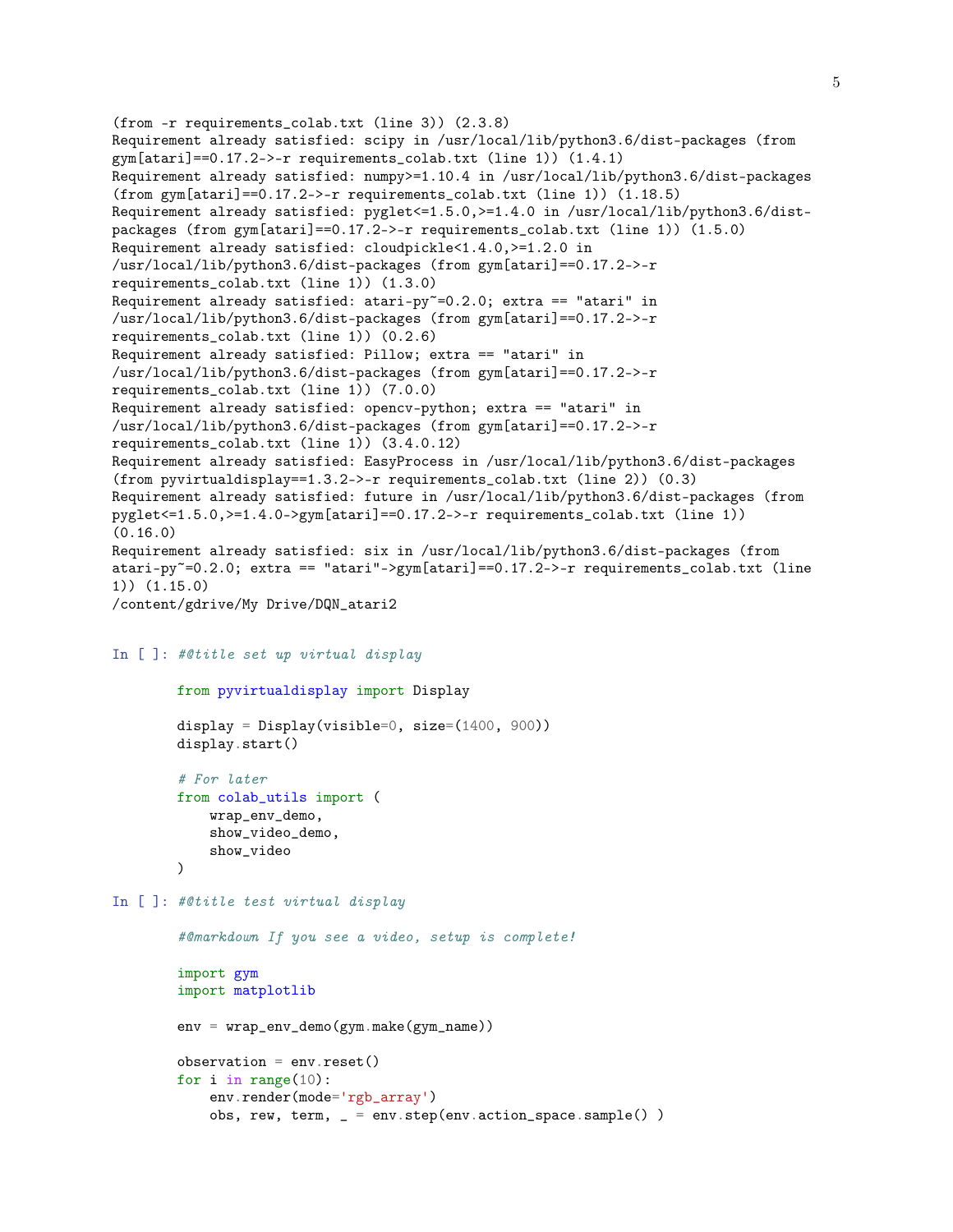```
(from -r requirements_colab.txt (line 3)) (2.3.8)
Requirement already satisfied: scipy in /usr/local/lib/python3.6/dist-packages (from
gym[atari]==0.17.2->-r requirements_colab.txt (line 1)) (1.4.1)
Requirement already satisfied: numpy>=1.10.4 in /usr/local/lib/python3.6/dist-packages
(from gym[atari]==0.17.2->-r requirements_colab.txt (line 1)) (1.18.5)
Requirement already satisfied: pyglet<=1.5.0,>=1.4.0 in /usr/local/lib/python3.6/dist-
packages (from gym[atari]==0.17.2->-r requirements_colab.txt (line 1)) (1.5.0)
Requirement already satisfied: cloudpickle<1.4.0,>=1.2.0 in
/usr/local/lib/python3.6/dist-packages (from gym[atari]==0.17.2->-r
requirements_colab.txt (line 1)) (1.3.0)
Requirement already satisfied: atari-py~=0.2.0; extra == "atari" in
/usr/local/lib/python3.6/dist-packages (from gym[atari]==0.17.2->-r
requirements_colab.txt (line 1)) (0.2.6)
Requirement already satisfied: Pillow; extra == "atari" in
/usr/local/lib/python3.6/dist-packages (from gym[atari]==0.17.2->-r
requirements_colab.txt (line 1)) (7.0.0)
Requirement already satisfied: opencv-python; extra == "atari" in
/usr/local/lib/python3.6/dist-packages (from gym[atari]==0.17.2->-r
requirements_colab.txt (line 1)) (3.4.0.12)
Requirement already satisfied: EasyProcess in /usr/local/lib/python3.6/dist-packages
(from pyvirtualdisplay==1.3.2->-r requirements_colab.txt (line 2)) (0.3)
Requirement already satisfied: future in /usr/local/lib/python3.6/dist-packages (from
pyglet<=1.5.0,>=1.4.0->gym[atari]==0.17.2->-r requirements_colab.txt (line 1))
(0.16.0)
Requirement already satisfied: six in /usr/local/lib/python3.6/dist-packages (from
atari-py~=0.2.0; extra == "atari"->gym[atari]==0.17.2->-r requirements_colab.txt (line
1)) (1.15.0)
/content/gdrive/My Drive/DQN_atari2
```

In [ ]:
```
#@title set up virtual display

from pyvirtualdisplay import Display

display = Display(visible=0, size=(1400, 900))
display.start()

# For later
from colab_utils import (
    wrap_env_demo,
    show_video_demo,
    show_video
)
```

In [ ]:
```
#@title test virtual display

#@markdown If you see a video, setup is complete!

import gym
import matplotlib

env = wrap_env_demo(gym.make(gym_name))

observation = env.reset()
for i in range(10):
    env.render(mode='rgb_array')
    obs, rew, term, _ = env.step(env.action_space.sample() )
```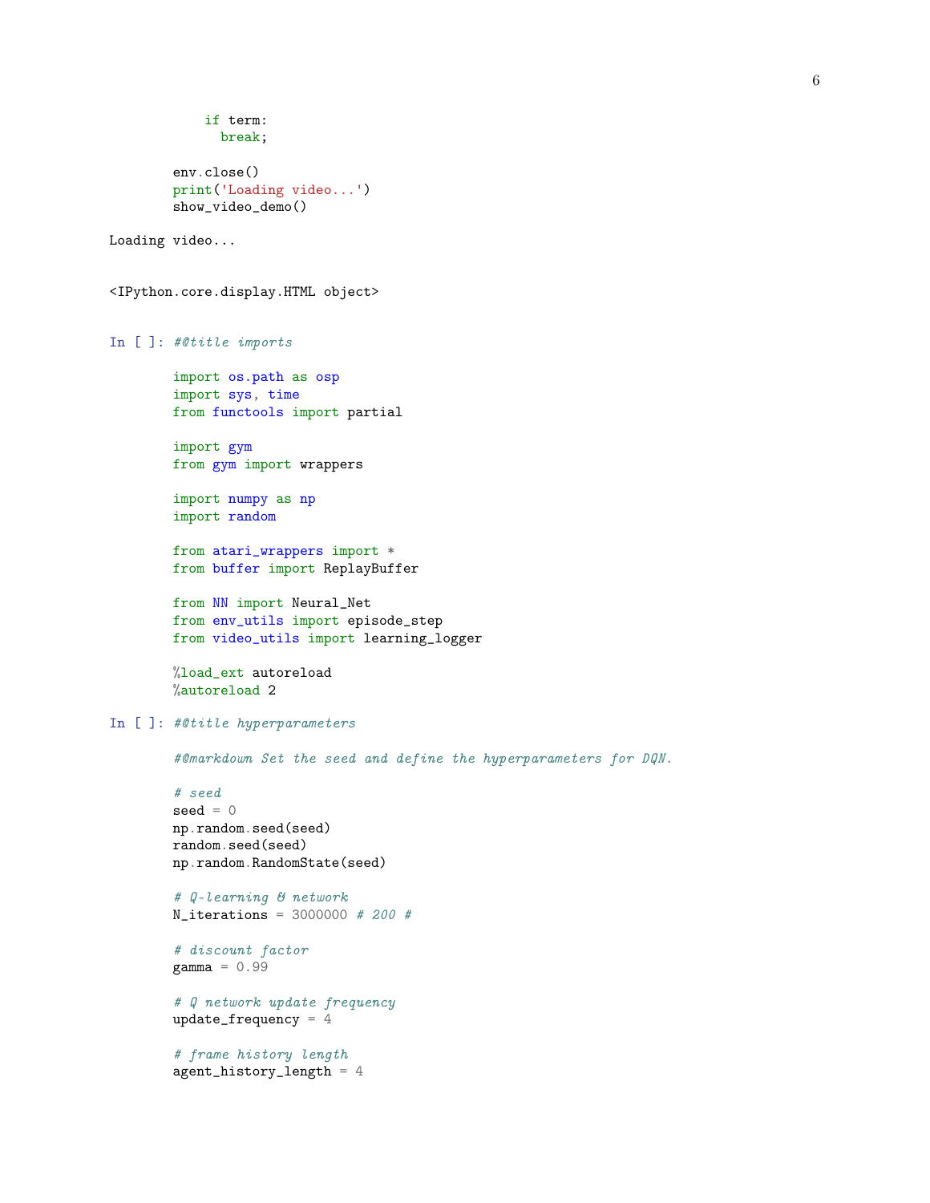```
            if term:
              break;

        env.close()
        print('Loading video...')
        show_video_demo()
```

```
Loading video...


<IPython.core.display.HTML object>
```

```
In [ ]: #@title imports

        import os.path as osp
        import sys, time
        from functools import partial

        import gym
        from gym import wrappers

        import numpy as np
        import random

        from atari_wrappers import *
        from buffer import ReplayBuffer

        from NN import Neural_Net
        from env_utils import episode_step
        from video_utils import learning_logger

        %load_ext autoreload
        %autoreload 2
```

```
In [ ]: #@title hyperparameters

        #@markdown Set the seed and define the hyperparameters for DQN.

        # seed
        seed = 0
        np.random.seed(seed)
        random.seed(seed)
        np.random.RandomState(seed)

        # Q-learning & network
        N_iterations = 3000000 # 200 #

        # discount factor
        gamma = 0.99

        # Q network update frequency
        update_frequency = 4

        # frame history length
        agent_history_length = 4
```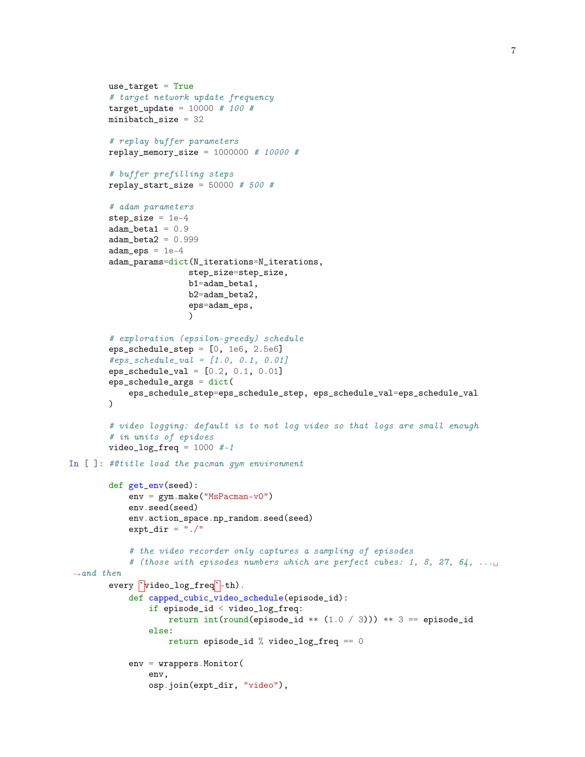```python
    use_target = True
    # target network update frequency
    target_update = 10000 # 100 #
    minibatch_size = 32

    # replay buffer parameters
    replay_memory_size = 1000000 # 10000 #

    # buffer prefilling steps
    replay_start_size = 50000 # 500 #

    # adam parameters
    step_size = 1e-4
    adam_beta1 = 0.9
    adam_beta2 = 0.999
    adam_eps = 1e-4
    adam_params=dict(N_iterations=N_iterations,
                    step_size=step_size,
                    b1=adam_beta1,
                    b2=adam_beta2,
                    eps=adam_eps,
                    )

    # exploration (epsilon-greedy) schedule
    eps_schedule_step = [0, 1e6, 2.5e6]
    #eps_schedule_val = [1.0, 0.1, 0.01]
    eps_schedule_val = [0.2, 0.1, 0.01]
    eps_schedule_args = dict(
        eps_schedule_step=eps_schedule_step, eps_schedule_val=eps_schedule_val
    )

    # video logging: default is to not log video so that logs are small enough
    # in units of epidoes
    video_log_freq = 1000 #-1
```

In [ ]:
```python
#@title load the pacman gym environment

def get_env(seed):
    env = gym.make("MsPacman-v0")
    env.seed(seed)
    env.action_space.np_random.seed(seed)
    expt_dir = "./"

    # the video recorder only captures a sampling of episodes
    # (those with episodes numbers which are perfect cubes: 1, 8, 27, 64, ... and then
every `video_log_freq`-th).
    def capped_cubic_video_schedule(episode_id):
        if episode_id < video_log_freq:
            return int(round(episode_id ** (1.0 / 3))) ** 3 == episode_id
        else:
            return episode_id % video_log_freq == 0

    env = wrappers.Monitor(
        env,
        osp.join(expt_dir, "video"),
```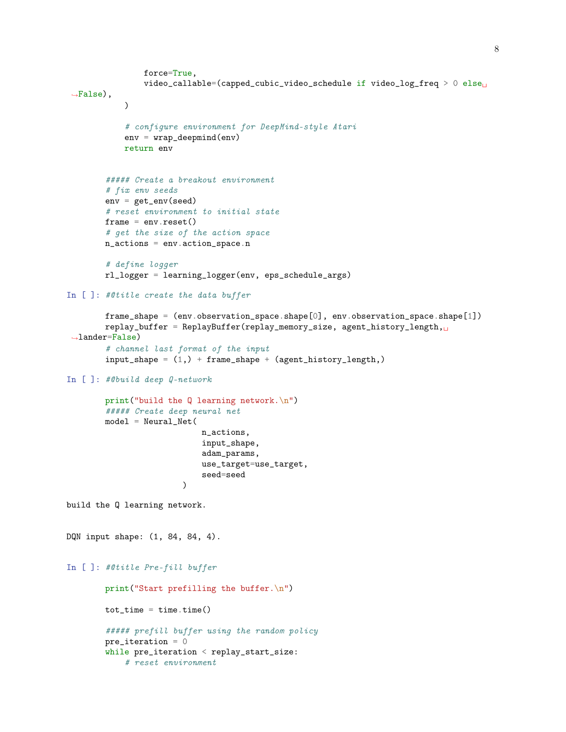```
            force=True,
            video_callable=(capped_cubic_video_schedule if video_log_freq > 0 else False),
        )

        # configure environment for DeepMind-style Atari
        env = wrap_deepmind(env)
        return env


    ##### Create a breakout environment
    # fix env seeds
    env = get_env(seed)
    # reset environment to initial state
    frame = env.reset()
    # get the size of the action space
    n_actions = env.action_space.n

    # define logger
    rl_logger = learning_logger(env, eps_schedule_args)
```

In [ ]:
```
#@title create the data buffer

frame_shape = (env.observation_space.shape[0], env.observation_space.shape[1])
replay_buffer = ReplayBuffer(replay_memory_size, agent_history_length, lander=False)
# channel last format of the input
input_shape = (1,) + frame_shape + (agent_history_length,)
```

In [ ]:
```
#@build deep Q-network

print("build the Q learning network.\n")
##### Create deep neural net
model = Neural_Net(
                    n_actions,
                    input_shape,
                    adam_params,
                    use_target=use_target,
                    seed=seed
                )
```

```
build the Q learning network.


DQN input shape: (1, 84, 84, 4).
```

In [ ]:
```
#@title Pre-fill buffer

print("Start prefilling the buffer.\n")

tot_time = time.time()

##### prefill buffer using the random policy
pre_iteration = 0
while pre_iteration < replay_start_size:
    # reset environment
```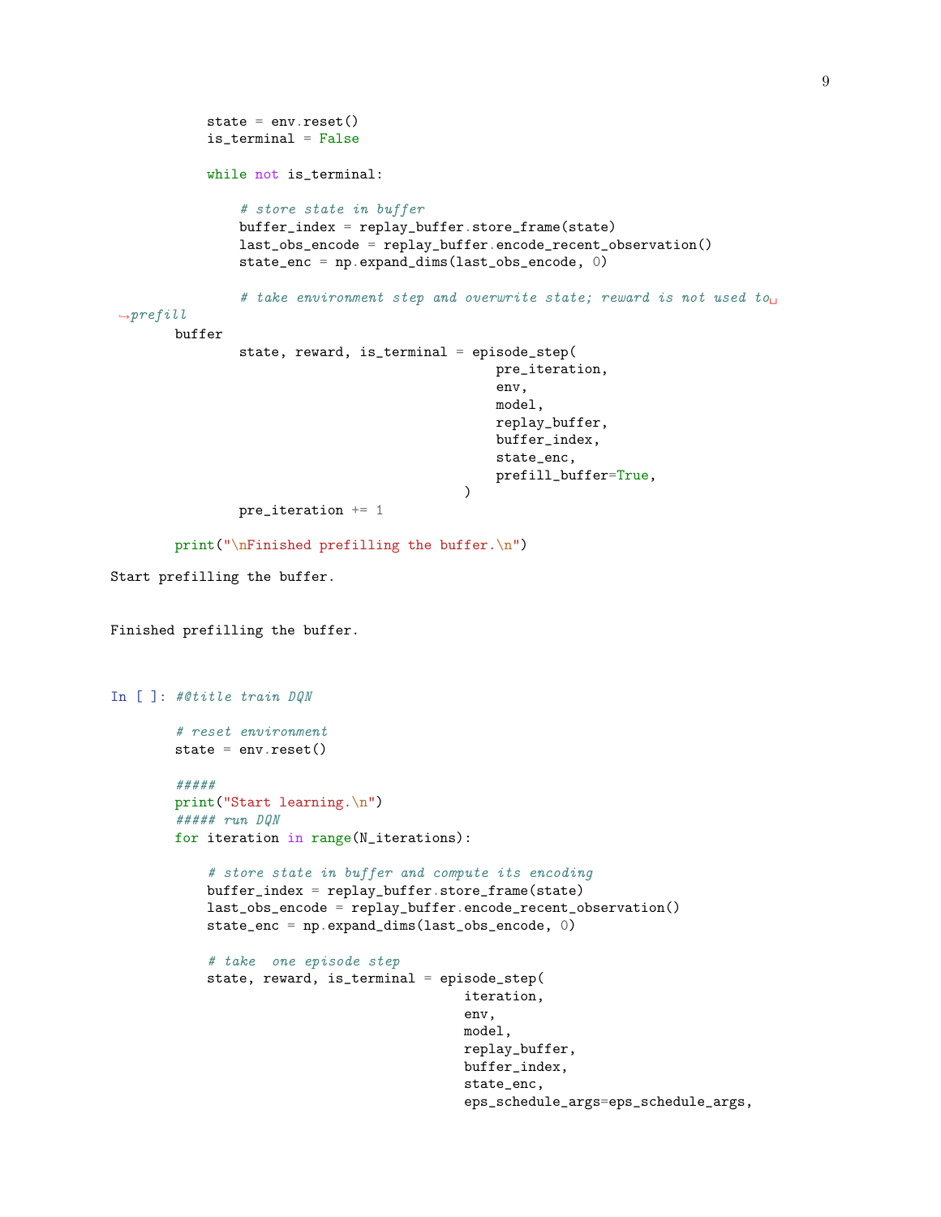```python
        state = env.reset()
        is_terminal = False

        while not is_terminal:

            # store state in buffer
            buffer_index = replay_buffer.store_frame(state)
            last_obs_encode = replay_buffer.encode_recent_observation()
            state_enc = np.expand_dims(last_obs_encode, 0)

            # take environment step and overwrite state; reward is not used to prefill buffer
            state, reward, is_terminal = episode_step(
                                            pre_iteration,
                                            env,
                                            model,
                                            replay_buffer,
                                            buffer_index,
                                            state_enc,
                                            prefill_buffer=True,
                                        )
            pre_iteration += 1

    print("\nFinished prefilling the buffer.\n")
```

```
Start prefilling the buffer.


Finished prefilling the buffer.
```

In [ ]:

```python
#@title train DQN

# reset environment
state = env.reset()

#####
print("Start learning.\n")
##### run DQN
for iteration in range(N_iterations):

    # store state in buffer and compute its encoding
    buffer_index = replay_buffer.store_frame(state)
    last_obs_encode = replay_buffer.encode_recent_observation()
    state_enc = np.expand_dims(last_obs_encode, 0)

    # take  one episode step
    state, reward, is_terminal = episode_step(
                                        iteration,
                                        env,
                                        model,
                                        replay_buffer,
                                        buffer_index,
                                        state_enc,
                                        eps_schedule_args=eps_schedule_args,
```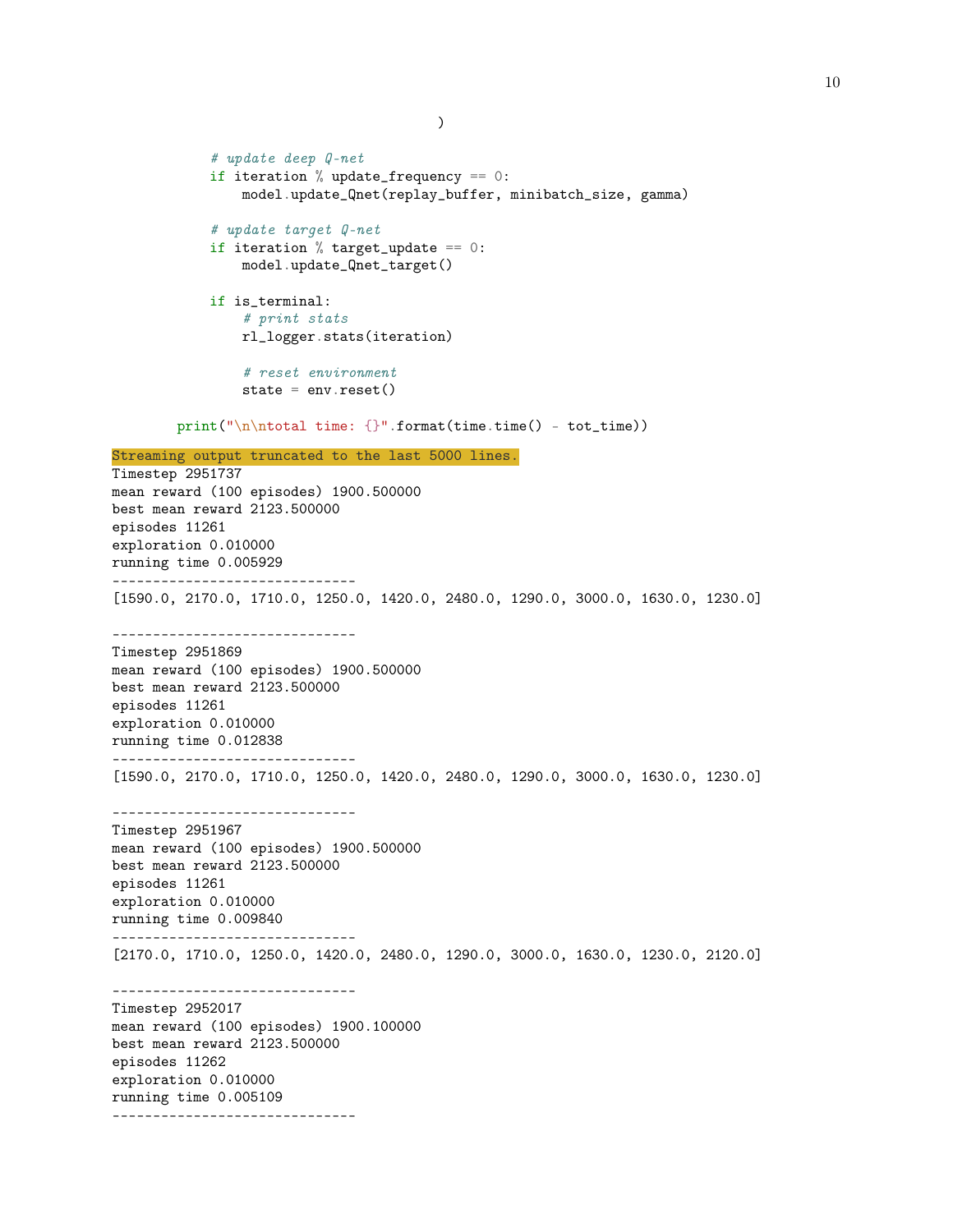```
                                    )

            # update deep Q-net
            if iteration % update_frequency == 0:
                model.update_Qnet(replay_buffer, minibatch_size, gamma)

            # update target Q-net
            if iteration % target_update == 0:
                model.update_Qnet_target()

            if is_terminal:
                # print stats
                rl_logger.stats(iteration)

                # reset environment
                state = env.reset()

        print("\n\ntotal time: {}".format(time.time() - tot_time))
```

```
Streaming output truncated to the last 5000 lines.
Timestep 2951737
mean reward (100 episodes) 1900.500000
best mean reward 2123.500000
episodes 11261
exploration 0.010000
running time 0.005929
------------------------------
[1590.0, 2170.0, 1710.0, 1250.0, 1420.0, 2480.0, 1290.0, 3000.0, 1630.0, 1230.0]

------------------------------
Timestep 2951869
mean reward (100 episodes) 1900.500000
best mean reward 2123.500000
episodes 11261
exploration 0.010000
running time 0.012838
------------------------------
[1590.0, 2170.0, 1710.0, 1250.0, 1420.0, 2480.0, 1290.0, 3000.0, 1630.0, 1230.0]

------------------------------
Timestep 2951967
mean reward (100 episodes) 1900.500000
best mean reward 2123.500000
episodes 11261
exploration 0.010000
running time 0.009840
------------------------------
[2170.0, 1710.0, 1250.0, 1420.0, 2480.0, 1290.0, 3000.0, 1630.0, 1230.0, 2120.0]

------------------------------
Timestep 2952017
mean reward (100 episodes) 1900.100000
best mean reward 2123.500000
episodes 11262
exploration 0.010000
running time 0.005109
------------------------------
```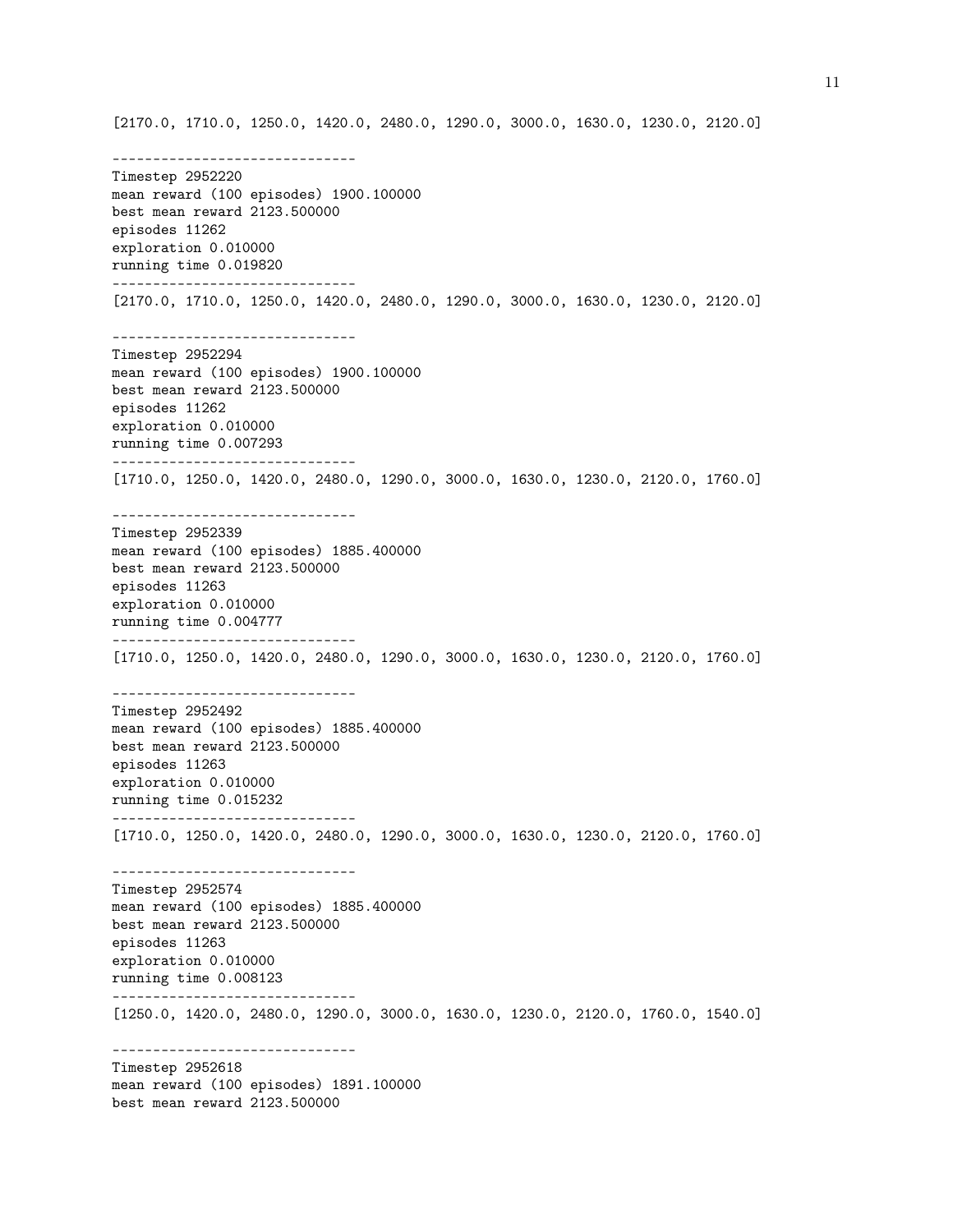```
[2170.0, 1710.0, 1250.0, 1420.0, 2480.0, 1290.0, 3000.0, 1630.0, 1230.0, 2120.0]

------------------------------
Timestep 2952220
mean reward (100 episodes) 1900.100000
best mean reward 2123.500000
episodes 11262
exploration 0.010000
running time 0.019820
------------------------------
[2170.0, 1710.0, 1250.0, 1420.0, 2480.0, 1290.0, 3000.0, 1630.0, 1230.0, 2120.0]

------------------------------
Timestep 2952294
mean reward (100 episodes) 1900.100000
best mean reward 2123.500000
episodes 11262
exploration 0.010000
running time 0.007293
------------------------------
[1710.0, 1250.0, 1420.0, 2480.0, 1290.0, 3000.0, 1630.0, 1230.0, 2120.0, 1760.0]

------------------------------
Timestep 2952339
mean reward (100 episodes) 1885.400000
best mean reward 2123.500000
episodes 11263
exploration 0.010000
running time 0.004777
------------------------------
[1710.0, 1250.0, 1420.0, 2480.0, 1290.0, 3000.0, 1630.0, 1230.0, 2120.0, 1760.0]

------------------------------
Timestep 2952492
mean reward (100 episodes) 1885.400000
best mean reward 2123.500000
episodes 11263
exploration 0.010000
running time 0.015232
------------------------------
[1710.0, 1250.0, 1420.0, 2480.0, 1290.0, 3000.0, 1630.0, 1230.0, 2120.0, 1760.0]

------------------------------
Timestep 2952574
mean reward (100 episodes) 1885.400000
best mean reward 2123.500000
episodes 11263
exploration 0.010000
running time 0.008123
------------------------------
[1250.0, 1420.0, 2480.0, 1290.0, 3000.0, 1630.0, 1230.0, 2120.0, 1760.0, 1540.0]

------------------------------
Timestep 2952618
mean reward (100 episodes) 1891.100000
best mean reward 2123.500000
```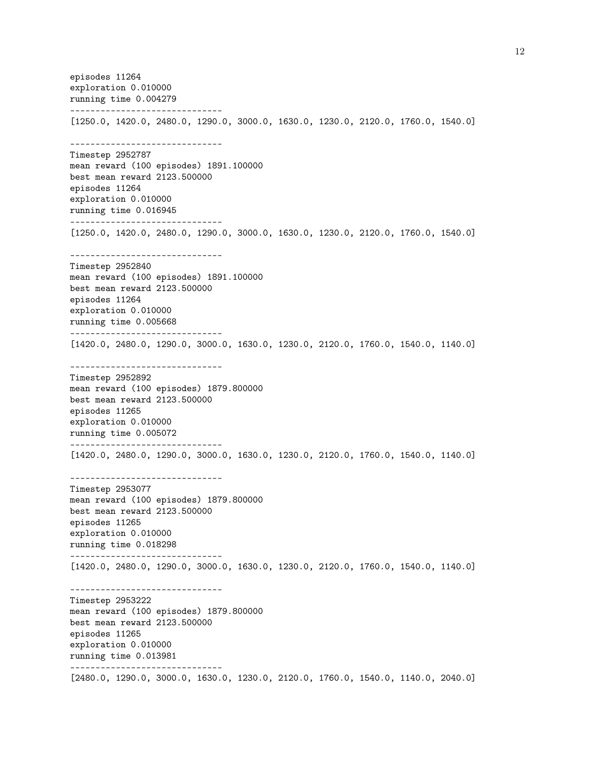```
episodes 11264
exploration 0.010000
running time 0.004279
------------------------------
[1250.0, 1420.0, 2480.0, 1290.0, 3000.0, 1630.0, 1230.0, 2120.0, 1760.0, 1540.0]

------------------------------
Timestep 2952787
mean reward (100 episodes) 1891.100000
best mean reward 2123.500000
episodes 11264
exploration 0.010000
running time 0.016945
------------------------------
[1250.0, 1420.0, 2480.0, 1290.0, 3000.0, 1630.0, 1230.0, 2120.0, 1760.0, 1540.0]

------------------------------
Timestep 2952840
mean reward (100 episodes) 1891.100000
best mean reward 2123.500000
episodes 11264
exploration 0.010000
running time 0.005668
------------------------------
[1420.0, 2480.0, 1290.0, 3000.0, 1630.0, 1230.0, 2120.0, 1760.0, 1540.0, 1140.0]

------------------------------
Timestep 2952892
mean reward (100 episodes) 1879.800000
best mean reward 2123.500000
episodes 11265
exploration 0.010000
running time 0.005072
------------------------------
[1420.0, 2480.0, 1290.0, 3000.0, 1630.0, 1230.0, 2120.0, 1760.0, 1540.0, 1140.0]

------------------------------
Timestep 2953077
mean reward (100 episodes) 1879.800000
best mean reward 2123.500000
episodes 11265
exploration 0.010000
running time 0.018298
------------------------------
[1420.0, 2480.0, 1290.0, 3000.0, 1630.0, 1230.0, 2120.0, 1760.0, 1540.0, 1140.0]

------------------------------
Timestep 2953222
mean reward (100 episodes) 1879.800000
best mean reward 2123.500000
episodes 11265
exploration 0.010000
running time 0.013981
------------------------------
[2480.0, 1290.0, 3000.0, 1630.0, 1230.0, 2120.0, 1760.0, 1540.0, 1140.0, 2040.0]
```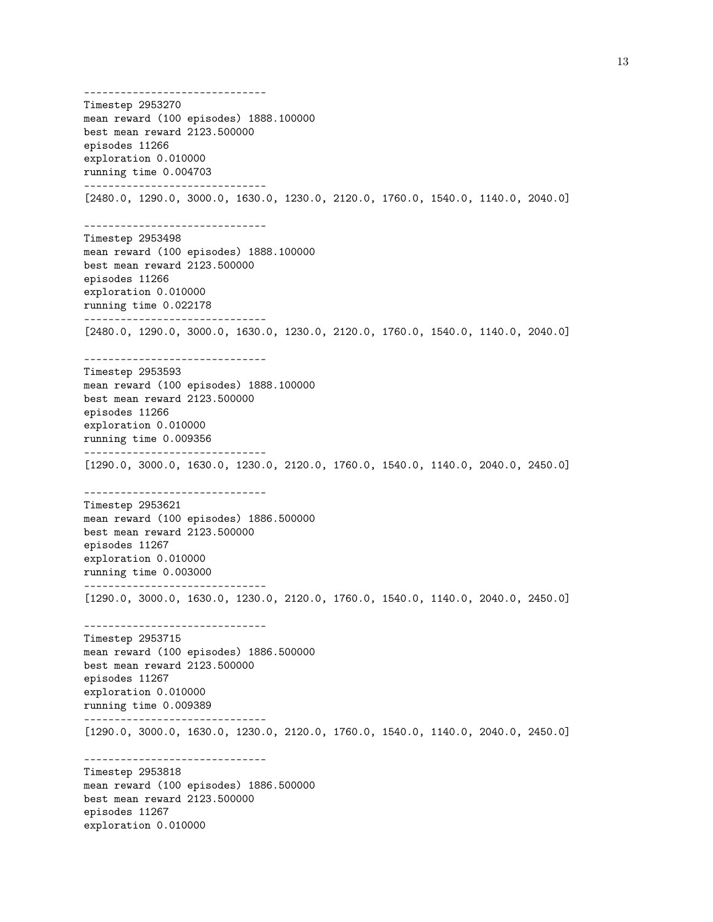```
------------------------------
Timestep 2953270
mean reward (100 episodes) 1888.100000
best mean reward 2123.500000
episodes 11266
exploration 0.010000
running time 0.004703
------------------------------
[2480.0, 1290.0, 3000.0, 1630.0, 1230.0, 2120.0, 1760.0, 1540.0, 1140.0, 2040.0]

------------------------------
Timestep 2953498
mean reward (100 episodes) 1888.100000
best mean reward 2123.500000
episodes 11266
exploration 0.010000
running time 0.022178
------------------------------
[2480.0, 1290.0, 3000.0, 1630.0, 1230.0, 2120.0, 1760.0, 1540.0, 1140.0, 2040.0]

------------------------------
Timestep 2953593
mean reward (100 episodes) 1888.100000
best mean reward 2123.500000
episodes 11266
exploration 0.010000
running time 0.009356
------------------------------
[1290.0, 3000.0, 1630.0, 1230.0, 2120.0, 1760.0, 1540.0, 1140.0, 2040.0, 2450.0]

------------------------------
Timestep 2953621
mean reward (100 episodes) 1886.500000
best mean reward 2123.500000
episodes 11267
exploration 0.010000
running time 0.003000
------------------------------
[1290.0, 3000.0, 1630.0, 1230.0, 2120.0, 1760.0, 1540.0, 1140.0, 2040.0, 2450.0]

------------------------------
Timestep 2953715
mean reward (100 episodes) 1886.500000
best mean reward 2123.500000
episodes 11267
exploration 0.010000
running time 0.009389
------------------------------
[1290.0, 3000.0, 1630.0, 1230.0, 2120.0, 1760.0, 1540.0, 1140.0, 2040.0, 2450.0]

------------------------------
Timestep 2953818
mean reward (100 episodes) 1886.500000
best mean reward 2123.500000
episodes 11267
exploration 0.010000
```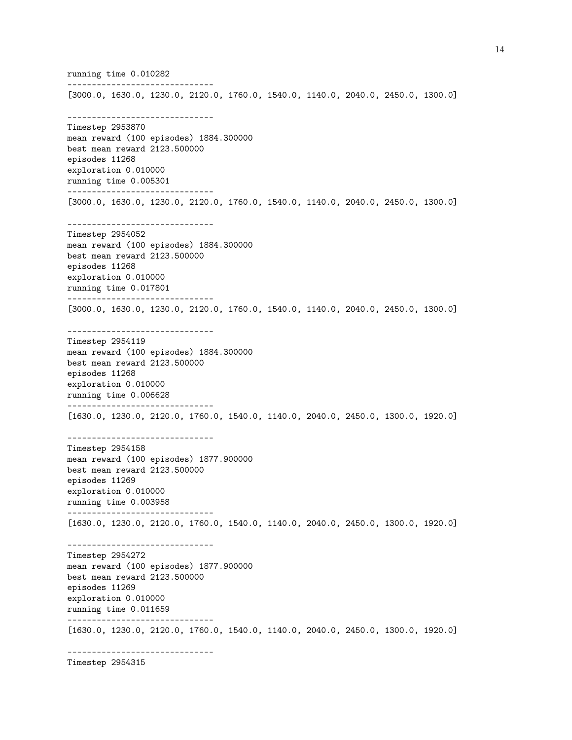```
running time 0.010282
------------------------------
[3000.0, 1630.0, 1230.0, 2120.0, 1760.0, 1540.0, 1140.0, 2040.0, 2450.0, 1300.0]

------------------------------
Timestep 2953870
mean reward (100 episodes) 1884.300000
best mean reward 2123.500000
episodes 11268
exploration 0.010000
running time 0.005301
------------------------------
[3000.0, 1630.0, 1230.0, 2120.0, 1760.0, 1540.0, 1140.0, 2040.0, 2450.0, 1300.0]

------------------------------
Timestep 2954052
mean reward (100 episodes) 1884.300000
best mean reward 2123.500000
episodes 11268
exploration 0.010000
running time 0.017801
------------------------------
[3000.0, 1630.0, 1230.0, 2120.0, 1760.0, 1540.0, 1140.0, 2040.0, 2450.0, 1300.0]

------------------------------
Timestep 2954119
mean reward (100 episodes) 1884.300000
best mean reward 2123.500000
episodes 11268
exploration 0.010000
running time 0.006628
------------------------------
[1630.0, 1230.0, 2120.0, 1760.0, 1540.0, 1140.0, 2040.0, 2450.0, 1300.0, 1920.0]

------------------------------
Timestep 2954158
mean reward (100 episodes) 1877.900000
best mean reward 2123.500000
episodes 11269
exploration 0.010000
running time 0.003958
------------------------------
[1630.0, 1230.0, 2120.0, 1760.0, 1540.0, 1140.0, 2040.0, 2450.0, 1300.0, 1920.0]

------------------------------
Timestep 2954272
mean reward (100 episodes) 1877.900000
best mean reward 2123.500000
episodes 11269
exploration 0.010000
running time 0.011659
------------------------------
[1630.0, 1230.0, 2120.0, 1760.0, 1540.0, 1140.0, 2040.0, 2450.0, 1300.0, 1920.0]

------------------------------
Timestep 2954315
```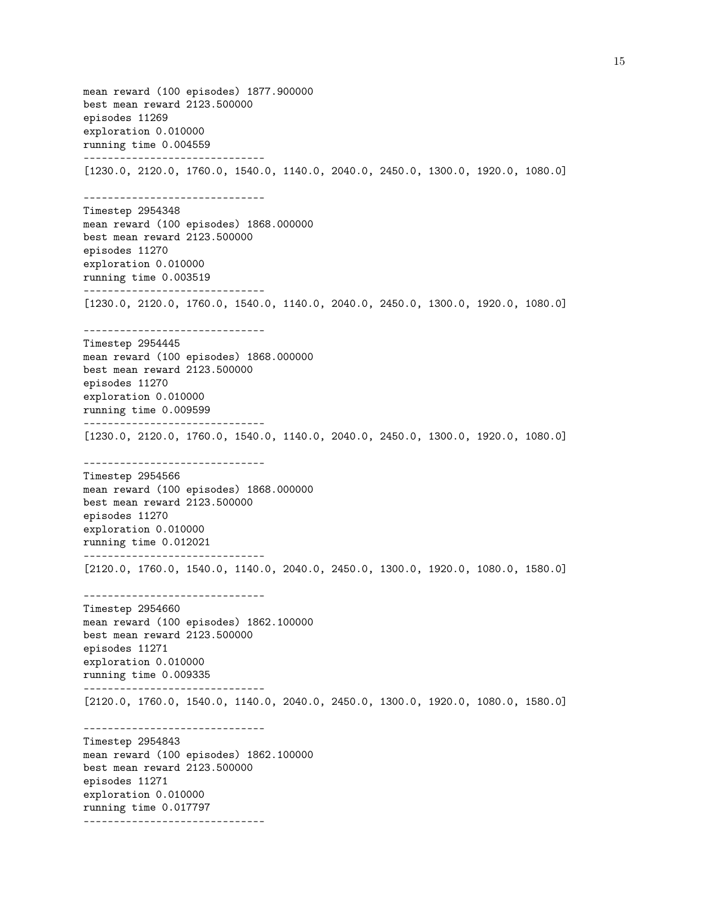```
mean reward (100 episodes) 1877.900000
best mean reward 2123.500000
episodes 11269
exploration 0.010000
running time 0.004559
------------------------------
[1230.0, 2120.0, 1760.0, 1540.0, 1140.0, 2040.0, 2450.0, 1300.0, 1920.0, 1080.0]

------------------------------
Timestep 2954348
mean reward (100 episodes) 1868.000000
best mean reward 2123.500000
episodes 11270
exploration 0.010000
running time 0.003519
------------------------------
[1230.0, 2120.0, 1760.0, 1540.0, 1140.0, 2040.0, 2450.0, 1300.0, 1920.0, 1080.0]

------------------------------
Timestep 2954445
mean reward (100 episodes) 1868.000000
best mean reward 2123.500000
episodes 11270
exploration 0.010000
running time 0.009599
------------------------------
[1230.0, 2120.0, 1760.0, 1540.0, 1140.0, 2040.0, 2450.0, 1300.0, 1920.0, 1080.0]

------------------------------
Timestep 2954566
mean reward (100 episodes) 1868.000000
best mean reward 2123.500000
episodes 11270
exploration 0.010000
running time 0.012021
------------------------------
[2120.0, 1760.0, 1540.0, 1140.0, 2040.0, 2450.0, 1300.0, 1920.0, 1080.0, 1580.0]

------------------------------
Timestep 2954660
mean reward (100 episodes) 1862.100000
best mean reward 2123.500000
episodes 11271
exploration 0.010000
running time 0.009335
------------------------------
[2120.0, 1760.0, 1540.0, 1140.0, 2040.0, 2450.0, 1300.0, 1920.0, 1080.0, 1580.0]

------------------------------
Timestep 2954843
mean reward (100 episodes) 1862.100000
best mean reward 2123.500000
episodes 11271
exploration 0.010000
running time 0.017797
------------------------------
```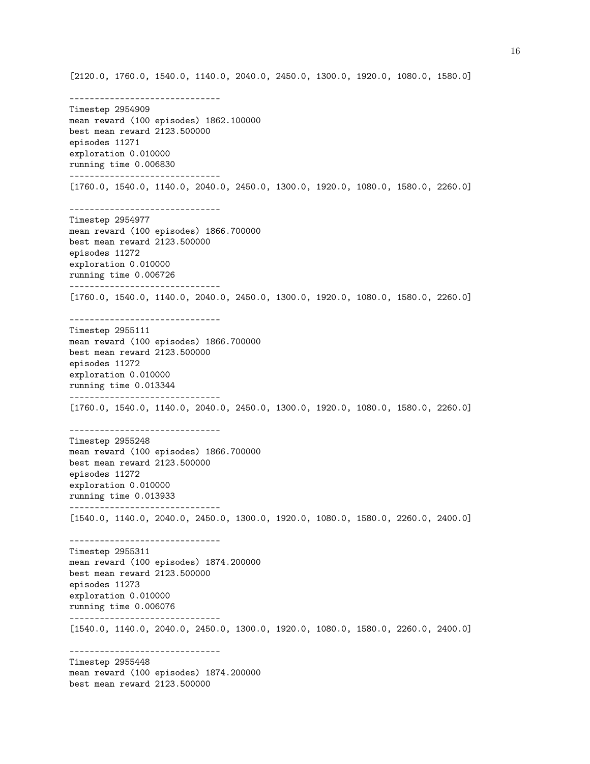```
[2120.0, 1760.0, 1540.0, 1140.0, 2040.0, 2450.0, 1300.0, 1920.0, 1080.0, 1580.0]

------------------------------
Timestep 2954909
mean reward (100 episodes) 1862.100000
best mean reward 2123.500000
episodes 11271
exploration 0.010000
running time 0.006830
------------------------------
[1760.0, 1540.0, 1140.0, 2040.0, 2450.0, 1300.0, 1920.0, 1080.0, 1580.0, 2260.0]

------------------------------
Timestep 2954977
mean reward (100 episodes) 1866.700000
best mean reward 2123.500000
episodes 11272
exploration 0.010000
running time 0.006726
------------------------------
[1760.0, 1540.0, 1140.0, 2040.0, 2450.0, 1300.0, 1920.0, 1080.0, 1580.0, 2260.0]

------------------------------
Timestep 2955111
mean reward (100 episodes) 1866.700000
best mean reward 2123.500000
episodes 11272
exploration 0.010000
running time 0.013344
------------------------------
[1760.0, 1540.0, 1140.0, 2040.0, 2450.0, 1300.0, 1920.0, 1080.0, 1580.0, 2260.0]

------------------------------
Timestep 2955248
mean reward (100 episodes) 1866.700000
best mean reward 2123.500000
episodes 11272
exploration 0.010000
running time 0.013933
------------------------------
[1540.0, 1140.0, 2040.0, 2450.0, 1300.0, 1920.0, 1080.0, 1580.0, 2260.0, 2400.0]

------------------------------
Timestep 2955311
mean reward (100 episodes) 1874.200000
best mean reward 2123.500000
episodes 11273
exploration 0.010000
running time 0.006076
------------------------------
[1540.0, 1140.0, 2040.0, 2450.0, 1300.0, 1920.0, 1080.0, 1580.0, 2260.0, 2400.0]

------------------------------
Timestep 2955448
mean reward (100 episodes) 1874.200000
best mean reward 2123.500000
```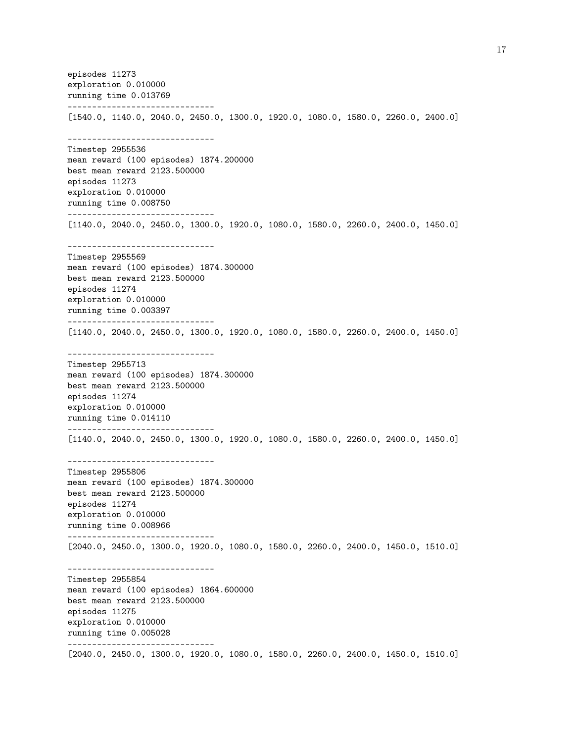```
episodes 11273
exploration 0.010000
running time 0.013769
------------------------------
[1540.0, 1140.0, 2040.0, 2450.0, 1300.0, 1920.0, 1080.0, 1580.0, 2260.0, 2400.0]

------------------------------
Timestep 2955536
mean reward (100 episodes) 1874.200000
best mean reward 2123.500000
episodes 11273
exploration 0.010000
running time 0.008750
------------------------------
[1140.0, 2040.0, 2450.0, 1300.0, 1920.0, 1080.0, 1580.0, 2260.0, 2400.0, 1450.0]

------------------------------
Timestep 2955569
mean reward (100 episodes) 1874.300000
best mean reward 2123.500000
episodes 11274
exploration 0.010000
running time 0.003397
------------------------------
[1140.0, 2040.0, 2450.0, 1300.0, 1920.0, 1080.0, 1580.0, 2260.0, 2400.0, 1450.0]

------------------------------
Timestep 2955713
mean reward (100 episodes) 1874.300000
best mean reward 2123.500000
episodes 11274
exploration 0.010000
running time 0.014110
------------------------------
[1140.0, 2040.0, 2450.0, 1300.0, 1920.0, 1080.0, 1580.0, 2260.0, 2400.0, 1450.0]

------------------------------
Timestep 2955806
mean reward (100 episodes) 1874.300000
best mean reward 2123.500000
episodes 11274
exploration 0.010000
running time 0.008966
------------------------------
[2040.0, 2450.0, 1300.0, 1920.0, 1080.0, 1580.0, 2260.0, 2400.0, 1450.0, 1510.0]

------------------------------
Timestep 2955854
mean reward (100 episodes) 1864.600000
best mean reward 2123.500000
episodes 11275
exploration 0.010000
running time 0.005028
------------------------------
[2040.0, 2450.0, 1300.0, 1920.0, 1080.0, 1580.0, 2260.0, 2400.0, 1450.0, 1510.0]
```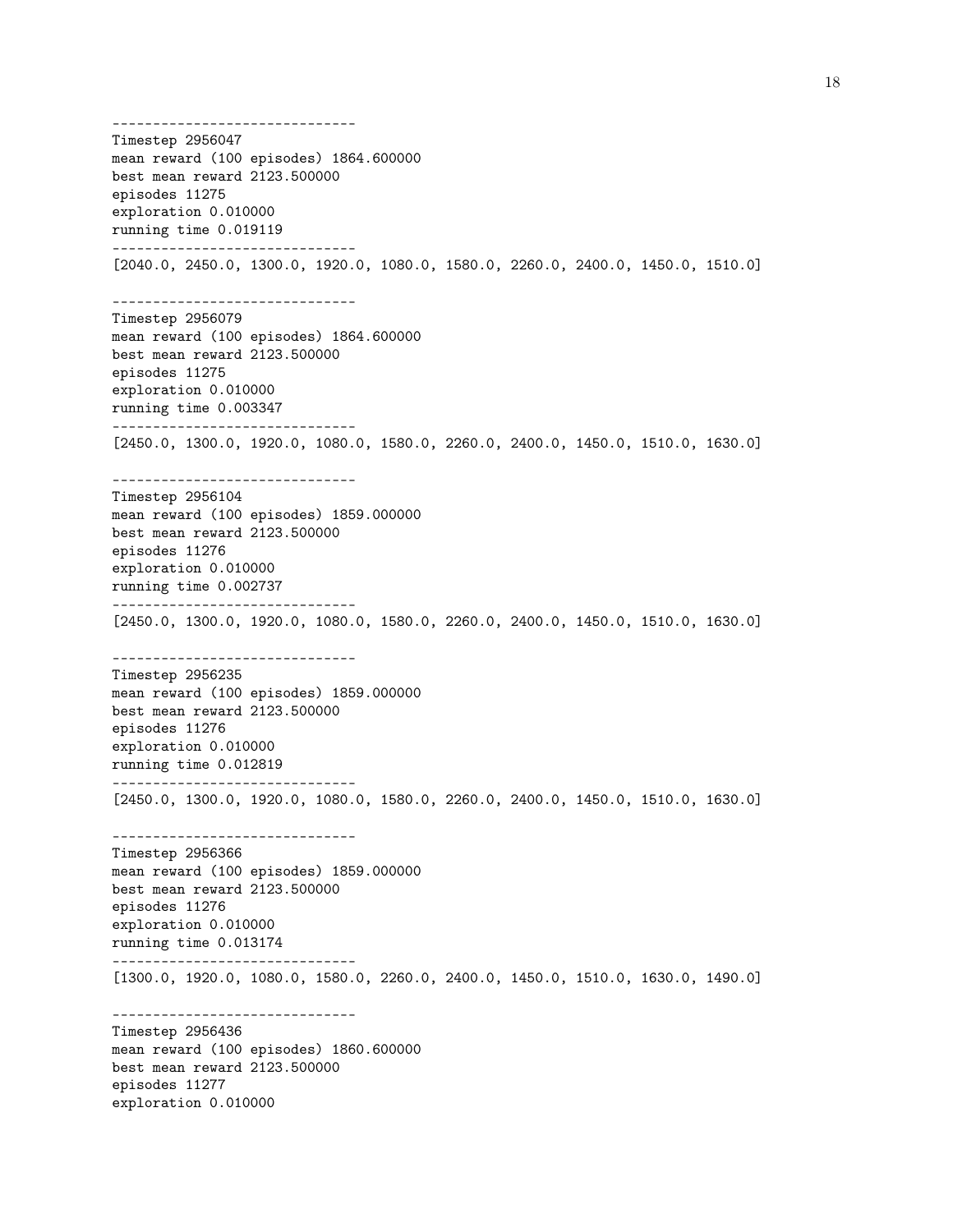```
------------------------------
Timestep 2956047
mean reward (100 episodes) 1864.600000
best mean reward 2123.500000
episodes 11275
exploration 0.010000
running time 0.019119
------------------------------
[2040.0, 2450.0, 1300.0, 1920.0, 1080.0, 1580.0, 2260.0, 2400.0, 1450.0, 1510.0]

------------------------------
Timestep 2956079
mean reward (100 episodes) 1864.600000
best mean reward 2123.500000
episodes 11275
exploration 0.010000
running time 0.003347
------------------------------
[2450.0, 1300.0, 1920.0, 1080.0, 1580.0, 2260.0, 2400.0, 1450.0, 1510.0, 1630.0]

------------------------------
Timestep 2956104
mean reward (100 episodes) 1859.000000
best mean reward 2123.500000
episodes 11276
exploration 0.010000
running time 0.002737
------------------------------
[2450.0, 1300.0, 1920.0, 1080.0, 1580.0, 2260.0, 2400.0, 1450.0, 1510.0, 1630.0]

------------------------------
Timestep 2956235
mean reward (100 episodes) 1859.000000
best mean reward 2123.500000
episodes 11276
exploration 0.010000
running time 0.012819
------------------------------
[2450.0, 1300.0, 1920.0, 1080.0, 1580.0, 2260.0, 2400.0, 1450.0, 1510.0, 1630.0]

------------------------------
Timestep 2956366
mean reward (100 episodes) 1859.000000
best mean reward 2123.500000
episodes 11276
exploration 0.010000
running time 0.013174
------------------------------
[1300.0, 1920.0, 1080.0, 1580.0, 2260.0, 2400.0, 1450.0, 1510.0, 1630.0, 1490.0]

------------------------------
Timestep 2956436
mean reward (100 episodes) 1860.600000
best mean reward 2123.500000
episodes 11277
exploration 0.010000
```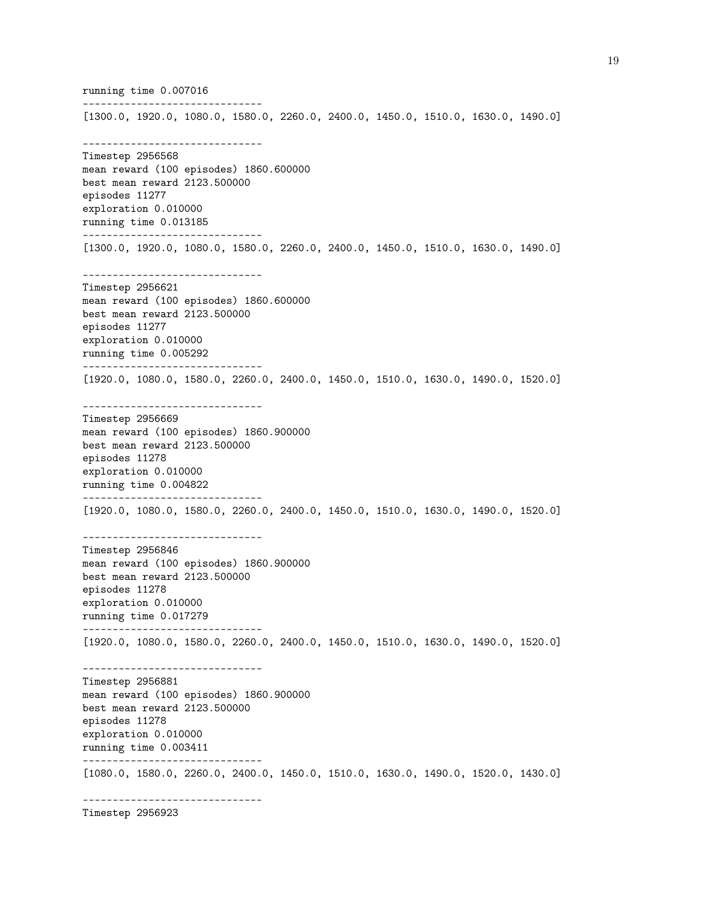```
running time 0.007016
------------------------------
[1300.0, 1920.0, 1080.0, 1580.0, 2260.0, 2400.0, 1450.0, 1510.0, 1630.0, 1490.0]

------------------------------
Timestep 2956568
mean reward (100 episodes) 1860.600000
best mean reward 2123.500000
episodes 11277
exploration 0.010000
running time 0.013185
------------------------------
[1300.0, 1920.0, 1080.0, 1580.0, 2260.0, 2400.0, 1450.0, 1510.0, 1630.0, 1490.0]

------------------------------
Timestep 2956621
mean reward (100 episodes) 1860.600000
best mean reward 2123.500000
episodes 11277
exploration 0.010000
running time 0.005292
------------------------------
[1920.0, 1080.0, 1580.0, 2260.0, 2400.0, 1450.0, 1510.0, 1630.0, 1490.0, 1520.0]

------------------------------
Timestep 2956669
mean reward (100 episodes) 1860.900000
best mean reward 2123.500000
episodes 11278
exploration 0.010000
running time 0.004822
------------------------------
[1920.0, 1080.0, 1580.0, 2260.0, 2400.0, 1450.0, 1510.0, 1630.0, 1490.0, 1520.0]

------------------------------
Timestep 2956846
mean reward (100 episodes) 1860.900000
best mean reward 2123.500000
episodes 11278
exploration 0.010000
running time 0.017279
------------------------------
[1920.0, 1080.0, 1580.0, 2260.0, 2400.0, 1450.0, 1510.0, 1630.0, 1490.0, 1520.0]

------------------------------
Timestep 2956881
mean reward (100 episodes) 1860.900000
best mean reward 2123.500000
episodes 11278
exploration 0.010000
running time 0.003411
------------------------------
[1080.0, 1580.0, 2260.0, 2400.0, 1450.0, 1510.0, 1630.0, 1490.0, 1520.0, 1430.0]

------------------------------
Timestep 2956923
```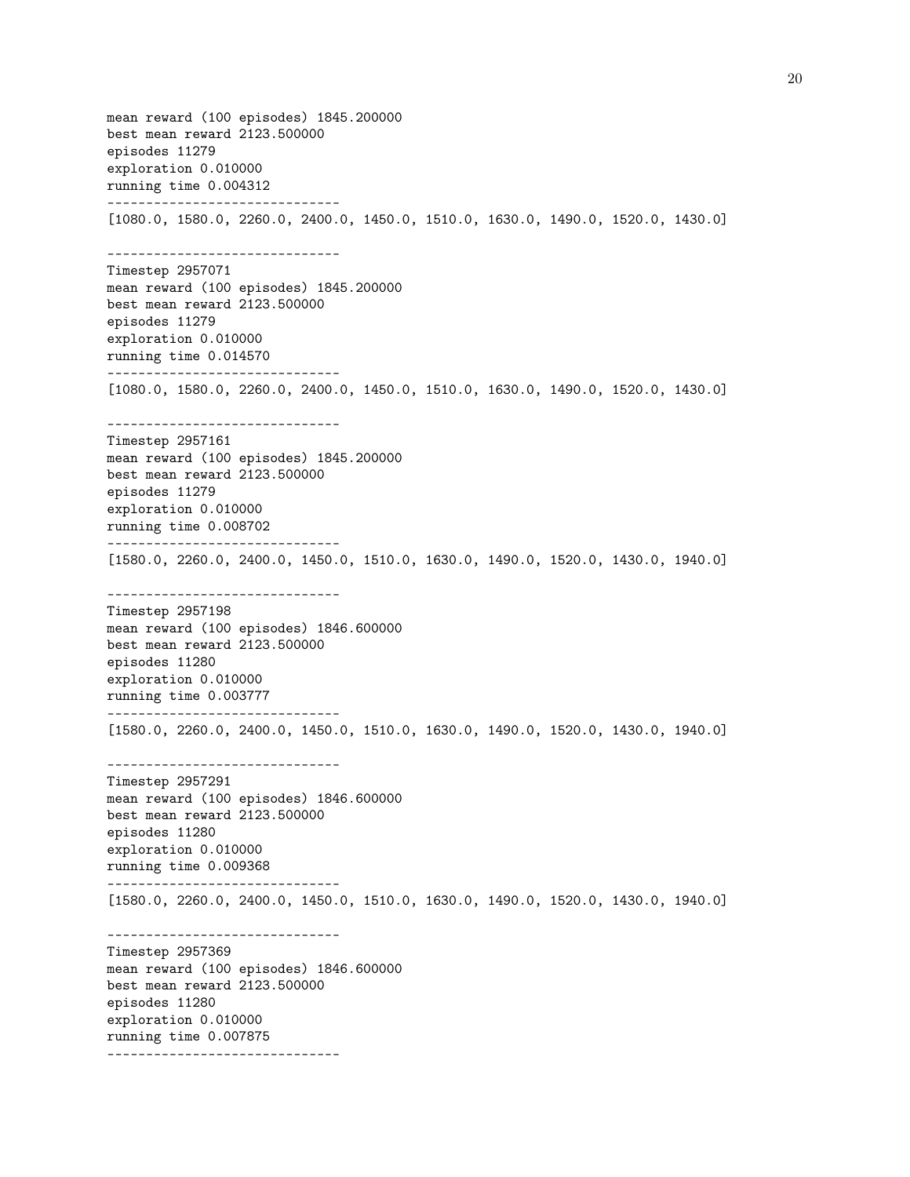```
mean reward (100 episodes) 1845.200000
best mean reward 2123.500000
episodes 11279
exploration 0.010000
running time 0.004312
------------------------------
[1080.0, 1580.0, 2260.0, 2400.0, 1450.0, 1510.0, 1630.0, 1490.0, 1520.0, 1430.0]

------------------------------
Timestep 2957071
mean reward (100 episodes) 1845.200000
best mean reward 2123.500000
episodes 11279
exploration 0.010000
running time 0.014570
------------------------------
[1080.0, 1580.0, 2260.0, 2400.0, 1450.0, 1510.0, 1630.0, 1490.0, 1520.0, 1430.0]

------------------------------
Timestep 2957161
mean reward (100 episodes) 1845.200000
best mean reward 2123.500000
episodes 11279
exploration 0.010000
running time 0.008702
------------------------------
[1580.0, 2260.0, 2400.0, 1450.0, 1510.0, 1630.0, 1490.0, 1520.0, 1430.0, 1940.0]

------------------------------
Timestep 2957198
mean reward (100 episodes) 1846.600000
best mean reward 2123.500000
episodes 11280
exploration 0.010000
running time 0.003777
------------------------------
[1580.0, 2260.0, 2400.0, 1450.0, 1510.0, 1630.0, 1490.0, 1520.0, 1430.0, 1940.0]

------------------------------
Timestep 2957291
mean reward (100 episodes) 1846.600000
best mean reward 2123.500000
episodes 11280
exploration 0.010000
running time 0.009368
------------------------------
[1580.0, 2260.0, 2400.0, 1450.0, 1510.0, 1630.0, 1490.0, 1520.0, 1430.0, 1940.0]

------------------------------
Timestep 2957369
mean reward (100 episodes) 1846.600000
best mean reward 2123.500000
episodes 11280
exploration 0.010000
running time 0.007875
------------------------------
```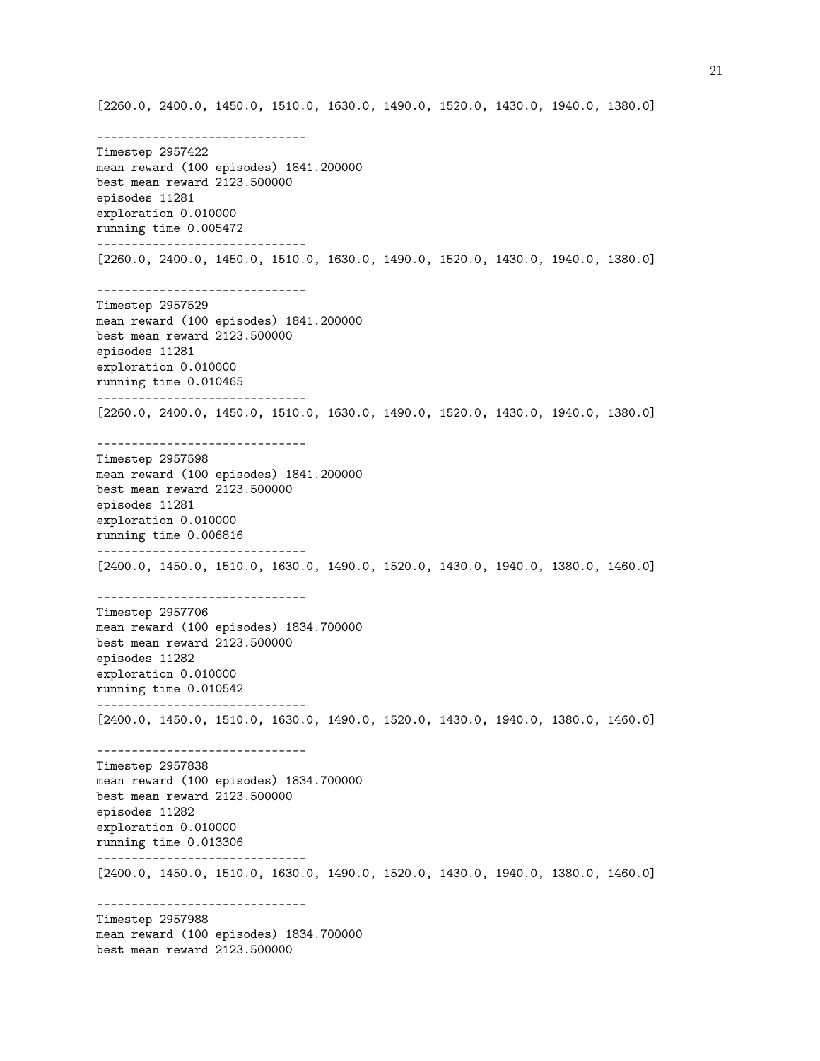```
[2260.0, 2400.0, 1450.0, 1510.0, 1630.0, 1490.0, 1520.0, 1430.0, 1940.0, 1380.0]

------------------------------
Timestep 2957422
mean reward (100 episodes) 1841.200000
best mean reward 2123.500000
episodes 11281
exploration 0.010000
running time 0.005472
------------------------------
[2260.0, 2400.0, 1450.0, 1510.0, 1630.0, 1490.0, 1520.0, 1430.0, 1940.0, 1380.0]

------------------------------
Timestep 2957529
mean reward (100 episodes) 1841.200000
best mean reward 2123.500000
episodes 11281
exploration 0.010000
running time 0.010465
------------------------------
[2260.0, 2400.0, 1450.0, 1510.0, 1630.0, 1490.0, 1520.0, 1430.0, 1940.0, 1380.0]

------------------------------
Timestep 2957598
mean reward (100 episodes) 1841.200000
best mean reward 2123.500000
episodes 11281
exploration 0.010000
running time 0.006816
------------------------------
[2400.0, 1450.0, 1510.0, 1630.0, 1490.0, 1520.0, 1430.0, 1940.0, 1380.0, 1460.0]

------------------------------
Timestep 2957706
mean reward (100 episodes) 1834.700000
best mean reward 2123.500000
episodes 11282
exploration 0.010000
running time 0.010542
------------------------------
[2400.0, 1450.0, 1510.0, 1630.0, 1490.0, 1520.0, 1430.0, 1940.0, 1380.0, 1460.0]

------------------------------
Timestep 2957838
mean reward (100 episodes) 1834.700000
best mean reward 2123.500000
episodes 11282
exploration 0.010000
running time 0.013306
------------------------------
[2400.0, 1450.0, 1510.0, 1630.0, 1490.0, 1520.0, 1430.0, 1940.0, 1380.0, 1460.0]

------------------------------
Timestep 2957988
mean reward (100 episodes) 1834.700000
best mean reward 2123.500000
```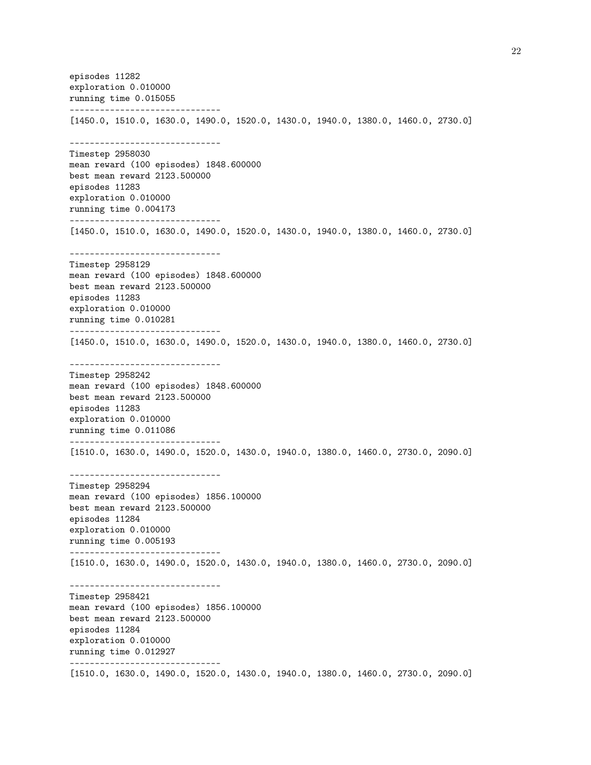```
episodes 11282
exploration 0.010000
running time 0.015055
------------------------------
[1450.0, 1510.0, 1630.0, 1490.0, 1520.0, 1430.0, 1940.0, 1380.0, 1460.0, 2730.0]

------------------------------
Timestep 2958030
mean reward (100 episodes) 1848.600000
best mean reward 2123.500000
episodes 11283
exploration 0.010000
running time 0.004173
------------------------------
[1450.0, 1510.0, 1630.0, 1490.0, 1520.0, 1430.0, 1940.0, 1380.0, 1460.0, 2730.0]

------------------------------
Timestep 2958129
mean reward (100 episodes) 1848.600000
best mean reward 2123.500000
episodes 11283
exploration 0.010000
running time 0.010281
------------------------------
[1450.0, 1510.0, 1630.0, 1490.0, 1520.0, 1430.0, 1940.0, 1380.0, 1460.0, 2730.0]

------------------------------
Timestep 2958242
mean reward (100 episodes) 1848.600000
best mean reward 2123.500000
episodes 11283
exploration 0.010000
running time 0.011086
------------------------------
[1510.0, 1630.0, 1490.0, 1520.0, 1430.0, 1940.0, 1380.0, 1460.0, 2730.0, 2090.0]

------------------------------
Timestep 2958294
mean reward (100 episodes) 1856.100000
best mean reward 2123.500000
episodes 11284
exploration 0.010000
running time 0.005193
------------------------------
[1510.0, 1630.0, 1490.0, 1520.0, 1430.0, 1940.0, 1380.0, 1460.0, 2730.0, 2090.0]

------------------------------
Timestep 2958421
mean reward (100 episodes) 1856.100000
best mean reward 2123.500000
episodes 11284
exploration 0.010000
running time 0.012927
------------------------------
[1510.0, 1630.0, 1490.0, 1520.0, 1430.0, 1940.0, 1380.0, 1460.0, 2730.0, 2090.0]
```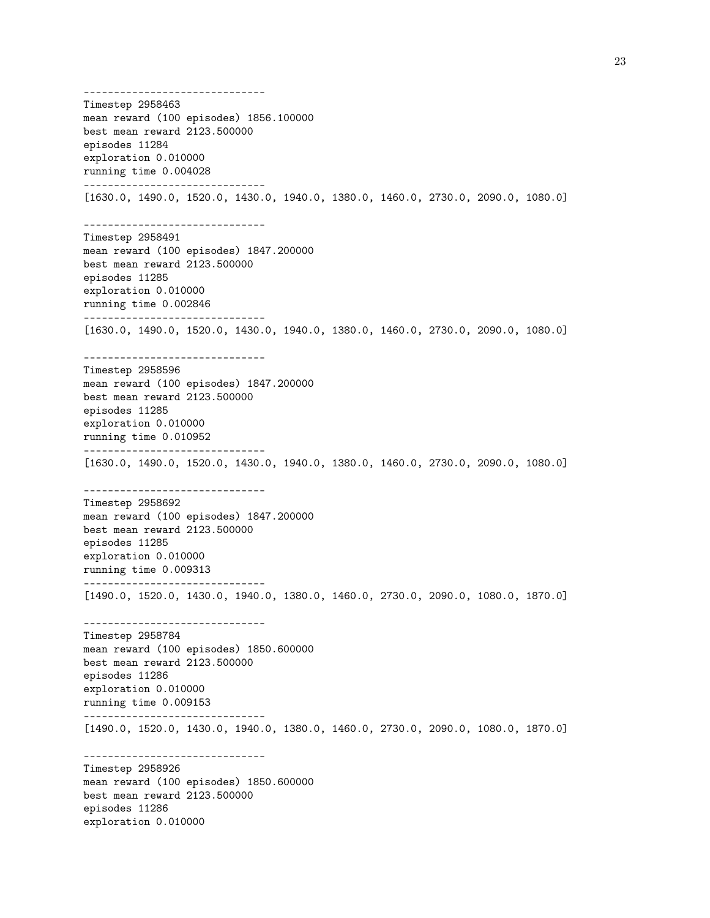```
------------------------------
Timestep 2958463
mean reward (100 episodes) 1856.100000
best mean reward 2123.500000
episodes 11284
exploration 0.010000
running time 0.004028
------------------------------
[1630.0, 1490.0, 1520.0, 1430.0, 1940.0, 1380.0, 1460.0, 2730.0, 2090.0, 1080.0]

------------------------------
Timestep 2958491
mean reward (100 episodes) 1847.200000
best mean reward 2123.500000
episodes 11285
exploration 0.010000
running time 0.002846
------------------------------
[1630.0, 1490.0, 1520.0, 1430.0, 1940.0, 1380.0, 1460.0, 2730.0, 2090.0, 1080.0]

------------------------------
Timestep 2958596
mean reward (100 episodes) 1847.200000
best mean reward 2123.500000
episodes 11285
exploration 0.010000
running time 0.010952
------------------------------
[1630.0, 1490.0, 1520.0, 1430.0, 1940.0, 1380.0, 1460.0, 2730.0, 2090.0, 1080.0]

------------------------------
Timestep 2958692
mean reward (100 episodes) 1847.200000
best mean reward 2123.500000
episodes 11285
exploration 0.010000
running time 0.009313
------------------------------
[1490.0, 1520.0, 1430.0, 1940.0, 1380.0, 1460.0, 2730.0, 2090.0, 1080.0, 1870.0]

------------------------------
Timestep 2958784
mean reward (100 episodes) 1850.600000
best mean reward 2123.500000
episodes 11286
exploration 0.010000
running time 0.009153
------------------------------
[1490.0, 1520.0, 1430.0, 1940.0, 1380.0, 1460.0, 2730.0, 2090.0, 1080.0, 1870.0]

------------------------------
Timestep 2958926
mean reward (100 episodes) 1850.600000
best mean reward 2123.500000
episodes 11286
exploration 0.010000
```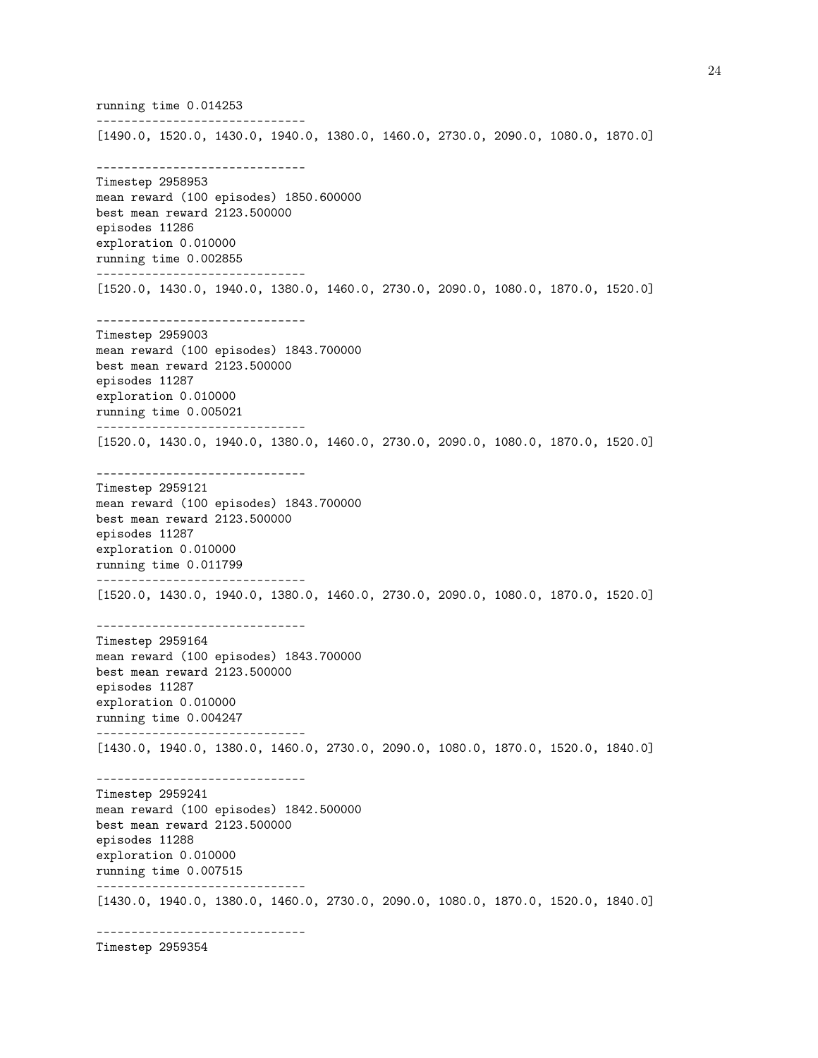```
running time 0.014253
------------------------------
[1490.0, 1520.0, 1430.0, 1940.0, 1380.0, 1460.0, 2730.0, 2090.0, 1080.0, 1870.0]

------------------------------
Timestep 2958953
mean reward (100 episodes) 1850.600000
best mean reward 2123.500000
episodes 11286
exploration 0.010000
running time 0.002855
------------------------------
[1520.0, 1430.0, 1940.0, 1380.0, 1460.0, 2730.0, 2090.0, 1080.0, 1870.0, 1520.0]

------------------------------
Timestep 2959003
mean reward (100 episodes) 1843.700000
best mean reward 2123.500000
episodes 11287
exploration 0.010000
running time 0.005021
------------------------------
[1520.0, 1430.0, 1940.0, 1380.0, 1460.0, 2730.0, 2090.0, 1080.0, 1870.0, 1520.0]

------------------------------
Timestep 2959121
mean reward (100 episodes) 1843.700000
best mean reward 2123.500000
episodes 11287
exploration 0.010000
running time 0.011799
------------------------------
[1520.0, 1430.0, 1940.0, 1380.0, 1460.0, 2730.0, 2090.0, 1080.0, 1870.0, 1520.0]

------------------------------
Timestep 2959164
mean reward (100 episodes) 1843.700000
best mean reward 2123.500000
episodes 11287
exploration 0.010000
running time 0.004247
------------------------------
[1430.0, 1940.0, 1380.0, 1460.0, 2730.0, 2090.0, 1080.0, 1870.0, 1520.0, 1840.0]

------------------------------
Timestep 2959241
mean reward (100 episodes) 1842.500000
best mean reward 2123.500000
episodes 11288
exploration 0.010000
running time 0.007515
------------------------------
[1430.0, 1940.0, 1380.0, 1460.0, 2730.0, 2090.0, 1080.0, 1870.0, 1520.0, 1840.0]

------------------------------
Timestep 2959354
```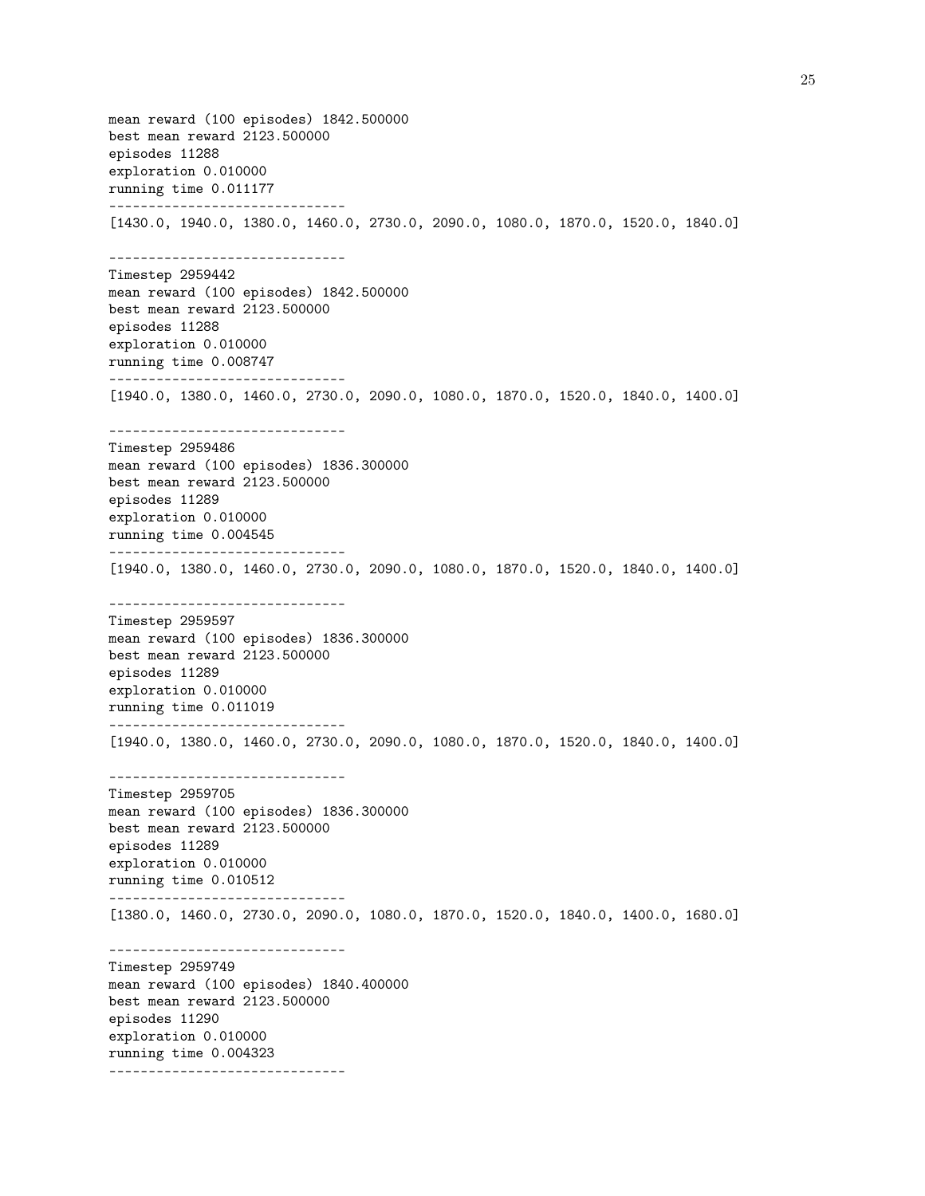```
mean reward (100 episodes) 1842.500000
best mean reward 2123.500000
episodes 11288
exploration 0.010000
running time 0.011177
------------------------------
[1430.0, 1940.0, 1380.0, 1460.0, 2730.0, 2090.0, 1080.0, 1870.0, 1520.0, 1840.0]

------------------------------
Timestep 2959442
mean reward (100 episodes) 1842.500000
best mean reward 2123.500000
episodes 11288
exploration 0.010000
running time 0.008747
------------------------------
[1940.0, 1380.0, 1460.0, 2730.0, 2090.0, 1080.0, 1870.0, 1520.0, 1840.0, 1400.0]

------------------------------
Timestep 2959486
mean reward (100 episodes) 1836.300000
best mean reward 2123.500000
episodes 11289
exploration 0.010000
running time 0.004545
------------------------------
[1940.0, 1380.0, 1460.0, 2730.0, 2090.0, 1080.0, 1870.0, 1520.0, 1840.0, 1400.0]

------------------------------
Timestep 2959597
mean reward (100 episodes) 1836.300000
best mean reward 2123.500000
episodes 11289
exploration 0.010000
running time 0.011019
------------------------------
[1940.0, 1380.0, 1460.0, 2730.0, 2090.0, 1080.0, 1870.0, 1520.0, 1840.0, 1400.0]

------------------------------
Timestep 2959705
mean reward (100 episodes) 1836.300000
best mean reward 2123.500000
episodes 11289
exploration 0.010000
running time 0.010512
------------------------------
[1380.0, 1460.0, 2730.0, 2090.0, 1080.0, 1870.0, 1520.0, 1840.0, 1400.0, 1680.0]

------------------------------
Timestep 2959749
mean reward (100 episodes) 1840.400000
best mean reward 2123.500000
episodes 11290
exploration 0.010000
running time 0.004323
------------------------------
```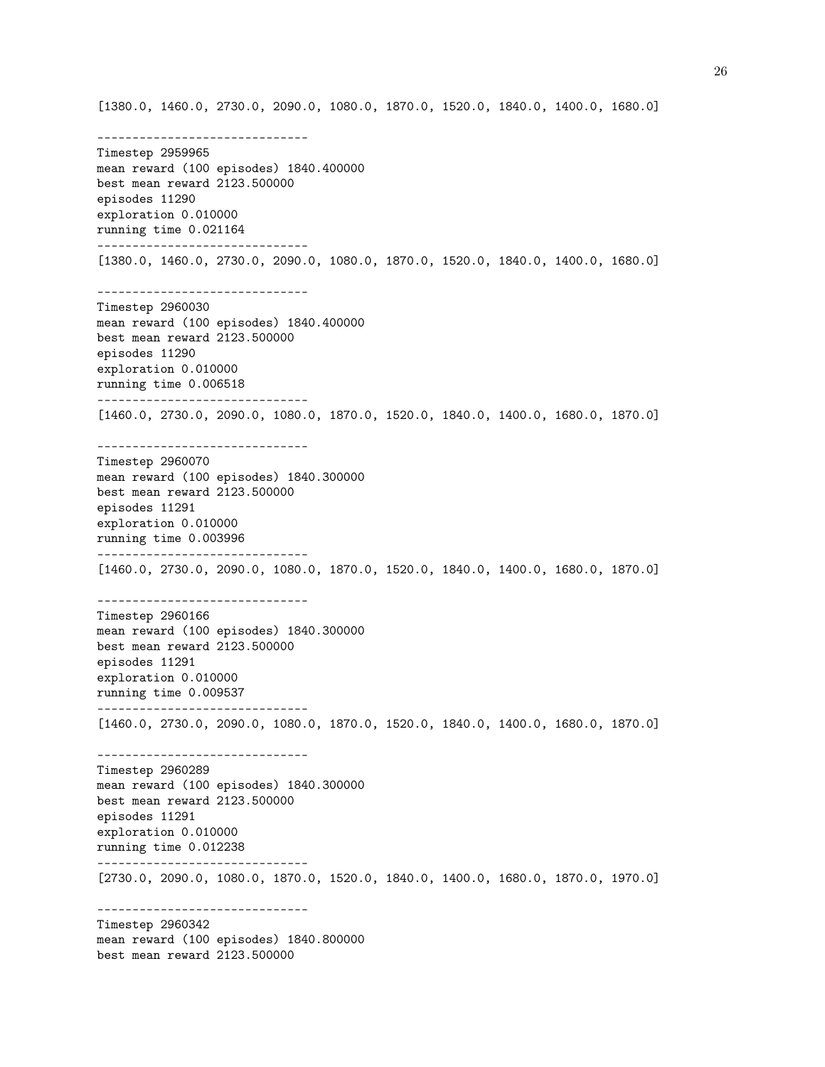```
[1380.0, 1460.0, 2730.0, 2090.0, 1080.0, 1870.0, 1520.0, 1840.0, 1400.0, 1680.0]

------------------------------
Timestep 2959965
mean reward (100 episodes) 1840.400000
best mean reward 2123.500000
episodes 11290
exploration 0.010000
running time 0.021164
------------------------------
[1380.0, 1460.0, 2730.0, 2090.0, 1080.0, 1870.0, 1520.0, 1840.0, 1400.0, 1680.0]

------------------------------
Timestep 2960030
mean reward (100 episodes) 1840.400000
best mean reward 2123.500000
episodes 11290
exploration 0.010000
running time 0.006518
------------------------------
[1460.0, 2730.0, 2090.0, 1080.0, 1870.0, 1520.0, 1840.0, 1400.0, 1680.0, 1870.0]

------------------------------
Timestep 2960070
mean reward (100 episodes) 1840.300000
best mean reward 2123.500000
episodes 11291
exploration 0.010000
running time 0.003996
------------------------------
[1460.0, 2730.0, 2090.0, 1080.0, 1870.0, 1520.0, 1840.0, 1400.0, 1680.0, 1870.0]

------------------------------
Timestep 2960166
mean reward (100 episodes) 1840.300000
best mean reward 2123.500000
episodes 11291
exploration 0.010000
running time 0.009537
------------------------------
[1460.0, 2730.0, 2090.0, 1080.0, 1870.0, 1520.0, 1840.0, 1400.0, 1680.0, 1870.0]

------------------------------
Timestep 2960289
mean reward (100 episodes) 1840.300000
best mean reward 2123.500000
episodes 11291
exploration 0.010000
running time 0.012238
------------------------------
[2730.0, 2090.0, 1080.0, 1870.0, 1520.0, 1840.0, 1400.0, 1680.0, 1870.0, 1970.0]

------------------------------
Timestep 2960342
mean reward (100 episodes) 1840.800000
best mean reward 2123.500000
```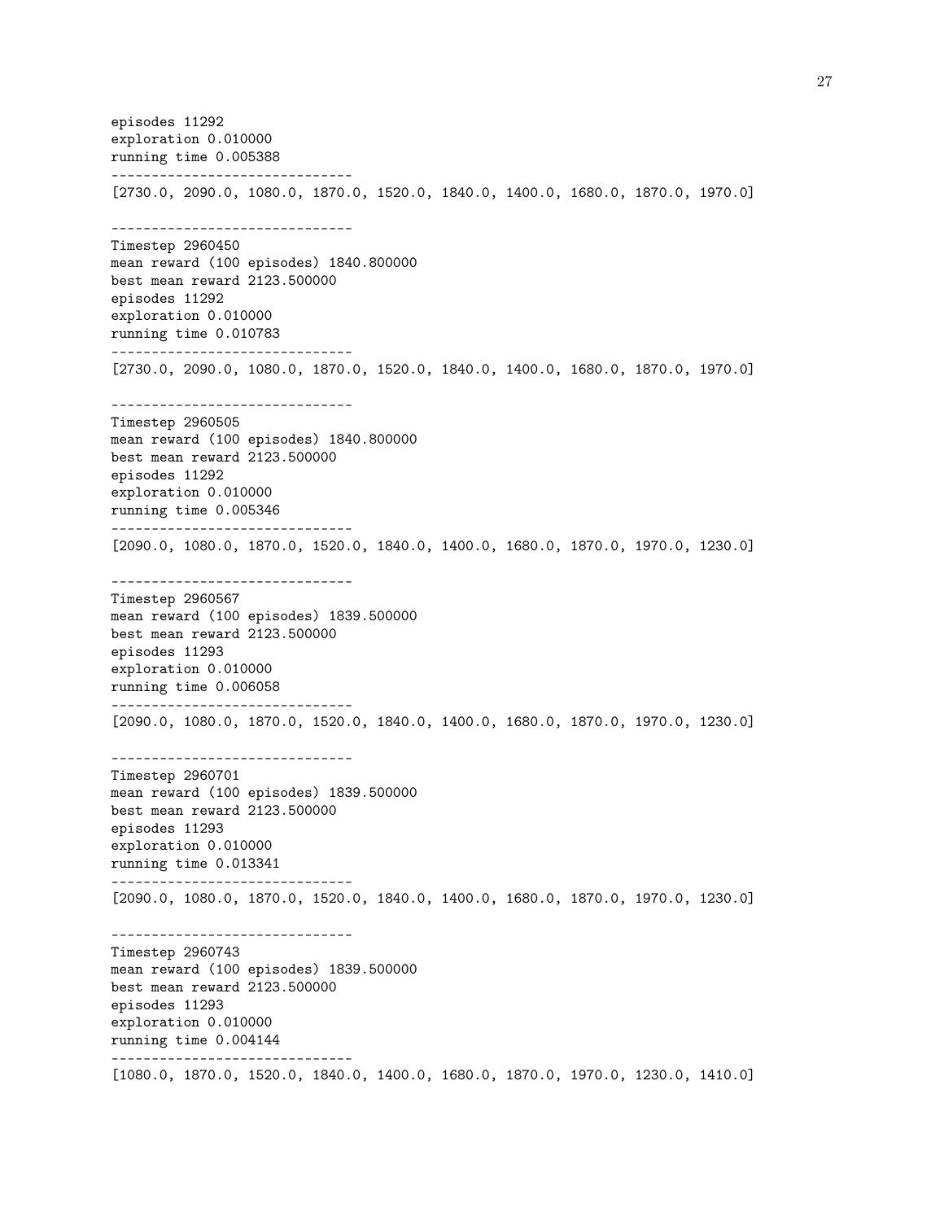```
episodes 11292
exploration 0.010000
running time 0.005388
------------------------------
[2730.0, 2090.0, 1080.0, 1870.0, 1520.0, 1840.0, 1400.0, 1680.0, 1870.0, 1970.0]

------------------------------
Timestep 2960450
mean reward (100 episodes) 1840.800000
best mean reward 2123.500000
episodes 11292
exploration 0.010000
running time 0.010783
------------------------------
[2730.0, 2090.0, 1080.0, 1870.0, 1520.0, 1840.0, 1400.0, 1680.0, 1870.0, 1970.0]

------------------------------
Timestep 2960505
mean reward (100 episodes) 1840.800000
best mean reward 2123.500000
episodes 11292
exploration 0.010000
running time 0.005346
------------------------------
[2090.0, 1080.0, 1870.0, 1520.0, 1840.0, 1400.0, 1680.0, 1870.0, 1970.0, 1230.0]

------------------------------
Timestep 2960567
mean reward (100 episodes) 1839.500000
best mean reward 2123.500000
episodes 11293
exploration 0.010000
running time 0.006058
------------------------------
[2090.0, 1080.0, 1870.0, 1520.0, 1840.0, 1400.0, 1680.0, 1870.0, 1970.0, 1230.0]

------------------------------
Timestep 2960701
mean reward (100 episodes) 1839.500000
best mean reward 2123.500000
episodes 11293
exploration 0.010000
running time 0.013341
------------------------------
[2090.0, 1080.0, 1870.0, 1520.0, 1840.0, 1400.0, 1680.0, 1870.0, 1970.0, 1230.0]

------------------------------
Timestep 2960743
mean reward (100 episodes) 1839.500000
best mean reward 2123.500000
episodes 11293
exploration 0.010000
running time 0.004144
------------------------------
[1080.0, 1870.0, 1520.0, 1840.0, 1400.0, 1680.0, 1870.0, 1970.0, 1230.0, 1410.0]
```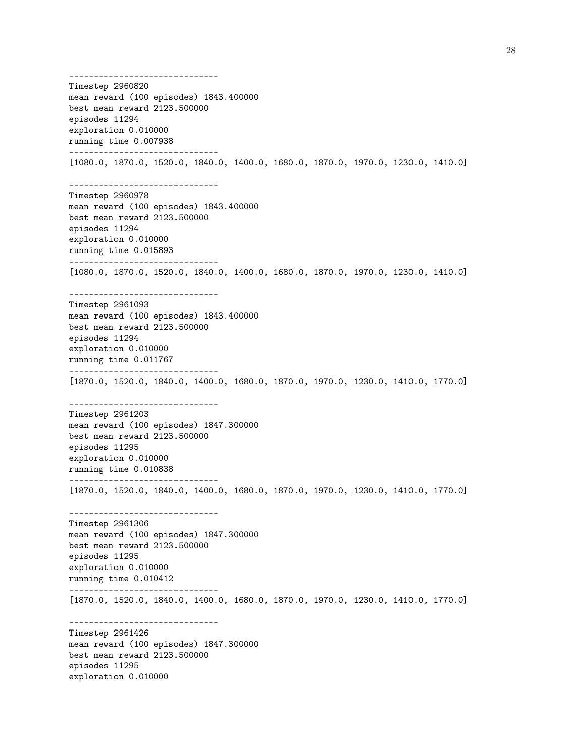```
------------------------------
Timestep 2960820
mean reward (100 episodes) 1843.400000
best mean reward 2123.500000
episodes 11294
exploration 0.010000
running time 0.007938
------------------------------
[1080.0, 1870.0, 1520.0, 1840.0, 1400.0, 1680.0, 1870.0, 1970.0, 1230.0, 1410.0]

------------------------------
Timestep 2960978
mean reward (100 episodes) 1843.400000
best mean reward 2123.500000
episodes 11294
exploration 0.010000
running time 0.015893
------------------------------
[1080.0, 1870.0, 1520.0, 1840.0, 1400.0, 1680.0, 1870.0, 1970.0, 1230.0, 1410.0]

------------------------------
Timestep 2961093
mean reward (100 episodes) 1843.400000
best mean reward 2123.500000
episodes 11294
exploration 0.010000
running time 0.011767
------------------------------
[1870.0, 1520.0, 1840.0, 1400.0, 1680.0, 1870.0, 1970.0, 1230.0, 1410.0, 1770.0]

------------------------------
Timestep 2961203
mean reward (100 episodes) 1847.300000
best mean reward 2123.500000
episodes 11295
exploration 0.010000
running time 0.010838
------------------------------
[1870.0, 1520.0, 1840.0, 1400.0, 1680.0, 1870.0, 1970.0, 1230.0, 1410.0, 1770.0]

------------------------------
Timestep 2961306
mean reward (100 episodes) 1847.300000
best mean reward 2123.500000
episodes 11295
exploration 0.010000
running time 0.010412
------------------------------
[1870.0, 1520.0, 1840.0, 1400.0, 1680.0, 1870.0, 1970.0, 1230.0, 1410.0, 1770.0]

------------------------------
Timestep 2961426
mean reward (100 episodes) 1847.300000
best mean reward 2123.500000
episodes 11295
exploration 0.010000
```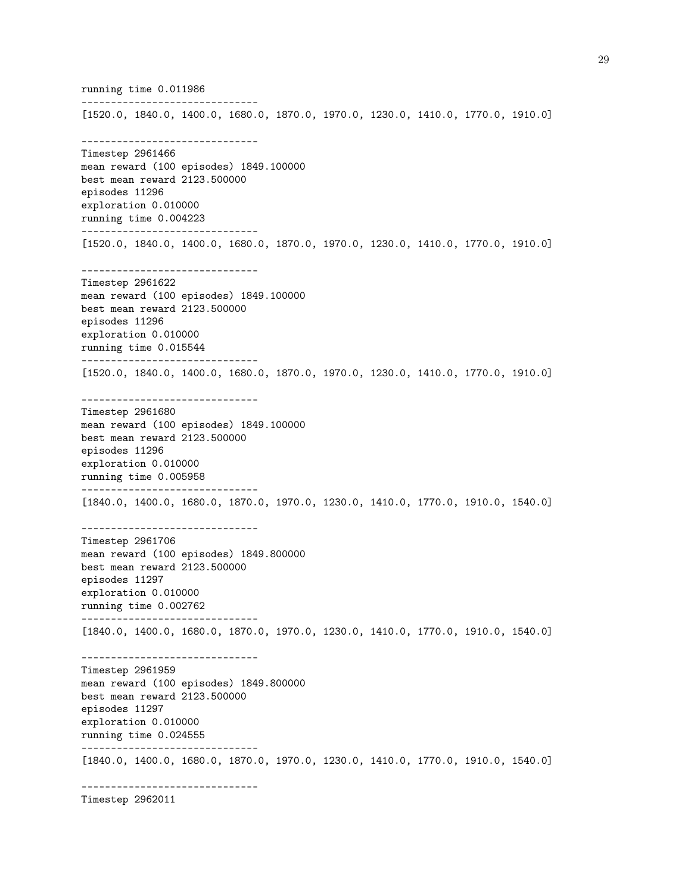```
running time 0.011986
------------------------------
[1520.0, 1840.0, 1400.0, 1680.0, 1870.0, 1970.0, 1230.0, 1410.0, 1770.0, 1910.0]

------------------------------
Timestep 2961466
mean reward (100 episodes) 1849.100000
best mean reward 2123.500000
episodes 11296
exploration 0.010000
running time 0.004223
------------------------------
[1520.0, 1840.0, 1400.0, 1680.0, 1870.0, 1970.0, 1230.0, 1410.0, 1770.0, 1910.0]

------------------------------
Timestep 2961622
mean reward (100 episodes) 1849.100000
best mean reward 2123.500000
episodes 11296
exploration 0.010000
running time 0.015544
------------------------------
[1520.0, 1840.0, 1400.0, 1680.0, 1870.0, 1970.0, 1230.0, 1410.0, 1770.0, 1910.0]

------------------------------
Timestep 2961680
mean reward (100 episodes) 1849.100000
best mean reward 2123.500000
episodes 11296
exploration 0.010000
running time 0.005958
------------------------------
[1840.0, 1400.0, 1680.0, 1870.0, 1970.0, 1230.0, 1410.0, 1770.0, 1910.0, 1540.0]

------------------------------
Timestep 2961706
mean reward (100 episodes) 1849.800000
best mean reward 2123.500000
episodes 11297
exploration 0.010000
running time 0.002762
------------------------------
[1840.0, 1400.0, 1680.0, 1870.0, 1970.0, 1230.0, 1410.0, 1770.0, 1910.0, 1540.0]

------------------------------
Timestep 2961959
mean reward (100 episodes) 1849.800000
best mean reward 2123.500000
episodes 11297
exploration 0.010000
running time 0.024555
------------------------------
[1840.0, 1400.0, 1680.0, 1870.0, 1970.0, 1230.0, 1410.0, 1770.0, 1910.0, 1540.0]

------------------------------
Timestep 2962011
```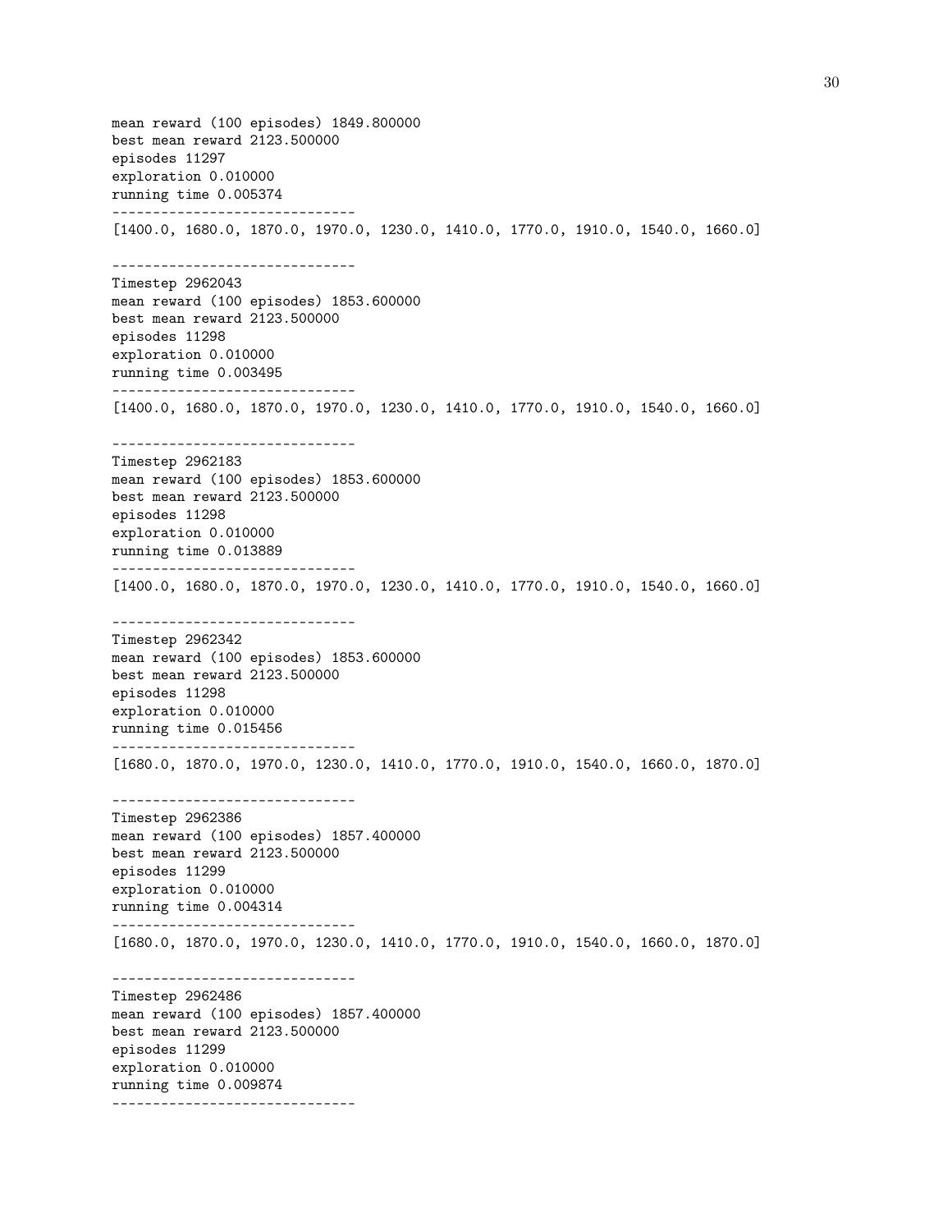```
mean reward (100 episodes) 1849.800000
best mean reward 2123.500000
episodes 11297
exploration 0.010000
running time 0.005374
------------------------------
[1400.0, 1680.0, 1870.0, 1970.0, 1230.0, 1410.0, 1770.0, 1910.0, 1540.0, 1660.0]

------------------------------
Timestep 2962043
mean reward (100 episodes) 1853.600000
best mean reward 2123.500000
episodes 11298
exploration 0.010000
running time 0.003495
------------------------------
[1400.0, 1680.0, 1870.0, 1970.0, 1230.0, 1410.0, 1770.0, 1910.0, 1540.0, 1660.0]

------------------------------
Timestep 2962183
mean reward (100 episodes) 1853.600000
best mean reward 2123.500000
episodes 11298
exploration 0.010000
running time 0.013889
------------------------------
[1400.0, 1680.0, 1870.0, 1970.0, 1230.0, 1410.0, 1770.0, 1910.0, 1540.0, 1660.0]

------------------------------
Timestep 2962342
mean reward (100 episodes) 1853.600000
best mean reward 2123.500000
episodes 11298
exploration 0.010000
running time 0.015456
------------------------------
[1680.0, 1870.0, 1970.0, 1230.0, 1410.0, 1770.0, 1910.0, 1540.0, 1660.0, 1870.0]

------------------------------
Timestep 2962386
mean reward (100 episodes) 1857.400000
best mean reward 2123.500000
episodes 11299
exploration 0.010000
running time 0.004314
------------------------------
[1680.0, 1870.0, 1970.0, 1230.0, 1410.0, 1770.0, 1910.0, 1540.0, 1660.0, 1870.0]

------------------------------
Timestep 2962486
mean reward (100 episodes) 1857.400000
best mean reward 2123.500000
episodes 11299
exploration 0.010000
running time 0.009874
------------------------------
```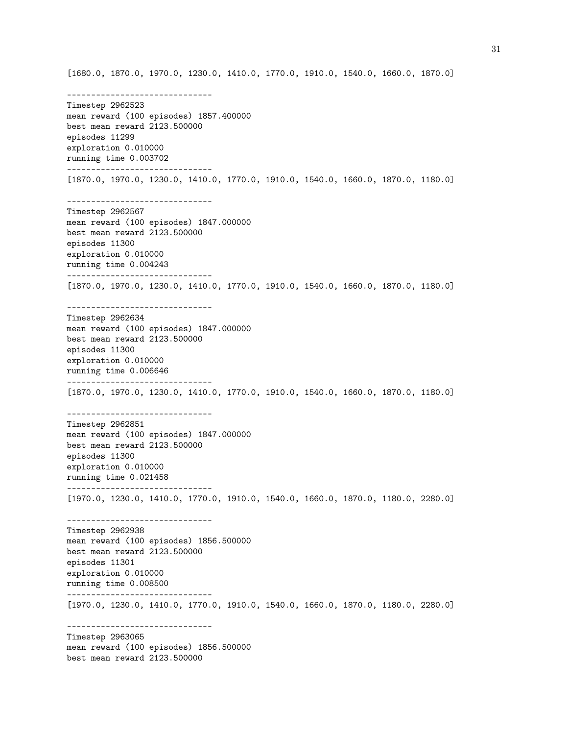```
[1680.0, 1870.0, 1970.0, 1230.0, 1410.0, 1770.0, 1910.0, 1540.0, 1660.0, 1870.0]

------------------------------
Timestep 2962523
mean reward (100 episodes) 1857.400000
best mean reward 2123.500000
episodes 11299
exploration 0.010000
running time 0.003702
------------------------------
[1870.0, 1970.0, 1230.0, 1410.0, 1770.0, 1910.0, 1540.0, 1660.0, 1870.0, 1180.0]

------------------------------
Timestep 2962567
mean reward (100 episodes) 1847.000000
best mean reward 2123.500000
episodes 11300
exploration 0.010000
running time 0.004243
------------------------------
[1870.0, 1970.0, 1230.0, 1410.0, 1770.0, 1910.0, 1540.0, 1660.0, 1870.0, 1180.0]

------------------------------
Timestep 2962634
mean reward (100 episodes) 1847.000000
best mean reward 2123.500000
episodes 11300
exploration 0.010000
running time 0.006646
------------------------------
[1870.0, 1970.0, 1230.0, 1410.0, 1770.0, 1910.0, 1540.0, 1660.0, 1870.0, 1180.0]

------------------------------
Timestep 2962851
mean reward (100 episodes) 1847.000000
best mean reward 2123.500000
episodes 11300
exploration 0.010000
running time 0.021458
------------------------------
[1970.0, 1230.0, 1410.0, 1770.0, 1910.0, 1540.0, 1660.0, 1870.0, 1180.0, 2280.0]

------------------------------
Timestep 2962938
mean reward (100 episodes) 1856.500000
best mean reward 2123.500000
episodes 11301
exploration 0.010000
running time 0.008500
------------------------------
[1970.0, 1230.0, 1410.0, 1770.0, 1910.0, 1540.0, 1660.0, 1870.0, 1180.0, 2280.0]

------------------------------
Timestep 2963065
mean reward (100 episodes) 1856.500000
best mean reward 2123.500000
```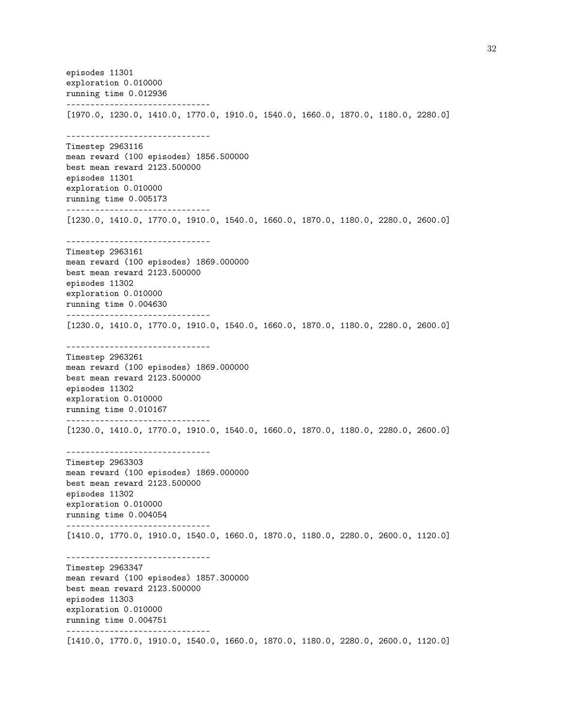```
episodes 11301
exploration 0.010000
running time 0.012936
------------------------------
[1970.0, 1230.0, 1410.0, 1770.0, 1910.0, 1540.0, 1660.0, 1870.0, 1180.0, 2280.0]

------------------------------
Timestep 2963116
mean reward (100 episodes) 1856.500000
best mean reward 2123.500000
episodes 11301
exploration 0.010000
running time 0.005173
------------------------------
[1230.0, 1410.0, 1770.0, 1910.0, 1540.0, 1660.0, 1870.0, 1180.0, 2280.0, 2600.0]

------------------------------
Timestep 2963161
mean reward (100 episodes) 1869.000000
best mean reward 2123.500000
episodes 11302
exploration 0.010000
running time 0.004630
------------------------------
[1230.0, 1410.0, 1770.0, 1910.0, 1540.0, 1660.0, 1870.0, 1180.0, 2280.0, 2600.0]

------------------------------
Timestep 2963261
mean reward (100 episodes) 1869.000000
best mean reward 2123.500000
episodes 11302
exploration 0.010000
running time 0.010167
------------------------------
[1230.0, 1410.0, 1770.0, 1910.0, 1540.0, 1660.0, 1870.0, 1180.0, 2280.0, 2600.0]

------------------------------
Timestep 2963303
mean reward (100 episodes) 1869.000000
best mean reward 2123.500000
episodes 11302
exploration 0.010000
running time 0.004054
------------------------------
[1410.0, 1770.0, 1910.0, 1540.0, 1660.0, 1870.0, 1180.0, 2280.0, 2600.0, 1120.0]

------------------------------
Timestep 2963347
mean reward (100 episodes) 1857.300000
best mean reward 2123.500000
episodes 11303
exploration 0.010000
running time 0.004751
------------------------------
[1410.0, 1770.0, 1910.0, 1540.0, 1660.0, 1870.0, 1180.0, 2280.0, 2600.0, 1120.0]
```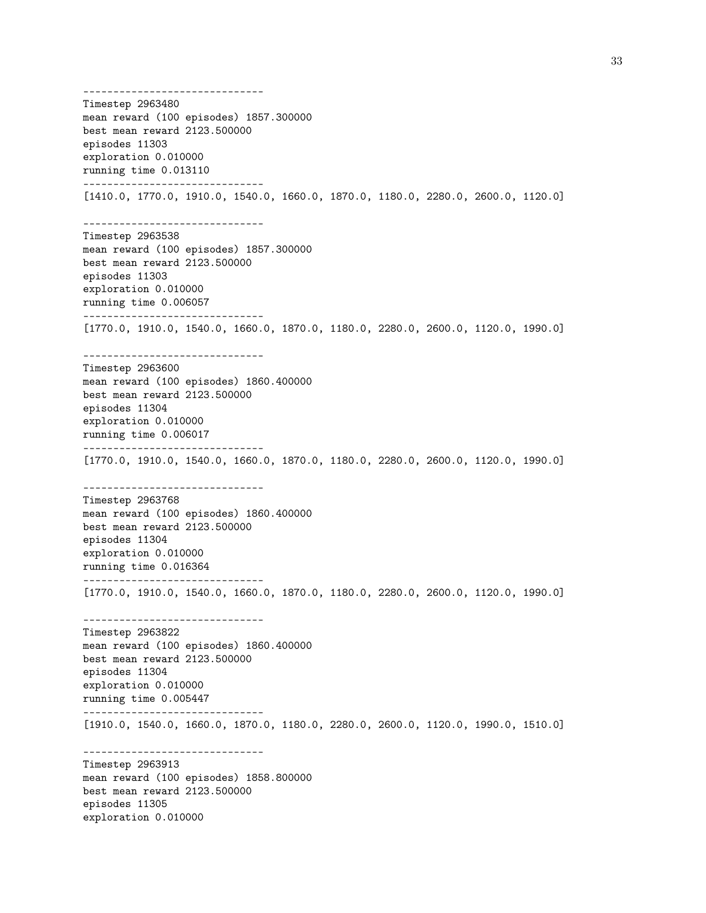```
------------------------------
Timestep 2963480
mean reward (100 episodes) 1857.300000
best mean reward 2123.500000
episodes 11303
exploration 0.010000
running time 0.013110
------------------------------
[1410.0, 1770.0, 1910.0, 1540.0, 1660.0, 1870.0, 1180.0, 2280.0, 2600.0, 1120.0]

------------------------------
Timestep 2963538
mean reward (100 episodes) 1857.300000
best mean reward 2123.500000
episodes 11303
exploration 0.010000
running time 0.006057
------------------------------
[1770.0, 1910.0, 1540.0, 1660.0, 1870.0, 1180.0, 2280.0, 2600.0, 1120.0, 1990.0]

------------------------------
Timestep 2963600
mean reward (100 episodes) 1860.400000
best mean reward 2123.500000
episodes 11304
exploration 0.010000
running time 0.006017
------------------------------
[1770.0, 1910.0, 1540.0, 1660.0, 1870.0, 1180.0, 2280.0, 2600.0, 1120.0, 1990.0]

------------------------------
Timestep 2963768
mean reward (100 episodes) 1860.400000
best mean reward 2123.500000
episodes 11304
exploration 0.010000
running time 0.016364
------------------------------
[1770.0, 1910.0, 1540.0, 1660.0, 1870.0, 1180.0, 2280.0, 2600.0, 1120.0, 1990.0]

------------------------------
Timestep 2963822
mean reward (100 episodes) 1860.400000
best mean reward 2123.500000
episodes 11304
exploration 0.010000
running time 0.005447
------------------------------
[1910.0, 1540.0, 1660.0, 1870.0, 1180.0, 2280.0, 2600.0, 1120.0, 1990.0, 1510.0]

------------------------------
Timestep 2963913
mean reward (100 episodes) 1858.800000
best mean reward 2123.500000
episodes 11305
exploration 0.010000
```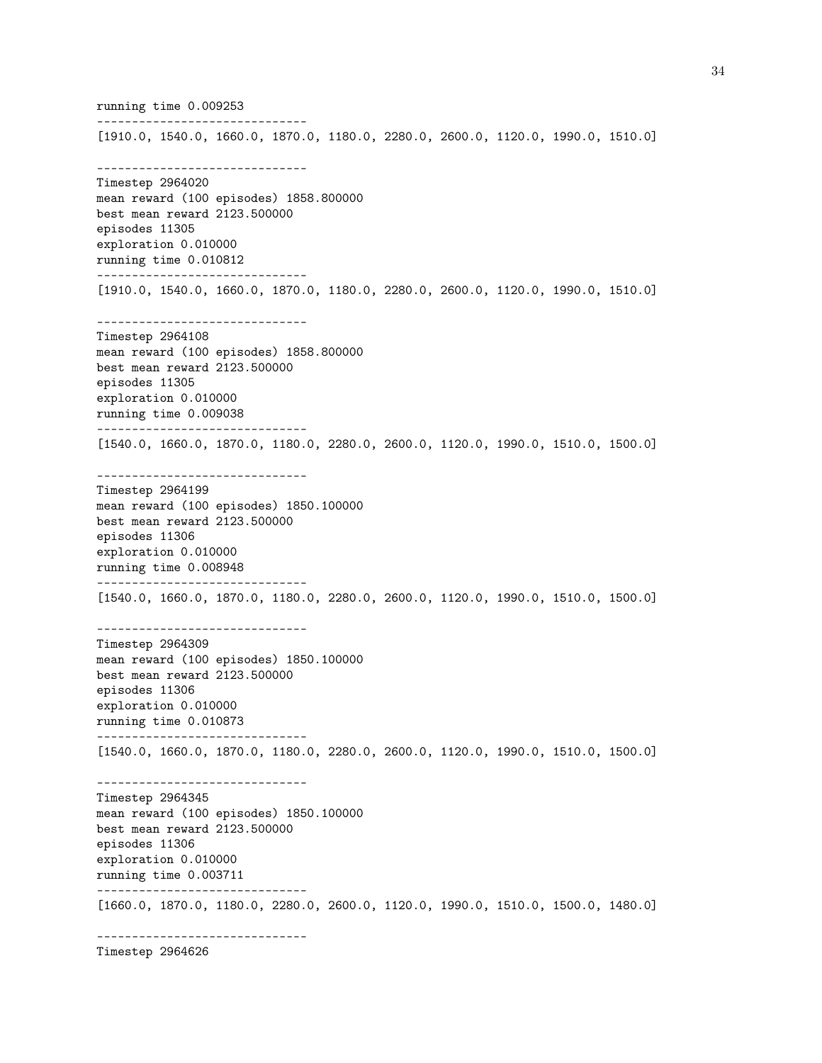```
running time 0.009253
------------------------------
[1910.0, 1540.0, 1660.0, 1870.0, 1180.0, 2280.0, 2600.0, 1120.0, 1990.0, 1510.0]

------------------------------
Timestep 2964020
mean reward (100 episodes) 1858.800000
best mean reward 2123.500000
episodes 11305
exploration 0.010000
running time 0.010812
------------------------------
[1910.0, 1540.0, 1660.0, 1870.0, 1180.0, 2280.0, 2600.0, 1120.0, 1990.0, 1510.0]

------------------------------
Timestep 2964108
mean reward (100 episodes) 1858.800000
best mean reward 2123.500000
episodes 11305
exploration 0.010000
running time 0.009038
------------------------------
[1540.0, 1660.0, 1870.0, 1180.0, 2280.0, 2600.0, 1120.0, 1990.0, 1510.0, 1500.0]

------------------------------
Timestep 2964199
mean reward (100 episodes) 1850.100000
best mean reward 2123.500000
episodes 11306
exploration 0.010000
running time 0.008948
------------------------------
[1540.0, 1660.0, 1870.0, 1180.0, 2280.0, 2600.0, 1120.0, 1990.0, 1510.0, 1500.0]

------------------------------
Timestep 2964309
mean reward (100 episodes) 1850.100000
best mean reward 2123.500000
episodes 11306
exploration 0.010000
running time 0.010873
------------------------------
[1540.0, 1660.0, 1870.0, 1180.0, 2280.0, 2600.0, 1120.0, 1990.0, 1510.0, 1500.0]

------------------------------
Timestep 2964345
mean reward (100 episodes) 1850.100000
best mean reward 2123.500000
episodes 11306
exploration 0.010000
running time 0.003711
------------------------------
[1660.0, 1870.0, 1180.0, 2280.0, 2600.0, 1120.0, 1990.0, 1510.0, 1500.0, 1480.0]

------------------------------
Timestep 2964626
```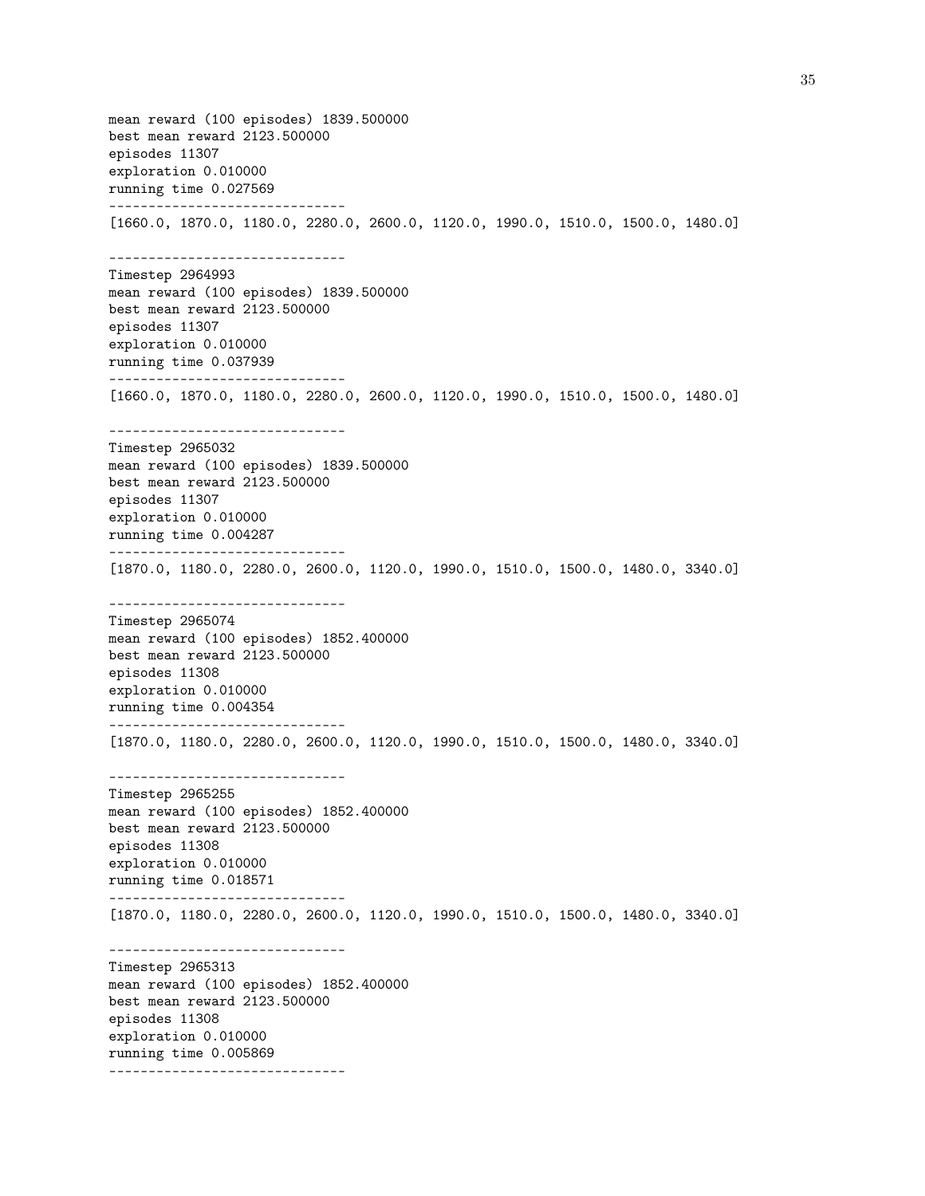```
mean reward (100 episodes) 1839.500000
best mean reward 2123.500000
episodes 11307
exploration 0.010000
running time 0.027569
------------------------------
[1660.0, 1870.0, 1180.0, 2280.0, 2600.0, 1120.0, 1990.0, 1510.0, 1500.0, 1480.0]

------------------------------
Timestep 2964993
mean reward (100 episodes) 1839.500000
best mean reward 2123.500000
episodes 11307
exploration 0.010000
running time 0.037939
------------------------------
[1660.0, 1870.0, 1180.0, 2280.0, 2600.0, 1120.0, 1990.0, 1510.0, 1500.0, 1480.0]

------------------------------
Timestep 2965032
mean reward (100 episodes) 1839.500000
best mean reward 2123.500000
episodes 11307
exploration 0.010000
running time 0.004287
------------------------------
[1870.0, 1180.0, 2280.0, 2600.0, 1120.0, 1990.0, 1510.0, 1500.0, 1480.0, 3340.0]

------------------------------
Timestep 2965074
mean reward (100 episodes) 1852.400000
best mean reward 2123.500000
episodes 11308
exploration 0.010000
running time 0.004354
------------------------------
[1870.0, 1180.0, 2280.0, 2600.0, 1120.0, 1990.0, 1510.0, 1500.0, 1480.0, 3340.0]

------------------------------
Timestep 2965255
mean reward (100 episodes) 1852.400000
best mean reward 2123.500000
episodes 11308
exploration 0.010000
running time 0.018571
------------------------------
[1870.0, 1180.0, 2280.0, 2600.0, 1120.0, 1990.0, 1510.0, 1500.0, 1480.0, 3340.0]

------------------------------
Timestep 2965313
mean reward (100 episodes) 1852.400000
best mean reward 2123.500000
episodes 11308
exploration 0.010000
running time 0.005869
------------------------------
```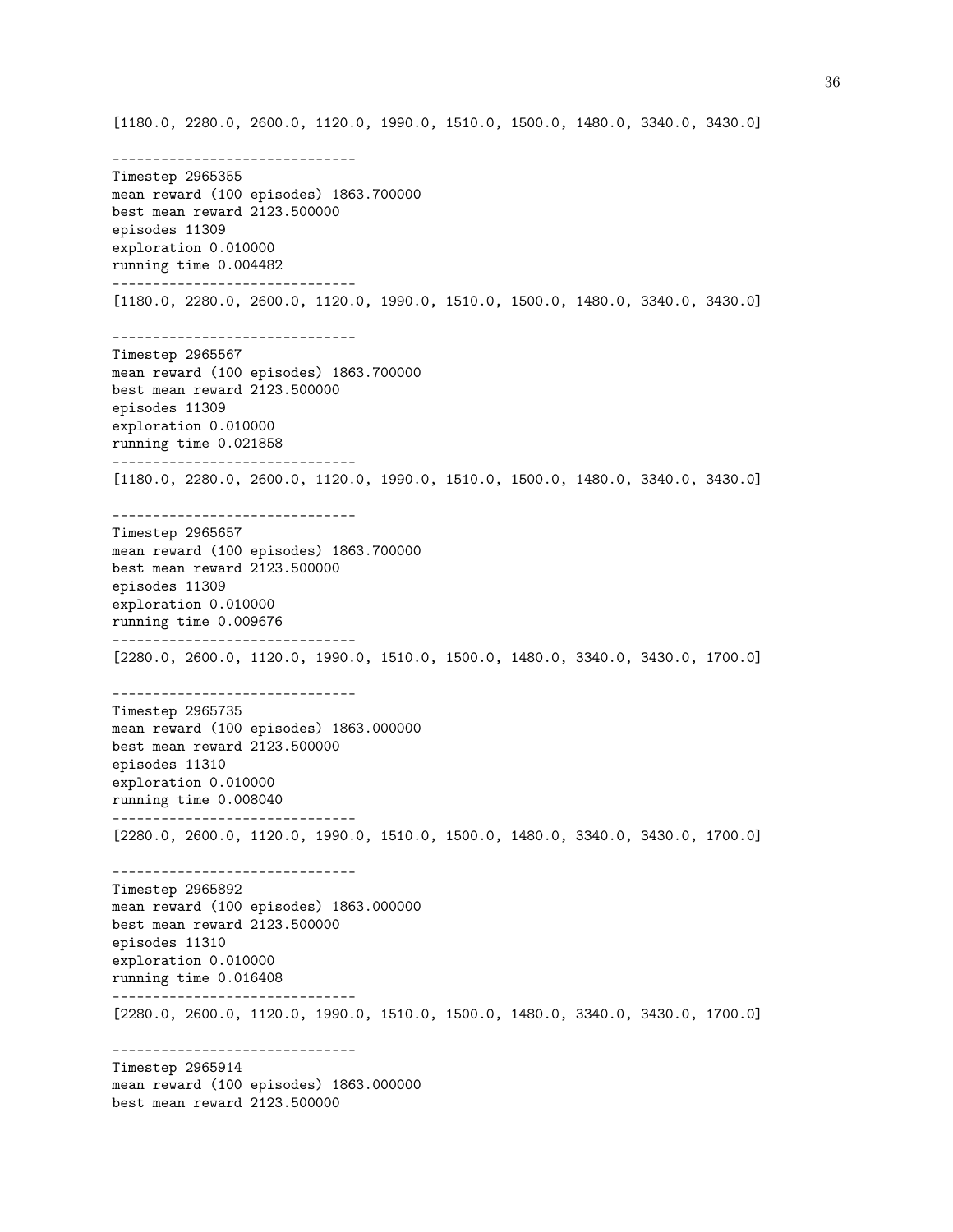```
[1180.0, 2280.0, 2600.0, 1120.0, 1990.0, 1510.0, 1500.0, 1480.0, 3340.0, 3430.0]

------------------------------
Timestep 2965355
mean reward (100 episodes) 1863.700000
best mean reward 2123.500000
episodes 11309
exploration 0.010000
running time 0.004482
------------------------------
[1180.0, 2280.0, 2600.0, 1120.0, 1990.0, 1510.0, 1500.0, 1480.0, 3340.0, 3430.0]

------------------------------
Timestep 2965567
mean reward (100 episodes) 1863.700000
best mean reward 2123.500000
episodes 11309
exploration 0.010000
running time 0.021858
------------------------------
[1180.0, 2280.0, 2600.0, 1120.0, 1990.0, 1510.0, 1500.0, 1480.0, 3340.0, 3430.0]

------------------------------
Timestep 2965657
mean reward (100 episodes) 1863.700000
best mean reward 2123.500000
episodes 11309
exploration 0.010000
running time 0.009676
------------------------------
[2280.0, 2600.0, 1120.0, 1990.0, 1510.0, 1500.0, 1480.0, 3340.0, 3430.0, 1700.0]

------------------------------
Timestep 2965735
mean reward (100 episodes) 1863.000000
best mean reward 2123.500000
episodes 11310
exploration 0.010000
running time 0.008040
------------------------------
[2280.0, 2600.0, 1120.0, 1990.0, 1510.0, 1500.0, 1480.0, 3340.0, 3430.0, 1700.0]

------------------------------
Timestep 2965892
mean reward (100 episodes) 1863.000000
best mean reward 2123.500000
episodes 11310
exploration 0.010000
running time 0.016408
------------------------------
[2280.0, 2600.0, 1120.0, 1990.0, 1510.0, 1500.0, 1480.0, 3340.0, 3430.0, 1700.0]

------------------------------
Timestep 2965914
mean reward (100 episodes) 1863.000000
best mean reward 2123.500000
```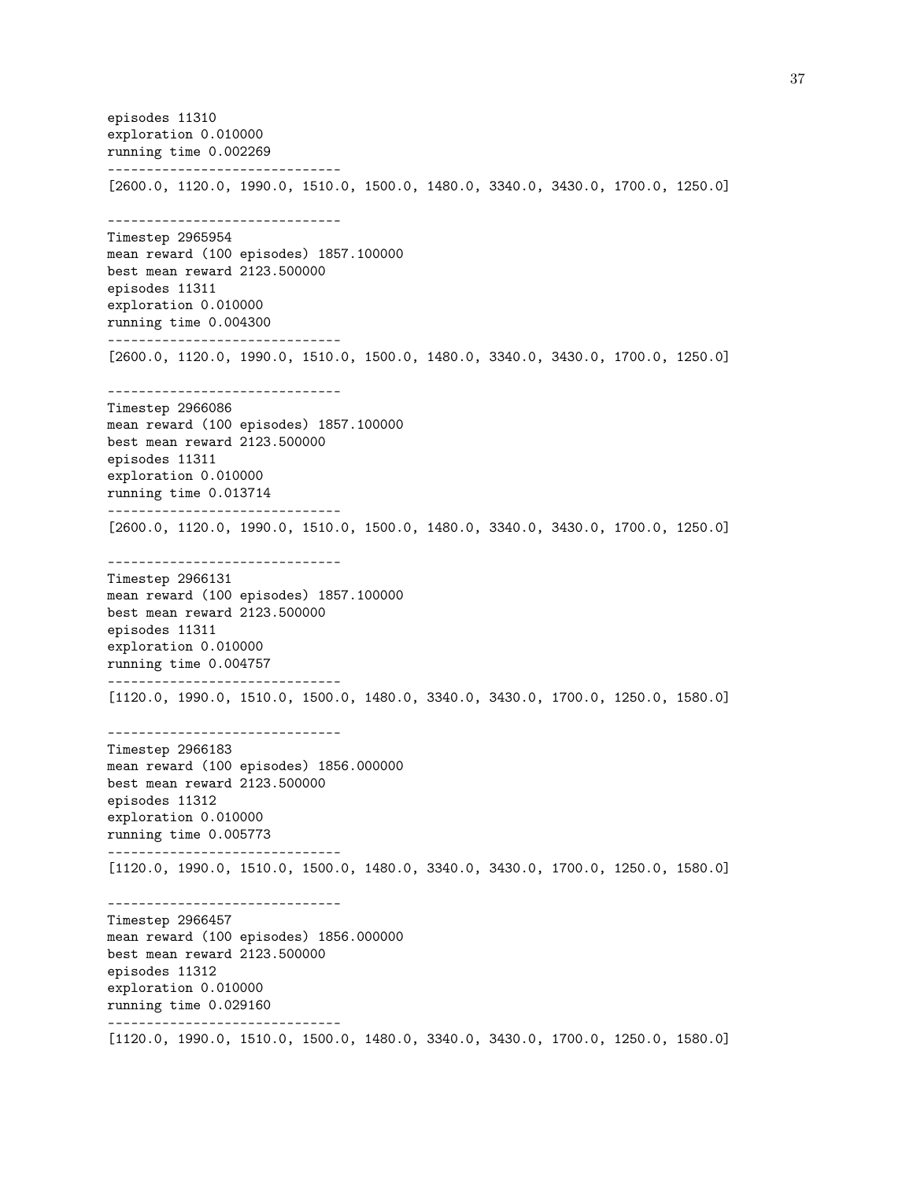```
episodes 11310
exploration 0.010000
running time 0.002269
------------------------------
[2600.0, 1120.0, 1990.0, 1510.0, 1500.0, 1480.0, 3340.0, 3430.0, 1700.0, 1250.0]

------------------------------
Timestep 2965954
mean reward (100 episodes) 1857.100000
best mean reward 2123.500000
episodes 11311
exploration 0.010000
running time 0.004300
------------------------------
[2600.0, 1120.0, 1990.0, 1510.0, 1500.0, 1480.0, 3340.0, 3430.0, 1700.0, 1250.0]

------------------------------
Timestep 2966086
mean reward (100 episodes) 1857.100000
best mean reward 2123.500000
episodes 11311
exploration 0.010000
running time 0.013714
------------------------------
[2600.0, 1120.0, 1990.0, 1510.0, 1500.0, 1480.0, 3340.0, 3430.0, 1700.0, 1250.0]

------------------------------
Timestep 2966131
mean reward (100 episodes) 1857.100000
best mean reward 2123.500000
episodes 11311
exploration 0.010000
running time 0.004757
------------------------------
[1120.0, 1990.0, 1510.0, 1500.0, 1480.0, 3340.0, 3430.0, 1700.0, 1250.0, 1580.0]

------------------------------
Timestep 2966183
mean reward (100 episodes) 1856.000000
best mean reward 2123.500000
episodes 11312
exploration 0.010000
running time 0.005773
------------------------------
[1120.0, 1990.0, 1510.0, 1500.0, 1480.0, 3340.0, 3430.0, 1700.0, 1250.0, 1580.0]

------------------------------
Timestep 2966457
mean reward (100 episodes) 1856.000000
best mean reward 2123.500000
episodes 11312
exploration 0.010000
running time 0.029160
------------------------------
[1120.0, 1990.0, 1510.0, 1500.0, 1480.0, 3340.0, 3430.0, 1700.0, 1250.0, 1580.0]
```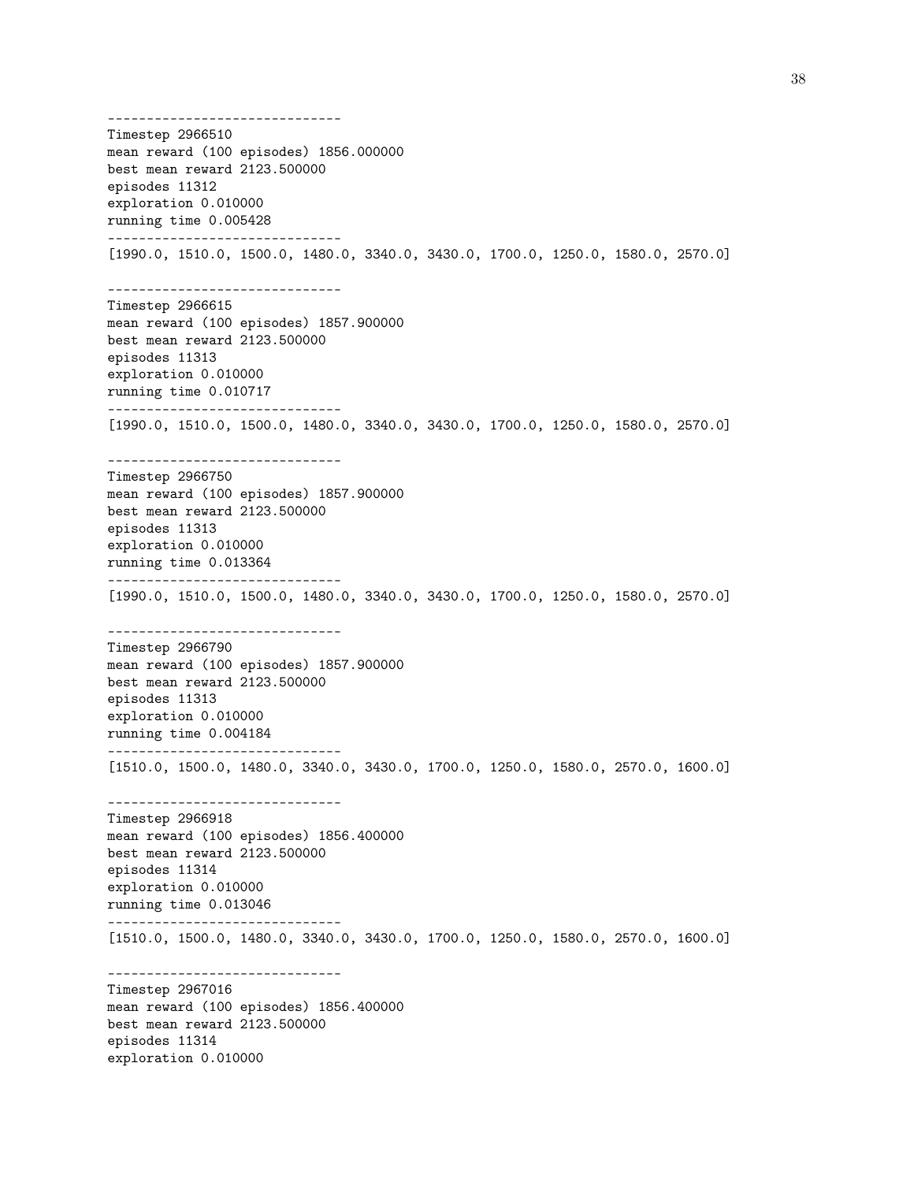```
------------------------------
Timestep 2966510
mean reward (100 episodes) 1856.000000
best mean reward 2123.500000
episodes 11312
exploration 0.010000
running time 0.005428
------------------------------
[1990.0, 1510.0, 1500.0, 1480.0, 3340.0, 3430.0, 1700.0, 1250.0, 1580.0, 2570.0]

------------------------------
Timestep 2966615
mean reward (100 episodes) 1857.900000
best mean reward 2123.500000
episodes 11313
exploration 0.010000
running time 0.010717
------------------------------
[1990.0, 1510.0, 1500.0, 1480.0, 3340.0, 3430.0, 1700.0, 1250.0, 1580.0, 2570.0]

------------------------------
Timestep 2966750
mean reward (100 episodes) 1857.900000
best mean reward 2123.500000
episodes 11313
exploration 0.010000
running time 0.013364
------------------------------
[1990.0, 1510.0, 1500.0, 1480.0, 3340.0, 3430.0, 1700.0, 1250.0, 1580.0, 2570.0]

------------------------------
Timestep 2966790
mean reward (100 episodes) 1857.900000
best mean reward 2123.500000
episodes 11313
exploration 0.010000
running time 0.004184
------------------------------
[1510.0, 1500.0, 1480.0, 3340.0, 3430.0, 1700.0, 1250.0, 1580.0, 2570.0, 1600.0]

------------------------------
Timestep 2966918
mean reward (100 episodes) 1856.400000
best mean reward 2123.500000
episodes 11314
exploration 0.010000
running time 0.013046
------------------------------
[1510.0, 1500.0, 1480.0, 3340.0, 3430.0, 1700.0, 1250.0, 1580.0, 2570.0, 1600.0]

------------------------------
Timestep 2967016
mean reward (100 episodes) 1856.400000
best mean reward 2123.500000
episodes 11314
exploration 0.010000
```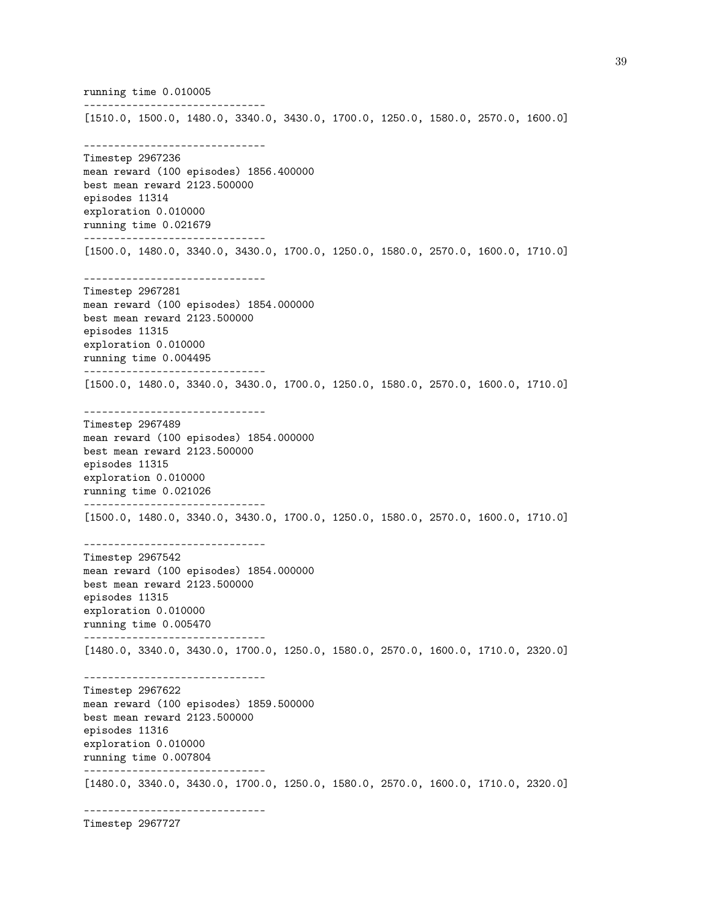```
running time 0.010005
------------------------------
[1510.0, 1500.0, 1480.0, 3340.0, 3430.0, 1700.0, 1250.0, 1580.0, 2570.0, 1600.0]

------------------------------
Timestep 2967236
mean reward (100 episodes) 1856.400000
best mean reward 2123.500000
episodes 11314
exploration 0.010000
running time 0.021679
------------------------------
[1500.0, 1480.0, 3340.0, 3430.0, 1700.0, 1250.0, 1580.0, 2570.0, 1600.0, 1710.0]

------------------------------
Timestep 2967281
mean reward (100 episodes) 1854.000000
best mean reward 2123.500000
episodes 11315
exploration 0.010000
running time 0.004495
------------------------------
[1500.0, 1480.0, 3340.0, 3430.0, 1700.0, 1250.0, 1580.0, 2570.0, 1600.0, 1710.0]

------------------------------
Timestep 2967489
mean reward (100 episodes) 1854.000000
best mean reward 2123.500000
episodes 11315
exploration 0.010000
running time 0.021026
------------------------------
[1500.0, 1480.0, 3340.0, 3430.0, 1700.0, 1250.0, 1580.0, 2570.0, 1600.0, 1710.0]

------------------------------
Timestep 2967542
mean reward (100 episodes) 1854.000000
best mean reward 2123.500000
episodes 11315
exploration 0.010000
running time 0.005470
------------------------------
[1480.0, 3340.0, 3430.0, 1700.0, 1250.0, 1580.0, 2570.0, 1600.0, 1710.0, 2320.0]

------------------------------
Timestep 2967622
mean reward (100 episodes) 1859.500000
best mean reward 2123.500000
episodes 11316
exploration 0.010000
running time 0.007804
------------------------------
[1480.0, 3340.0, 3430.0, 1700.0, 1250.0, 1580.0, 2570.0, 1600.0, 1710.0, 2320.0]

------------------------------
Timestep 2967727
```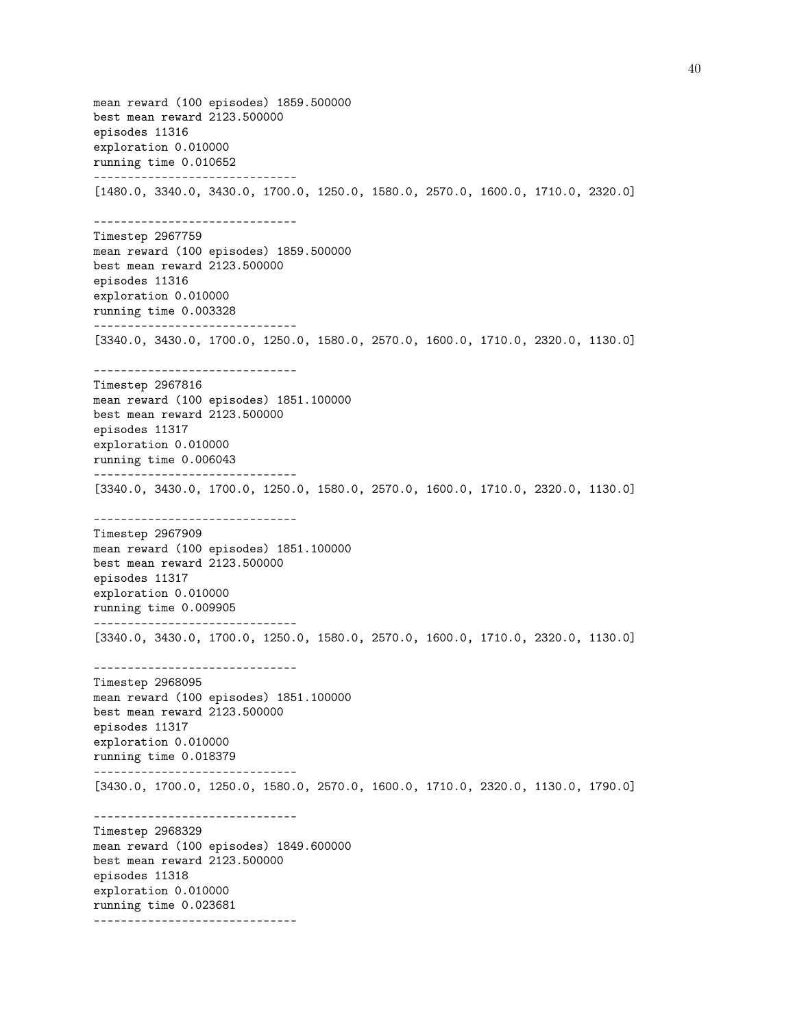```
mean reward (100 episodes) 1859.500000
best mean reward 2123.500000
episodes 11316
exploration 0.010000
running time 0.010652
------------------------------
[1480.0, 3340.0, 3430.0, 1700.0, 1250.0, 1580.0, 2570.0, 1600.0, 1710.0, 2320.0]

------------------------------
Timestep 2967759
mean reward (100 episodes) 1859.500000
best mean reward 2123.500000
episodes 11316
exploration 0.010000
running time 0.003328
------------------------------
[3340.0, 3430.0, 1700.0, 1250.0, 1580.0, 2570.0, 1600.0, 1710.0, 2320.0, 1130.0]

------------------------------
Timestep 2967816
mean reward (100 episodes) 1851.100000
best mean reward 2123.500000
episodes 11317
exploration 0.010000
running time 0.006043
------------------------------
[3340.0, 3430.0, 1700.0, 1250.0, 1580.0, 2570.0, 1600.0, 1710.0, 2320.0, 1130.0]

------------------------------
Timestep 2967909
mean reward (100 episodes) 1851.100000
best mean reward 2123.500000
episodes 11317
exploration 0.010000
running time 0.009905
------------------------------
[3340.0, 3430.0, 1700.0, 1250.0, 1580.0, 2570.0, 1600.0, 1710.0, 2320.0, 1130.0]

------------------------------
Timestep 2968095
mean reward (100 episodes) 1851.100000
best mean reward 2123.500000
episodes 11317
exploration 0.010000
running time 0.018379
------------------------------
[3430.0, 1700.0, 1250.0, 1580.0, 2570.0, 1600.0, 1710.0, 2320.0, 1130.0, 1790.0]

------------------------------
Timestep 2968329
mean reward (100 episodes) 1849.600000
best mean reward 2123.500000
episodes 11318
exploration 0.010000
running time 0.023681
------------------------------
```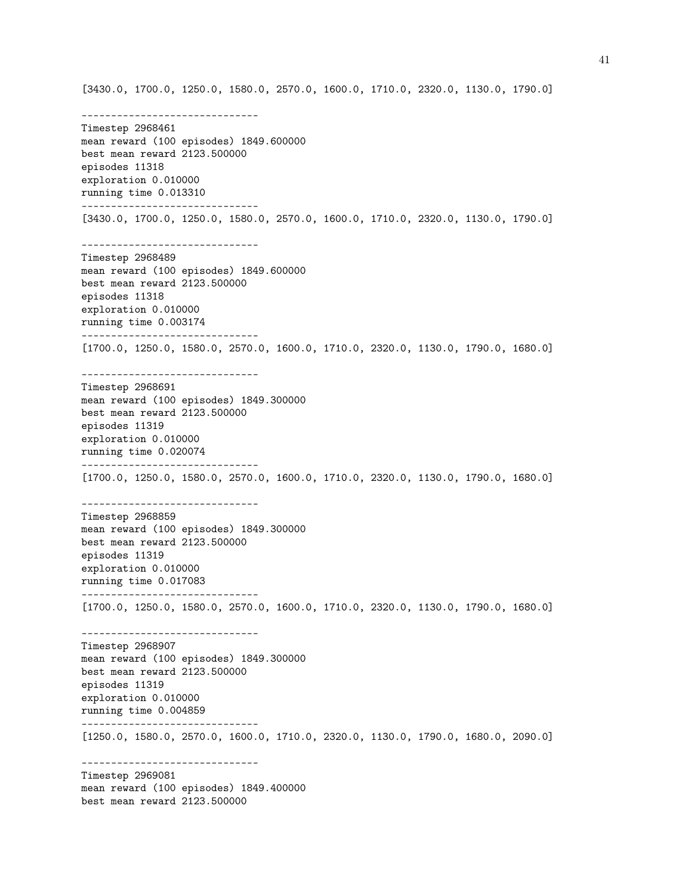```
[3430.0, 1700.0, 1250.0, 1580.0, 2570.0, 1600.0, 1710.0, 2320.0, 1130.0, 1790.0]

------------------------------
Timestep 2968461
mean reward (100 episodes) 1849.600000
best mean reward 2123.500000
episodes 11318
exploration 0.010000
running time 0.013310
------------------------------
[3430.0, 1700.0, 1250.0, 1580.0, 2570.0, 1600.0, 1710.0, 2320.0, 1130.0, 1790.0]

------------------------------
Timestep 2968489
mean reward (100 episodes) 1849.600000
best mean reward 2123.500000
episodes 11318
exploration 0.010000
running time 0.003174
------------------------------
[1700.0, 1250.0, 1580.0, 2570.0, 1600.0, 1710.0, 2320.0, 1130.0, 1790.0, 1680.0]

------------------------------
Timestep 2968691
mean reward (100 episodes) 1849.300000
best mean reward 2123.500000
episodes 11319
exploration 0.010000
running time 0.020074
------------------------------
[1700.0, 1250.0, 1580.0, 2570.0, 1600.0, 1710.0, 2320.0, 1130.0, 1790.0, 1680.0]

------------------------------
Timestep 2968859
mean reward (100 episodes) 1849.300000
best mean reward 2123.500000
episodes 11319
exploration 0.010000
running time 0.017083
------------------------------
[1700.0, 1250.0, 1580.0, 2570.0, 1600.0, 1710.0, 2320.0, 1130.0, 1790.0, 1680.0]

------------------------------
Timestep 2968907
mean reward (100 episodes) 1849.300000
best mean reward 2123.500000
episodes 11319
exploration 0.010000
running time 0.004859
------------------------------
[1250.0, 1580.0, 2570.0, 1600.0, 1710.0, 2320.0, 1130.0, 1790.0, 1680.0, 2090.0]

------------------------------
Timestep 2969081
mean reward (100 episodes) 1849.400000
best mean reward 2123.500000
```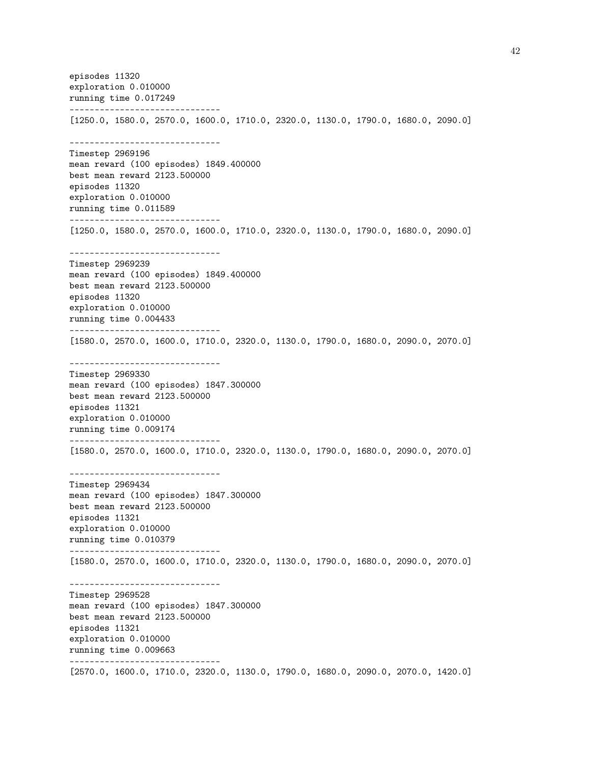```
episodes 11320
exploration 0.010000
running time 0.017249
------------------------------
[1250.0, 1580.0, 2570.0, 1600.0, 1710.0, 2320.0, 1130.0, 1790.0, 1680.0, 2090.0]

------------------------------
Timestep 2969196
mean reward (100 episodes) 1849.400000
best mean reward 2123.500000
episodes 11320
exploration 0.010000
running time 0.011589
------------------------------
[1250.0, 1580.0, 2570.0, 1600.0, 1710.0, 2320.0, 1130.0, 1790.0, 1680.0, 2090.0]

------------------------------
Timestep 2969239
mean reward (100 episodes) 1849.400000
best mean reward 2123.500000
episodes 11320
exploration 0.010000
running time 0.004433
------------------------------
[1580.0, 2570.0, 1600.0, 1710.0, 2320.0, 1130.0, 1790.0, 1680.0, 2090.0, 2070.0]

------------------------------
Timestep 2969330
mean reward (100 episodes) 1847.300000
best mean reward 2123.500000
episodes 11321
exploration 0.010000
running time 0.009174
------------------------------
[1580.0, 2570.0, 1600.0, 1710.0, 2320.0, 1130.0, 1790.0, 1680.0, 2090.0, 2070.0]

------------------------------
Timestep 2969434
mean reward (100 episodes) 1847.300000
best mean reward 2123.500000
episodes 11321
exploration 0.010000
running time 0.010379
------------------------------
[1580.0, 2570.0, 1600.0, 1710.0, 2320.0, 1130.0, 1790.0, 1680.0, 2090.0, 2070.0]

------------------------------
Timestep 2969528
mean reward (100 episodes) 1847.300000
best mean reward 2123.500000
episodes 11321
exploration 0.010000
running time 0.009663
------------------------------
[2570.0, 1600.0, 1710.0, 2320.0, 1130.0, 1790.0, 1680.0, 2090.0, 2070.0, 1420.0]
```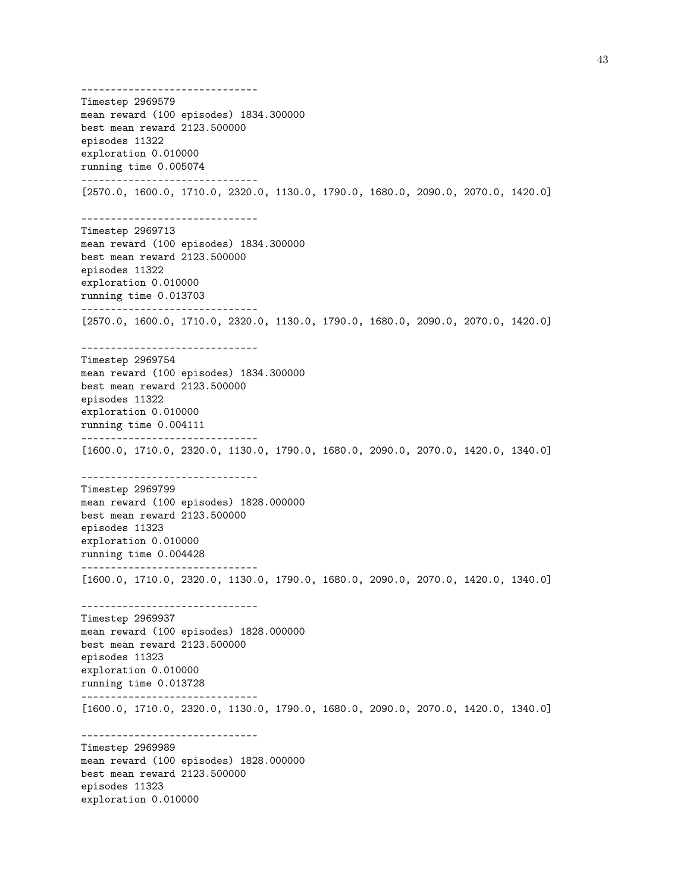```
------------------------------
Timestep 2969579
mean reward (100 episodes) 1834.300000
best mean reward 2123.500000
episodes 11322
exploration 0.010000
running time 0.005074
------------------------------
[2570.0, 1600.0, 1710.0, 2320.0, 1130.0, 1790.0, 1680.0, 2090.0, 2070.0, 1420.0]

------------------------------
Timestep 2969713
mean reward (100 episodes) 1834.300000
best mean reward 2123.500000
episodes 11322
exploration 0.010000
running time 0.013703
------------------------------
[2570.0, 1600.0, 1710.0, 2320.0, 1130.0, 1790.0, 1680.0, 2090.0, 2070.0, 1420.0]

------------------------------
Timestep 2969754
mean reward (100 episodes) 1834.300000
best mean reward 2123.500000
episodes 11322
exploration 0.010000
running time 0.004111
------------------------------
[1600.0, 1710.0, 2320.0, 1130.0, 1790.0, 1680.0, 2090.0, 2070.0, 1420.0, 1340.0]

------------------------------
Timestep 2969799
mean reward (100 episodes) 1828.000000
best mean reward 2123.500000
episodes 11323
exploration 0.010000
running time 0.004428
------------------------------
[1600.0, 1710.0, 2320.0, 1130.0, 1790.0, 1680.0, 2090.0, 2070.0, 1420.0, 1340.0]

------------------------------
Timestep 2969937
mean reward (100 episodes) 1828.000000
best mean reward 2123.500000
episodes 11323
exploration 0.010000
running time 0.013728
------------------------------
[1600.0, 1710.0, 2320.0, 1130.0, 1790.0, 1680.0, 2090.0, 2070.0, 1420.0, 1340.0]

------------------------------
Timestep 2969989
mean reward (100 episodes) 1828.000000
best mean reward 2123.500000
episodes 11323
exploration 0.010000
```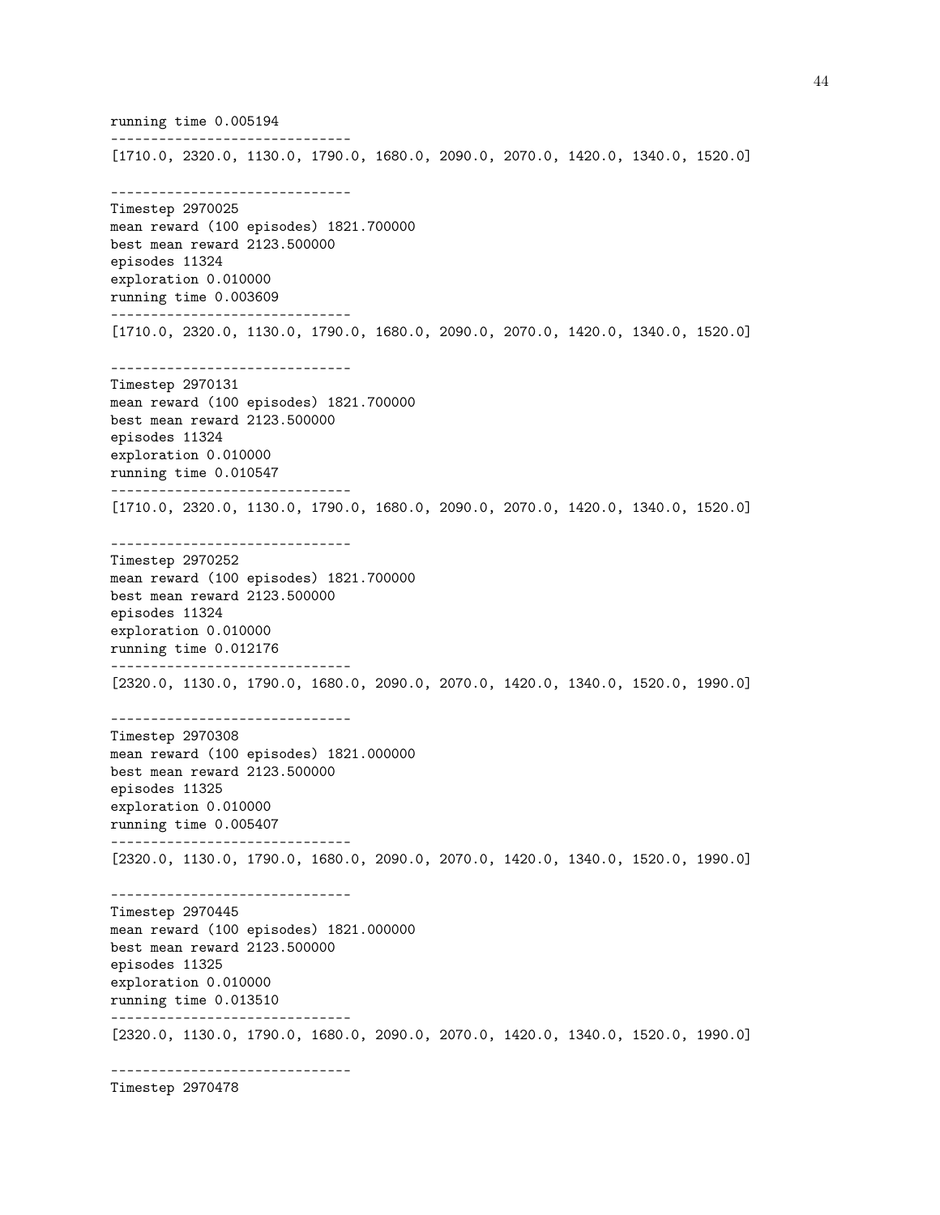```
running time 0.005194
------------------------------
[1710.0, 2320.0, 1130.0, 1790.0, 1680.0, 2090.0, 2070.0, 1420.0, 1340.0, 1520.0]

------------------------------
Timestep 2970025
mean reward (100 episodes) 1821.700000
best mean reward 2123.500000
episodes 11324
exploration 0.010000
running time 0.003609
------------------------------
[1710.0, 2320.0, 1130.0, 1790.0, 1680.0, 2090.0, 2070.0, 1420.0, 1340.0, 1520.0]

------------------------------
Timestep 2970131
mean reward (100 episodes) 1821.700000
best mean reward 2123.500000
episodes 11324
exploration 0.010000
running time 0.010547
------------------------------
[1710.0, 2320.0, 1130.0, 1790.0, 1680.0, 2090.0, 2070.0, 1420.0, 1340.0, 1520.0]

------------------------------
Timestep 2970252
mean reward (100 episodes) 1821.700000
best mean reward 2123.500000
episodes 11324
exploration 0.010000
running time 0.012176
------------------------------
[2320.0, 1130.0, 1790.0, 1680.0, 2090.0, 2070.0, 1420.0, 1340.0, 1520.0, 1990.0]

------------------------------
Timestep 2970308
mean reward (100 episodes) 1821.000000
best mean reward 2123.500000
episodes 11325
exploration 0.010000
running time 0.005407
------------------------------
[2320.0, 1130.0, 1790.0, 1680.0, 2090.0, 2070.0, 1420.0, 1340.0, 1520.0, 1990.0]

------------------------------
Timestep 2970445
mean reward (100 episodes) 1821.000000
best mean reward 2123.500000
episodes 11325
exploration 0.010000
running time 0.013510
------------------------------
[2320.0, 1130.0, 1790.0, 1680.0, 2090.0, 2070.0, 1420.0, 1340.0, 1520.0, 1990.0]

------------------------------
Timestep 2970478
```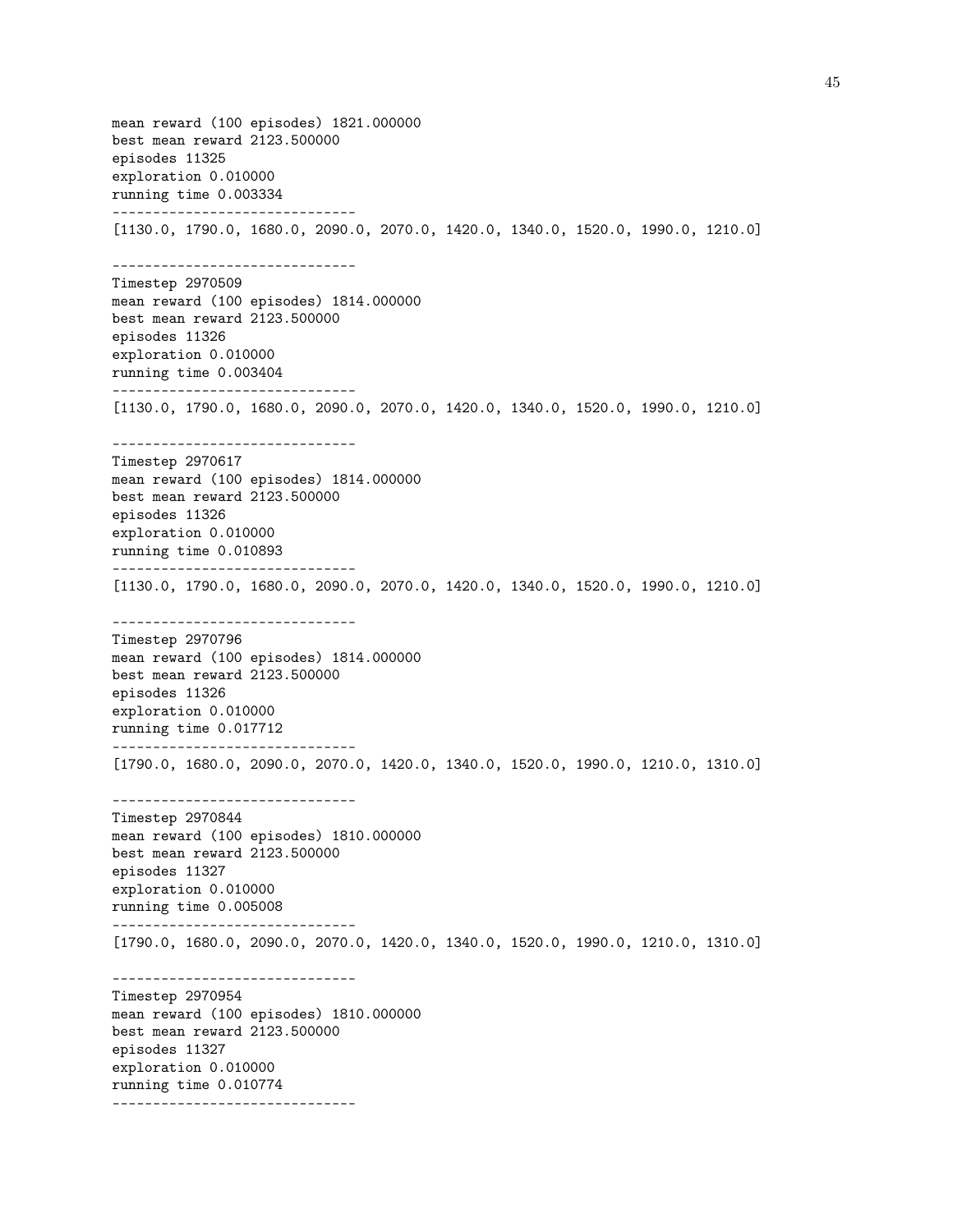```
mean reward (100 episodes) 1821.000000
best mean reward 2123.500000
episodes 11325
exploration 0.010000
running time 0.003334
------------------------------
[1130.0, 1790.0, 1680.0, 2090.0, 2070.0, 1420.0, 1340.0, 1520.0, 1990.0, 1210.0]

------------------------------
Timestep 2970509
mean reward (100 episodes) 1814.000000
best mean reward 2123.500000
episodes 11326
exploration 0.010000
running time 0.003404
------------------------------
[1130.0, 1790.0, 1680.0, 2090.0, 2070.0, 1420.0, 1340.0, 1520.0, 1990.0, 1210.0]

------------------------------
Timestep 2970617
mean reward (100 episodes) 1814.000000
best mean reward 2123.500000
episodes 11326
exploration 0.010000
running time 0.010893
------------------------------
[1130.0, 1790.0, 1680.0, 2090.0, 2070.0, 1420.0, 1340.0, 1520.0, 1990.0, 1210.0]

------------------------------
Timestep 2970796
mean reward (100 episodes) 1814.000000
best mean reward 2123.500000
episodes 11326
exploration 0.010000
running time 0.017712
------------------------------
[1790.0, 1680.0, 2090.0, 2070.0, 1420.0, 1340.0, 1520.0, 1990.0, 1210.0, 1310.0]

------------------------------
Timestep 2970844
mean reward (100 episodes) 1810.000000
best mean reward 2123.500000
episodes 11327
exploration 0.010000
running time 0.005008
------------------------------
[1790.0, 1680.0, 2090.0, 2070.0, 1420.0, 1340.0, 1520.0, 1990.0, 1210.0, 1310.0]

------------------------------
Timestep 2970954
mean reward (100 episodes) 1810.000000
best mean reward 2123.500000
episodes 11327
exploration 0.010000
running time 0.010774
------------------------------
```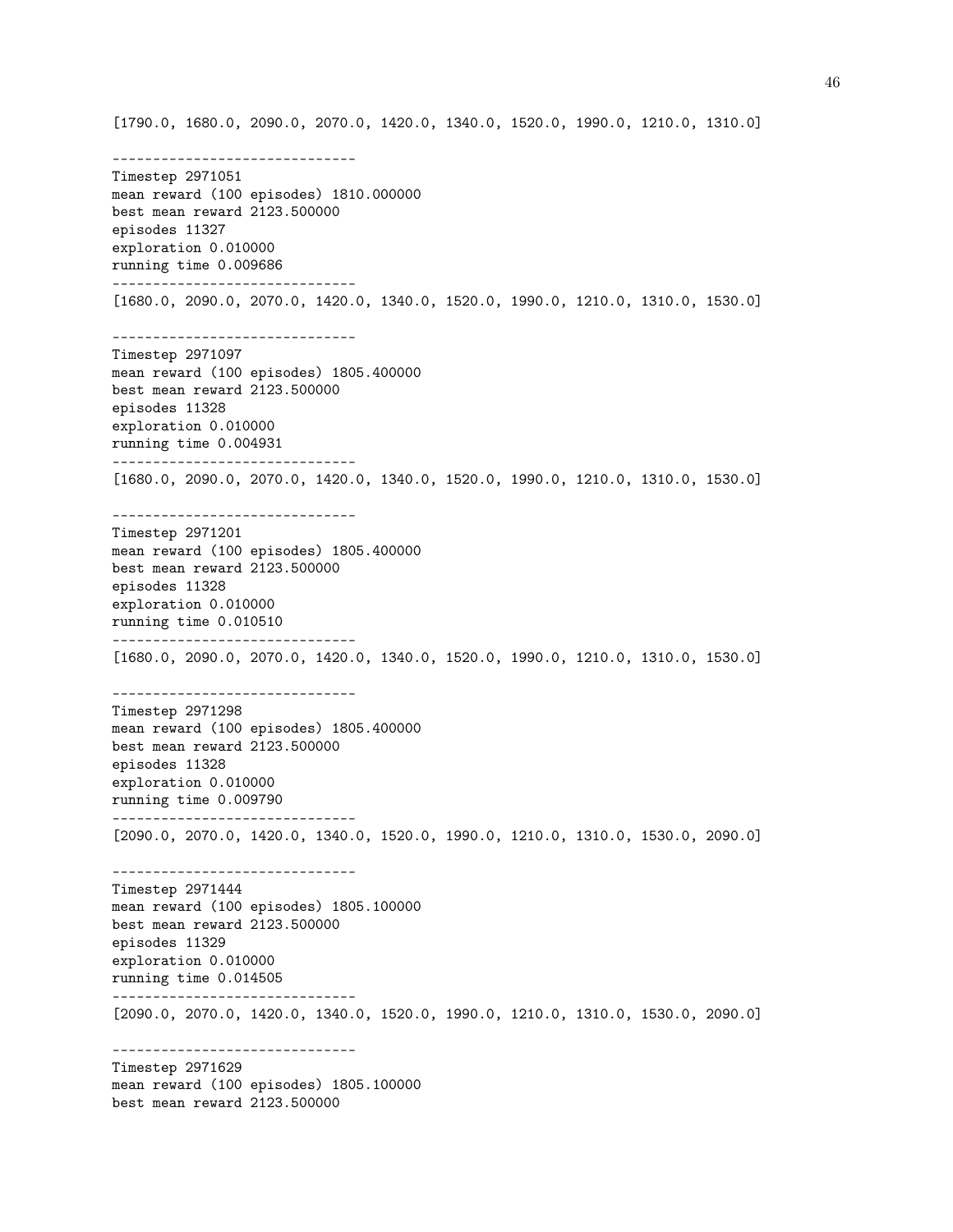```
[1790.0, 1680.0, 2090.0, 2070.0, 1420.0, 1340.0, 1520.0, 1990.0, 1210.0, 1310.0]

------------------------------
Timestep 2971051
mean reward (100 episodes) 1810.000000
best mean reward 2123.500000
episodes 11327
exploration 0.010000
running time 0.009686
------------------------------
[1680.0, 2090.0, 2070.0, 1420.0, 1340.0, 1520.0, 1990.0, 1210.0, 1310.0, 1530.0]

------------------------------
Timestep 2971097
mean reward (100 episodes) 1805.400000
best mean reward 2123.500000
episodes 11328
exploration 0.010000
running time 0.004931
------------------------------
[1680.0, 2090.0, 2070.0, 1420.0, 1340.0, 1520.0, 1990.0, 1210.0, 1310.0, 1530.0]

------------------------------
Timestep 2971201
mean reward (100 episodes) 1805.400000
best mean reward 2123.500000
episodes 11328
exploration 0.010000
running time 0.010510
------------------------------
[1680.0, 2090.0, 2070.0, 1420.0, 1340.0, 1520.0, 1990.0, 1210.0, 1310.0, 1530.0]

------------------------------
Timestep 2971298
mean reward (100 episodes) 1805.400000
best mean reward 2123.500000
episodes 11328
exploration 0.010000
running time 0.009790
------------------------------
[2090.0, 2070.0, 1420.0, 1340.0, 1520.0, 1990.0, 1210.0, 1310.0, 1530.0, 2090.0]

------------------------------
Timestep 2971444
mean reward (100 episodes) 1805.100000
best mean reward 2123.500000
episodes 11329
exploration 0.010000
running time 0.014505
------------------------------
[2090.0, 2070.0, 1420.0, 1340.0, 1520.0, 1990.0, 1210.0, 1310.0, 1530.0, 2090.0]

------------------------------
Timestep 2971629
mean reward (100 episodes) 1805.100000
best mean reward 2123.500000
```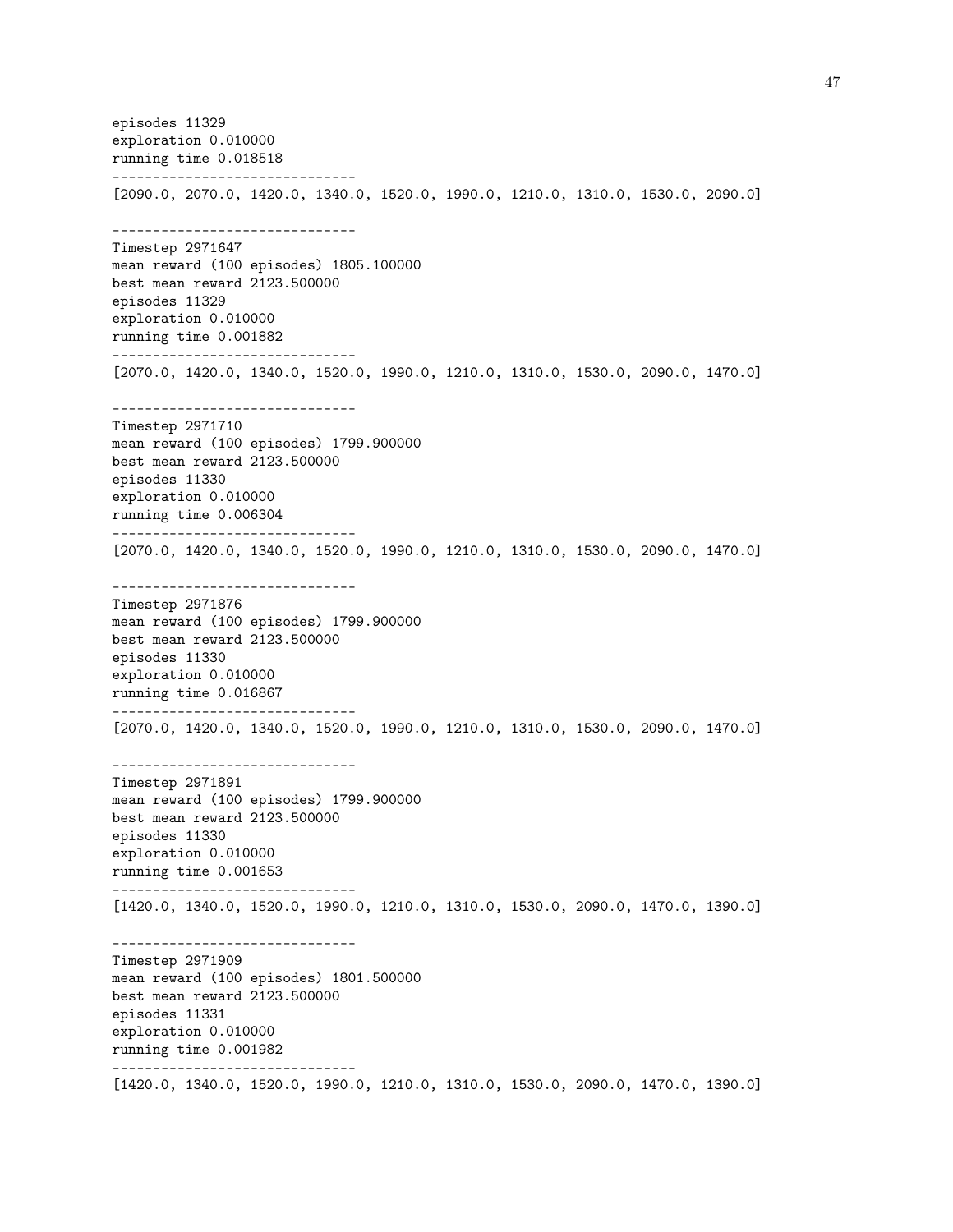```
episodes 11329
exploration 0.010000
running time 0.018518
------------------------------
[2090.0, 2070.0, 1420.0, 1340.0, 1520.0, 1990.0, 1210.0, 1310.0, 1530.0, 2090.0]

------------------------------
Timestep 2971647
mean reward (100 episodes) 1805.100000
best mean reward 2123.500000
episodes 11329
exploration 0.010000
running time 0.001882
------------------------------
[2070.0, 1420.0, 1340.0, 1520.0, 1990.0, 1210.0, 1310.0, 1530.0, 2090.0, 1470.0]

------------------------------
Timestep 2971710
mean reward (100 episodes) 1799.900000
best mean reward 2123.500000
episodes 11330
exploration 0.010000
running time 0.006304
------------------------------
[2070.0, 1420.0, 1340.0, 1520.0, 1990.0, 1210.0, 1310.0, 1530.0, 2090.0, 1470.0]

------------------------------
Timestep 2971876
mean reward (100 episodes) 1799.900000
best mean reward 2123.500000
episodes 11330
exploration 0.010000
running time 0.016867
------------------------------
[2070.0, 1420.0, 1340.0, 1520.0, 1990.0, 1210.0, 1310.0, 1530.0, 2090.0, 1470.0]

------------------------------
Timestep 2971891
mean reward (100 episodes) 1799.900000
best mean reward 2123.500000
episodes 11330
exploration 0.010000
running time 0.001653
------------------------------
[1420.0, 1340.0, 1520.0, 1990.0, 1210.0, 1310.0, 1530.0, 2090.0, 1470.0, 1390.0]

------------------------------
Timestep 2971909
mean reward (100 episodes) 1801.500000
best mean reward 2123.500000
episodes 11331
exploration 0.010000
running time 0.001982
------------------------------
[1420.0, 1340.0, 1520.0, 1990.0, 1210.0, 1310.0, 1530.0, 2090.0, 1470.0, 1390.0]
```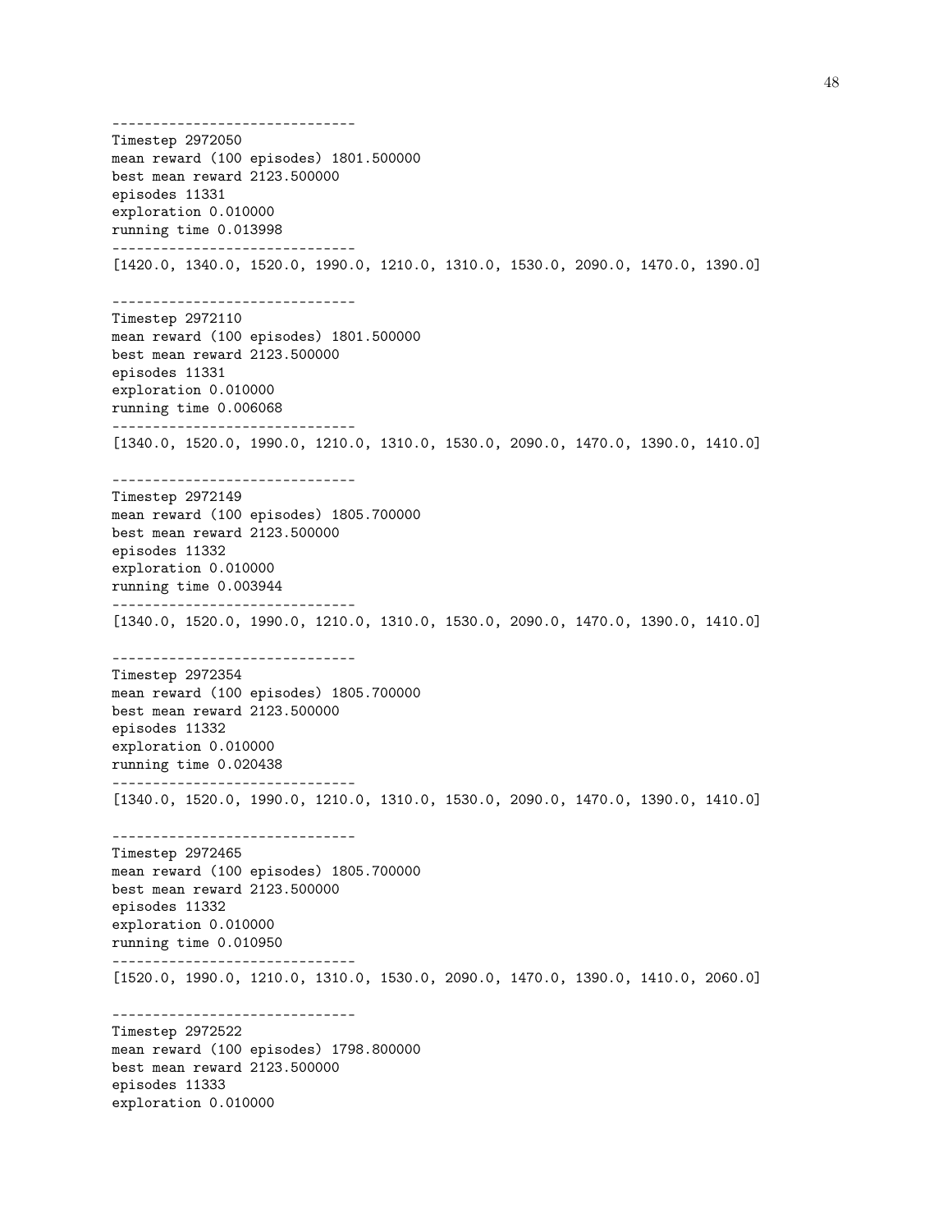```
------------------------------
Timestep 2972050
mean reward (100 episodes) 1801.500000
best mean reward 2123.500000
episodes 11331
exploration 0.010000
running time 0.013998
------------------------------
[1420.0, 1340.0, 1520.0, 1990.0, 1210.0, 1310.0, 1530.0, 2090.0, 1470.0, 1390.0]

------------------------------
Timestep 2972110
mean reward (100 episodes) 1801.500000
best mean reward 2123.500000
episodes 11331
exploration 0.010000
running time 0.006068
------------------------------
[1340.0, 1520.0, 1990.0, 1210.0, 1310.0, 1530.0, 2090.0, 1470.0, 1390.0, 1410.0]

------------------------------
Timestep 2972149
mean reward (100 episodes) 1805.700000
best mean reward 2123.500000
episodes 11332
exploration 0.010000
running time 0.003944
------------------------------
[1340.0, 1520.0, 1990.0, 1210.0, 1310.0, 1530.0, 2090.0, 1470.0, 1390.0, 1410.0]

------------------------------
Timestep 2972354
mean reward (100 episodes) 1805.700000
best mean reward 2123.500000
episodes 11332
exploration 0.010000
running time 0.020438
------------------------------
[1340.0, 1520.0, 1990.0, 1210.0, 1310.0, 1530.0, 2090.0, 1470.0, 1390.0, 1410.0]

------------------------------
Timestep 2972465
mean reward (100 episodes) 1805.700000
best mean reward 2123.500000
episodes 11332
exploration 0.010000
running time 0.010950
------------------------------
[1520.0, 1990.0, 1210.0, 1310.0, 1530.0, 2090.0, 1470.0, 1390.0, 1410.0, 2060.0]

------------------------------
Timestep 2972522
mean reward (100 episodes) 1798.800000
best mean reward 2123.500000
episodes 11333
exploration 0.010000
```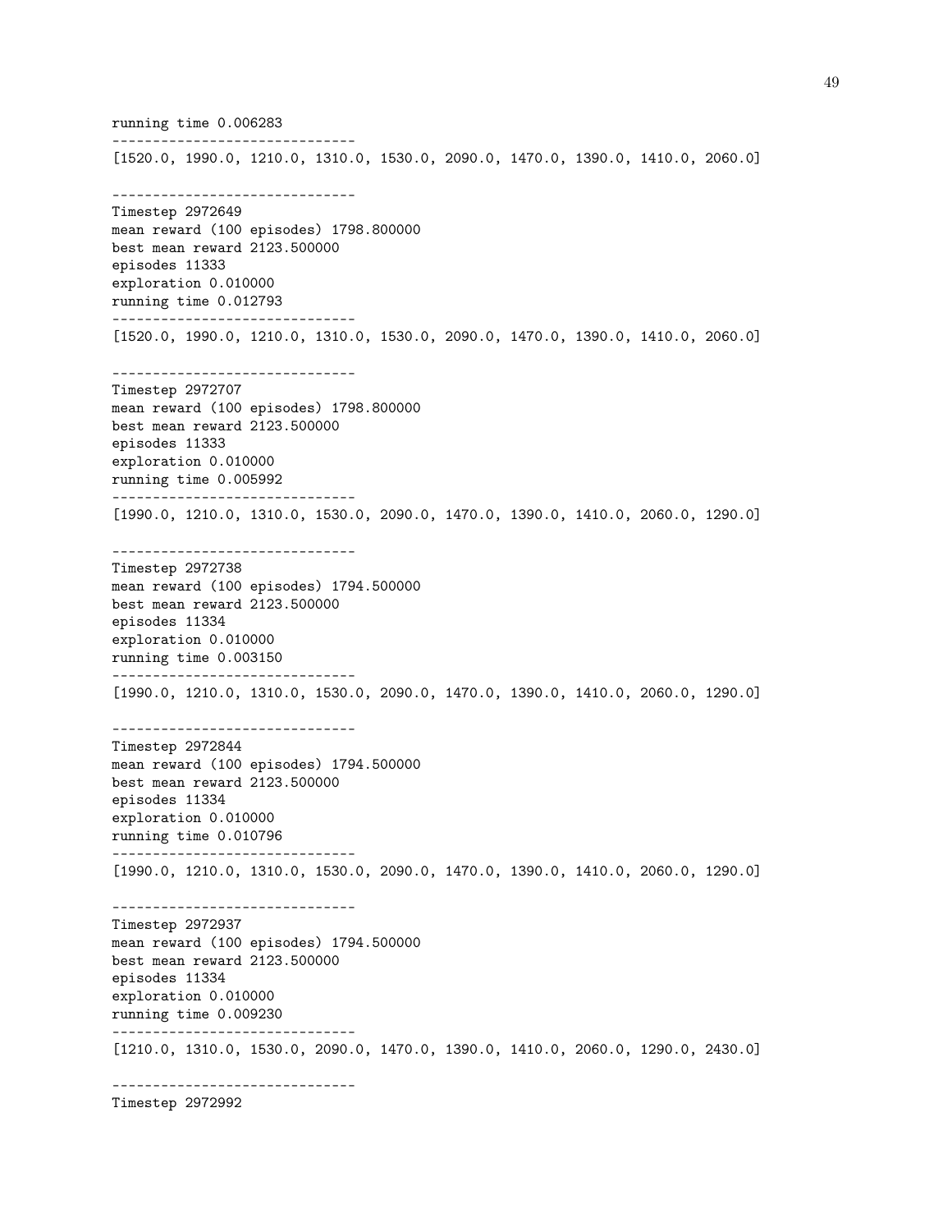```
running time 0.006283
------------------------------
[1520.0, 1990.0, 1210.0, 1310.0, 1530.0, 2090.0, 1470.0, 1390.0, 1410.0, 2060.0]

------------------------------
Timestep 2972649
mean reward (100 episodes) 1798.800000
best mean reward 2123.500000
episodes 11333
exploration 0.010000
running time 0.012793
------------------------------
[1520.0, 1990.0, 1210.0, 1310.0, 1530.0, 2090.0, 1470.0, 1390.0, 1410.0, 2060.0]

------------------------------
Timestep 2972707
mean reward (100 episodes) 1798.800000
best mean reward 2123.500000
episodes 11333
exploration 0.010000
running time 0.005992
------------------------------
[1990.0, 1210.0, 1310.0, 1530.0, 2090.0, 1470.0, 1390.0, 1410.0, 2060.0, 1290.0]

------------------------------
Timestep 2972738
mean reward (100 episodes) 1794.500000
best mean reward 2123.500000
episodes 11334
exploration 0.010000
running time 0.003150
------------------------------
[1990.0, 1210.0, 1310.0, 1530.0, 2090.0, 1470.0, 1390.0, 1410.0, 2060.0, 1290.0]

------------------------------
Timestep 2972844
mean reward (100 episodes) 1794.500000
best mean reward 2123.500000
episodes 11334
exploration 0.010000
running time 0.010796
------------------------------
[1990.0, 1210.0, 1310.0, 1530.0, 2090.0, 1470.0, 1390.0, 1410.0, 2060.0, 1290.0]

------------------------------
Timestep 2972937
mean reward (100 episodes) 1794.500000
best mean reward 2123.500000
episodes 11334
exploration 0.010000
running time 0.009230
------------------------------
[1210.0, 1310.0, 1530.0, 2090.0, 1470.0, 1390.0, 1410.0, 2060.0, 1290.0, 2430.0]

------------------------------
Timestep 2972992
```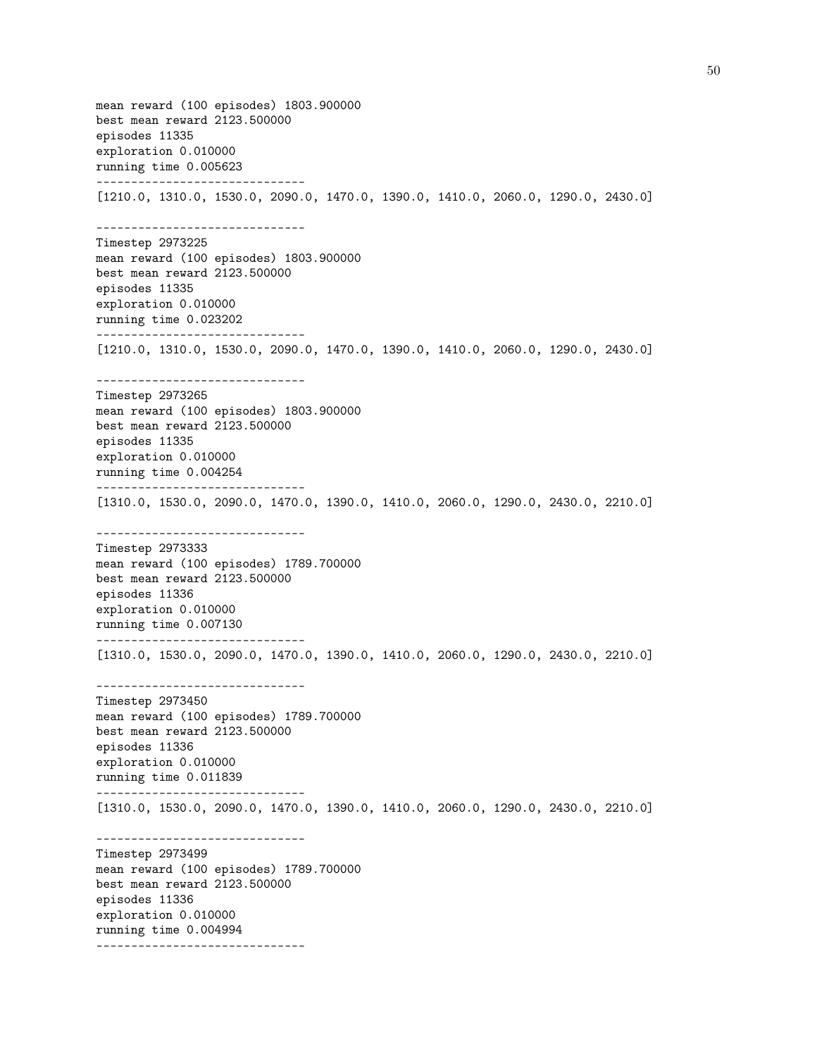```
mean reward (100 episodes) 1803.900000
best mean reward 2123.500000
episodes 11335
exploration 0.010000
running time 0.005623
------------------------------
[1210.0, 1310.0, 1530.0, 2090.0, 1470.0, 1390.0, 1410.0, 2060.0, 1290.0, 2430.0]

------------------------------
Timestep 2973225
mean reward (100 episodes) 1803.900000
best mean reward 2123.500000
episodes 11335
exploration 0.010000
running time 0.023202
------------------------------
[1210.0, 1310.0, 1530.0, 2090.0, 1470.0, 1390.0, 1410.0, 2060.0, 1290.0, 2430.0]

------------------------------
Timestep 2973265
mean reward (100 episodes) 1803.900000
best mean reward 2123.500000
episodes 11335
exploration 0.010000
running time 0.004254
------------------------------
[1310.0, 1530.0, 2090.0, 1470.0, 1390.0, 1410.0, 2060.0, 1290.0, 2430.0, 2210.0]

------------------------------
Timestep 2973333
mean reward (100 episodes) 1789.700000
best mean reward 2123.500000
episodes 11336
exploration 0.010000
running time 0.007130
------------------------------
[1310.0, 1530.0, 2090.0, 1470.0, 1390.0, 1410.0, 2060.0, 1290.0, 2430.0, 2210.0]

------------------------------
Timestep 2973450
mean reward (100 episodes) 1789.700000
best mean reward 2123.500000
episodes 11336
exploration 0.010000
running time 0.011839
------------------------------
[1310.0, 1530.0, 2090.0, 1470.0, 1390.0, 1410.0, 2060.0, 1290.0, 2430.0, 2210.0]

------------------------------
Timestep 2973499
mean reward (100 episodes) 1789.700000
best mean reward 2123.500000
episodes 11336
exploration 0.010000
running time 0.004994
------------------------------
```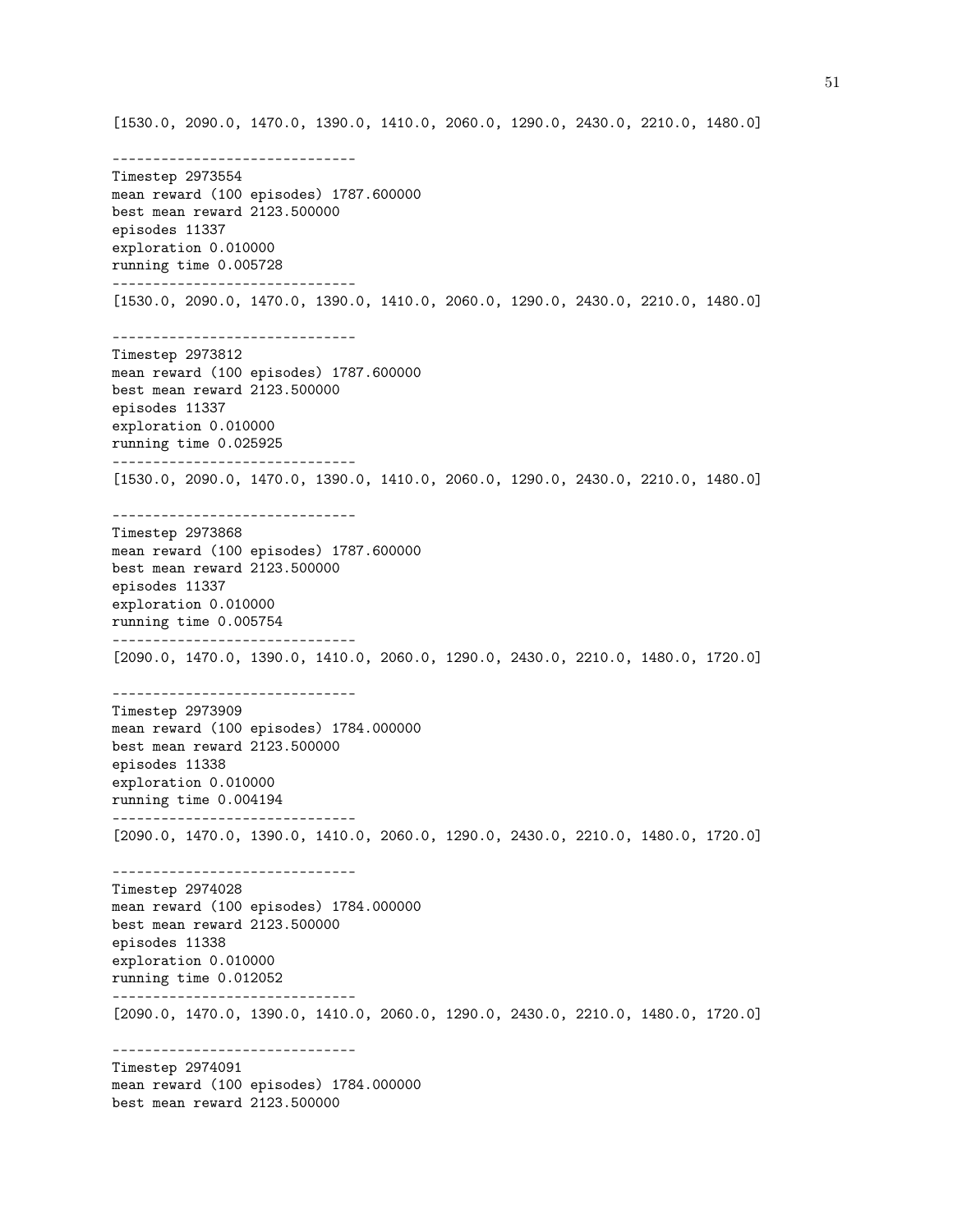```
[1530.0, 2090.0, 1470.0, 1390.0, 1410.0, 2060.0, 1290.0, 2430.0, 2210.0, 1480.0]

------------------------------
Timestep 2973554
mean reward (100 episodes) 1787.600000
best mean reward 2123.500000
episodes 11337
exploration 0.010000
running time 0.005728
------------------------------
[1530.0, 2090.0, 1470.0, 1390.0, 1410.0, 2060.0, 1290.0, 2430.0, 2210.0, 1480.0]

------------------------------
Timestep 2973812
mean reward (100 episodes) 1787.600000
best mean reward 2123.500000
episodes 11337
exploration 0.010000
running time 0.025925
------------------------------
[1530.0, 2090.0, 1470.0, 1390.0, 1410.0, 2060.0, 1290.0, 2430.0, 2210.0, 1480.0]

------------------------------
Timestep 2973868
mean reward (100 episodes) 1787.600000
best mean reward 2123.500000
episodes 11337
exploration 0.010000
running time 0.005754
------------------------------
[2090.0, 1470.0, 1390.0, 1410.0, 2060.0, 1290.0, 2430.0, 2210.0, 1480.0, 1720.0]

------------------------------
Timestep 2973909
mean reward (100 episodes) 1784.000000
best mean reward 2123.500000
episodes 11338
exploration 0.010000
running time 0.004194
------------------------------
[2090.0, 1470.0, 1390.0, 1410.0, 2060.0, 1290.0, 2430.0, 2210.0, 1480.0, 1720.0]

------------------------------
Timestep 2974028
mean reward (100 episodes) 1784.000000
best mean reward 2123.500000
episodes 11338
exploration 0.010000
running time 0.012052
------------------------------
[2090.0, 1470.0, 1390.0, 1410.0, 2060.0, 1290.0, 2430.0, 2210.0, 1480.0, 1720.0]

------------------------------
Timestep 2974091
mean reward (100 episodes) 1784.000000
best mean reward 2123.500000
```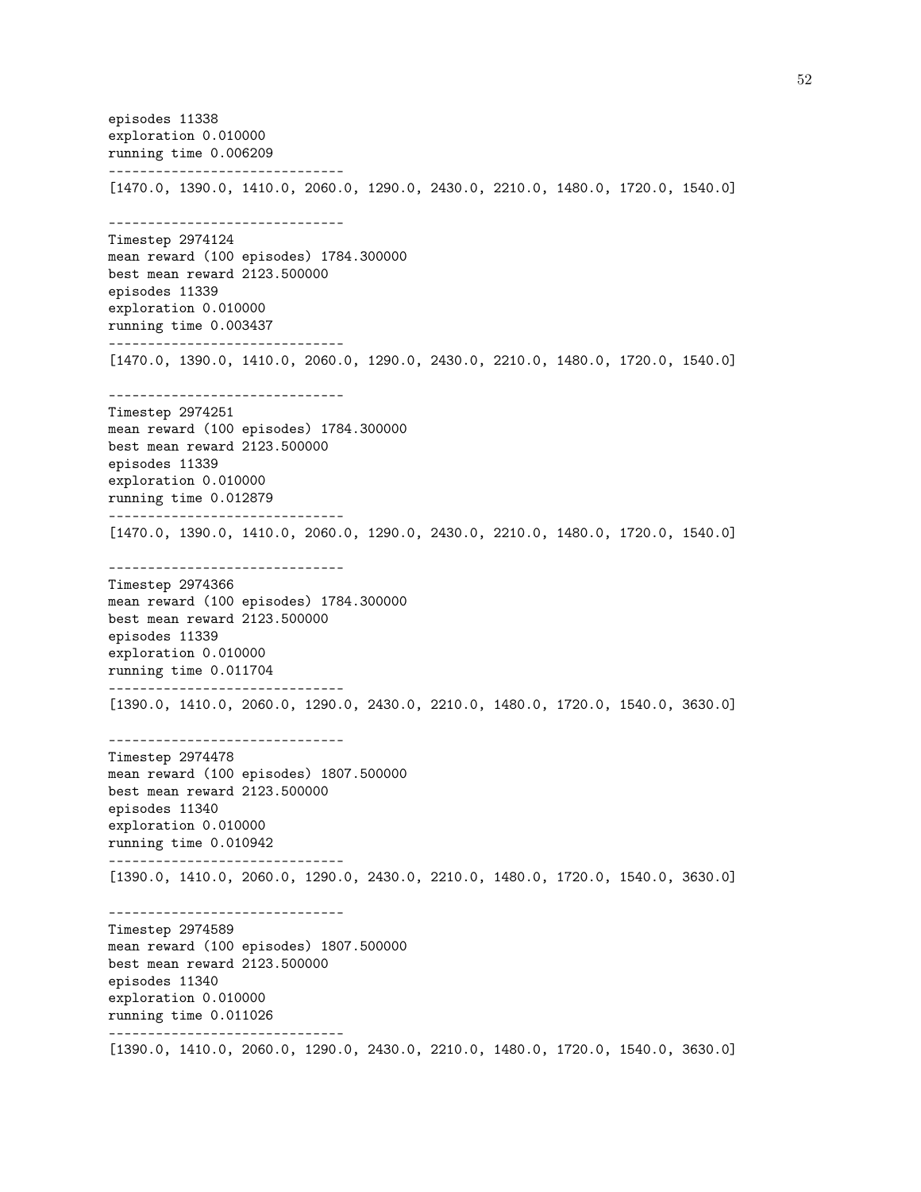```
episodes 11338
exploration 0.010000
running time 0.006209
------------------------------
[1470.0, 1390.0, 1410.0, 2060.0, 1290.0, 2430.0, 2210.0, 1480.0, 1720.0, 1540.0]

------------------------------
Timestep 2974124
mean reward (100 episodes) 1784.300000
best mean reward 2123.500000
episodes 11339
exploration 0.010000
running time 0.003437
------------------------------
[1470.0, 1390.0, 1410.0, 2060.0, 1290.0, 2430.0, 2210.0, 1480.0, 1720.0, 1540.0]

------------------------------
Timestep 2974251
mean reward (100 episodes) 1784.300000
best mean reward 2123.500000
episodes 11339
exploration 0.010000
running time 0.012879
------------------------------
[1470.0, 1390.0, 1410.0, 2060.0, 1290.0, 2430.0, 2210.0, 1480.0, 1720.0, 1540.0]

------------------------------
Timestep 2974366
mean reward (100 episodes) 1784.300000
best mean reward 2123.500000
episodes 11339
exploration 0.010000
running time 0.011704
------------------------------
[1390.0, 1410.0, 2060.0, 1290.0, 2430.0, 2210.0, 1480.0, 1720.0, 1540.0, 3630.0]

------------------------------
Timestep 2974478
mean reward (100 episodes) 1807.500000
best mean reward 2123.500000
episodes 11340
exploration 0.010000
running time 0.010942
------------------------------
[1390.0, 1410.0, 2060.0, 1290.0, 2430.0, 2210.0, 1480.0, 1720.0, 1540.0, 3630.0]

------------------------------
Timestep 2974589
mean reward (100 episodes) 1807.500000
best mean reward 2123.500000
episodes 11340
exploration 0.010000
running time 0.011026
------------------------------
[1390.0, 1410.0, 2060.0, 1290.0, 2430.0, 2210.0, 1480.0, 1720.0, 1540.0, 3630.0]
```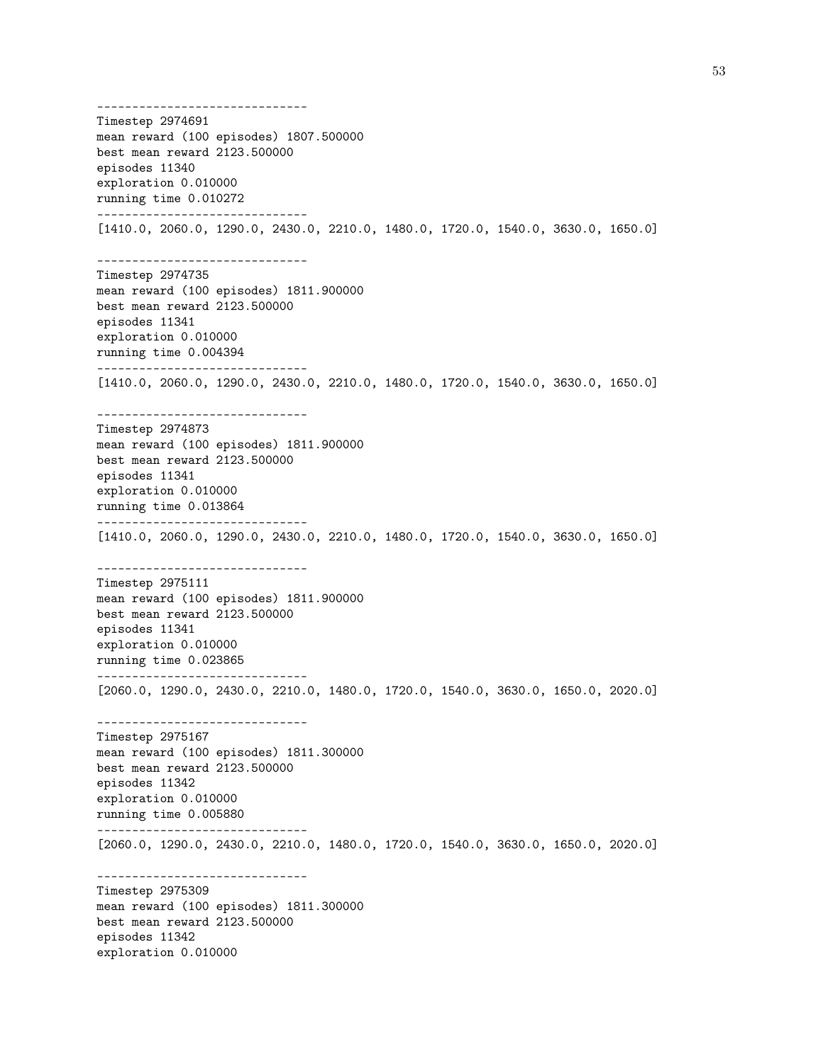```
------------------------------
Timestep 2974691
mean reward (100 episodes) 1807.500000
best mean reward 2123.500000
episodes 11340
exploration 0.010000
running time 0.010272
------------------------------
[1410.0, 2060.0, 1290.0, 2430.0, 2210.0, 1480.0, 1720.0, 1540.0, 3630.0, 1650.0]

------------------------------
Timestep 2974735
mean reward (100 episodes) 1811.900000
best mean reward 2123.500000
episodes 11341
exploration 0.010000
running time 0.004394
------------------------------
[1410.0, 2060.0, 1290.0, 2430.0, 2210.0, 1480.0, 1720.0, 1540.0, 3630.0, 1650.0]

------------------------------
Timestep 2974873
mean reward (100 episodes) 1811.900000
best mean reward 2123.500000
episodes 11341
exploration 0.010000
running time 0.013864
------------------------------
[1410.0, 2060.0, 1290.0, 2430.0, 2210.0, 1480.0, 1720.0, 1540.0, 3630.0, 1650.0]

------------------------------
Timestep 2975111
mean reward (100 episodes) 1811.900000
best mean reward 2123.500000
episodes 11341
exploration 0.010000
running time 0.023865
------------------------------
[2060.0, 1290.0, 2430.0, 2210.0, 1480.0, 1720.0, 1540.0, 3630.0, 1650.0, 2020.0]

------------------------------
Timestep 2975167
mean reward (100 episodes) 1811.300000
best mean reward 2123.500000
episodes 11342
exploration 0.010000
running time 0.005880
------------------------------
[2060.0, 1290.0, 2430.0, 2210.0, 1480.0, 1720.0, 1540.0, 3630.0, 1650.0, 2020.0]

------------------------------
Timestep 2975309
mean reward (100 episodes) 1811.300000
best mean reward 2123.500000
episodes 11342
exploration 0.010000
```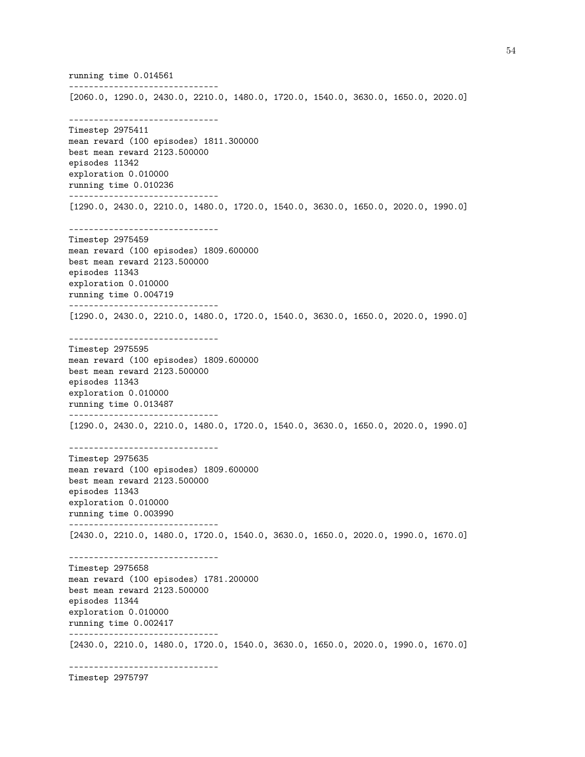```
running time 0.014561
------------------------------
[2060.0, 1290.0, 2430.0, 2210.0, 1480.0, 1720.0, 1540.0, 3630.0, 1650.0, 2020.0]

------------------------------
Timestep 2975411
mean reward (100 episodes) 1811.300000
best mean reward 2123.500000
episodes 11342
exploration 0.010000
running time 0.010236
------------------------------
[1290.0, 2430.0, 2210.0, 1480.0, 1720.0, 1540.0, 3630.0, 1650.0, 2020.0, 1990.0]

------------------------------
Timestep 2975459
mean reward (100 episodes) 1809.600000
best mean reward 2123.500000
episodes 11343
exploration 0.010000
running time 0.004719
------------------------------
[1290.0, 2430.0, 2210.0, 1480.0, 1720.0, 1540.0, 3630.0, 1650.0, 2020.0, 1990.0]

------------------------------
Timestep 2975595
mean reward (100 episodes) 1809.600000
best mean reward 2123.500000
episodes 11343
exploration 0.010000
running time 0.013487
------------------------------
[1290.0, 2430.0, 2210.0, 1480.0, 1720.0, 1540.0, 3630.0, 1650.0, 2020.0, 1990.0]

------------------------------
Timestep 2975635
mean reward (100 episodes) 1809.600000
best mean reward 2123.500000
episodes 11343
exploration 0.010000
running time 0.003990
------------------------------
[2430.0, 2210.0, 1480.0, 1720.0, 1540.0, 3630.0, 1650.0, 2020.0, 1990.0, 1670.0]

------------------------------
Timestep 2975658
mean reward (100 episodes) 1781.200000
best mean reward 2123.500000
episodes 11344
exploration 0.010000
running time 0.002417
------------------------------
[2430.0, 2210.0, 1480.0, 1720.0, 1540.0, 3630.0, 1650.0, 2020.0, 1990.0, 1670.0]

------------------------------
Timestep 2975797
```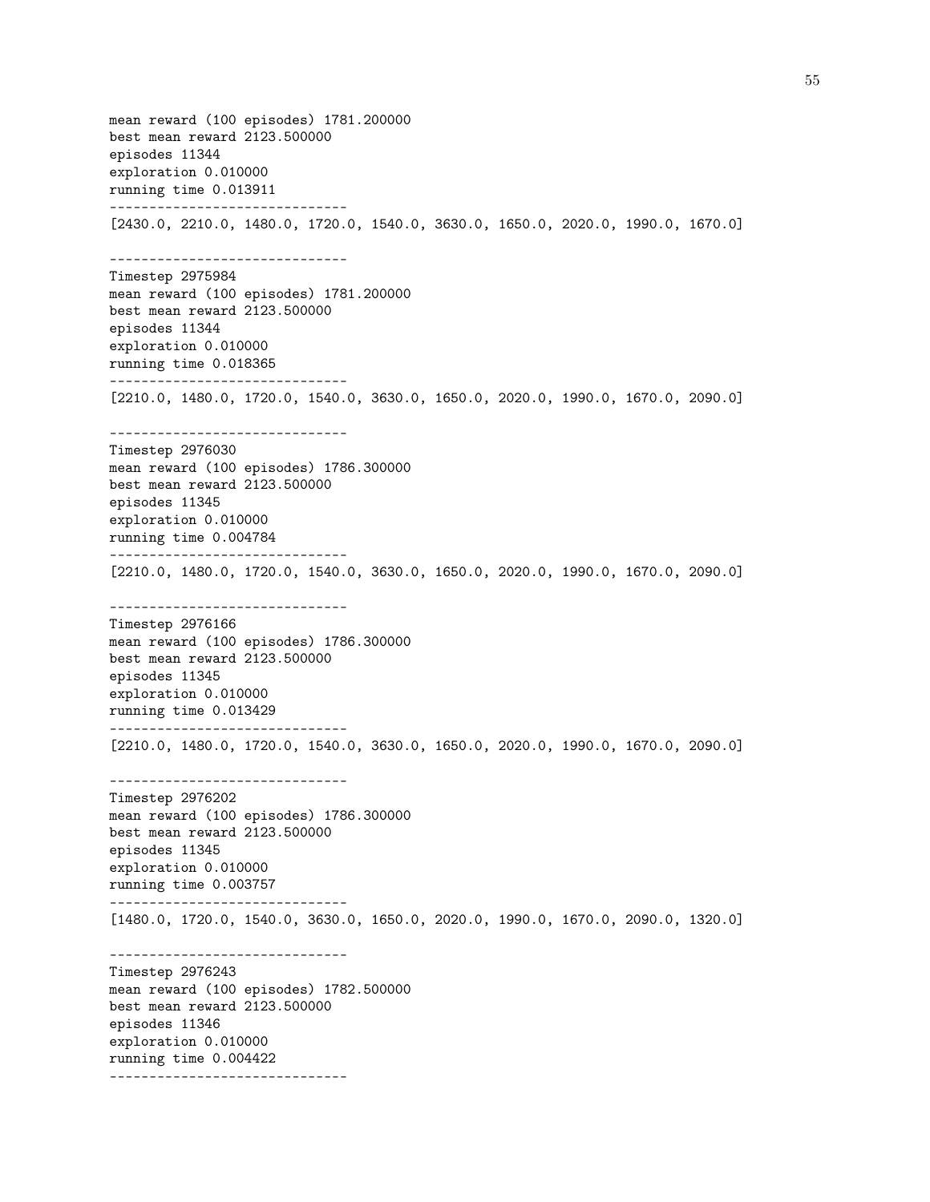```
mean reward (100 episodes) 1781.200000
best mean reward 2123.500000
episodes 11344
exploration 0.010000
running time 0.013911
------------------------------
[2430.0, 2210.0, 1480.0, 1720.0, 1540.0, 3630.0, 1650.0, 2020.0, 1990.0, 1670.0]

------------------------------
Timestep 2975984
mean reward (100 episodes) 1781.200000
best mean reward 2123.500000
episodes 11344
exploration 0.010000
running time 0.018365
------------------------------
[2210.0, 1480.0, 1720.0, 1540.0, 3630.0, 1650.0, 2020.0, 1990.0, 1670.0, 2090.0]

------------------------------
Timestep 2976030
mean reward (100 episodes) 1786.300000
best mean reward 2123.500000
episodes 11345
exploration 0.010000
running time 0.004784
------------------------------
[2210.0, 1480.0, 1720.0, 1540.0, 3630.0, 1650.0, 2020.0, 1990.0, 1670.0, 2090.0]

------------------------------
Timestep 2976166
mean reward (100 episodes) 1786.300000
best mean reward 2123.500000
episodes 11345
exploration 0.010000
running time 0.013429
------------------------------
[2210.0, 1480.0, 1720.0, 1540.0, 3630.0, 1650.0, 2020.0, 1990.0, 1670.0, 2090.0]

------------------------------
Timestep 2976202
mean reward (100 episodes) 1786.300000
best mean reward 2123.500000
episodes 11345
exploration 0.010000
running time 0.003757
------------------------------
[1480.0, 1720.0, 1540.0, 3630.0, 1650.0, 2020.0, 1990.0, 1670.0, 2090.0, 1320.0]

------------------------------
Timestep 2976243
mean reward (100 episodes) 1782.500000
best mean reward 2123.500000
episodes 11346
exploration 0.010000
running time 0.004422
------------------------------
```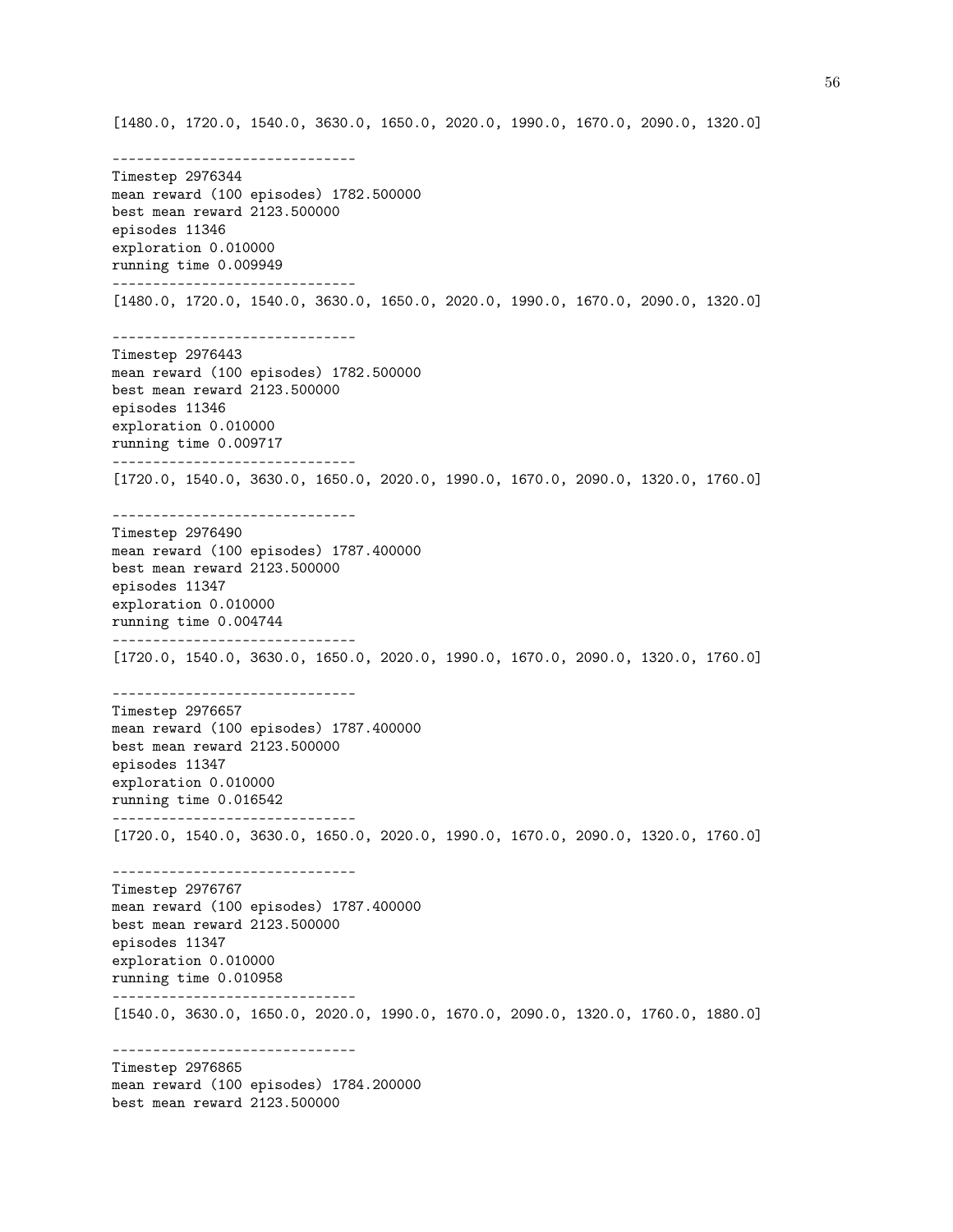```
[1480.0, 1720.0, 1540.0, 3630.0, 1650.0, 2020.0, 1990.0, 1670.0, 2090.0, 1320.0]

------------------------------
Timestep 2976344
mean reward (100 episodes) 1782.500000
best mean reward 2123.500000
episodes 11346
exploration 0.010000
running time 0.009949
------------------------------
[1480.0, 1720.0, 1540.0, 3630.0, 1650.0, 2020.0, 1990.0, 1670.0, 2090.0, 1320.0]

------------------------------
Timestep 2976443
mean reward (100 episodes) 1782.500000
best mean reward 2123.500000
episodes 11346
exploration 0.010000
running time 0.009717
------------------------------
[1720.0, 1540.0, 3630.0, 1650.0, 2020.0, 1990.0, 1670.0, 2090.0, 1320.0, 1760.0]

------------------------------
Timestep 2976490
mean reward (100 episodes) 1787.400000
best mean reward 2123.500000
episodes 11347
exploration 0.010000
running time 0.004744
------------------------------
[1720.0, 1540.0, 3630.0, 1650.0, 2020.0, 1990.0, 1670.0, 2090.0, 1320.0, 1760.0]

------------------------------
Timestep 2976657
mean reward (100 episodes) 1787.400000
best mean reward 2123.500000
episodes 11347
exploration 0.010000
running time 0.016542
------------------------------
[1720.0, 1540.0, 3630.0, 1650.0, 2020.0, 1990.0, 1670.0, 2090.0, 1320.0, 1760.0]

------------------------------
Timestep 2976767
mean reward (100 episodes) 1787.400000
best mean reward 2123.500000
episodes 11347
exploration 0.010000
running time 0.010958
------------------------------
[1540.0, 3630.0, 1650.0, 2020.0, 1990.0, 1670.0, 2090.0, 1320.0, 1760.0, 1880.0]

------------------------------
Timestep 2976865
mean reward (100 episodes) 1784.200000
best mean reward 2123.500000
```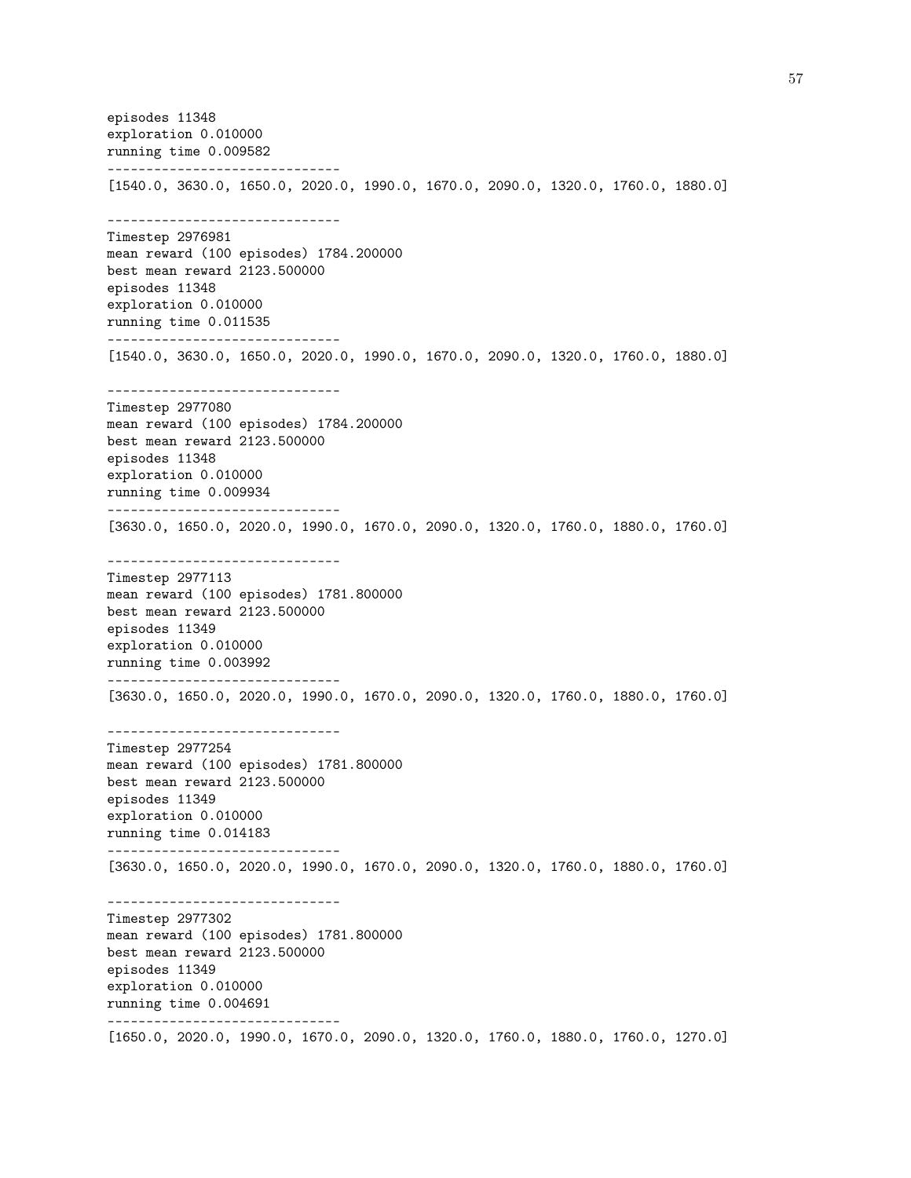```
episodes 11348
exploration 0.010000
running time 0.009582
------------------------------
[1540.0, 3630.0, 1650.0, 2020.0, 1990.0, 1670.0, 2090.0, 1320.0, 1760.0, 1880.0]

------------------------------
Timestep 2976981
mean reward (100 episodes) 1784.200000
best mean reward 2123.500000
episodes 11348
exploration 0.010000
running time 0.011535
------------------------------
[1540.0, 3630.0, 1650.0, 2020.0, 1990.0, 1670.0, 2090.0, 1320.0, 1760.0, 1880.0]

------------------------------
Timestep 2977080
mean reward (100 episodes) 1784.200000
best mean reward 2123.500000
episodes 11348
exploration 0.010000
running time 0.009934
------------------------------
[3630.0, 1650.0, 2020.0, 1990.0, 1670.0, 2090.0, 1320.0, 1760.0, 1880.0, 1760.0]

------------------------------
Timestep 2977113
mean reward (100 episodes) 1781.800000
best mean reward 2123.500000
episodes 11349
exploration 0.010000
running time 0.003992
------------------------------
[3630.0, 1650.0, 2020.0, 1990.0, 1670.0, 2090.0, 1320.0, 1760.0, 1880.0, 1760.0]

------------------------------
Timestep 2977254
mean reward (100 episodes) 1781.800000
best mean reward 2123.500000
episodes 11349
exploration 0.010000
running time 0.014183
------------------------------
[3630.0, 1650.0, 2020.0, 1990.0, 1670.0, 2090.0, 1320.0, 1760.0, 1880.0, 1760.0]

------------------------------
Timestep 2977302
mean reward (100 episodes) 1781.800000
best mean reward 2123.500000
episodes 11349
exploration 0.010000
running time 0.004691
------------------------------
[1650.0, 2020.0, 1990.0, 1670.0, 2090.0, 1320.0, 1760.0, 1880.0, 1760.0, 1270.0]
```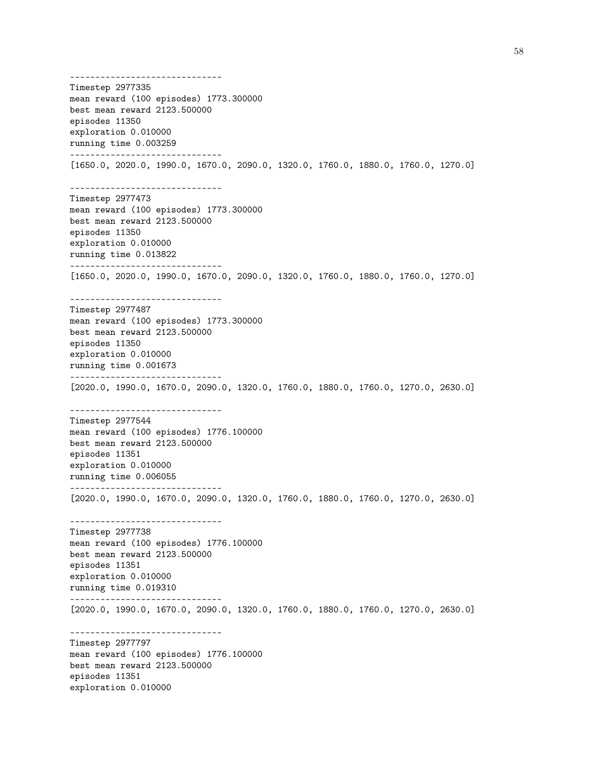```
------------------------------
Timestep 2977335
mean reward (100 episodes) 1773.300000
best mean reward 2123.500000
episodes 11350
exploration 0.010000
running time 0.003259
------------------------------
[1650.0, 2020.0, 1990.0, 1670.0, 2090.0, 1320.0, 1760.0, 1880.0, 1760.0, 1270.0]

------------------------------
Timestep 2977473
mean reward (100 episodes) 1773.300000
best mean reward 2123.500000
episodes 11350
exploration 0.010000
running time 0.013822
------------------------------
[1650.0, 2020.0, 1990.0, 1670.0, 2090.0, 1320.0, 1760.0, 1880.0, 1760.0, 1270.0]

------------------------------
Timestep 2977487
mean reward (100 episodes) 1773.300000
best mean reward 2123.500000
episodes 11350
exploration 0.010000
running time 0.001673
------------------------------
[2020.0, 1990.0, 1670.0, 2090.0, 1320.0, 1760.0, 1880.0, 1760.0, 1270.0, 2630.0]

------------------------------
Timestep 2977544
mean reward (100 episodes) 1776.100000
best mean reward 2123.500000
episodes 11351
exploration 0.010000
running time 0.006055
------------------------------
[2020.0, 1990.0, 1670.0, 2090.0, 1320.0, 1760.0, 1880.0, 1760.0, 1270.0, 2630.0]

------------------------------
Timestep 2977738
mean reward (100 episodes) 1776.100000
best mean reward 2123.500000
episodes 11351
exploration 0.010000
running time 0.019310
------------------------------
[2020.0, 1990.0, 1670.0, 2090.0, 1320.0, 1760.0, 1880.0, 1760.0, 1270.0, 2630.0]

------------------------------
Timestep 2977797
mean reward (100 episodes) 1776.100000
best mean reward 2123.500000
episodes 11351
exploration 0.010000
```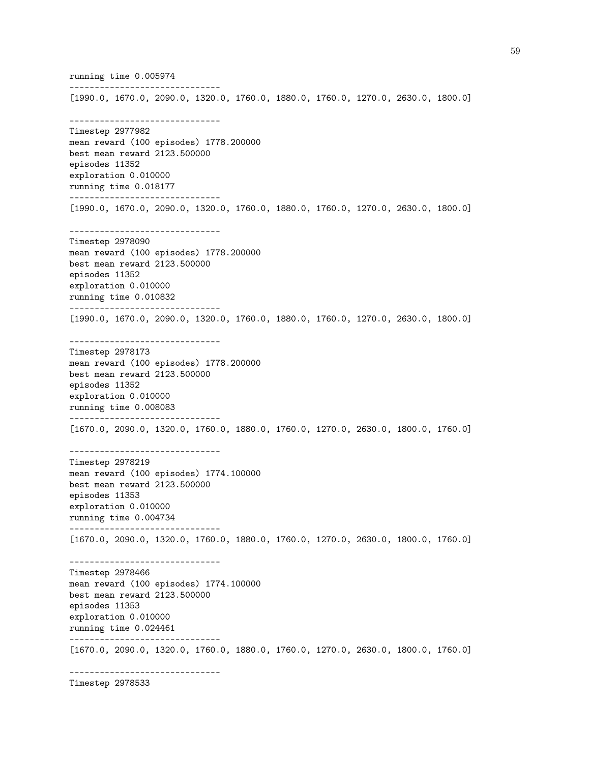```
running time 0.005974
------------------------------
[1990.0, 1670.0, 2090.0, 1320.0, 1760.0, 1880.0, 1760.0, 1270.0, 2630.0, 1800.0]

------------------------------
Timestep 2977982
mean reward (100 episodes) 1778.200000
best mean reward 2123.500000
episodes 11352
exploration 0.010000
running time 0.018177
------------------------------
[1990.0, 1670.0, 2090.0, 1320.0, 1760.0, 1880.0, 1760.0, 1270.0, 2630.0, 1800.0]

------------------------------
Timestep 2978090
mean reward (100 episodes) 1778.200000
best mean reward 2123.500000
episodes 11352
exploration 0.010000
running time 0.010832
------------------------------
[1990.0, 1670.0, 2090.0, 1320.0, 1760.0, 1880.0, 1760.0, 1270.0, 2630.0, 1800.0]

------------------------------
Timestep 2978173
mean reward (100 episodes) 1778.200000
best mean reward 2123.500000
episodes 11352
exploration 0.010000
running time 0.008083
------------------------------
[1670.0, 2090.0, 1320.0, 1760.0, 1880.0, 1760.0, 1270.0, 2630.0, 1800.0, 1760.0]

------------------------------
Timestep 2978219
mean reward (100 episodes) 1774.100000
best mean reward 2123.500000
episodes 11353
exploration 0.010000
running time 0.004734
------------------------------
[1670.0, 2090.0, 1320.0, 1760.0, 1880.0, 1760.0, 1270.0, 2630.0, 1800.0, 1760.0]

------------------------------
Timestep 2978466
mean reward (100 episodes) 1774.100000
best mean reward 2123.500000
episodes 11353
exploration 0.010000
running time 0.024461
------------------------------
[1670.0, 2090.0, 1320.0, 1760.0, 1880.0, 1760.0, 1270.0, 2630.0, 1800.0, 1760.0]

------------------------------
Timestep 2978533
```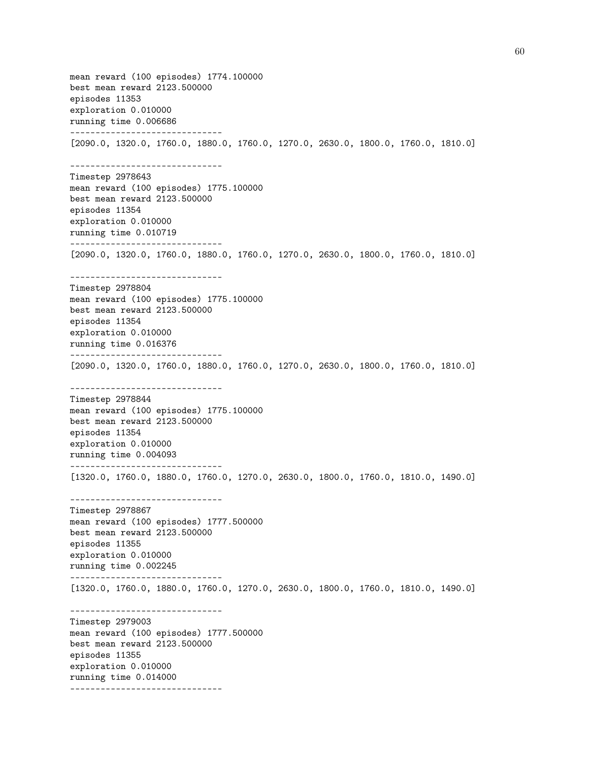```
mean reward (100 episodes) 1774.100000
best mean reward 2123.500000
episodes 11353
exploration 0.010000
running time 0.006686
------------------------------
[2090.0, 1320.0, 1760.0, 1880.0, 1760.0, 1270.0, 2630.0, 1800.0, 1760.0, 1810.0]

------------------------------
Timestep 2978643
mean reward (100 episodes) 1775.100000
best mean reward 2123.500000
episodes 11354
exploration 0.010000
running time 0.010719
------------------------------
[2090.0, 1320.0, 1760.0, 1880.0, 1760.0, 1270.0, 2630.0, 1800.0, 1760.0, 1810.0]

------------------------------
Timestep 2978804
mean reward (100 episodes) 1775.100000
best mean reward 2123.500000
episodes 11354
exploration 0.010000
running time 0.016376
------------------------------
[2090.0, 1320.0, 1760.0, 1880.0, 1760.0, 1270.0, 2630.0, 1800.0, 1760.0, 1810.0]

------------------------------
Timestep 2978844
mean reward (100 episodes) 1775.100000
best mean reward 2123.500000
episodes 11354
exploration 0.010000
running time 0.004093
------------------------------
[1320.0, 1760.0, 1880.0, 1760.0, 1270.0, 2630.0, 1800.0, 1760.0, 1810.0, 1490.0]

------------------------------
Timestep 2978867
mean reward (100 episodes) 1777.500000
best mean reward 2123.500000
episodes 11355
exploration 0.010000
running time 0.002245
------------------------------
[1320.0, 1760.0, 1880.0, 1760.0, 1270.0, 2630.0, 1800.0, 1760.0, 1810.0, 1490.0]

------------------------------
Timestep 2979003
mean reward (100 episodes) 1777.500000
best mean reward 2123.500000
episodes 11355
exploration 0.010000
running time 0.014000
------------------------------
```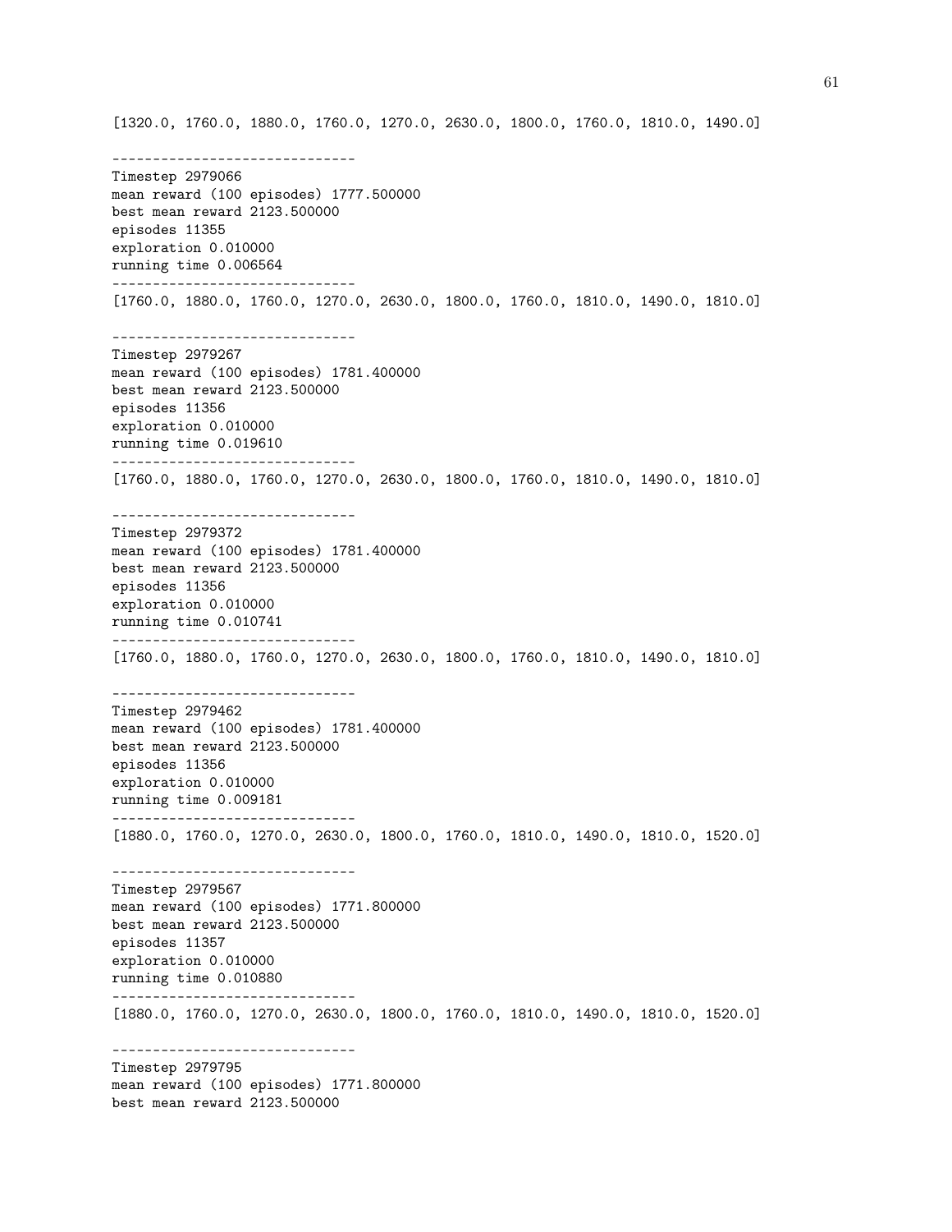```
[1320.0, 1760.0, 1880.0, 1760.0, 1270.0, 2630.0, 1800.0, 1760.0, 1810.0, 1490.0]

------------------------------
Timestep 2979066
mean reward (100 episodes) 1777.500000
best mean reward 2123.500000
episodes 11355
exploration 0.010000
running time 0.006564
------------------------------
[1760.0, 1880.0, 1760.0, 1270.0, 2630.0, 1800.0, 1760.0, 1810.0, 1490.0, 1810.0]

------------------------------
Timestep 2979267
mean reward (100 episodes) 1781.400000
best mean reward 2123.500000
episodes 11356
exploration 0.010000
running time 0.019610
------------------------------
[1760.0, 1880.0, 1760.0, 1270.0, 2630.0, 1800.0, 1760.0, 1810.0, 1490.0, 1810.0]

------------------------------
Timestep 2979372
mean reward (100 episodes) 1781.400000
best mean reward 2123.500000
episodes 11356
exploration 0.010000
running time 0.010741
------------------------------
[1760.0, 1880.0, 1760.0, 1270.0, 2630.0, 1800.0, 1760.0, 1810.0, 1490.0, 1810.0]

------------------------------
Timestep 2979462
mean reward (100 episodes) 1781.400000
best mean reward 2123.500000
episodes 11356
exploration 0.010000
running time 0.009181
------------------------------
[1880.0, 1760.0, 1270.0, 2630.0, 1800.0, 1760.0, 1810.0, 1490.0, 1810.0, 1520.0]

------------------------------
Timestep 2979567
mean reward (100 episodes) 1771.800000
best mean reward 2123.500000
episodes 11357
exploration 0.010000
running time 0.010880
------------------------------
[1880.0, 1760.0, 1270.0, 2630.0, 1800.0, 1760.0, 1810.0, 1490.0, 1810.0, 1520.0]

------------------------------
Timestep 2979795
mean reward (100 episodes) 1771.800000
best mean reward 2123.500000
```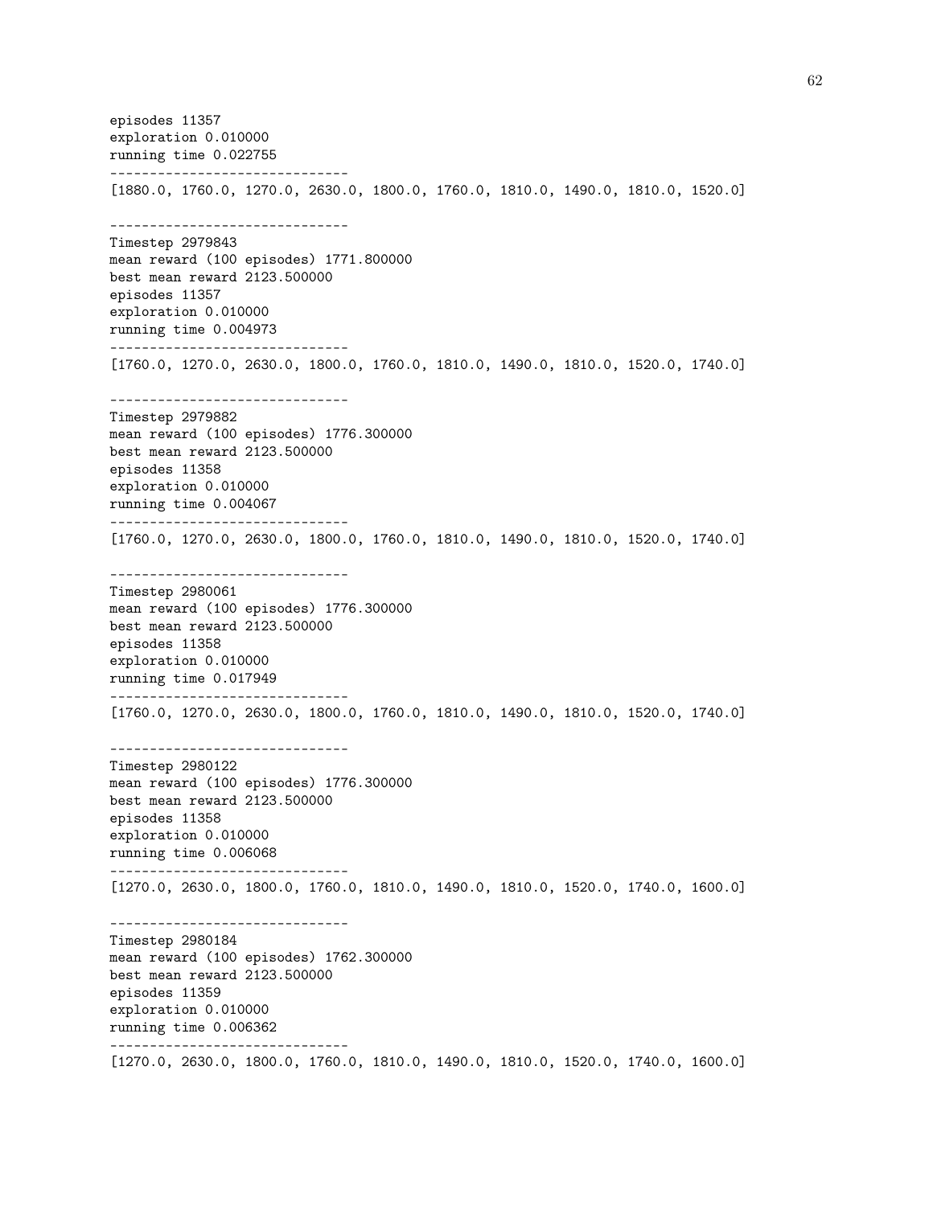```
episodes 11357
exploration 0.010000
running time 0.022755
------------------------------
[1880.0, 1760.0, 1270.0, 2630.0, 1800.0, 1760.0, 1810.0, 1490.0, 1810.0, 1520.0]

------------------------------
Timestep 2979843
mean reward (100 episodes) 1771.800000
best mean reward 2123.500000
episodes 11357
exploration 0.010000
running time 0.004973
------------------------------
[1760.0, 1270.0, 2630.0, 1800.0, 1760.0, 1810.0, 1490.0, 1810.0, 1520.0, 1740.0]

------------------------------
Timestep 2979882
mean reward (100 episodes) 1776.300000
best mean reward 2123.500000
episodes 11358
exploration 0.010000
running time 0.004067
------------------------------
[1760.0, 1270.0, 2630.0, 1800.0, 1760.0, 1810.0, 1490.0, 1810.0, 1520.0, 1740.0]

------------------------------
Timestep 2980061
mean reward (100 episodes) 1776.300000
best mean reward 2123.500000
episodes 11358
exploration 0.010000
running time 0.017949
------------------------------
[1760.0, 1270.0, 2630.0, 1800.0, 1760.0, 1810.0, 1490.0, 1810.0, 1520.0, 1740.0]

------------------------------
Timestep 2980122
mean reward (100 episodes) 1776.300000
best mean reward 2123.500000
episodes 11358
exploration 0.010000
running time 0.006068
------------------------------
[1270.0, 2630.0, 1800.0, 1760.0, 1810.0, 1490.0, 1810.0, 1520.0, 1740.0, 1600.0]

------------------------------
Timestep 2980184
mean reward (100 episodes) 1762.300000
best mean reward 2123.500000
episodes 11359
exploration 0.010000
running time 0.006362
------------------------------
[1270.0, 2630.0, 1800.0, 1760.0, 1810.0, 1490.0, 1810.0, 1520.0, 1740.0, 1600.0]
```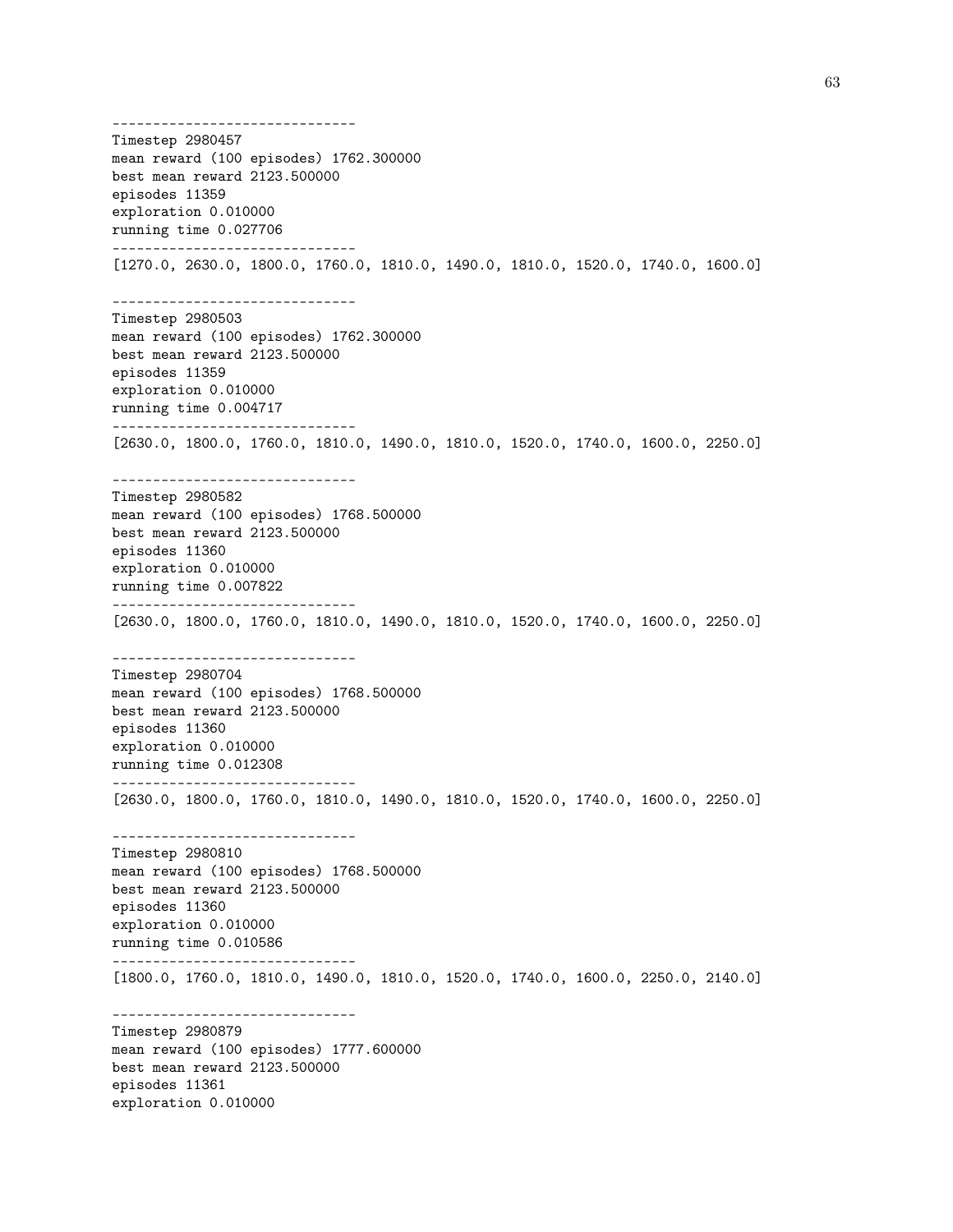```
------------------------------
Timestep 2980457
mean reward (100 episodes) 1762.300000
best mean reward 2123.500000
episodes 11359
exploration 0.010000
running time 0.027706
------------------------------
[1270.0, 2630.0, 1800.0, 1760.0, 1810.0, 1490.0, 1810.0, 1520.0, 1740.0, 1600.0]

------------------------------
Timestep 2980503
mean reward (100 episodes) 1762.300000
best mean reward 2123.500000
episodes 11359
exploration 0.010000
running time 0.004717
------------------------------
[2630.0, 1800.0, 1760.0, 1810.0, 1490.0, 1810.0, 1520.0, 1740.0, 1600.0, 2250.0]

------------------------------
Timestep 2980582
mean reward (100 episodes) 1768.500000
best mean reward 2123.500000
episodes 11360
exploration 0.010000
running time 0.007822
------------------------------
[2630.0, 1800.0, 1760.0, 1810.0, 1490.0, 1810.0, 1520.0, 1740.0, 1600.0, 2250.0]

------------------------------
Timestep 2980704
mean reward (100 episodes) 1768.500000
best mean reward 2123.500000
episodes 11360
exploration 0.010000
running time 0.012308
------------------------------
[2630.0, 1800.0, 1760.0, 1810.0, 1490.0, 1810.0, 1520.0, 1740.0, 1600.0, 2250.0]

------------------------------
Timestep 2980810
mean reward (100 episodes) 1768.500000
best mean reward 2123.500000
episodes 11360
exploration 0.010000
running time 0.010586
------------------------------
[1800.0, 1760.0, 1810.0, 1490.0, 1810.0, 1520.0, 1740.0, 1600.0, 2250.0, 2140.0]

------------------------------
Timestep 2980879
mean reward (100 episodes) 1777.600000
best mean reward 2123.500000
episodes 11361
exploration 0.010000
```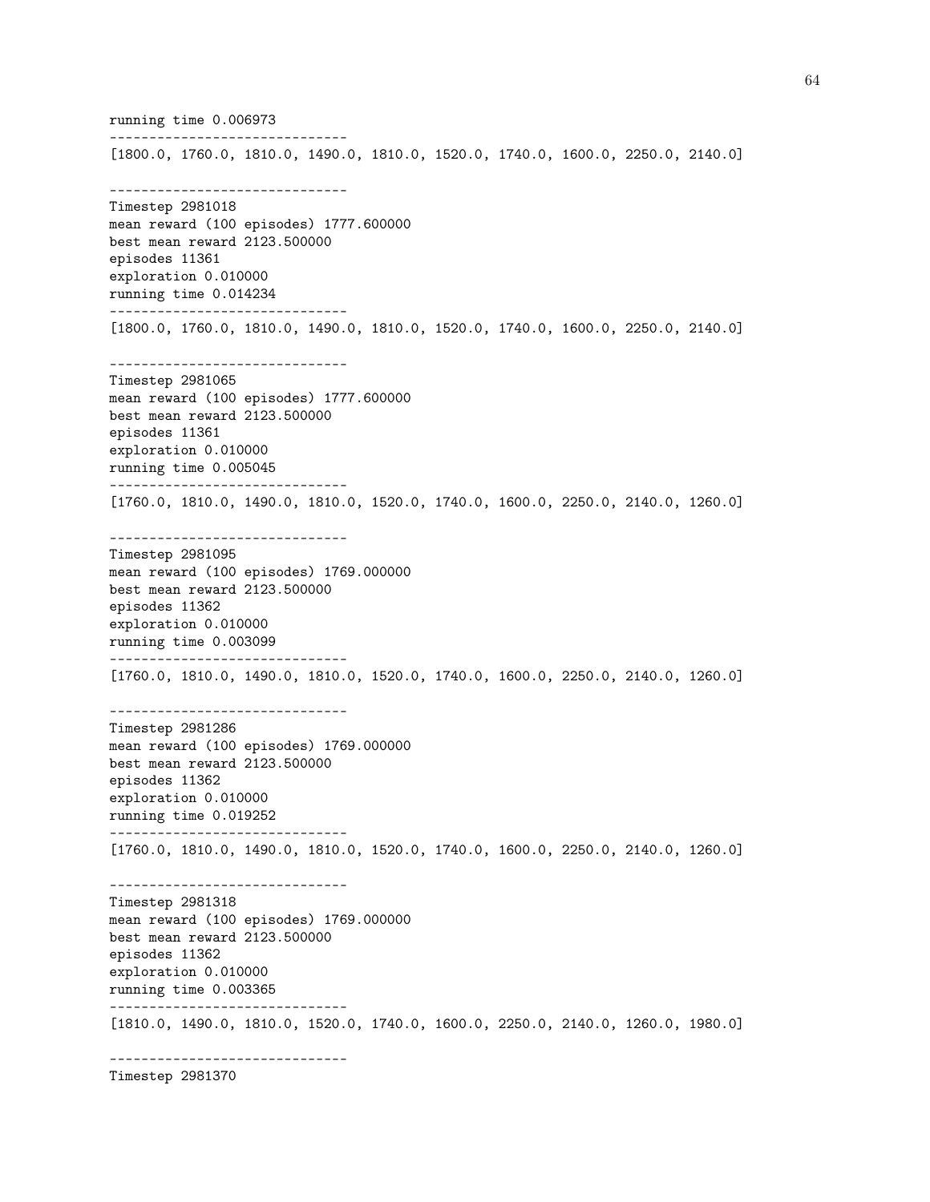```
running time 0.006973
------------------------------
[1800.0, 1760.0, 1810.0, 1490.0, 1810.0, 1520.0, 1740.0, 1600.0, 2250.0, 2140.0]

------------------------------
Timestep 2981018
mean reward (100 episodes) 1777.600000
best mean reward 2123.500000
episodes 11361
exploration 0.010000
running time 0.014234
------------------------------
[1800.0, 1760.0, 1810.0, 1490.0, 1810.0, 1520.0, 1740.0, 1600.0, 2250.0, 2140.0]

------------------------------
Timestep 2981065
mean reward (100 episodes) 1777.600000
best mean reward 2123.500000
episodes 11361
exploration 0.010000
running time 0.005045
------------------------------
[1760.0, 1810.0, 1490.0, 1810.0, 1520.0, 1740.0, 1600.0, 2250.0, 2140.0, 1260.0]

------------------------------
Timestep 2981095
mean reward (100 episodes) 1769.000000
best mean reward 2123.500000
episodes 11362
exploration 0.010000
running time 0.003099
------------------------------
[1760.0, 1810.0, 1490.0, 1810.0, 1520.0, 1740.0, 1600.0, 2250.0, 2140.0, 1260.0]

------------------------------
Timestep 2981286
mean reward (100 episodes) 1769.000000
best mean reward 2123.500000
episodes 11362
exploration 0.010000
running time 0.019252
------------------------------
[1760.0, 1810.0, 1490.0, 1810.0, 1520.0, 1740.0, 1600.0, 2250.0, 2140.0, 1260.0]

------------------------------
Timestep 2981318
mean reward (100 episodes) 1769.000000
best mean reward 2123.500000
episodes 11362
exploration 0.010000
running time 0.003365
------------------------------
[1810.0, 1490.0, 1810.0, 1520.0, 1740.0, 1600.0, 2250.0, 2140.0, 1260.0, 1980.0]

------------------------------
Timestep 2981370
```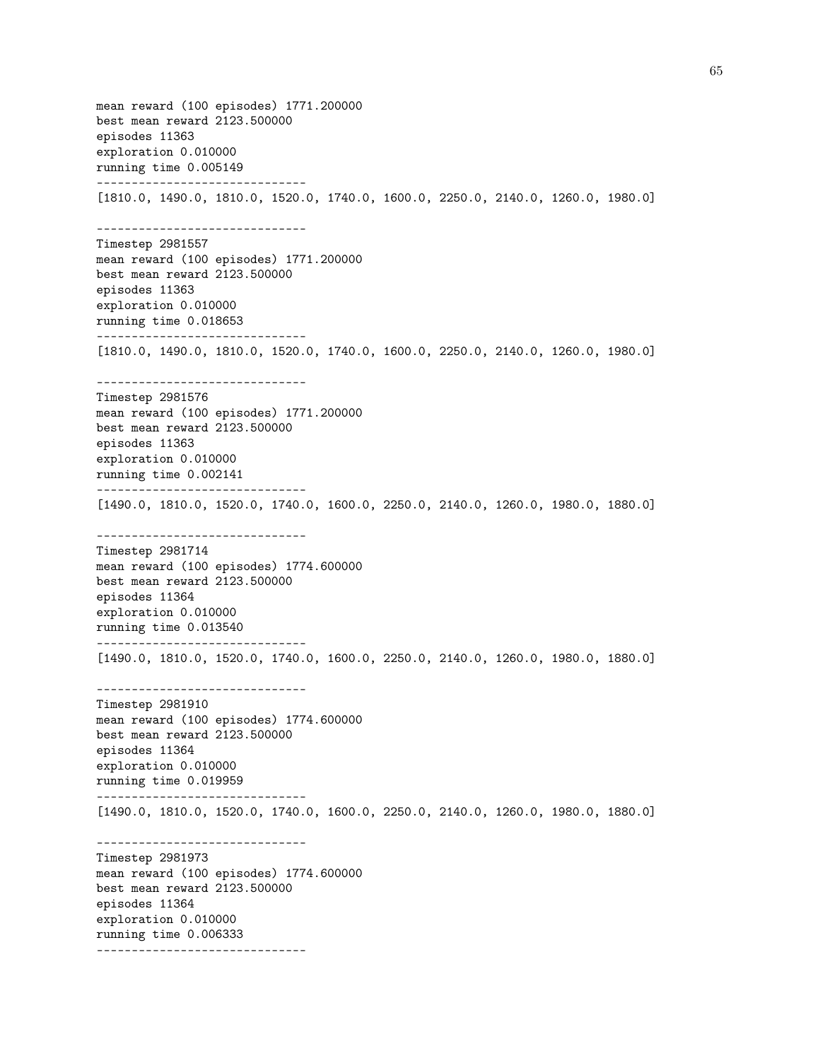```
mean reward (100 episodes) 1771.200000
best mean reward 2123.500000
episodes 11363
exploration 0.010000
running time 0.005149
------------------------------
[1810.0, 1490.0, 1810.0, 1520.0, 1740.0, 1600.0, 2250.0, 2140.0, 1260.0, 1980.0]

------------------------------
Timestep 2981557
mean reward (100 episodes) 1771.200000
best mean reward 2123.500000
episodes 11363
exploration 0.010000
running time 0.018653
------------------------------
[1810.0, 1490.0, 1810.0, 1520.0, 1740.0, 1600.0, 2250.0, 2140.0, 1260.0, 1980.0]

------------------------------
Timestep 2981576
mean reward (100 episodes) 1771.200000
best mean reward 2123.500000
episodes 11363
exploration 0.010000
running time 0.002141
------------------------------
[1490.0, 1810.0, 1520.0, 1740.0, 1600.0, 2250.0, 2140.0, 1260.0, 1980.0, 1880.0]

------------------------------
Timestep 2981714
mean reward (100 episodes) 1774.600000
best mean reward 2123.500000
episodes 11364
exploration 0.010000
running time 0.013540
------------------------------
[1490.0, 1810.0, 1520.0, 1740.0, 1600.0, 2250.0, 2140.0, 1260.0, 1980.0, 1880.0]

------------------------------
Timestep 2981910
mean reward (100 episodes) 1774.600000
best mean reward 2123.500000
episodes 11364
exploration 0.010000
running time 0.019959
------------------------------
[1490.0, 1810.0, 1520.0, 1740.0, 1600.0, 2250.0, 2140.0, 1260.0, 1980.0, 1880.0]

------------------------------
Timestep 2981973
mean reward (100 episodes) 1774.600000
best mean reward 2123.500000
episodes 11364
exploration 0.010000
running time 0.006333
------------------------------
```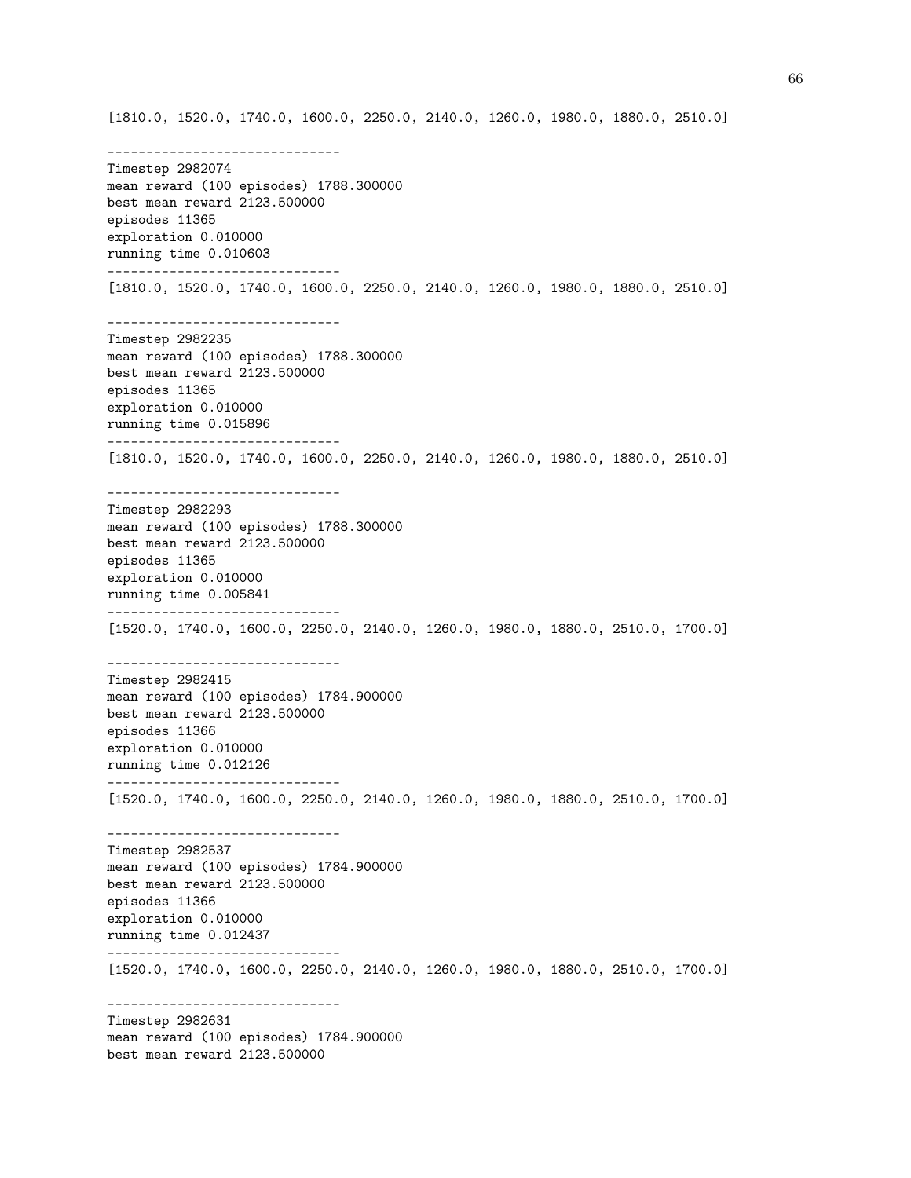```
[1810.0, 1520.0, 1740.0, 1600.0, 2250.0, 2140.0, 1260.0, 1980.0, 1880.0, 2510.0]

------------------------------
Timestep 2982074
mean reward (100 episodes) 1788.300000
best mean reward 2123.500000
episodes 11365
exploration 0.010000
running time 0.010603
------------------------------
[1810.0, 1520.0, 1740.0, 1600.0, 2250.0, 2140.0, 1260.0, 1980.0, 1880.0, 2510.0]

------------------------------
Timestep 2982235
mean reward (100 episodes) 1788.300000
best mean reward 2123.500000
episodes 11365
exploration 0.010000
running time 0.015896
------------------------------
[1810.0, 1520.0, 1740.0, 1600.0, 2250.0, 2140.0, 1260.0, 1980.0, 1880.0, 2510.0]

------------------------------
Timestep 2982293
mean reward (100 episodes) 1788.300000
best mean reward 2123.500000
episodes 11365
exploration 0.010000
running time 0.005841
------------------------------
[1520.0, 1740.0, 1600.0, 2250.0, 2140.0, 1260.0, 1980.0, 1880.0, 2510.0, 1700.0]

------------------------------
Timestep 2982415
mean reward (100 episodes) 1784.900000
best mean reward 2123.500000
episodes 11366
exploration 0.010000
running time 0.012126
------------------------------
[1520.0, 1740.0, 1600.0, 2250.0, 2140.0, 1260.0, 1980.0, 1880.0, 2510.0, 1700.0]

------------------------------
Timestep 2982537
mean reward (100 episodes) 1784.900000
best mean reward 2123.500000
episodes 11366
exploration 0.010000
running time 0.012437
------------------------------
[1520.0, 1740.0, 1600.0, 2250.0, 2140.0, 1260.0, 1980.0, 1880.0, 2510.0, 1700.0]

------------------------------
Timestep 2982631
mean reward (100 episodes) 1784.900000
best mean reward 2123.500000
```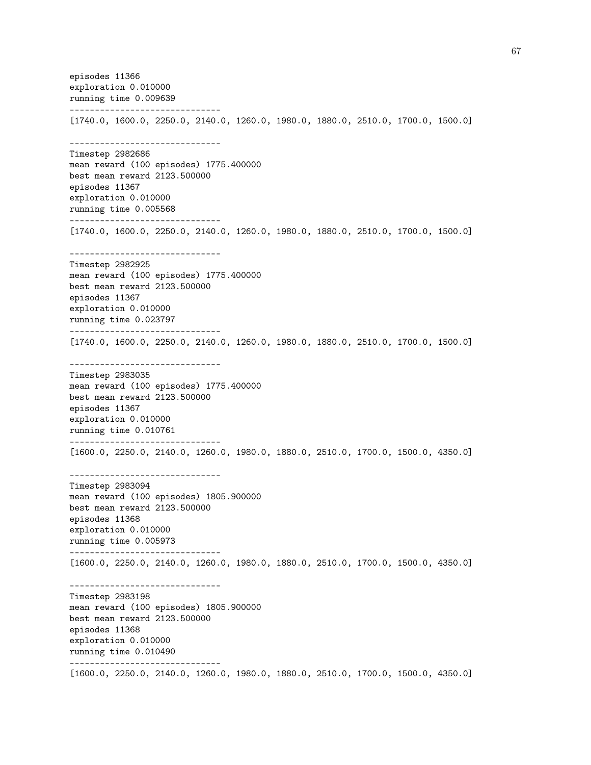```
episodes 11366
exploration 0.010000
running time 0.009639
------------------------------
[1740.0, 1600.0, 2250.0, 2140.0, 1260.0, 1980.0, 1880.0, 2510.0, 1700.0, 1500.0]

------------------------------
Timestep 2982686
mean reward (100 episodes) 1775.400000
best mean reward 2123.500000
episodes 11367
exploration 0.010000
running time 0.005568
------------------------------
[1740.0, 1600.0, 2250.0, 2140.0, 1260.0, 1980.0, 1880.0, 2510.0, 1700.0, 1500.0]

------------------------------
Timestep 2982925
mean reward (100 episodes) 1775.400000
best mean reward 2123.500000
episodes 11367
exploration 0.010000
running time 0.023797
------------------------------
[1740.0, 1600.0, 2250.0, 2140.0, 1260.0, 1980.0, 1880.0, 2510.0, 1700.0, 1500.0]

------------------------------
Timestep 2983035
mean reward (100 episodes) 1775.400000
best mean reward 2123.500000
episodes 11367
exploration 0.010000
running time 0.010761
------------------------------
[1600.0, 2250.0, 2140.0, 1260.0, 1980.0, 1880.0, 2510.0, 1700.0, 1500.0, 4350.0]

------------------------------
Timestep 2983094
mean reward (100 episodes) 1805.900000
best mean reward 2123.500000
episodes 11368
exploration 0.010000
running time 0.005973
------------------------------
[1600.0, 2250.0, 2140.0, 1260.0, 1980.0, 1880.0, 2510.0, 1700.0, 1500.0, 4350.0]

------------------------------
Timestep 2983198
mean reward (100 episodes) 1805.900000
best mean reward 2123.500000
episodes 11368
exploration 0.010000
running time 0.010490
------------------------------
[1600.0, 2250.0, 2140.0, 1260.0, 1980.0, 1880.0, 2510.0, 1700.0, 1500.0, 4350.0]
```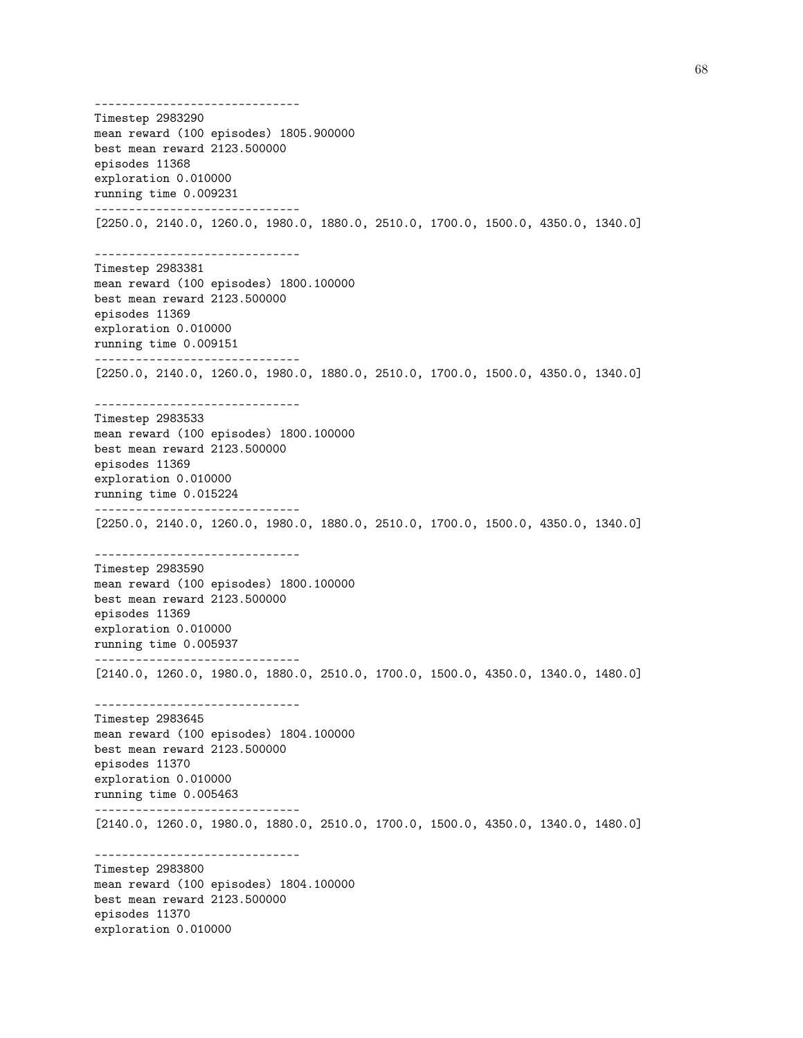```
------------------------------
Timestep 2983290
mean reward (100 episodes) 1805.900000
best mean reward 2123.500000
episodes 11368
exploration 0.010000
running time 0.009231
------------------------------
[2250.0, 2140.0, 1260.0, 1980.0, 1880.0, 2510.0, 1700.0, 1500.0, 4350.0, 1340.0]

------------------------------
Timestep 2983381
mean reward (100 episodes) 1800.100000
best mean reward 2123.500000
episodes 11369
exploration 0.010000
running time 0.009151
------------------------------
[2250.0, 2140.0, 1260.0, 1980.0, 1880.0, 2510.0, 1700.0, 1500.0, 4350.0, 1340.0]

------------------------------
Timestep 2983533
mean reward (100 episodes) 1800.100000
best mean reward 2123.500000
episodes 11369
exploration 0.010000
running time 0.015224
------------------------------
[2250.0, 2140.0, 1260.0, 1980.0, 1880.0, 2510.0, 1700.0, 1500.0, 4350.0, 1340.0]

------------------------------
Timestep 2983590
mean reward (100 episodes) 1800.100000
best mean reward 2123.500000
episodes 11369
exploration 0.010000
running time 0.005937
------------------------------
[2140.0, 1260.0, 1980.0, 1880.0, 2510.0, 1700.0, 1500.0, 4350.0, 1340.0, 1480.0]

------------------------------
Timestep 2983645
mean reward (100 episodes) 1804.100000
best mean reward 2123.500000
episodes 11370
exploration 0.010000
running time 0.005463
------------------------------
[2140.0, 1260.0, 1980.0, 1880.0, 2510.0, 1700.0, 1500.0, 4350.0, 1340.0, 1480.0]

------------------------------
Timestep 2983800
mean reward (100 episodes) 1804.100000
best mean reward 2123.500000
episodes 11370
exploration 0.010000
```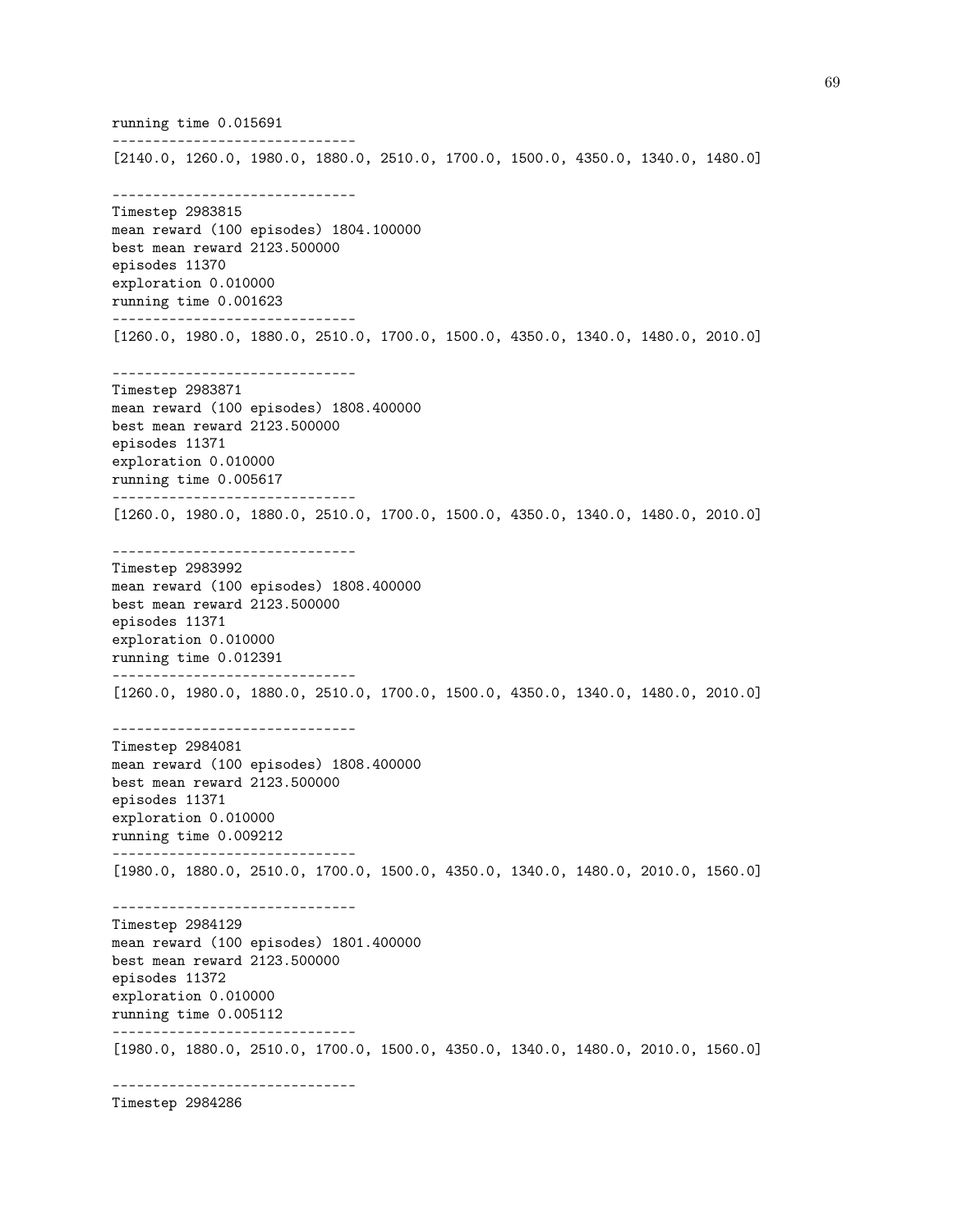```
running time 0.015691
------------------------------
[2140.0, 1260.0, 1980.0, 1880.0, 2510.0, 1700.0, 1500.0, 4350.0, 1340.0, 1480.0]

------------------------------
Timestep 2983815
mean reward (100 episodes) 1804.100000
best mean reward 2123.500000
episodes 11370
exploration 0.010000
running time 0.001623
------------------------------
[1260.0, 1980.0, 1880.0, 2510.0, 1700.0, 1500.0, 4350.0, 1340.0, 1480.0, 2010.0]

------------------------------
Timestep 2983871
mean reward (100 episodes) 1808.400000
best mean reward 2123.500000
episodes 11371
exploration 0.010000
running time 0.005617
------------------------------
[1260.0, 1980.0, 1880.0, 2510.0, 1700.0, 1500.0, 4350.0, 1340.0, 1480.0, 2010.0]

------------------------------
Timestep 2983992
mean reward (100 episodes) 1808.400000
best mean reward 2123.500000
episodes 11371
exploration 0.010000
running time 0.012391
------------------------------
[1260.0, 1980.0, 1880.0, 2510.0, 1700.0, 1500.0, 4350.0, 1340.0, 1480.0, 2010.0]

------------------------------
Timestep 2984081
mean reward (100 episodes) 1808.400000
best mean reward 2123.500000
episodes 11371
exploration 0.010000
running time 0.009212
------------------------------
[1980.0, 1880.0, 2510.0, 1700.0, 1500.0, 4350.0, 1340.0, 1480.0, 2010.0, 1560.0]

------------------------------
Timestep 2984129
mean reward (100 episodes) 1801.400000
best mean reward 2123.500000
episodes 11372
exploration 0.010000
running time 0.005112
------------------------------
[1980.0, 1880.0, 2510.0, 1700.0, 1500.0, 4350.0, 1340.0, 1480.0, 2010.0, 1560.0]

------------------------------
Timestep 2984286
```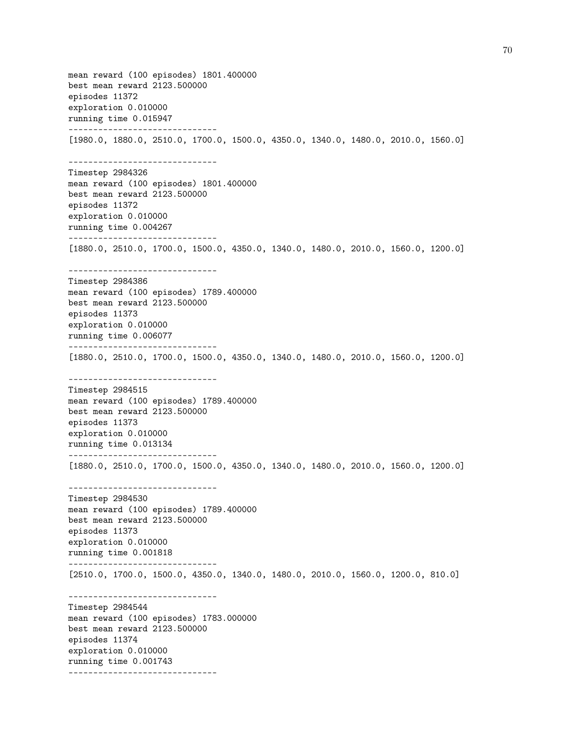```
mean reward (100 episodes) 1801.400000
best mean reward 2123.500000
episodes 11372
exploration 0.010000
running time 0.015947
------------------------------
[1980.0, 1880.0, 2510.0, 1700.0, 1500.0, 4350.0, 1340.0, 1480.0, 2010.0, 1560.0]

------------------------------
Timestep 2984326
mean reward (100 episodes) 1801.400000
best mean reward 2123.500000
episodes 11372
exploration 0.010000
running time 0.004267
------------------------------
[1880.0, 2510.0, 1700.0, 1500.0, 4350.0, 1340.0, 1480.0, 2010.0, 1560.0, 1200.0]

------------------------------
Timestep 2984386
mean reward (100 episodes) 1789.400000
best mean reward 2123.500000
episodes 11373
exploration 0.010000
running time 0.006077
------------------------------
[1880.0, 2510.0, 1700.0, 1500.0, 4350.0, 1340.0, 1480.0, 2010.0, 1560.0, 1200.0]

------------------------------
Timestep 2984515
mean reward (100 episodes) 1789.400000
best mean reward 2123.500000
episodes 11373
exploration 0.010000
running time 0.013134
------------------------------
[1880.0, 2510.0, 1700.0, 1500.0, 4350.0, 1340.0, 1480.0, 2010.0, 1560.0, 1200.0]

------------------------------
Timestep 2984530
mean reward (100 episodes) 1789.400000
best mean reward 2123.500000
episodes 11373
exploration 0.010000
running time 0.001818
------------------------------
[2510.0, 1700.0, 1500.0, 4350.0, 1340.0, 1480.0, 2010.0, 1560.0, 1200.0, 810.0]

------------------------------
Timestep 2984544
mean reward (100 episodes) 1783.000000
best mean reward 2123.500000
episodes 11374
exploration 0.010000
running time 0.001743
------------------------------
```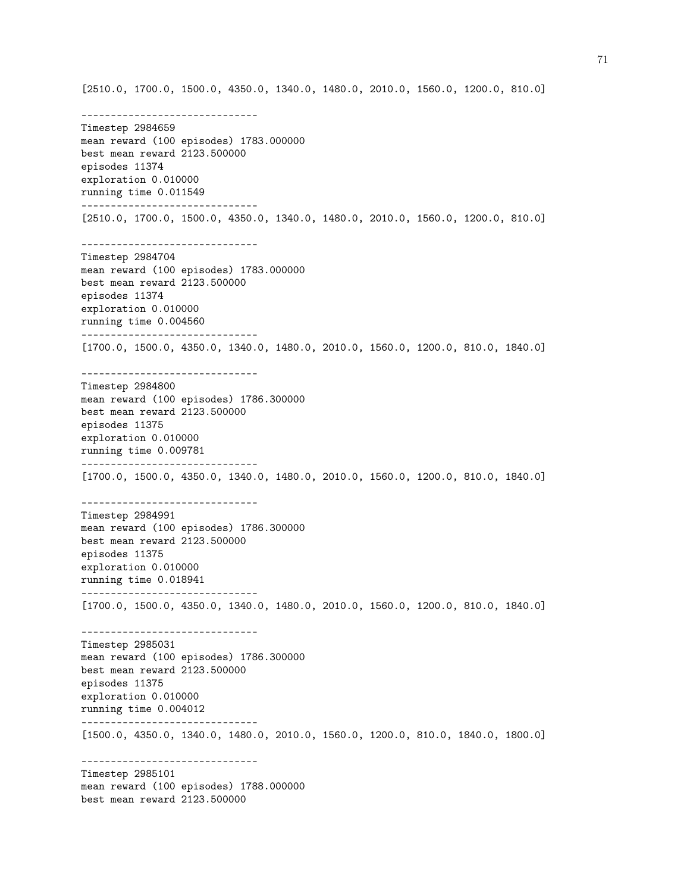```
[2510.0, 1700.0, 1500.0, 4350.0, 1340.0, 1480.0, 2010.0, 1560.0, 1200.0, 810.0]

------------------------------
Timestep 2984659
mean reward (100 episodes) 1783.000000
best mean reward 2123.500000
episodes 11374
exploration 0.010000
running time 0.011549
------------------------------
[2510.0, 1700.0, 1500.0, 4350.0, 1340.0, 1480.0, 2010.0, 1560.0, 1200.0, 810.0]

------------------------------
Timestep 2984704
mean reward (100 episodes) 1783.000000
best mean reward 2123.500000
episodes 11374
exploration 0.010000
running time 0.004560
------------------------------
[1700.0, 1500.0, 4350.0, 1340.0, 1480.0, 2010.0, 1560.0, 1200.0, 810.0, 1840.0]

------------------------------
Timestep 2984800
mean reward (100 episodes) 1786.300000
best mean reward 2123.500000
episodes 11375
exploration 0.010000
running time 0.009781
------------------------------
[1700.0, 1500.0, 4350.0, 1340.0, 1480.0, 2010.0, 1560.0, 1200.0, 810.0, 1840.0]

------------------------------
Timestep 2984991
mean reward (100 episodes) 1786.300000
best mean reward 2123.500000
episodes 11375
exploration 0.010000
running time 0.018941
------------------------------
[1700.0, 1500.0, 4350.0, 1340.0, 1480.0, 2010.0, 1560.0, 1200.0, 810.0, 1840.0]

------------------------------
Timestep 2985031
mean reward (100 episodes) 1786.300000
best mean reward 2123.500000
episodes 11375
exploration 0.010000
running time 0.004012
------------------------------
[1500.0, 4350.0, 1340.0, 1480.0, 2010.0, 1560.0, 1200.0, 810.0, 1840.0, 1800.0]

------------------------------
Timestep 2985101
mean reward (100 episodes) 1788.000000
best mean reward 2123.500000
```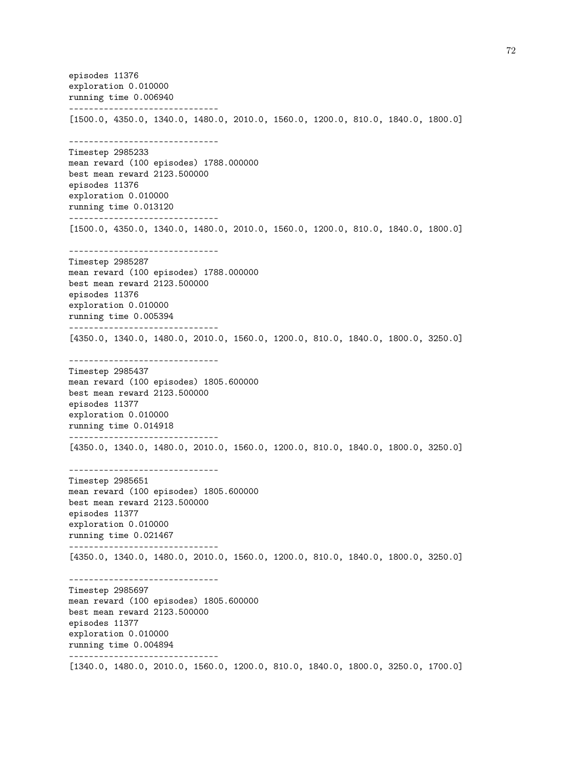```
episodes 11376
exploration 0.010000
running time 0.006940
------------------------------
[1500.0, 4350.0, 1340.0, 1480.0, 2010.0, 1560.0, 1200.0, 810.0, 1840.0, 1800.0]

------------------------------
Timestep 2985233
mean reward (100 episodes) 1788.000000
best mean reward 2123.500000
episodes 11376
exploration 0.010000
running time 0.013120
------------------------------
[1500.0, 4350.0, 1340.0, 1480.0, 2010.0, 1560.0, 1200.0, 810.0, 1840.0, 1800.0]

------------------------------
Timestep 2985287
mean reward (100 episodes) 1788.000000
best mean reward 2123.500000
episodes 11376
exploration 0.010000
running time 0.005394
------------------------------
[4350.0, 1340.0, 1480.0, 2010.0, 1560.0, 1200.0, 810.0, 1840.0, 1800.0, 3250.0]

------------------------------
Timestep 2985437
mean reward (100 episodes) 1805.600000
best mean reward 2123.500000
episodes 11377
exploration 0.010000
running time 0.014918
------------------------------
[4350.0, 1340.0, 1480.0, 2010.0, 1560.0, 1200.0, 810.0, 1840.0, 1800.0, 3250.0]

------------------------------
Timestep 2985651
mean reward (100 episodes) 1805.600000
best mean reward 2123.500000
episodes 11377
exploration 0.010000
running time 0.021467
------------------------------
[4350.0, 1340.0, 1480.0, 2010.0, 1560.0, 1200.0, 810.0, 1840.0, 1800.0, 3250.0]

------------------------------
Timestep 2985697
mean reward (100 episodes) 1805.600000
best mean reward 2123.500000
episodes 11377
exploration 0.010000
running time 0.004894
------------------------------
[1340.0, 1480.0, 2010.0, 1560.0, 1200.0, 810.0, 1840.0, 1800.0, 3250.0, 1700.0]
```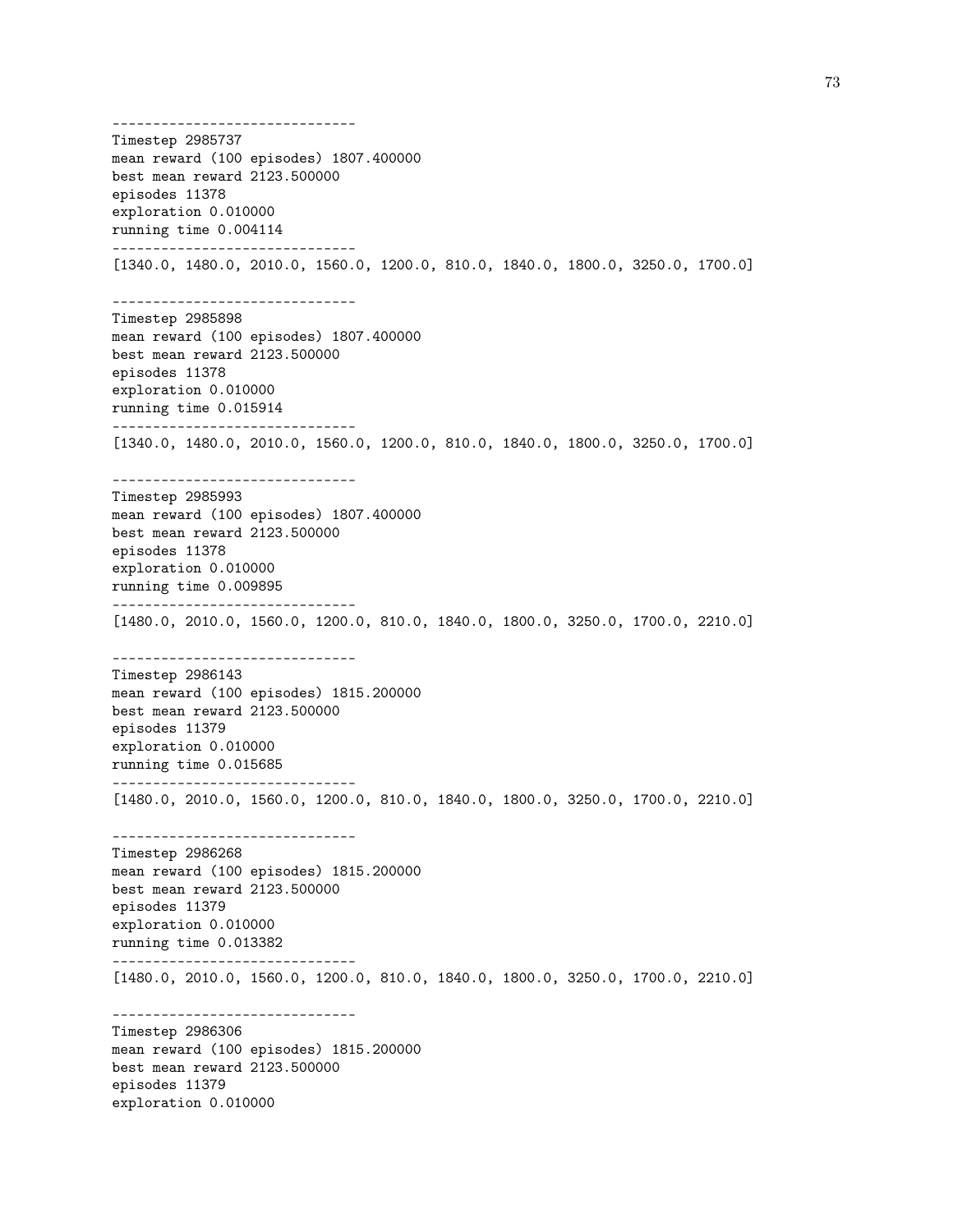```
------------------------------
Timestep 2985737
mean reward (100 episodes) 1807.400000
best mean reward 2123.500000
episodes 11378
exploration 0.010000
running time 0.004114
------------------------------
[1340.0, 1480.0, 2010.0, 1560.0, 1200.0, 810.0, 1840.0, 1800.0, 3250.0, 1700.0]

------------------------------
Timestep 2985898
mean reward (100 episodes) 1807.400000
best mean reward 2123.500000
episodes 11378
exploration 0.010000
running time 0.015914
------------------------------
[1340.0, 1480.0, 2010.0, 1560.0, 1200.0, 810.0, 1840.0, 1800.0, 3250.0, 1700.0]

------------------------------
Timestep 2985993
mean reward (100 episodes) 1807.400000
best mean reward 2123.500000
episodes 11378
exploration 0.010000
running time 0.009895
------------------------------
[1480.0, 2010.0, 1560.0, 1200.0, 810.0, 1840.0, 1800.0, 3250.0, 1700.0, 2210.0]

------------------------------
Timestep 2986143
mean reward (100 episodes) 1815.200000
best mean reward 2123.500000
episodes 11379
exploration 0.010000
running time 0.015685
------------------------------
[1480.0, 2010.0, 1560.0, 1200.0, 810.0, 1840.0, 1800.0, 3250.0, 1700.0, 2210.0]

------------------------------
Timestep 2986268
mean reward (100 episodes) 1815.200000
best mean reward 2123.500000
episodes 11379
exploration 0.010000
running time 0.013382
------------------------------
[1480.0, 2010.0, 1560.0, 1200.0, 810.0, 1840.0, 1800.0, 3250.0, 1700.0, 2210.0]

------------------------------
Timestep 2986306
mean reward (100 episodes) 1815.200000
best mean reward 2123.500000
episodes 11379
exploration 0.010000
```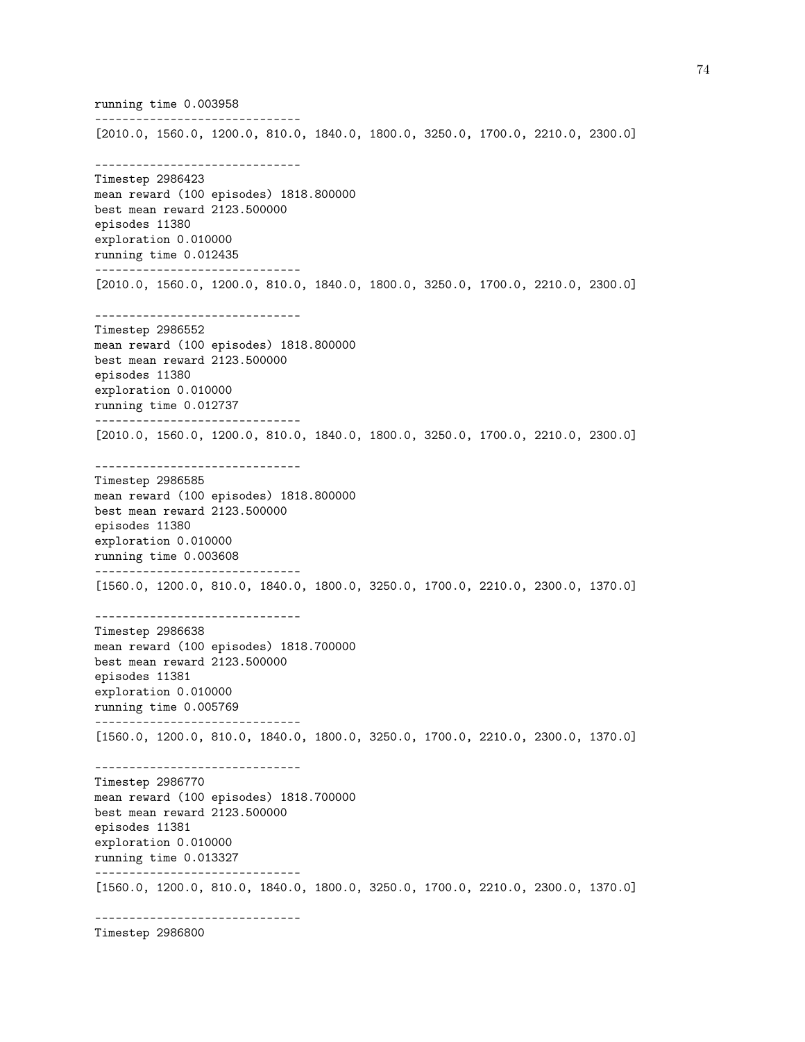```
running time 0.003958
------------------------------
[2010.0, 1560.0, 1200.0, 810.0, 1840.0, 1800.0, 3250.0, 1700.0, 2210.0, 2300.0]

------------------------------
Timestep 2986423
mean reward (100 episodes) 1818.800000
best mean reward 2123.500000
episodes 11380
exploration 0.010000
running time 0.012435
------------------------------
[2010.0, 1560.0, 1200.0, 810.0, 1840.0, 1800.0, 3250.0, 1700.0, 2210.0, 2300.0]

------------------------------
Timestep 2986552
mean reward (100 episodes) 1818.800000
best mean reward 2123.500000
episodes 11380
exploration 0.010000
running time 0.012737
------------------------------
[2010.0, 1560.0, 1200.0, 810.0, 1840.0, 1800.0, 3250.0, 1700.0, 2210.0, 2300.0]

------------------------------
Timestep 2986585
mean reward (100 episodes) 1818.800000
best mean reward 2123.500000
episodes 11380
exploration 0.010000
running time 0.003608
------------------------------
[1560.0, 1200.0, 810.0, 1840.0, 1800.0, 3250.0, 1700.0, 2210.0, 2300.0, 1370.0]

------------------------------
Timestep 2986638
mean reward (100 episodes) 1818.700000
best mean reward 2123.500000
episodes 11381
exploration 0.010000
running time 0.005769
------------------------------
[1560.0, 1200.0, 810.0, 1840.0, 1800.0, 3250.0, 1700.0, 2210.0, 2300.0, 1370.0]

------------------------------
Timestep 2986770
mean reward (100 episodes) 1818.700000
best mean reward 2123.500000
episodes 11381
exploration 0.010000
running time 0.013327
------------------------------
[1560.0, 1200.0, 810.0, 1840.0, 1800.0, 3250.0, 1700.0, 2210.0, 2300.0, 1370.0]

------------------------------
Timestep 2986800
```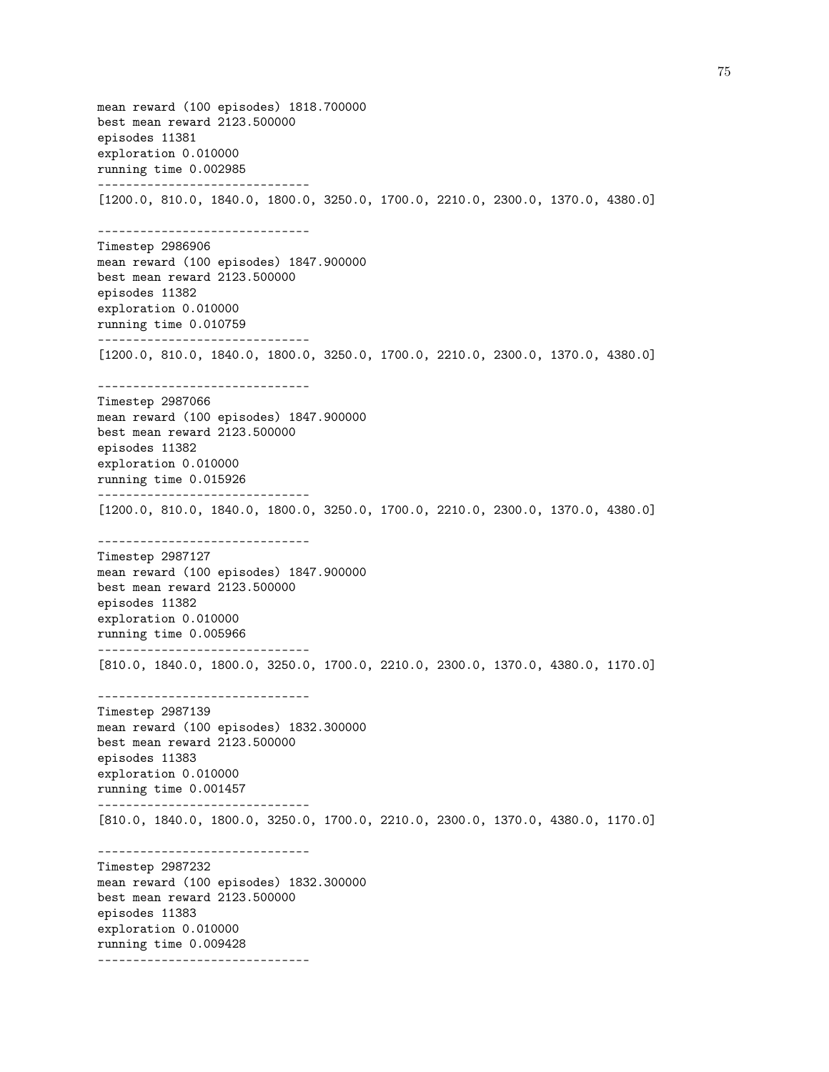```
mean reward (100 episodes) 1818.700000
best mean reward 2123.500000
episodes 11381
exploration 0.010000
running time 0.002985
------------------------------
[1200.0, 810.0, 1840.0, 1800.0, 3250.0, 1700.0, 2210.0, 2300.0, 1370.0, 4380.0]

------------------------------
Timestep 2986906
mean reward (100 episodes) 1847.900000
best mean reward 2123.500000
episodes 11382
exploration 0.010000
running time 0.010759
------------------------------
[1200.0, 810.0, 1840.0, 1800.0, 3250.0, 1700.0, 2210.0, 2300.0, 1370.0, 4380.0]

------------------------------
Timestep 2987066
mean reward (100 episodes) 1847.900000
best mean reward 2123.500000
episodes 11382
exploration 0.010000
running time 0.015926
------------------------------
[1200.0, 810.0, 1840.0, 1800.0, 3250.0, 1700.0, 2210.0, 2300.0, 1370.0, 4380.0]

------------------------------
Timestep 2987127
mean reward (100 episodes) 1847.900000
best mean reward 2123.500000
episodes 11382
exploration 0.010000
running time 0.005966
------------------------------
[810.0, 1840.0, 1800.0, 3250.0, 1700.0, 2210.0, 2300.0, 1370.0, 4380.0, 1170.0]

------------------------------
Timestep 2987139
mean reward (100 episodes) 1832.300000
best mean reward 2123.500000
episodes 11383
exploration 0.010000
running time 0.001457
------------------------------
[810.0, 1840.0, 1800.0, 3250.0, 1700.0, 2210.0, 2300.0, 1370.0, 4380.0, 1170.0]

------------------------------
Timestep 2987232
mean reward (100 episodes) 1832.300000
best mean reward 2123.500000
episodes 11383
exploration 0.010000
running time 0.009428
------------------------------
```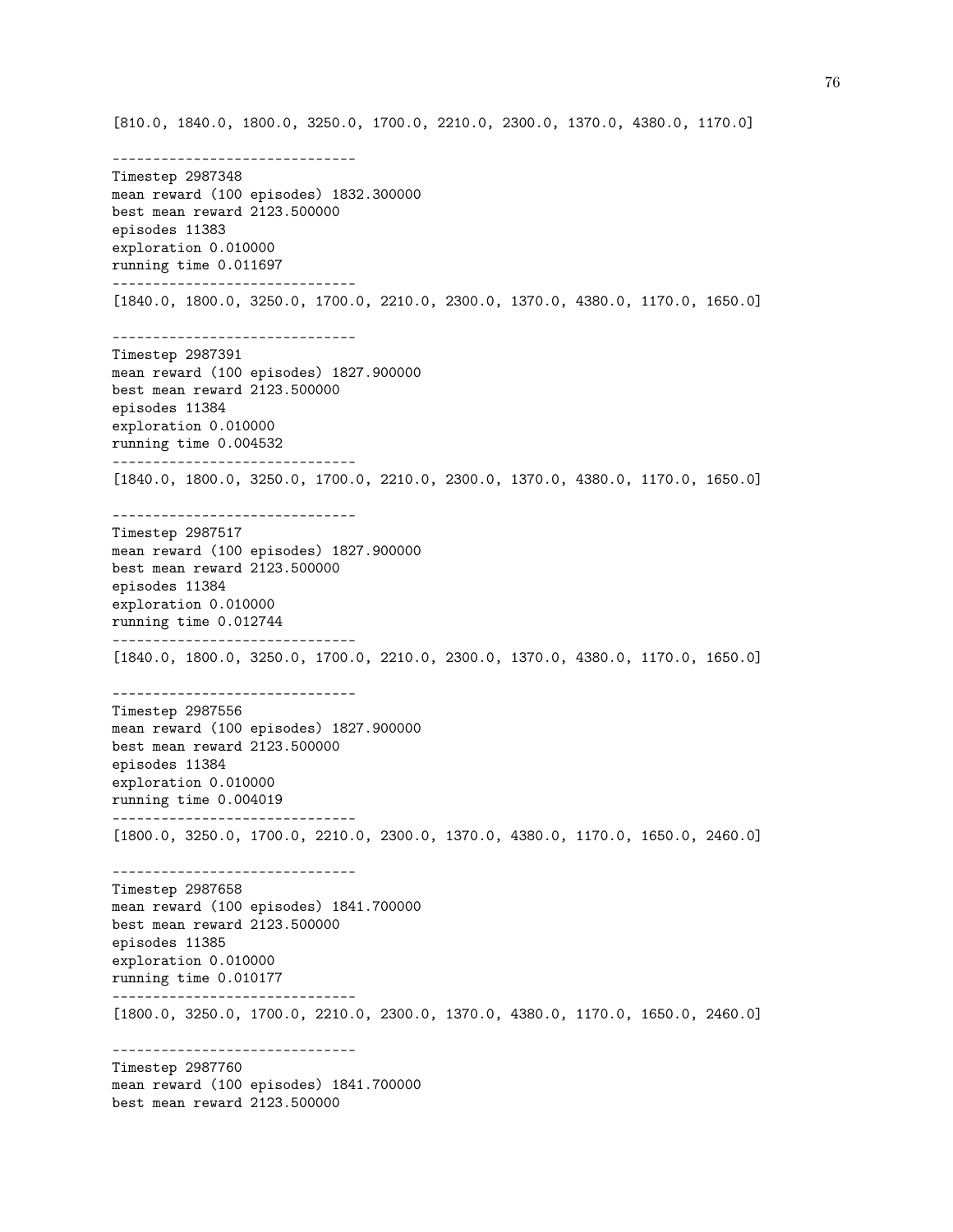```
[810.0, 1840.0, 1800.0, 3250.0, 1700.0, 2210.0, 2300.0, 1370.0, 4380.0, 1170.0]

------------------------------
Timestep 2987348
mean reward (100 episodes) 1832.300000
best mean reward 2123.500000
episodes 11383
exploration 0.010000
running time 0.011697
------------------------------
[1840.0, 1800.0, 3250.0, 1700.0, 2210.0, 2300.0, 1370.0, 4380.0, 1170.0, 1650.0]

------------------------------
Timestep 2987391
mean reward (100 episodes) 1827.900000
best mean reward 2123.500000
episodes 11384
exploration 0.010000
running time 0.004532
------------------------------
[1840.0, 1800.0, 3250.0, 1700.0, 2210.0, 2300.0, 1370.0, 4380.0, 1170.0, 1650.0]

------------------------------
Timestep 2987517
mean reward (100 episodes) 1827.900000
best mean reward 2123.500000
episodes 11384
exploration 0.010000
running time 0.012744
------------------------------
[1840.0, 1800.0, 3250.0, 1700.0, 2210.0, 2300.0, 1370.0, 4380.0, 1170.0, 1650.0]

------------------------------
Timestep 2987556
mean reward (100 episodes) 1827.900000
best mean reward 2123.500000
episodes 11384
exploration 0.010000
running time 0.004019
------------------------------
[1800.0, 3250.0, 1700.0, 2210.0, 2300.0, 1370.0, 4380.0, 1170.0, 1650.0, 2460.0]

------------------------------
Timestep 2987658
mean reward (100 episodes) 1841.700000
best mean reward 2123.500000
episodes 11385
exploration 0.010000
running time 0.010177
------------------------------
[1800.0, 3250.0, 1700.0, 2210.0, 2300.0, 1370.0, 4380.0, 1170.0, 1650.0, 2460.0]

------------------------------
Timestep 2987760
mean reward (100 episodes) 1841.700000
best mean reward 2123.500000
```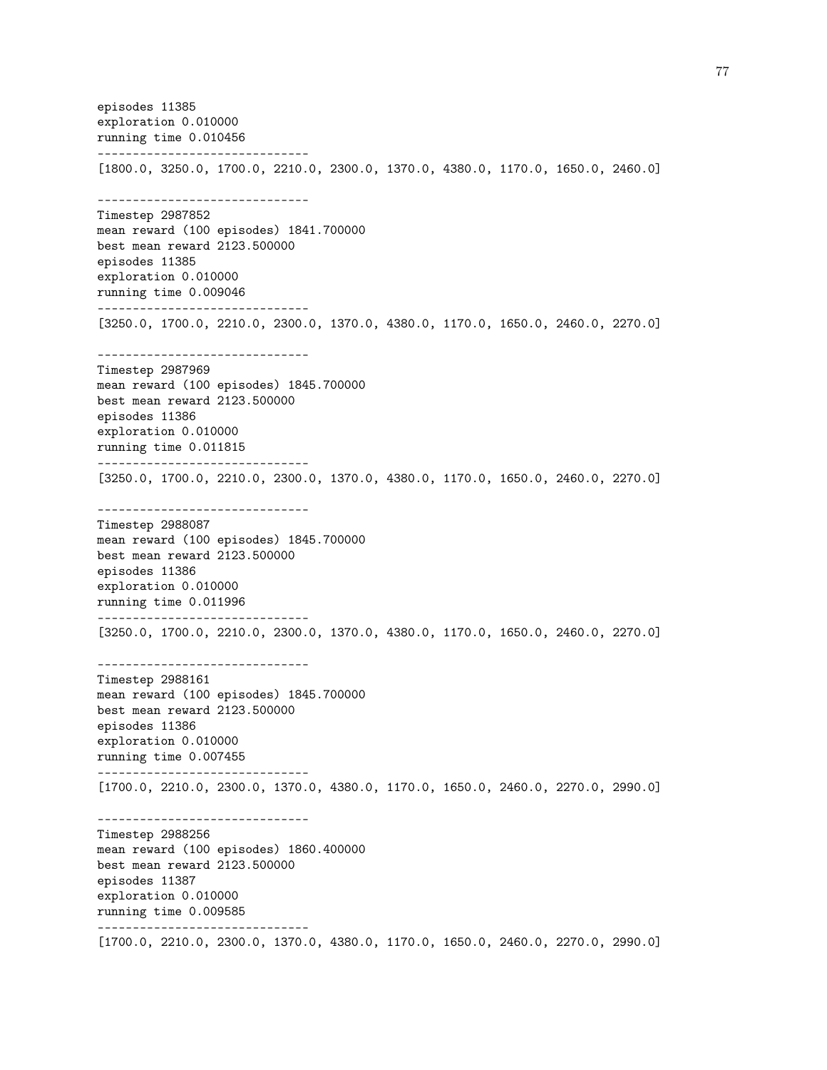```
episodes 11385
exploration 0.010000
running time 0.010456
------------------------------
[1800.0, 3250.0, 1700.0, 2210.0, 2300.0, 1370.0, 4380.0, 1170.0, 1650.0, 2460.0]

------------------------------
Timestep 2987852
mean reward (100 episodes) 1841.700000
best mean reward 2123.500000
episodes 11385
exploration 0.010000
running time 0.009046
------------------------------
[3250.0, 1700.0, 2210.0, 2300.0, 1370.0, 4380.0, 1170.0, 1650.0, 2460.0, 2270.0]

------------------------------
Timestep 2987969
mean reward (100 episodes) 1845.700000
best mean reward 2123.500000
episodes 11386
exploration 0.010000
running time 0.011815
------------------------------
[3250.0, 1700.0, 2210.0, 2300.0, 1370.0, 4380.0, 1170.0, 1650.0, 2460.0, 2270.0]

------------------------------
Timestep 2988087
mean reward (100 episodes) 1845.700000
best mean reward 2123.500000
episodes 11386
exploration 0.010000
running time 0.011996
------------------------------
[3250.0, 1700.0, 2210.0, 2300.0, 1370.0, 4380.0, 1170.0, 1650.0, 2460.0, 2270.0]

------------------------------
Timestep 2988161
mean reward (100 episodes) 1845.700000
best mean reward 2123.500000
episodes 11386
exploration 0.010000
running time 0.007455
------------------------------
[1700.0, 2210.0, 2300.0, 1370.0, 4380.0, 1170.0, 1650.0, 2460.0, 2270.0, 2990.0]

------------------------------
Timestep 2988256
mean reward (100 episodes) 1860.400000
best mean reward 2123.500000
episodes 11387
exploration 0.010000
running time 0.009585
------------------------------
[1700.0, 2210.0, 2300.0, 1370.0, 4380.0, 1170.0, 1650.0, 2460.0, 2270.0, 2990.0]
```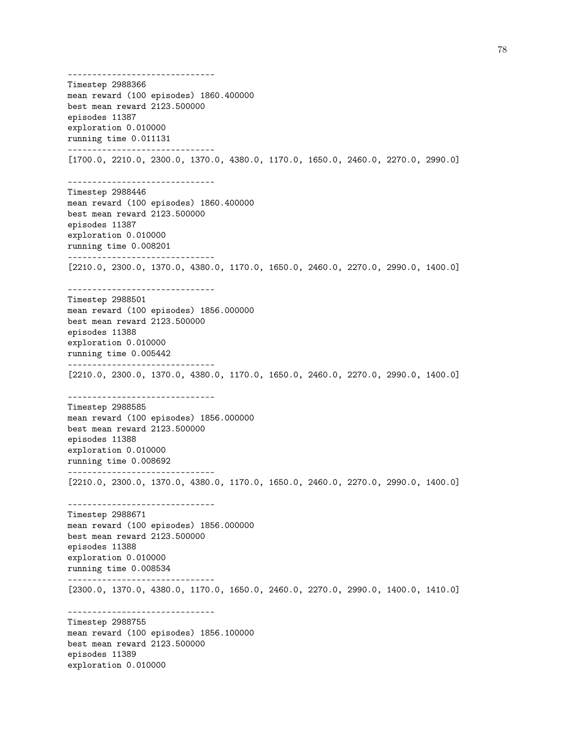```
------------------------------
Timestep 2988366
mean reward (100 episodes) 1860.400000
best mean reward 2123.500000
episodes 11387
exploration 0.010000
running time 0.011131
------------------------------
[1700.0, 2210.0, 2300.0, 1370.0, 4380.0, 1170.0, 1650.0, 2460.0, 2270.0, 2990.0]

------------------------------
Timestep 2988446
mean reward (100 episodes) 1860.400000
best mean reward 2123.500000
episodes 11387
exploration 0.010000
running time 0.008201
------------------------------
[2210.0, 2300.0, 1370.0, 4380.0, 1170.0, 1650.0, 2460.0, 2270.0, 2990.0, 1400.0]

------------------------------
Timestep 2988501
mean reward (100 episodes) 1856.000000
best mean reward 2123.500000
episodes 11388
exploration 0.010000
running time 0.005442
------------------------------
[2210.0, 2300.0, 1370.0, 4380.0, 1170.0, 1650.0, 2460.0, 2270.0, 2990.0, 1400.0]

------------------------------
Timestep 2988585
mean reward (100 episodes) 1856.000000
best mean reward 2123.500000
episodes 11388
exploration 0.010000
running time 0.008692
------------------------------
[2210.0, 2300.0, 1370.0, 4380.0, 1170.0, 1650.0, 2460.0, 2270.0, 2990.0, 1400.0]

------------------------------
Timestep 2988671
mean reward (100 episodes) 1856.000000
best mean reward 2123.500000
episodes 11388
exploration 0.010000
running time 0.008534
------------------------------
[2300.0, 1370.0, 4380.0, 1170.0, 1650.0, 2460.0, 2270.0, 2990.0, 1400.0, 1410.0]

------------------------------
Timestep 2988755
mean reward (100 episodes) 1856.100000
best mean reward 2123.500000
episodes 11389
exploration 0.010000
```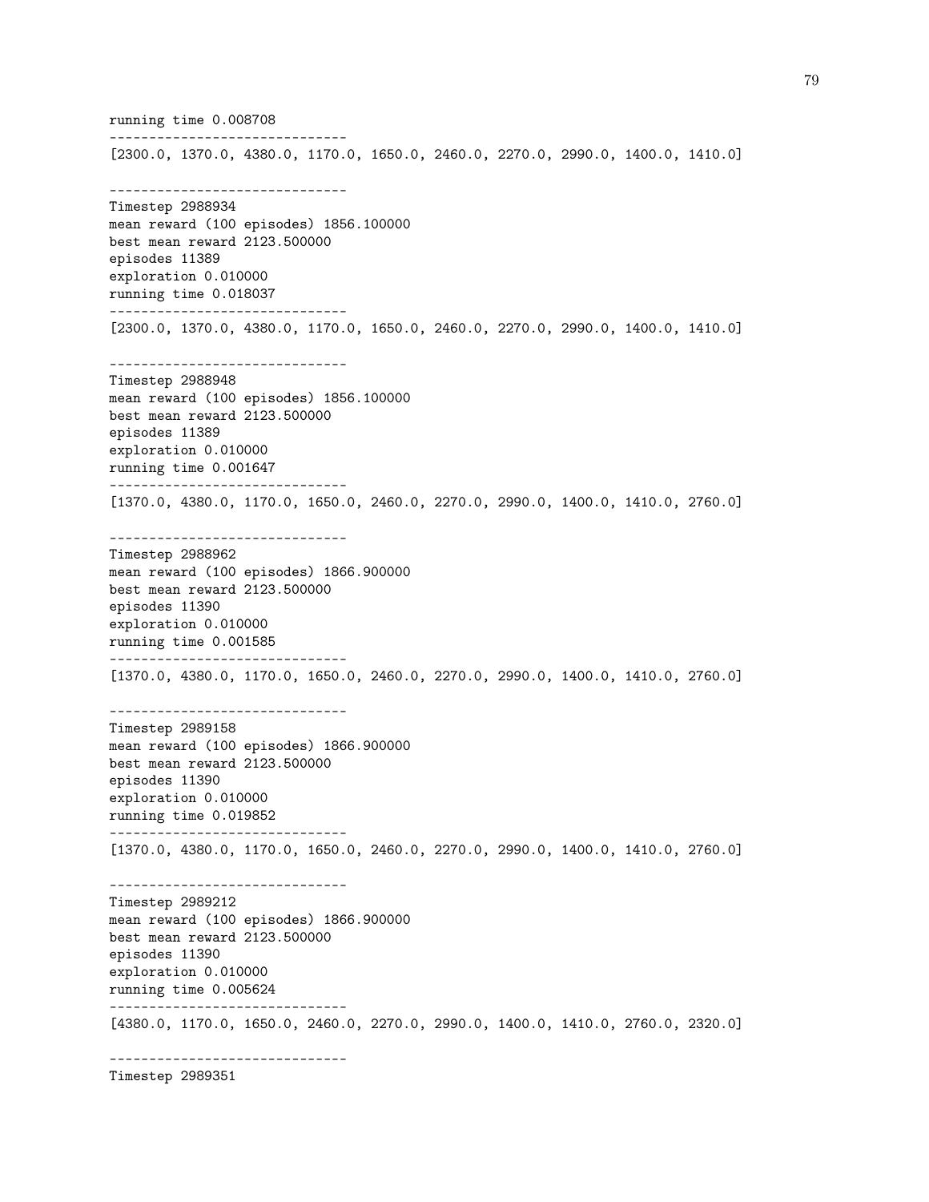```
running time 0.008708
------------------------------
[2300.0, 1370.0, 4380.0, 1170.0, 1650.0, 2460.0, 2270.0, 2990.0, 1400.0, 1410.0]

------------------------------
Timestep 2988934
mean reward (100 episodes) 1856.100000
best mean reward 2123.500000
episodes 11389
exploration 0.010000
running time 0.018037
------------------------------
[2300.0, 1370.0, 4380.0, 1170.0, 1650.0, 2460.0, 2270.0, 2990.0, 1400.0, 1410.0]

------------------------------
Timestep 2988948
mean reward (100 episodes) 1856.100000
best mean reward 2123.500000
episodes 11389
exploration 0.010000
running time 0.001647
------------------------------
[1370.0, 4380.0, 1170.0, 1650.0, 2460.0, 2270.0, 2990.0, 1400.0, 1410.0, 2760.0]

------------------------------
Timestep 2988962
mean reward (100 episodes) 1866.900000
best mean reward 2123.500000
episodes 11390
exploration 0.010000
running time 0.001585
------------------------------
[1370.0, 4380.0, 1170.0, 1650.0, 2460.0, 2270.0, 2990.0, 1400.0, 1410.0, 2760.0]

------------------------------
Timestep 2989158
mean reward (100 episodes) 1866.900000
best mean reward 2123.500000
episodes 11390
exploration 0.010000
running time 0.019852
------------------------------
[1370.0, 4380.0, 1170.0, 1650.0, 2460.0, 2270.0, 2990.0, 1400.0, 1410.0, 2760.0]

------------------------------
Timestep 2989212
mean reward (100 episodes) 1866.900000
best mean reward 2123.500000
episodes 11390
exploration 0.010000
running time 0.005624
------------------------------
[4380.0, 1170.0, 1650.0, 2460.0, 2270.0, 2990.0, 1400.0, 1410.0, 2760.0, 2320.0]

------------------------------
Timestep 2989351
```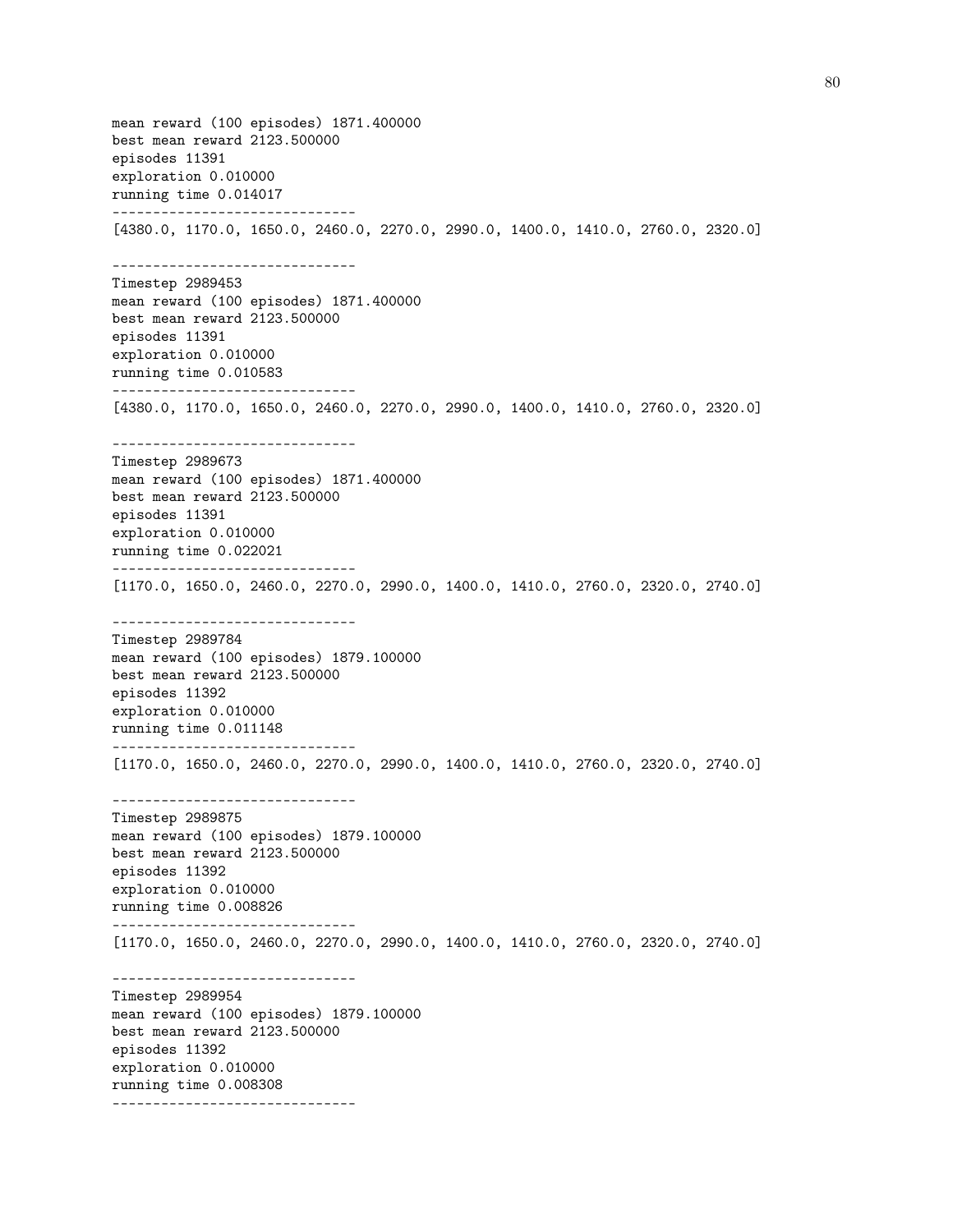```
mean reward (100 episodes) 1871.400000
best mean reward 2123.500000
episodes 11391
exploration 0.010000
running time 0.014017
------------------------------
[4380.0, 1170.0, 1650.0, 2460.0, 2270.0, 2990.0, 1400.0, 1410.0, 2760.0, 2320.0]

------------------------------
Timestep 2989453
mean reward (100 episodes) 1871.400000
best mean reward 2123.500000
episodes 11391
exploration 0.010000
running time 0.010583
------------------------------
[4380.0, 1170.0, 1650.0, 2460.0, 2270.0, 2990.0, 1400.0, 1410.0, 2760.0, 2320.0]

------------------------------
Timestep 2989673
mean reward (100 episodes) 1871.400000
best mean reward 2123.500000
episodes 11391
exploration 0.010000
running time 0.022021
------------------------------
[1170.0, 1650.0, 2460.0, 2270.0, 2990.0, 1400.0, 1410.0, 2760.0, 2320.0, 2740.0]

------------------------------
Timestep 2989784
mean reward (100 episodes) 1879.100000
best mean reward 2123.500000
episodes 11392
exploration 0.010000
running time 0.011148
------------------------------
[1170.0, 1650.0, 2460.0, 2270.0, 2990.0, 1400.0, 1410.0, 2760.0, 2320.0, 2740.0]

------------------------------
Timestep 2989875
mean reward (100 episodes) 1879.100000
best mean reward 2123.500000
episodes 11392
exploration 0.010000
running time 0.008826
------------------------------
[1170.0, 1650.0, 2460.0, 2270.0, 2990.0, 1400.0, 1410.0, 2760.0, 2320.0, 2740.0]

------------------------------
Timestep 2989954
mean reward (100 episodes) 1879.100000
best mean reward 2123.500000
episodes 11392
exploration 0.010000
running time 0.008308
------------------------------
```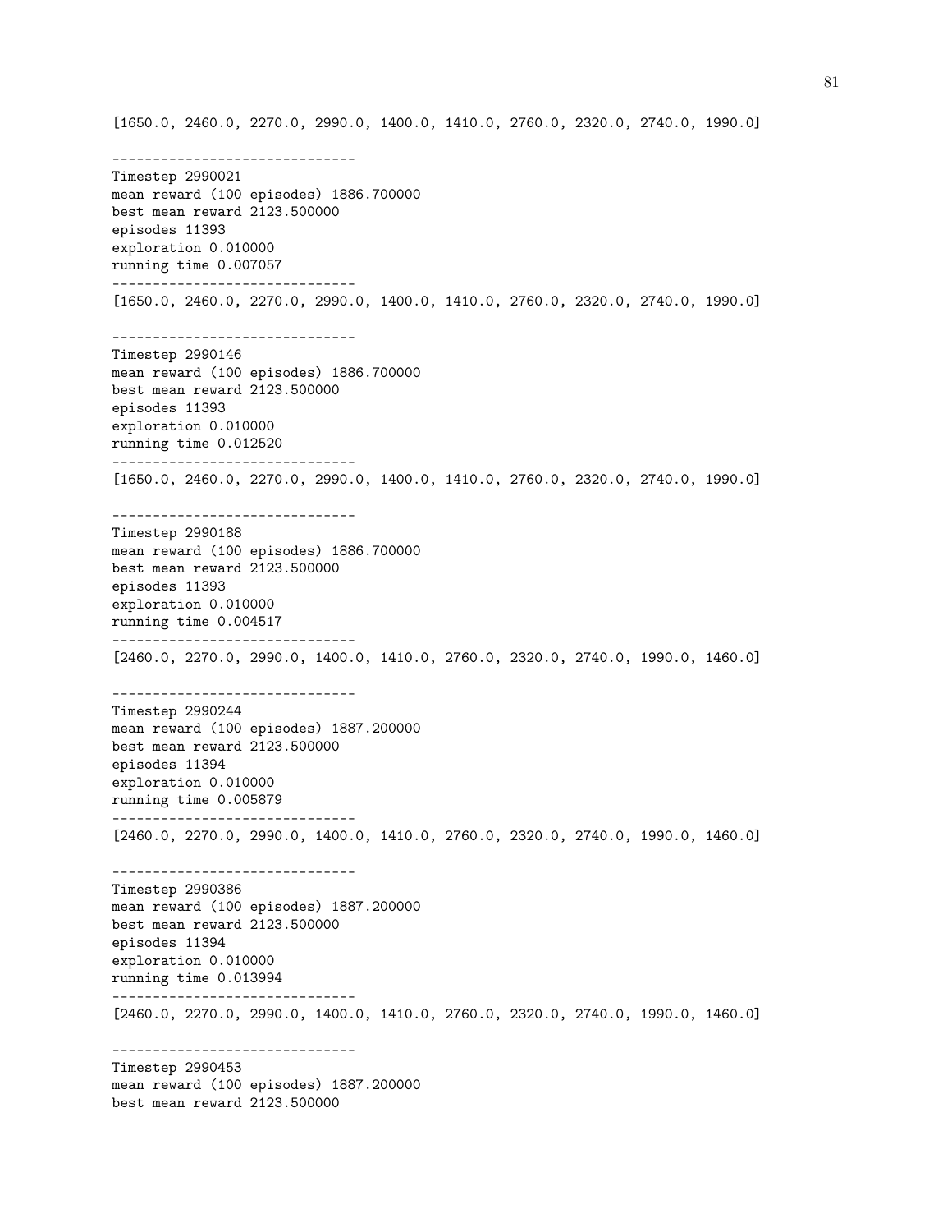```
[1650.0, 2460.0, 2270.0, 2990.0, 1400.0, 1410.0, 2760.0, 2320.0, 2740.0, 1990.0]

------------------------------
Timestep 2990021
mean reward (100 episodes) 1886.700000
best mean reward 2123.500000
episodes 11393
exploration 0.010000
running time 0.007057
------------------------------
[1650.0, 2460.0, 2270.0, 2990.0, 1400.0, 1410.0, 2760.0, 2320.0, 2740.0, 1990.0]

------------------------------
Timestep 2990146
mean reward (100 episodes) 1886.700000
best mean reward 2123.500000
episodes 11393
exploration 0.010000
running time 0.012520
------------------------------
[1650.0, 2460.0, 2270.0, 2990.0, 1400.0, 1410.0, 2760.0, 2320.0, 2740.0, 1990.0]

------------------------------
Timestep 2990188
mean reward (100 episodes) 1886.700000
best mean reward 2123.500000
episodes 11393
exploration 0.010000
running time 0.004517
------------------------------
[2460.0, 2270.0, 2990.0, 1400.0, 1410.0, 2760.0, 2320.0, 2740.0, 1990.0, 1460.0]

------------------------------
Timestep 2990244
mean reward (100 episodes) 1887.200000
best mean reward 2123.500000
episodes 11394
exploration 0.010000
running time 0.005879
------------------------------
[2460.0, 2270.0, 2990.0, 1400.0, 1410.0, 2760.0, 2320.0, 2740.0, 1990.0, 1460.0]

------------------------------
Timestep 2990386
mean reward (100 episodes) 1887.200000
best mean reward 2123.500000
episodes 11394
exploration 0.010000
running time 0.013994
------------------------------
[2460.0, 2270.0, 2990.0, 1400.0, 1410.0, 2760.0, 2320.0, 2740.0, 1990.0, 1460.0]

------------------------------
Timestep 2990453
mean reward (100 episodes) 1887.200000
best mean reward 2123.500000
```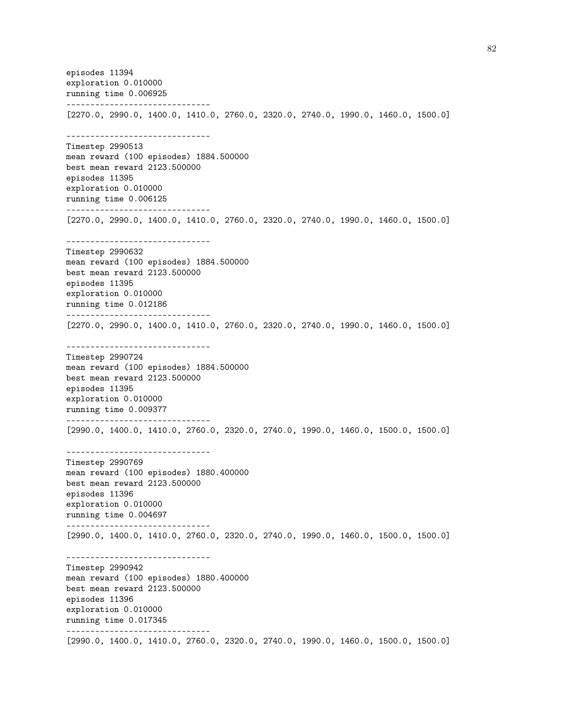```
episodes 11394
exploration 0.010000
running time 0.006925
------------------------------
[2270.0, 2990.0, 1400.0, 1410.0, 2760.0, 2320.0, 2740.0, 1990.0, 1460.0, 1500.0]

------------------------------
Timestep 2990513
mean reward (100 episodes) 1884.500000
best mean reward 2123.500000
episodes 11395
exploration 0.010000
running time 0.006125
------------------------------
[2270.0, 2990.0, 1400.0, 1410.0, 2760.0, 2320.0, 2740.0, 1990.0, 1460.0, 1500.0]

------------------------------
Timestep 2990632
mean reward (100 episodes) 1884.500000
best mean reward 2123.500000
episodes 11395
exploration 0.010000
running time 0.012186
------------------------------
[2270.0, 2990.0, 1400.0, 1410.0, 2760.0, 2320.0, 2740.0, 1990.0, 1460.0, 1500.0]

------------------------------
Timestep 2990724
mean reward (100 episodes) 1884.500000
best mean reward 2123.500000
episodes 11395
exploration 0.010000
running time 0.009377
------------------------------
[2990.0, 1400.0, 1410.0, 2760.0, 2320.0, 2740.0, 1990.0, 1460.0, 1500.0, 1500.0]

------------------------------
Timestep 2990769
mean reward (100 episodes) 1880.400000
best mean reward 2123.500000
episodes 11396
exploration 0.010000
running time 0.004697
------------------------------
[2990.0, 1400.0, 1410.0, 2760.0, 2320.0, 2740.0, 1990.0, 1460.0, 1500.0, 1500.0]

------------------------------
Timestep 2990942
mean reward (100 episodes) 1880.400000
best mean reward 2123.500000
episodes 11396
exploration 0.010000
running time 0.017345
------------------------------
[2990.0, 1400.0, 1410.0, 2760.0, 2320.0, 2740.0, 1990.0, 1460.0, 1500.0, 1500.0]
```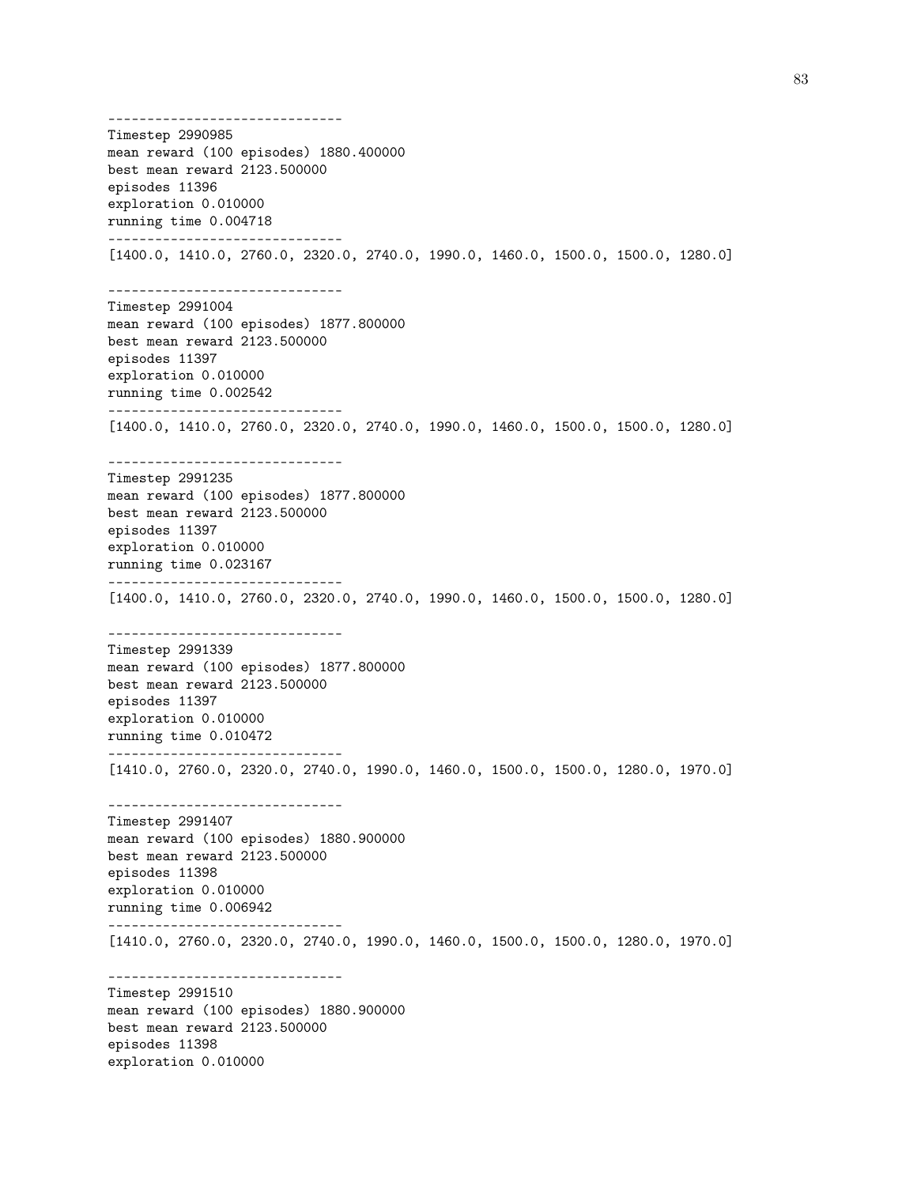```
------------------------------
Timestep 2990985
mean reward (100 episodes) 1880.400000
best mean reward 2123.500000
episodes 11396
exploration 0.010000
running time 0.004718
------------------------------
[1400.0, 1410.0, 2760.0, 2320.0, 2740.0, 1990.0, 1460.0, 1500.0, 1500.0, 1280.0]

------------------------------
Timestep 2991004
mean reward (100 episodes) 1877.800000
best mean reward 2123.500000
episodes 11397
exploration 0.010000
running time 0.002542
------------------------------
[1400.0, 1410.0, 2760.0, 2320.0, 2740.0, 1990.0, 1460.0, 1500.0, 1500.0, 1280.0]

------------------------------
Timestep 2991235
mean reward (100 episodes) 1877.800000
best mean reward 2123.500000
episodes 11397
exploration 0.010000
running time 0.023167
------------------------------
[1400.0, 1410.0, 2760.0, 2320.0, 2740.0, 1990.0, 1460.0, 1500.0, 1500.0, 1280.0]

------------------------------
Timestep 2991339
mean reward (100 episodes) 1877.800000
best mean reward 2123.500000
episodes 11397
exploration 0.010000
running time 0.010472
------------------------------
[1410.0, 2760.0, 2320.0, 2740.0, 1990.0, 1460.0, 1500.0, 1500.0, 1280.0, 1970.0]

------------------------------
Timestep 2991407
mean reward (100 episodes) 1880.900000
best mean reward 2123.500000
episodes 11398
exploration 0.010000
running time 0.006942
------------------------------
[1410.0, 2760.0, 2320.0, 2740.0, 1990.0, 1460.0, 1500.0, 1500.0, 1280.0, 1970.0]

------------------------------
Timestep 2991510
mean reward (100 episodes) 1880.900000
best mean reward 2123.500000
episodes 11398
exploration 0.010000
```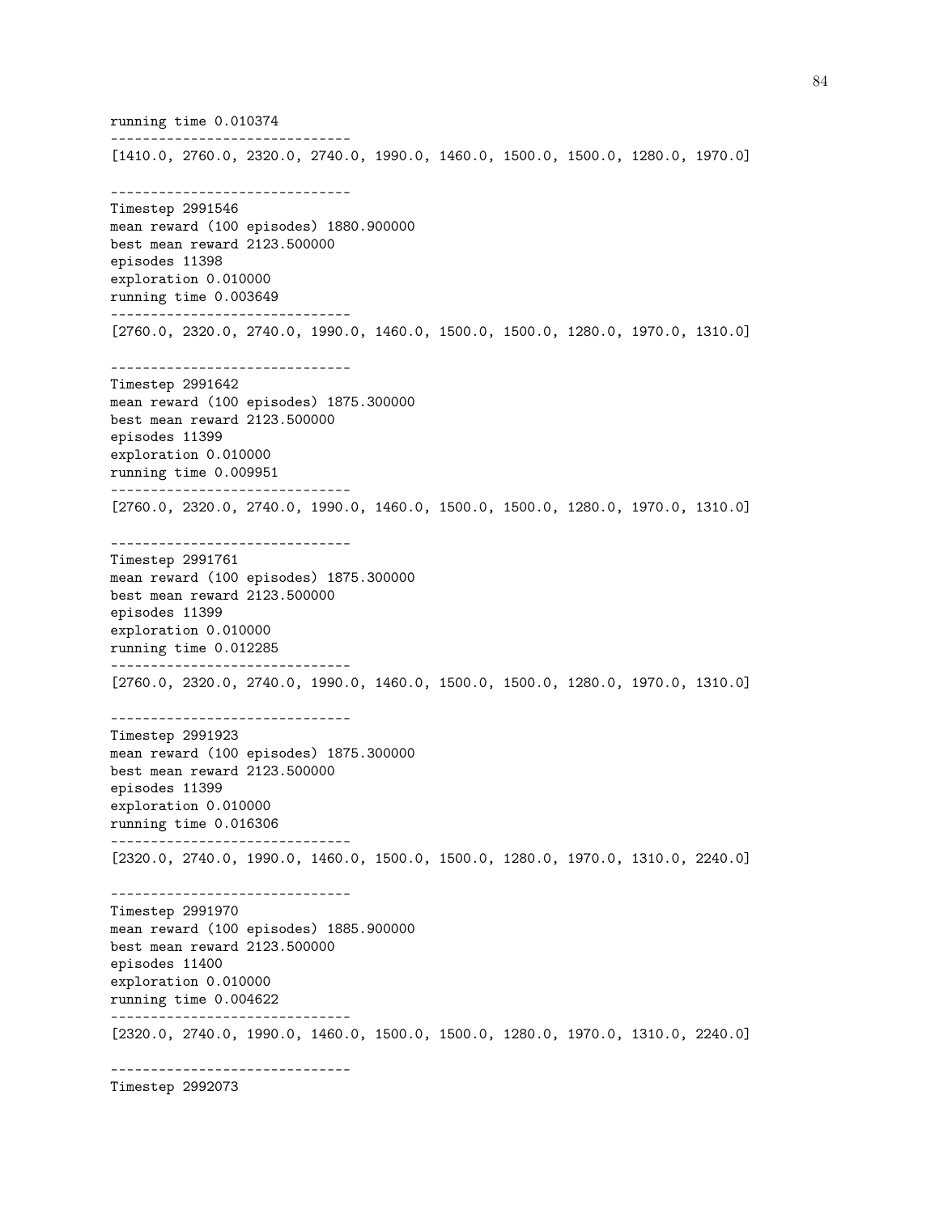```
running time 0.010374
------------------------------
[1410.0, 2760.0, 2320.0, 2740.0, 1990.0, 1460.0, 1500.0, 1500.0, 1280.0, 1970.0]

------------------------------
Timestep 2991546
mean reward (100 episodes) 1880.900000
best mean reward 2123.500000
episodes 11398
exploration 0.010000
running time 0.003649
------------------------------
[2760.0, 2320.0, 2740.0, 1990.0, 1460.0, 1500.0, 1500.0, 1280.0, 1970.0, 1310.0]

------------------------------
Timestep 2991642
mean reward (100 episodes) 1875.300000
best mean reward 2123.500000
episodes 11399
exploration 0.010000
running time 0.009951
------------------------------
[2760.0, 2320.0, 2740.0, 1990.0, 1460.0, 1500.0, 1500.0, 1280.0, 1970.0, 1310.0]

------------------------------
Timestep 2991761
mean reward (100 episodes) 1875.300000
best mean reward 2123.500000
episodes 11399
exploration 0.010000
running time 0.012285
------------------------------
[2760.0, 2320.0, 2740.0, 1990.0, 1460.0, 1500.0, 1500.0, 1280.0, 1970.0, 1310.0]

------------------------------
Timestep 2991923
mean reward (100 episodes) 1875.300000
best mean reward 2123.500000
episodes 11399
exploration 0.010000
running time 0.016306
------------------------------
[2320.0, 2740.0, 1990.0, 1460.0, 1500.0, 1500.0, 1280.0, 1970.0, 1310.0, 2240.0]

------------------------------
Timestep 2991970
mean reward (100 episodes) 1885.900000
best mean reward 2123.500000
episodes 11400
exploration 0.010000
running time 0.004622
------------------------------
[2320.0, 2740.0, 1990.0, 1460.0, 1500.0, 1500.0, 1280.0, 1970.0, 1310.0, 2240.0]

------------------------------
Timestep 2992073
```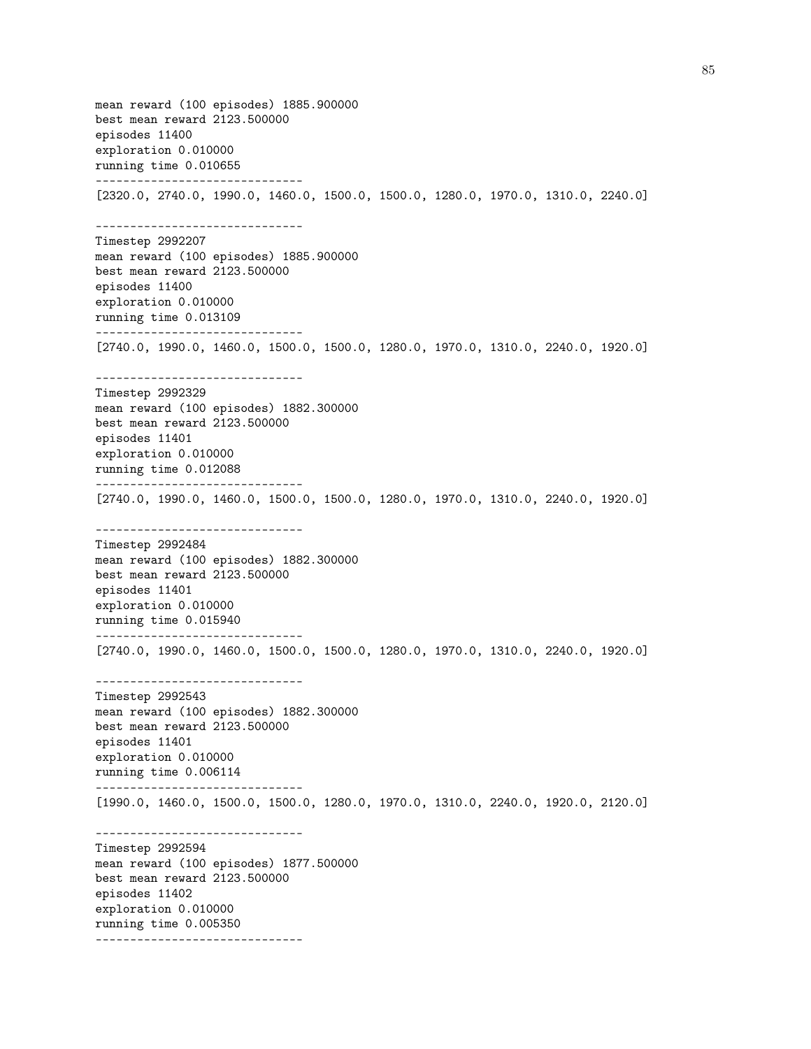```
mean reward (100 episodes) 1885.900000
best mean reward 2123.500000
episodes 11400
exploration 0.010000
running time 0.010655
------------------------------
[2320.0, 2740.0, 1990.0, 1460.0, 1500.0, 1500.0, 1280.0, 1970.0, 1310.0, 2240.0]

------------------------------
Timestep 2992207
mean reward (100 episodes) 1885.900000
best mean reward 2123.500000
episodes 11400
exploration 0.010000
running time 0.013109
------------------------------
[2740.0, 1990.0, 1460.0, 1500.0, 1500.0, 1280.0, 1970.0, 1310.0, 2240.0, 1920.0]

------------------------------
Timestep 2992329
mean reward (100 episodes) 1882.300000
best mean reward 2123.500000
episodes 11401
exploration 0.010000
running time 0.012088
------------------------------
[2740.0, 1990.0, 1460.0, 1500.0, 1500.0, 1280.0, 1970.0, 1310.0, 2240.0, 1920.0]

------------------------------
Timestep 2992484
mean reward (100 episodes) 1882.300000
best mean reward 2123.500000
episodes 11401
exploration 0.010000
running time 0.015940
------------------------------
[2740.0, 1990.0, 1460.0, 1500.0, 1500.0, 1280.0, 1970.0, 1310.0, 2240.0, 1920.0]

------------------------------
Timestep 2992543
mean reward (100 episodes) 1882.300000
best mean reward 2123.500000
episodes 11401
exploration 0.010000
running time 0.006114
------------------------------
[1990.0, 1460.0, 1500.0, 1500.0, 1280.0, 1970.0, 1310.0, 2240.0, 1920.0, 2120.0]

------------------------------
Timestep 2992594
mean reward (100 episodes) 1877.500000
best mean reward 2123.500000
episodes 11402
exploration 0.010000
running time 0.005350
------------------------------
```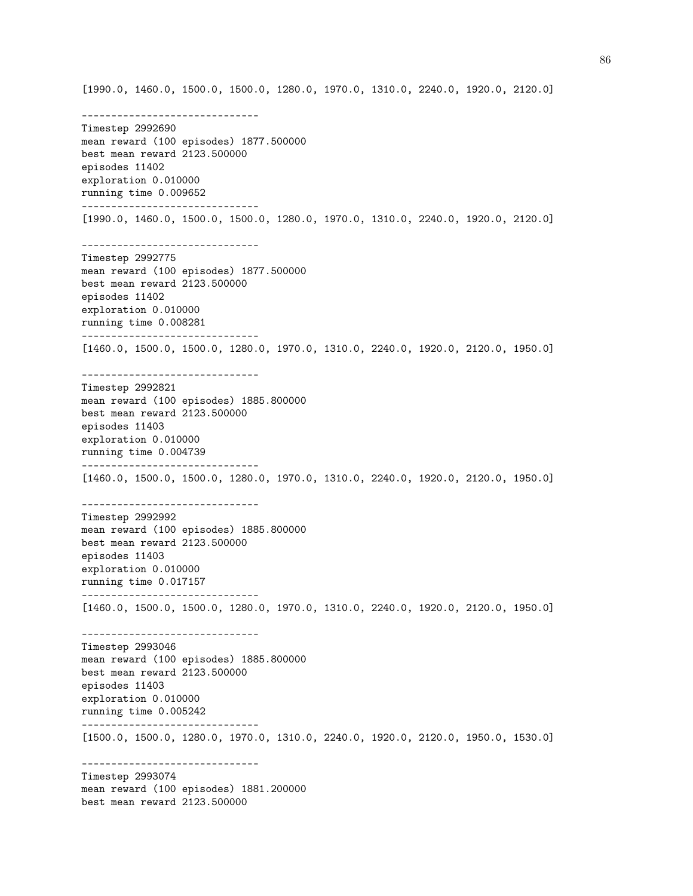```
[1990.0, 1460.0, 1500.0, 1500.0, 1280.0, 1970.0, 1310.0, 2240.0, 1920.0, 2120.0]

------------------------------
Timestep 2992690
mean reward (100 episodes) 1877.500000
best mean reward 2123.500000
episodes 11402
exploration 0.010000
running time 0.009652
------------------------------
[1990.0, 1460.0, 1500.0, 1500.0, 1280.0, 1970.0, 1310.0, 2240.0, 1920.0, 2120.0]

------------------------------
Timestep 2992775
mean reward (100 episodes) 1877.500000
best mean reward 2123.500000
episodes 11402
exploration 0.010000
running time 0.008281
------------------------------
[1460.0, 1500.0, 1500.0, 1280.0, 1970.0, 1310.0, 2240.0, 1920.0, 2120.0, 1950.0]

------------------------------
Timestep 2992821
mean reward (100 episodes) 1885.800000
best mean reward 2123.500000
episodes 11403
exploration 0.010000
running time 0.004739
------------------------------
[1460.0, 1500.0, 1500.0, 1280.0, 1970.0, 1310.0, 2240.0, 1920.0, 2120.0, 1950.0]

------------------------------
Timestep 2992992
mean reward (100 episodes) 1885.800000
best mean reward 2123.500000
episodes 11403
exploration 0.010000
running time 0.017157
------------------------------
[1460.0, 1500.0, 1500.0, 1280.0, 1970.0, 1310.0, 2240.0, 1920.0, 2120.0, 1950.0]

------------------------------
Timestep 2993046
mean reward (100 episodes) 1885.800000
best mean reward 2123.500000
episodes 11403
exploration 0.010000
running time 0.005242
------------------------------
[1500.0, 1500.0, 1280.0, 1970.0, 1310.0, 2240.0, 1920.0, 2120.0, 1950.0, 1530.0]

------------------------------
Timestep 2993074
mean reward (100 episodes) 1881.200000
best mean reward 2123.500000
```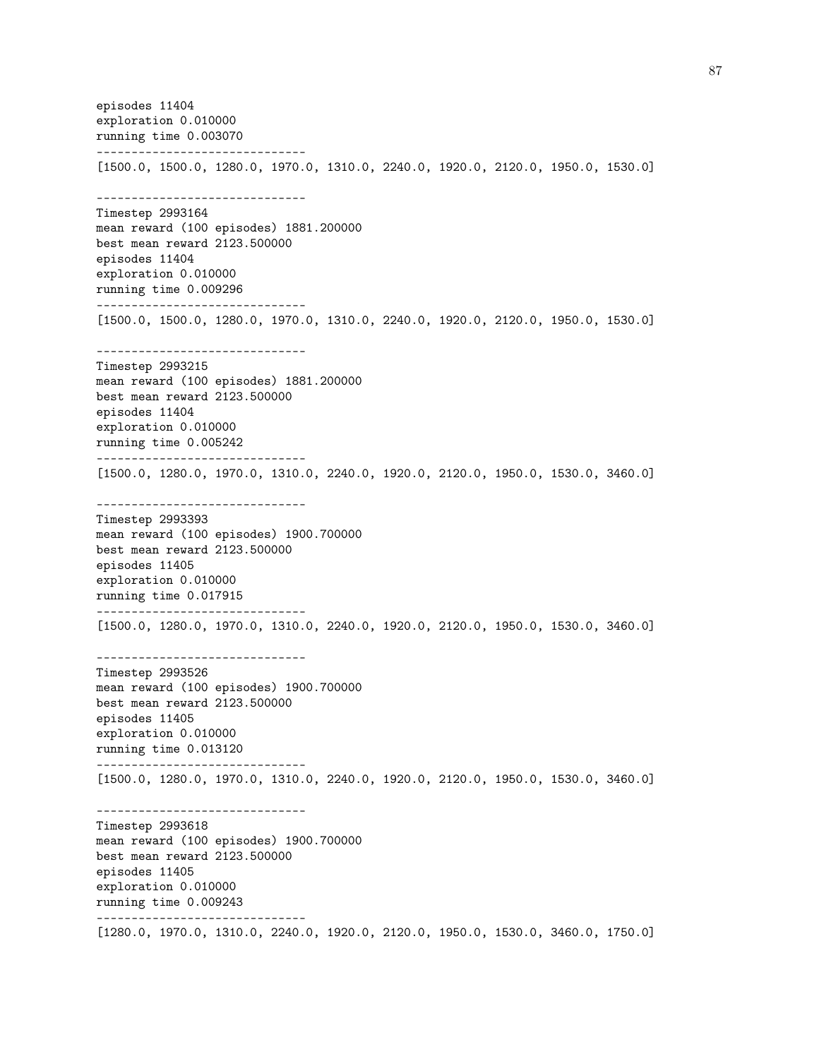```
episodes 11404
exploration 0.010000
running time 0.003070
------------------------------
[1500.0, 1500.0, 1280.0, 1970.0, 1310.0, 2240.0, 1920.0, 2120.0, 1950.0, 1530.0]

------------------------------
Timestep 2993164
mean reward (100 episodes) 1881.200000
best mean reward 2123.500000
episodes 11404
exploration 0.010000
running time 0.009296
------------------------------
[1500.0, 1500.0, 1280.0, 1970.0, 1310.0, 2240.0, 1920.0, 2120.0, 1950.0, 1530.0]

------------------------------
Timestep 2993215
mean reward (100 episodes) 1881.200000
best mean reward 2123.500000
episodes 11404
exploration 0.010000
running time 0.005242
------------------------------
[1500.0, 1280.0, 1970.0, 1310.0, 2240.0, 1920.0, 2120.0, 1950.0, 1530.0, 3460.0]

------------------------------
Timestep 2993393
mean reward (100 episodes) 1900.700000
best mean reward 2123.500000
episodes 11405
exploration 0.010000
running time 0.017915
------------------------------
[1500.0, 1280.0, 1970.0, 1310.0, 2240.0, 1920.0, 2120.0, 1950.0, 1530.0, 3460.0]

------------------------------
Timestep 2993526
mean reward (100 episodes) 1900.700000
best mean reward 2123.500000
episodes 11405
exploration 0.010000
running time 0.013120
------------------------------
[1500.0, 1280.0, 1970.0, 1310.0, 2240.0, 1920.0, 2120.0, 1950.0, 1530.0, 3460.0]

------------------------------
Timestep 2993618
mean reward (100 episodes) 1900.700000
best mean reward 2123.500000
episodes 11405
exploration 0.010000
running time 0.009243
------------------------------
[1280.0, 1970.0, 1310.0, 2240.0, 1920.0, 2120.0, 1950.0, 1530.0, 3460.0, 1750.0]
```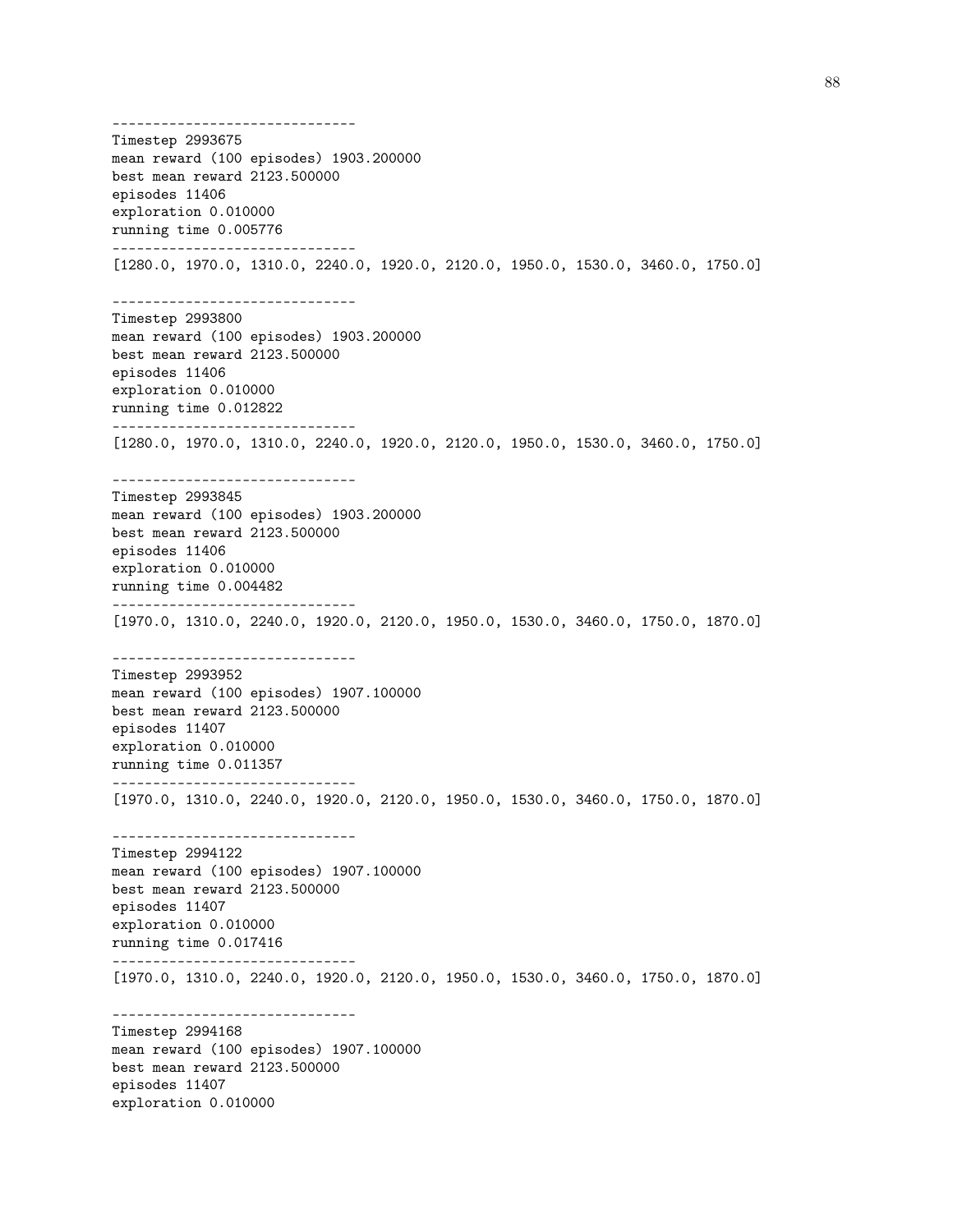```
------------------------------
Timestep 2993675
mean reward (100 episodes) 1903.200000
best mean reward 2123.500000
episodes 11406
exploration 0.010000
running time 0.005776
------------------------------
[1280.0, 1970.0, 1310.0, 2240.0, 1920.0, 2120.0, 1950.0, 1530.0, 3460.0, 1750.0]

------------------------------
Timestep 2993800
mean reward (100 episodes) 1903.200000
best mean reward 2123.500000
episodes 11406
exploration 0.010000
running time 0.012822
------------------------------
[1280.0, 1970.0, 1310.0, 2240.0, 1920.0, 2120.0, 1950.0, 1530.0, 3460.0, 1750.0]

------------------------------
Timestep 2993845
mean reward (100 episodes) 1903.200000
best mean reward 2123.500000
episodes 11406
exploration 0.010000
running time 0.004482
------------------------------
[1970.0, 1310.0, 2240.0, 1920.0, 2120.0, 1950.0, 1530.0, 3460.0, 1750.0, 1870.0]

------------------------------
Timestep 2993952
mean reward (100 episodes) 1907.100000
best mean reward 2123.500000
episodes 11407
exploration 0.010000
running time 0.011357
------------------------------
[1970.0, 1310.0, 2240.0, 1920.0, 2120.0, 1950.0, 1530.0, 3460.0, 1750.0, 1870.0]

------------------------------
Timestep 2994122
mean reward (100 episodes) 1907.100000
best mean reward 2123.500000
episodes 11407
exploration 0.010000
running time 0.017416
------------------------------
[1970.0, 1310.0, 2240.0, 1920.0, 2120.0, 1950.0, 1530.0, 3460.0, 1750.0, 1870.0]

------------------------------
Timestep 2994168
mean reward (100 episodes) 1907.100000
best mean reward 2123.500000
episodes 11407
exploration 0.010000
```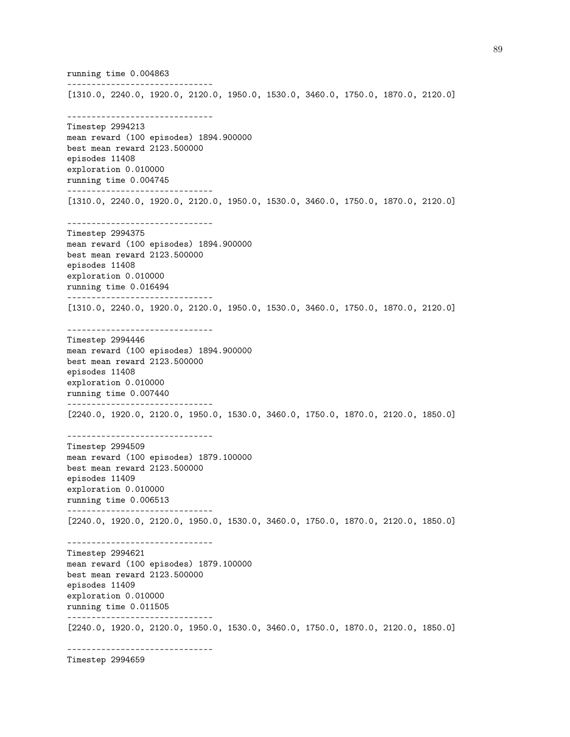```
running time 0.004863
------------------------------
[1310.0, 2240.0, 1920.0, 2120.0, 1950.0, 1530.0, 3460.0, 1750.0, 1870.0, 2120.0]

------------------------------
Timestep 2994213
mean reward (100 episodes) 1894.900000
best mean reward 2123.500000
episodes 11408
exploration 0.010000
running time 0.004745
------------------------------
[1310.0, 2240.0, 1920.0, 2120.0, 1950.0, 1530.0, 3460.0, 1750.0, 1870.0, 2120.0]

------------------------------
Timestep 2994375
mean reward (100 episodes) 1894.900000
best mean reward 2123.500000
episodes 11408
exploration 0.010000
running time 0.016494
------------------------------
[1310.0, 2240.0, 1920.0, 2120.0, 1950.0, 1530.0, 3460.0, 1750.0, 1870.0, 2120.0]

------------------------------
Timestep 2994446
mean reward (100 episodes) 1894.900000
best mean reward 2123.500000
episodes 11408
exploration 0.010000
running time 0.007440
------------------------------
[2240.0, 1920.0, 2120.0, 1950.0, 1530.0, 3460.0, 1750.0, 1870.0, 2120.0, 1850.0]

------------------------------
Timestep 2994509
mean reward (100 episodes) 1879.100000
best mean reward 2123.500000
episodes 11409
exploration 0.010000
running time 0.006513
------------------------------
[2240.0, 1920.0, 2120.0, 1950.0, 1530.0, 3460.0, 1750.0, 1870.0, 2120.0, 1850.0]

------------------------------
Timestep 2994621
mean reward (100 episodes) 1879.100000
best mean reward 2123.500000
episodes 11409
exploration 0.010000
running time 0.011505
------------------------------
[2240.0, 1920.0, 2120.0, 1950.0, 1530.0, 3460.0, 1750.0, 1870.0, 2120.0, 1850.0]

------------------------------
Timestep 2994659
```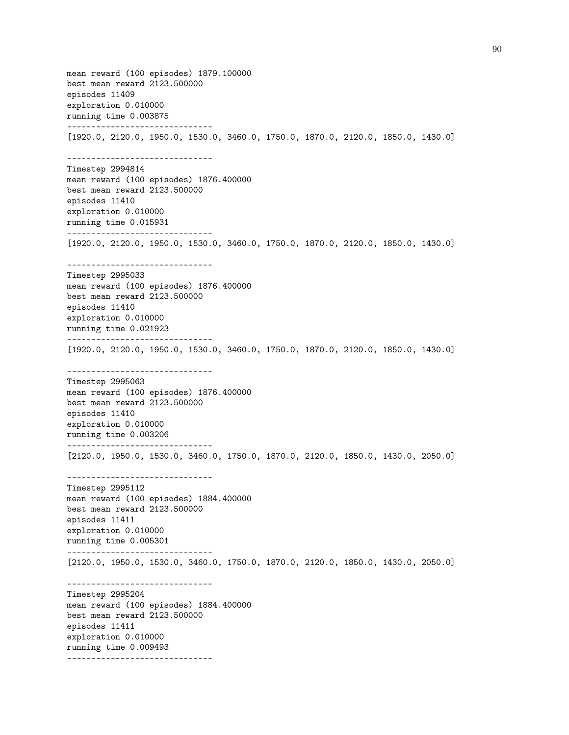```
mean reward (100 episodes) 1879.100000
best mean reward 2123.500000
episodes 11409
exploration 0.010000
running time 0.003875
------------------------------
[1920.0, 2120.0, 1950.0, 1530.0, 3460.0, 1750.0, 1870.0, 2120.0, 1850.0, 1430.0]

------------------------------
Timestep 2994814
mean reward (100 episodes) 1876.400000
best mean reward 2123.500000
episodes 11410
exploration 0.010000
running time 0.015931
------------------------------
[1920.0, 2120.0, 1950.0, 1530.0, 3460.0, 1750.0, 1870.0, 2120.0, 1850.0, 1430.0]

------------------------------
Timestep 2995033
mean reward (100 episodes) 1876.400000
best mean reward 2123.500000
episodes 11410
exploration 0.010000
running time 0.021923
------------------------------
[1920.0, 2120.0, 1950.0, 1530.0, 3460.0, 1750.0, 1870.0, 2120.0, 1850.0, 1430.0]

------------------------------
Timestep 2995063
mean reward (100 episodes) 1876.400000
best mean reward 2123.500000
episodes 11410
exploration 0.010000
running time 0.003206
------------------------------
[2120.0, 1950.0, 1530.0, 3460.0, 1750.0, 1870.0, 2120.0, 1850.0, 1430.0, 2050.0]

------------------------------
Timestep 2995112
mean reward (100 episodes) 1884.400000
best mean reward 2123.500000
episodes 11411
exploration 0.010000
running time 0.005301
------------------------------
[2120.0, 1950.0, 1530.0, 3460.0, 1750.0, 1870.0, 2120.0, 1850.0, 1430.0, 2050.0]

------------------------------
Timestep 2995204
mean reward (100 episodes) 1884.400000
best mean reward 2123.500000
episodes 11411
exploration 0.010000
running time 0.009493
------------------------------
```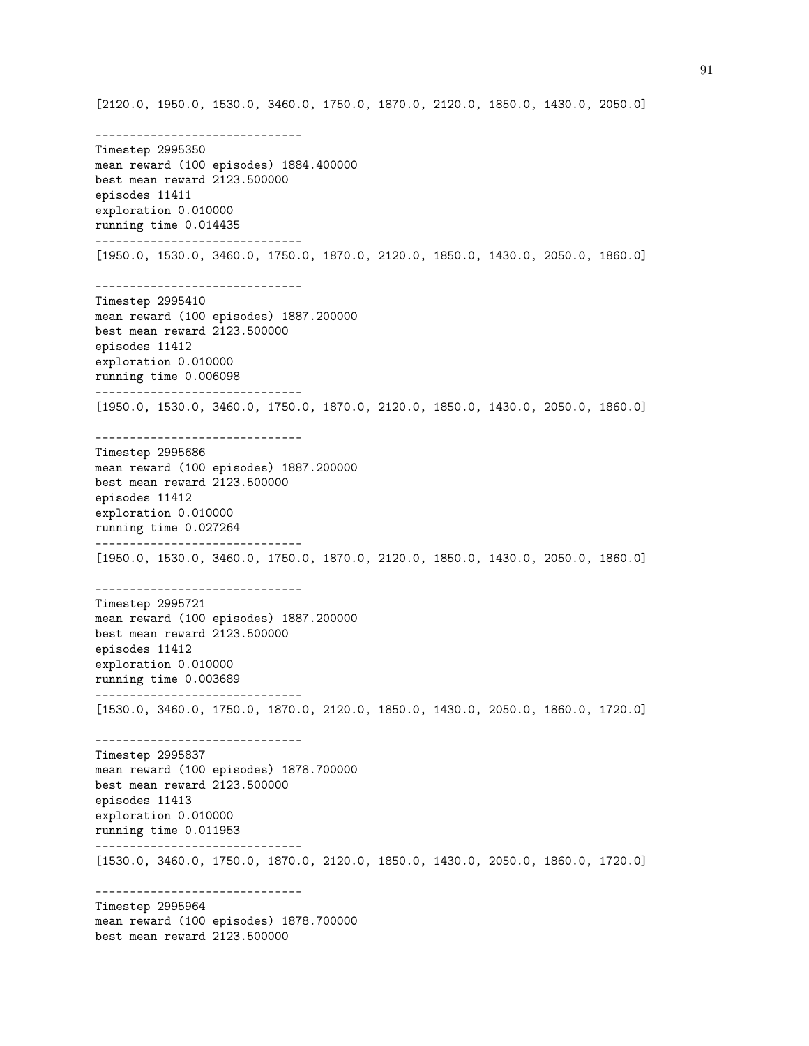```
[2120.0, 1950.0, 1530.0, 3460.0, 1750.0, 1870.0, 2120.0, 1850.0, 1430.0, 2050.0]

------------------------------
Timestep 2995350
mean reward (100 episodes) 1884.400000
best mean reward 2123.500000
episodes 11411
exploration 0.010000
running time 0.014435
------------------------------
[1950.0, 1530.0, 3460.0, 1750.0, 1870.0, 2120.0, 1850.0, 1430.0, 2050.0, 1860.0]

------------------------------
Timestep 2995410
mean reward (100 episodes) 1887.200000
best mean reward 2123.500000
episodes 11412
exploration 0.010000
running time 0.006098
------------------------------
[1950.0, 1530.0, 3460.0, 1750.0, 1870.0, 2120.0, 1850.0, 1430.0, 2050.0, 1860.0]

------------------------------
Timestep 2995686
mean reward (100 episodes) 1887.200000
best mean reward 2123.500000
episodes 11412
exploration 0.010000
running time 0.027264
------------------------------
[1950.0, 1530.0, 3460.0, 1750.0, 1870.0, 2120.0, 1850.0, 1430.0, 2050.0, 1860.0]

------------------------------
Timestep 2995721
mean reward (100 episodes) 1887.200000
best mean reward 2123.500000
episodes 11412
exploration 0.010000
running time 0.003689
------------------------------
[1530.0, 3460.0, 1750.0, 1870.0, 2120.0, 1850.0, 1430.0, 2050.0, 1860.0, 1720.0]

------------------------------
Timestep 2995837
mean reward (100 episodes) 1878.700000
best mean reward 2123.500000
episodes 11413
exploration 0.010000
running time 0.011953
------------------------------
[1530.0, 3460.0, 1750.0, 1870.0, 2120.0, 1850.0, 1430.0, 2050.0, 1860.0, 1720.0]

------------------------------
Timestep 2995964
mean reward (100 episodes) 1878.700000
best mean reward 2123.500000
```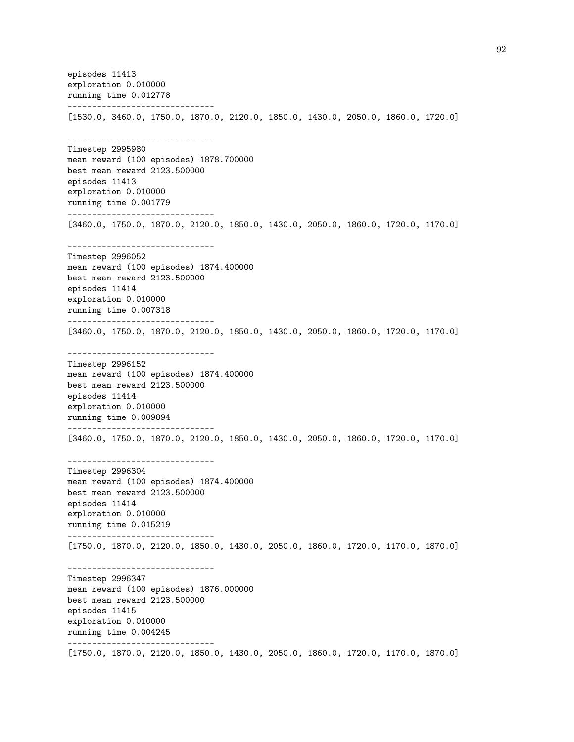```
episodes 11413
exploration 0.010000
running time 0.012778
------------------------------
[1530.0, 3460.0, 1750.0, 1870.0, 2120.0, 1850.0, 1430.0, 2050.0, 1860.0, 1720.0]

------------------------------
Timestep 2995980
mean reward (100 episodes) 1878.700000
best mean reward 2123.500000
episodes 11413
exploration 0.010000
running time 0.001779
------------------------------
[3460.0, 1750.0, 1870.0, 2120.0, 1850.0, 1430.0, 2050.0, 1860.0, 1720.0, 1170.0]

------------------------------
Timestep 2996052
mean reward (100 episodes) 1874.400000
best mean reward 2123.500000
episodes 11414
exploration 0.010000
running time 0.007318
------------------------------
[3460.0, 1750.0, 1870.0, 2120.0, 1850.0, 1430.0, 2050.0, 1860.0, 1720.0, 1170.0]

------------------------------
Timestep 2996152
mean reward (100 episodes) 1874.400000
best mean reward 2123.500000
episodes 11414
exploration 0.010000
running time 0.009894
------------------------------
[3460.0, 1750.0, 1870.0, 2120.0, 1850.0, 1430.0, 2050.0, 1860.0, 1720.0, 1170.0]

------------------------------
Timestep 2996304
mean reward (100 episodes) 1874.400000
best mean reward 2123.500000
episodes 11414
exploration 0.010000
running time 0.015219
------------------------------
[1750.0, 1870.0, 2120.0, 1850.0, 1430.0, 2050.0, 1860.0, 1720.0, 1170.0, 1870.0]

------------------------------
Timestep 2996347
mean reward (100 episodes) 1876.000000
best mean reward 2123.500000
episodes 11415
exploration 0.010000
running time 0.004245
------------------------------
[1750.0, 1870.0, 2120.0, 1850.0, 1430.0, 2050.0, 1860.0, 1720.0, 1170.0, 1870.0]
```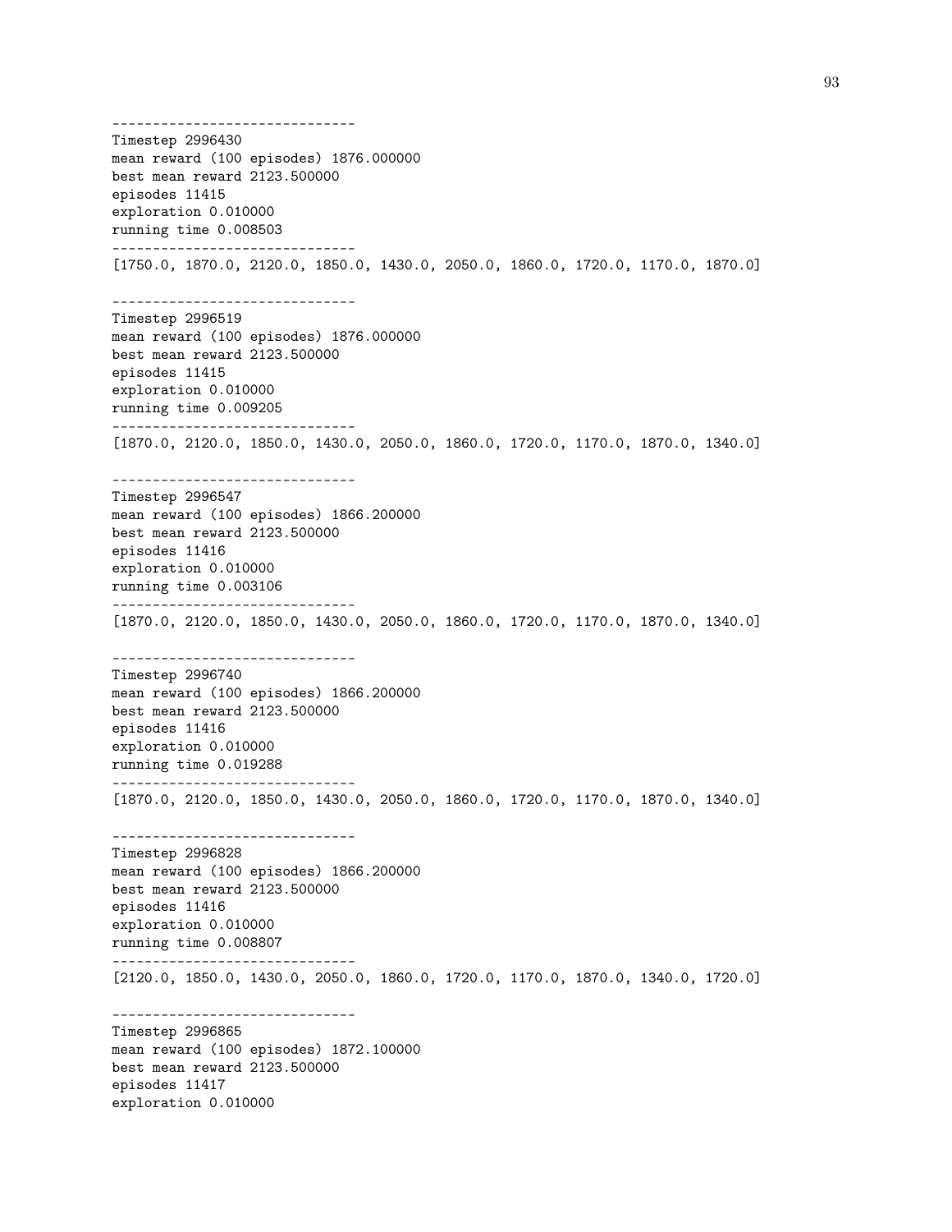```
------------------------------
Timestep 2996430
mean reward (100 episodes) 1876.000000
best mean reward 2123.500000
episodes 11415
exploration 0.010000
running time 0.008503
------------------------------
[1750.0, 1870.0, 2120.0, 1850.0, 1430.0, 2050.0, 1860.0, 1720.0, 1170.0, 1870.0]

------------------------------
Timestep 2996519
mean reward (100 episodes) 1876.000000
best mean reward 2123.500000
episodes 11415
exploration 0.010000
running time 0.009205
------------------------------
[1870.0, 2120.0, 1850.0, 1430.0, 2050.0, 1860.0, 1720.0, 1170.0, 1870.0, 1340.0]

------------------------------
Timestep 2996547
mean reward (100 episodes) 1866.200000
best mean reward 2123.500000
episodes 11416
exploration 0.010000
running time 0.003106
------------------------------
[1870.0, 2120.0, 1850.0, 1430.0, 2050.0, 1860.0, 1720.0, 1170.0, 1870.0, 1340.0]

------------------------------
Timestep 2996740
mean reward (100 episodes) 1866.200000
best mean reward 2123.500000
episodes 11416
exploration 0.010000
running time 0.019288
------------------------------
[1870.0, 2120.0, 1850.0, 1430.0, 2050.0, 1860.0, 1720.0, 1170.0, 1870.0, 1340.0]

------------------------------
Timestep 2996828
mean reward (100 episodes) 1866.200000
best mean reward 2123.500000
episodes 11416
exploration 0.010000
running time 0.008807
------------------------------
[2120.0, 1850.0, 1430.0, 2050.0, 1860.0, 1720.0, 1170.0, 1870.0, 1340.0, 1720.0]

------------------------------
Timestep 2996865
mean reward (100 episodes) 1872.100000
best mean reward 2123.500000
episodes 11417
exploration 0.010000
```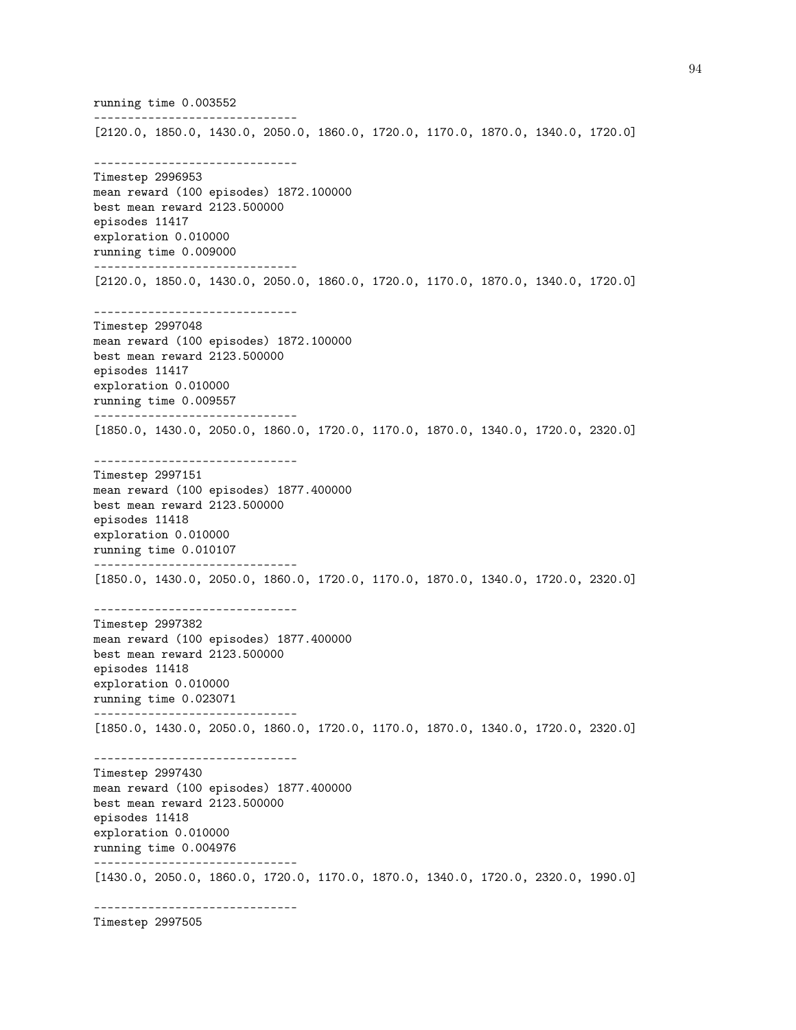```
running time 0.003552
------------------------------
[2120.0, 1850.0, 1430.0, 2050.0, 1860.0, 1720.0, 1170.0, 1870.0, 1340.0, 1720.0]

------------------------------
Timestep 2996953
mean reward (100 episodes) 1872.100000
best mean reward 2123.500000
episodes 11417
exploration 0.010000
running time 0.009000
------------------------------
[2120.0, 1850.0, 1430.0, 2050.0, 1860.0, 1720.0, 1170.0, 1870.0, 1340.0, 1720.0]

------------------------------
Timestep 2997048
mean reward (100 episodes) 1872.100000
best mean reward 2123.500000
episodes 11417
exploration 0.010000
running time 0.009557
------------------------------
[1850.0, 1430.0, 2050.0, 1860.0, 1720.0, 1170.0, 1870.0, 1340.0, 1720.0, 2320.0]

------------------------------
Timestep 2997151
mean reward (100 episodes) 1877.400000
best mean reward 2123.500000
episodes 11418
exploration 0.010000
running time 0.010107
------------------------------
[1850.0, 1430.0, 2050.0, 1860.0, 1720.0, 1170.0, 1870.0, 1340.0, 1720.0, 2320.0]

------------------------------
Timestep 2997382
mean reward (100 episodes) 1877.400000
best mean reward 2123.500000
episodes 11418
exploration 0.010000
running time 0.023071
------------------------------
[1850.0, 1430.0, 2050.0, 1860.0, 1720.0, 1170.0, 1870.0, 1340.0, 1720.0, 2320.0]

------------------------------
Timestep 2997430
mean reward (100 episodes) 1877.400000
best mean reward 2123.500000
episodes 11418
exploration 0.010000
running time 0.004976
------------------------------
[1430.0, 2050.0, 1860.0, 1720.0, 1170.0, 1870.0, 1340.0, 1720.0, 2320.0, 1990.0]

------------------------------
Timestep 2997505
```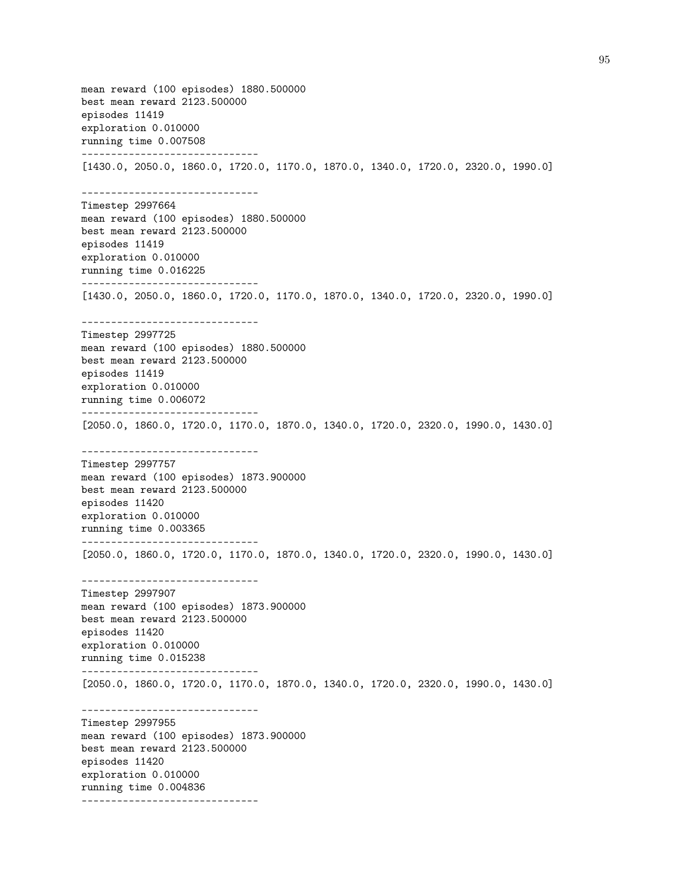```
mean reward (100 episodes) 1880.500000
best mean reward 2123.500000
episodes 11419
exploration 0.010000
running time 0.007508
------------------------------
[1430.0, 2050.0, 1860.0, 1720.0, 1170.0, 1870.0, 1340.0, 1720.0, 2320.0, 1990.0]

------------------------------
Timestep 2997664
mean reward (100 episodes) 1880.500000
best mean reward 2123.500000
episodes 11419
exploration 0.010000
running time 0.016225
------------------------------
[1430.0, 2050.0, 1860.0, 1720.0, 1170.0, 1870.0, 1340.0, 1720.0, 2320.0, 1990.0]

------------------------------
Timestep 2997725
mean reward (100 episodes) 1880.500000
best mean reward 2123.500000
episodes 11419
exploration 0.010000
running time 0.006072
------------------------------
[2050.0, 1860.0, 1720.0, 1170.0, 1870.0, 1340.0, 1720.0, 2320.0, 1990.0, 1430.0]

------------------------------
Timestep 2997757
mean reward (100 episodes) 1873.900000
best mean reward 2123.500000
episodes 11420
exploration 0.010000
running time 0.003365
------------------------------
[2050.0, 1860.0, 1720.0, 1170.0, 1870.0, 1340.0, 1720.0, 2320.0, 1990.0, 1430.0]

------------------------------
Timestep 2997907
mean reward (100 episodes) 1873.900000
best mean reward 2123.500000
episodes 11420
exploration 0.010000
running time 0.015238
------------------------------
[2050.0, 1860.0, 1720.0, 1170.0, 1870.0, 1340.0, 1720.0, 2320.0, 1990.0, 1430.0]

------------------------------
Timestep 2997955
mean reward (100 episodes) 1873.900000
best mean reward 2123.500000
episodes 11420
exploration 0.010000
running time 0.004836
------------------------------
```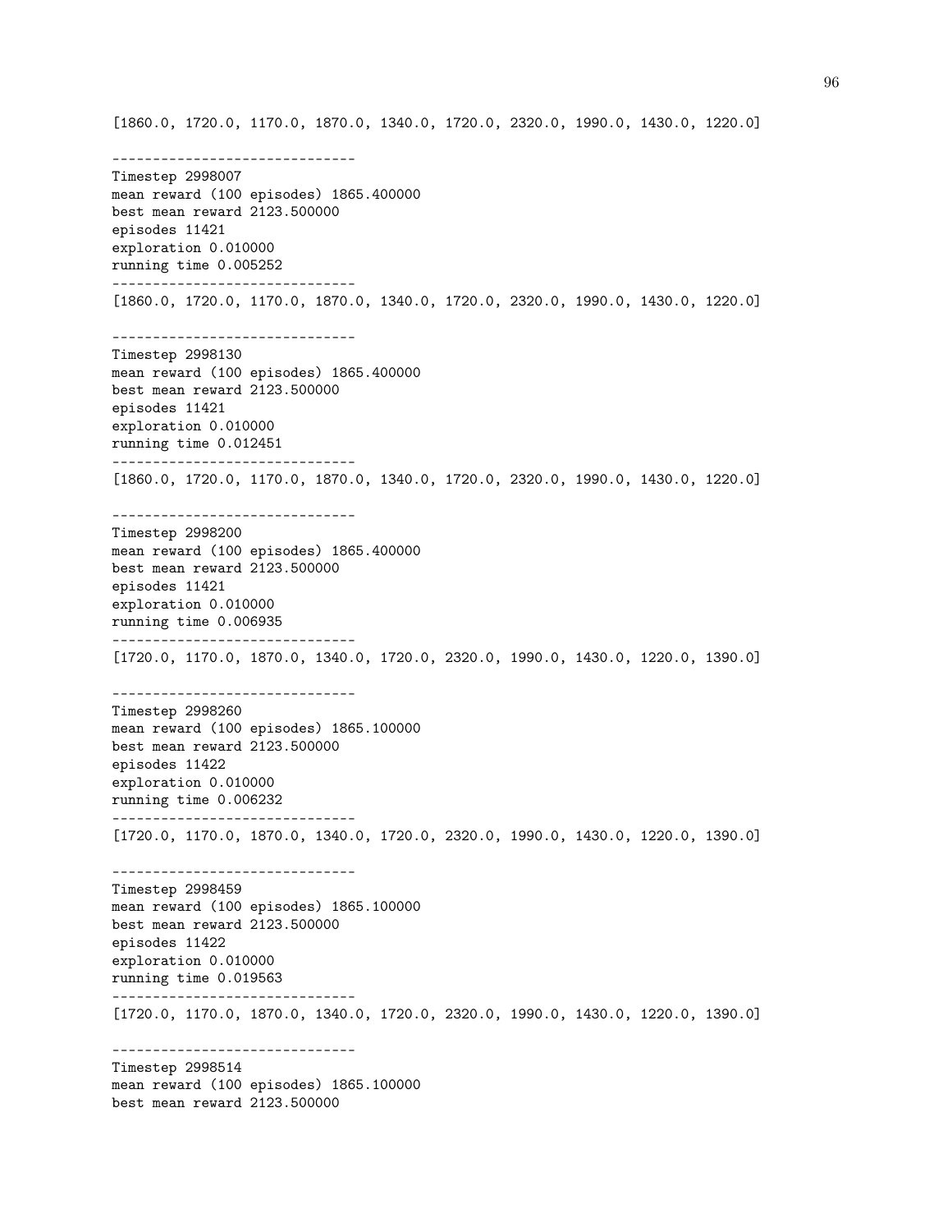```
[1860.0, 1720.0, 1170.0, 1870.0, 1340.0, 1720.0, 2320.0, 1990.0, 1430.0, 1220.0]

------------------------------
Timestep 2998007
mean reward (100 episodes) 1865.400000
best mean reward 2123.500000
episodes 11421
exploration 0.010000
running time 0.005252
------------------------------
[1860.0, 1720.0, 1170.0, 1870.0, 1340.0, 1720.0, 2320.0, 1990.0, 1430.0, 1220.0]

------------------------------
Timestep 2998130
mean reward (100 episodes) 1865.400000
best mean reward 2123.500000
episodes 11421
exploration 0.010000
running time 0.012451
------------------------------
[1860.0, 1720.0, 1170.0, 1870.0, 1340.0, 1720.0, 2320.0, 1990.0, 1430.0, 1220.0]

------------------------------
Timestep 2998200
mean reward (100 episodes) 1865.400000
best mean reward 2123.500000
episodes 11421
exploration 0.010000
running time 0.006935
------------------------------
[1720.0, 1170.0, 1870.0, 1340.0, 1720.0, 2320.0, 1990.0, 1430.0, 1220.0, 1390.0]

------------------------------
Timestep 2998260
mean reward (100 episodes) 1865.100000
best mean reward 2123.500000
episodes 11422
exploration 0.010000
running time 0.006232
------------------------------
[1720.0, 1170.0, 1870.0, 1340.0, 1720.0, 2320.0, 1990.0, 1430.0, 1220.0, 1390.0]

------------------------------
Timestep 2998459
mean reward (100 episodes) 1865.100000
best mean reward 2123.500000
episodes 11422
exploration 0.010000
running time 0.019563
------------------------------
[1720.0, 1170.0, 1870.0, 1340.0, 1720.0, 2320.0, 1990.0, 1430.0, 1220.0, 1390.0]

------------------------------
Timestep 2998514
mean reward (100 episodes) 1865.100000
best mean reward 2123.500000
```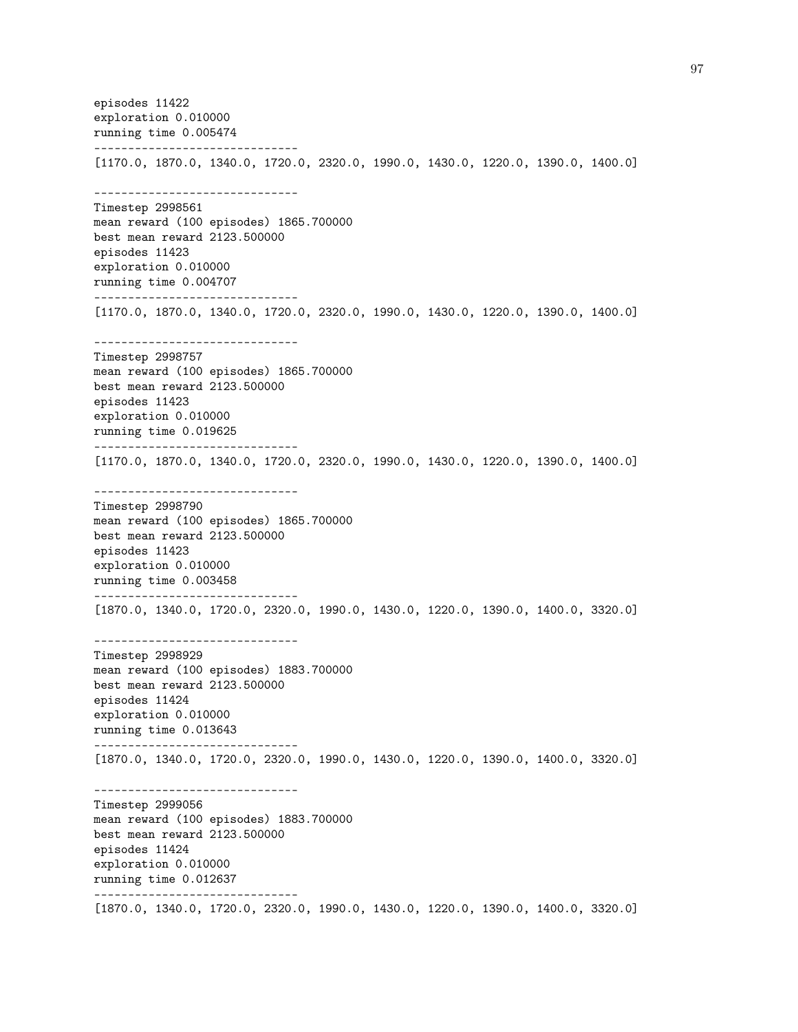```
episodes 11422
exploration 0.010000
running time 0.005474
------------------------------
[1170.0, 1870.0, 1340.0, 1720.0, 2320.0, 1990.0, 1430.0, 1220.0, 1390.0, 1400.0]

------------------------------
Timestep 2998561
mean reward (100 episodes) 1865.700000
best mean reward 2123.500000
episodes 11423
exploration 0.010000
running time 0.004707
------------------------------
[1170.0, 1870.0, 1340.0, 1720.0, 2320.0, 1990.0, 1430.0, 1220.0, 1390.0, 1400.0]

------------------------------
Timestep 2998757
mean reward (100 episodes) 1865.700000
best mean reward 2123.500000
episodes 11423
exploration 0.010000
running time 0.019625
------------------------------
[1170.0, 1870.0, 1340.0, 1720.0, 2320.0, 1990.0, 1430.0, 1220.0, 1390.0, 1400.0]

------------------------------
Timestep 2998790
mean reward (100 episodes) 1865.700000
best mean reward 2123.500000
episodes 11423
exploration 0.010000
running time 0.003458
------------------------------
[1870.0, 1340.0, 1720.0, 2320.0, 1990.0, 1430.0, 1220.0, 1390.0, 1400.0, 3320.0]

------------------------------
Timestep 2998929
mean reward (100 episodes) 1883.700000
best mean reward 2123.500000
episodes 11424
exploration 0.010000
running time 0.013643
------------------------------
[1870.0, 1340.0, 1720.0, 2320.0, 1990.0, 1430.0, 1220.0, 1390.0, 1400.0, 3320.0]

------------------------------
Timestep 2999056
mean reward (100 episodes) 1883.700000
best mean reward 2123.500000
episodes 11424
exploration 0.010000
running time 0.012637
------------------------------
[1870.0, 1340.0, 1720.0, 2320.0, 1990.0, 1430.0, 1220.0, 1390.0, 1400.0, 3320.0]
```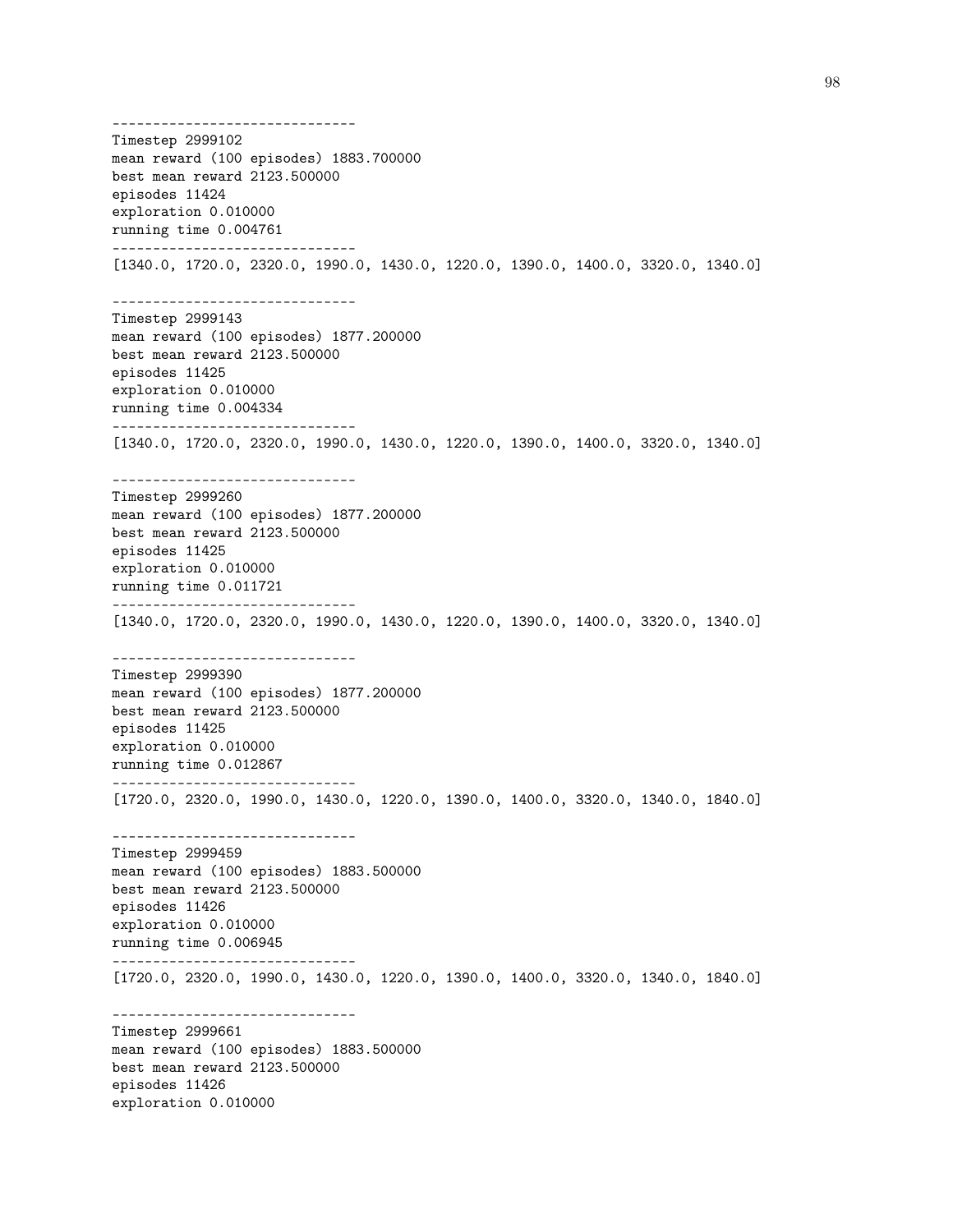```
------------------------------
Timestep 2999102
mean reward (100 episodes) 1883.700000
best mean reward 2123.500000
episodes 11424
exploration 0.010000
running time 0.004761
------------------------------
[1340.0, 1720.0, 2320.0, 1990.0, 1430.0, 1220.0, 1390.0, 1400.0, 3320.0, 1340.0]

------------------------------
Timestep 2999143
mean reward (100 episodes) 1877.200000
best mean reward 2123.500000
episodes 11425
exploration 0.010000
running time 0.004334
------------------------------
[1340.0, 1720.0, 2320.0, 1990.0, 1430.0, 1220.0, 1390.0, 1400.0, 3320.0, 1340.0]

------------------------------
Timestep 2999260
mean reward (100 episodes) 1877.200000
best mean reward 2123.500000
episodes 11425
exploration 0.010000
running time 0.011721
------------------------------
[1340.0, 1720.0, 2320.0, 1990.0, 1430.0, 1220.0, 1390.0, 1400.0, 3320.0, 1340.0]

------------------------------
Timestep 2999390
mean reward (100 episodes) 1877.200000
best mean reward 2123.500000
episodes 11425
exploration 0.010000
running time 0.012867
------------------------------
[1720.0, 2320.0, 1990.0, 1430.0, 1220.0, 1390.0, 1400.0, 3320.0, 1340.0, 1840.0]

------------------------------
Timestep 2999459
mean reward (100 episodes) 1883.500000
best mean reward 2123.500000
episodes 11426
exploration 0.010000
running time 0.006945
------------------------------
[1720.0, 2320.0, 1990.0, 1430.0, 1220.0, 1390.0, 1400.0, 3320.0, 1340.0, 1840.0]

------------------------------
Timestep 2999661
mean reward (100 episodes) 1883.500000
best mean reward 2123.500000
episodes 11426
exploration 0.010000
```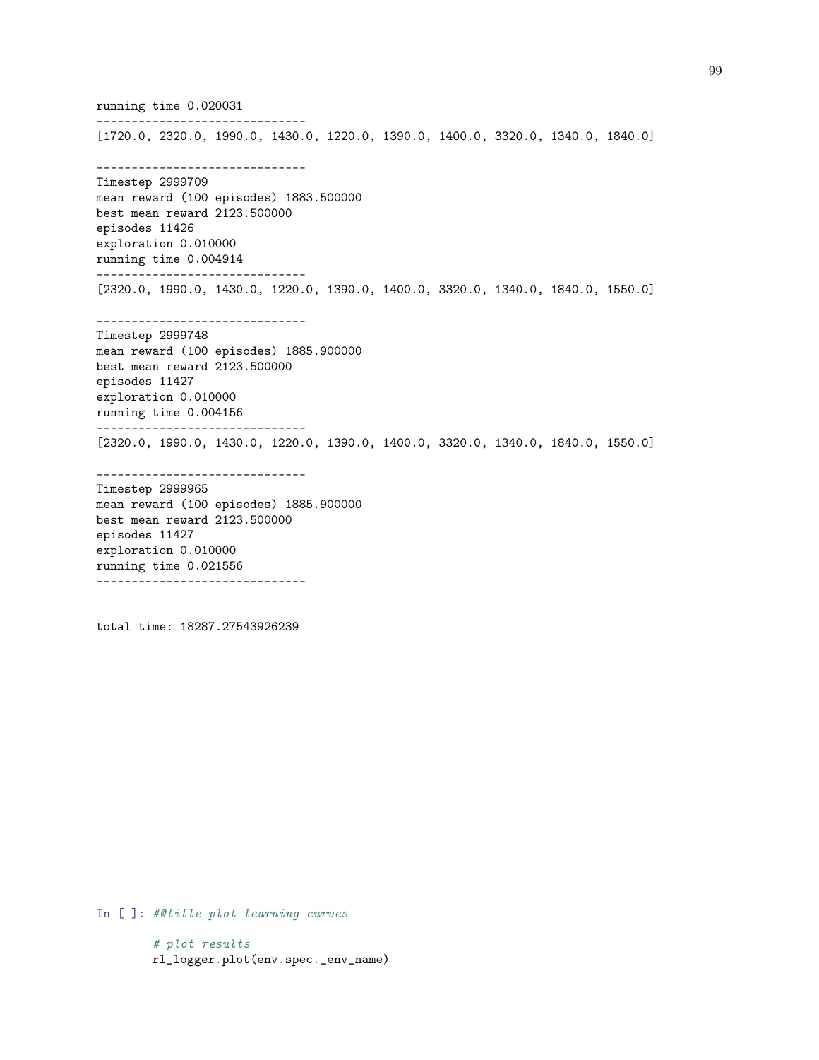```
running time 0.020031
------------------------------
[1720.0, 2320.0, 1990.0, 1430.0, 1220.0, 1390.0, 1400.0, 3320.0, 1340.0, 1840.0]

------------------------------
Timestep 2999709
mean reward (100 episodes) 1883.500000
best mean reward 2123.500000
episodes 11426
exploration 0.010000
running time 0.004914
------------------------------
[2320.0, 1990.0, 1430.0, 1220.0, 1390.0, 1400.0, 3320.0, 1340.0, 1840.0, 1550.0]

------------------------------
Timestep 2999748
mean reward (100 episodes) 1885.900000
best mean reward 2123.500000
episodes 11427
exploration 0.010000
running time 0.004156
------------------------------
[2320.0, 1990.0, 1430.0, 1220.0, 1390.0, 1400.0, 3320.0, 1340.0, 1840.0, 1550.0]

------------------------------
Timestep 2999965
mean reward (100 episodes) 1885.900000
best mean reward 2123.500000
episodes 11427
exploration 0.010000
running time 0.021556
------------------------------


total time: 18287.27543926239
```

In [ ]:
```python
#@title plot learning curves

# plot results
rl_logger.plot(env.spec._env_name)
```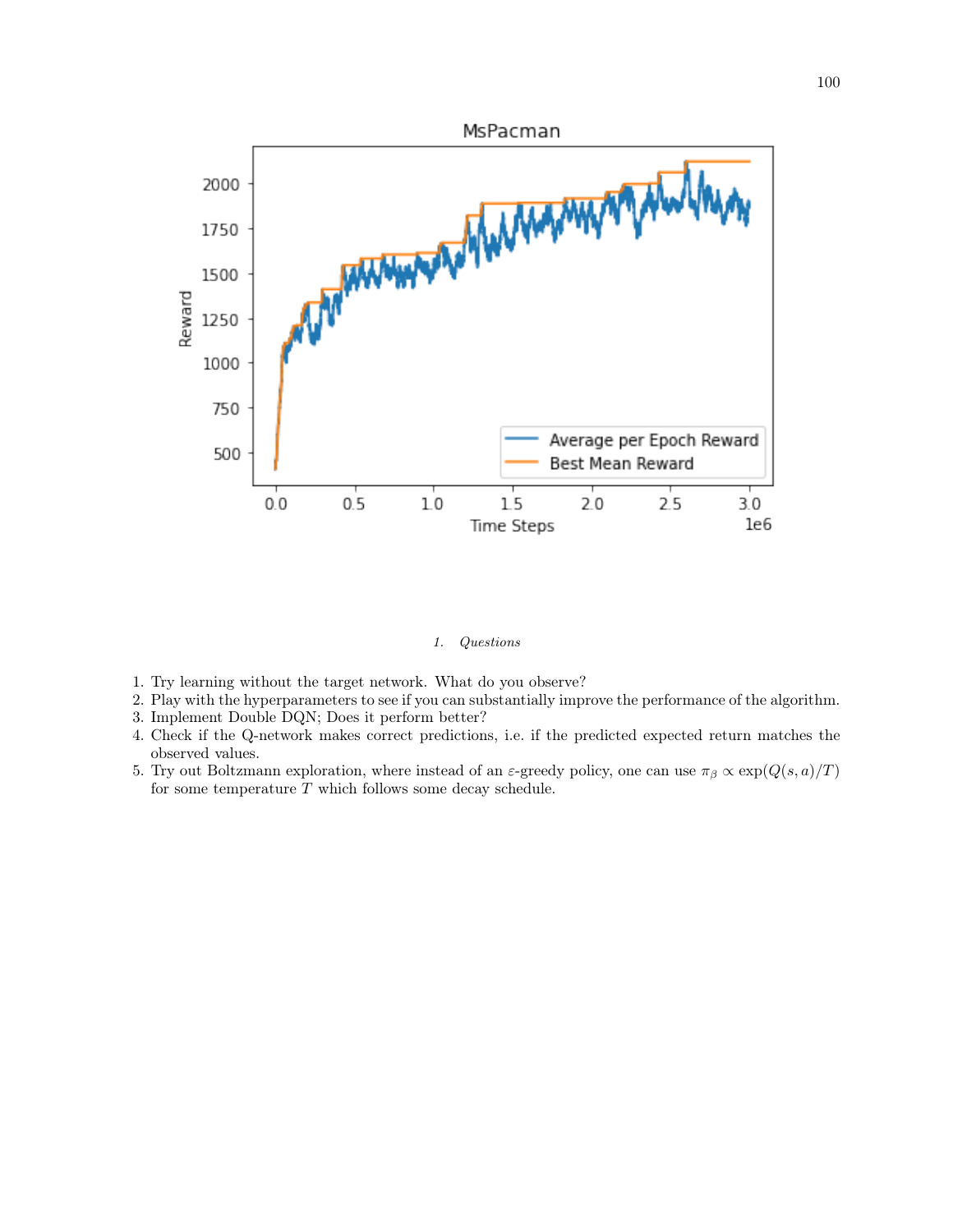MsPacman

Reward

2000

1750

1500

1250

1000

750

500

Average per Epoch Reward

Best Mean Reward

0.0

0.5

1.0

1.5

2.0

2.5

3.0

Time Steps

1e6

## 1. Questions

1. Try learning without the target network. What do you observe?
2. Play with the hyperparameters to see if you can substantially improve the performance of the algorithm.
3. Implement Double DQN; Does it perform better?
4. Check if the Q-network makes correct predictions, i.e. if the predicted expected return matches the observed values.
5. Try out Boltzmann exploration, where instead of an $\varepsilon$-greedy policy, one can use $\pi_\beta \propto \exp(Q(s, a)/T)$ for some temperature $T$ which follows some decay schedule.